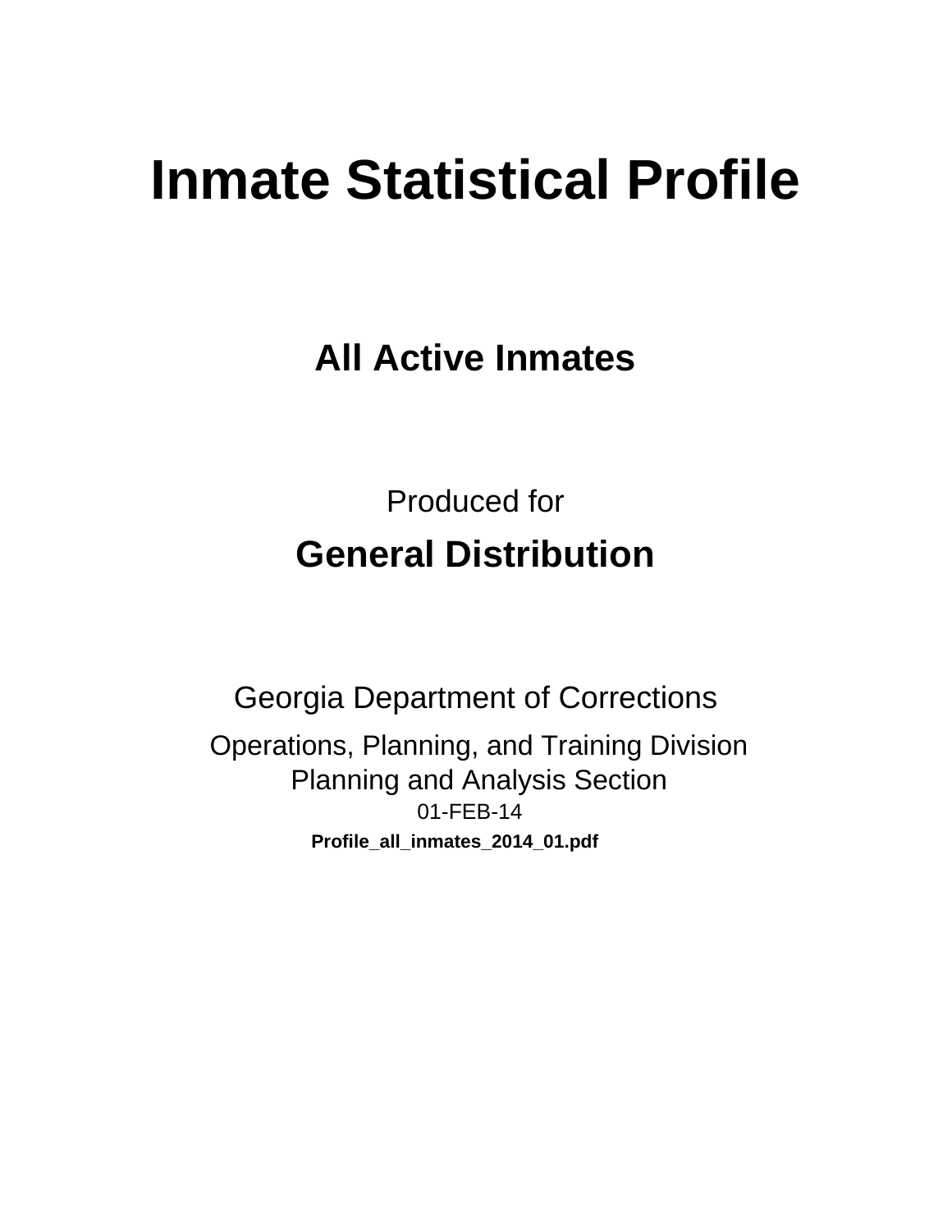# Inmate Statistical Profile

## All Active Inmates

Produced for

## General Distribution

Georgia Department of Corrections

Operations, Planning, and Training Division
Planning and Analysis Section
01-FEB-14

**Profile_all_inmates_2014_01.pdf**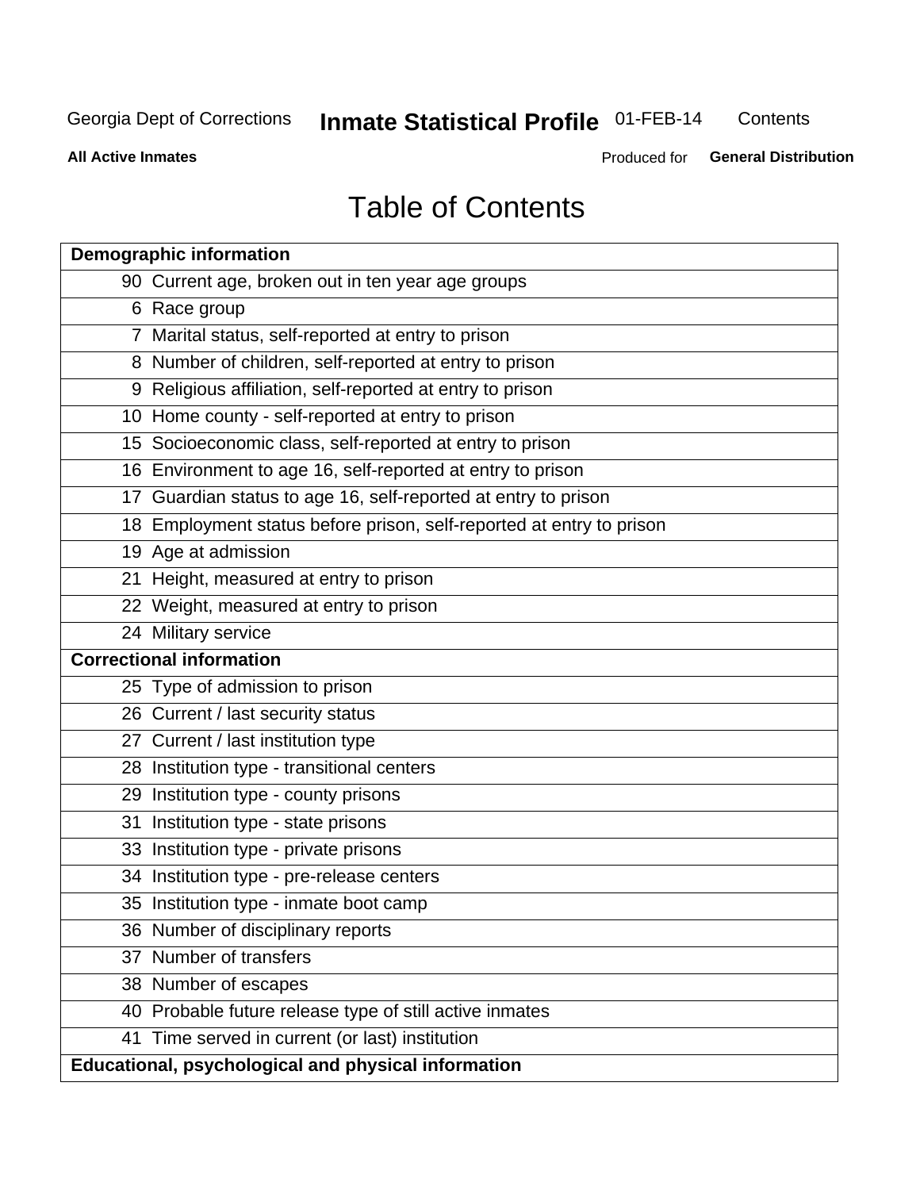# Table of Contents

| Demographic information | |
|---|---|
| 90 | Current age, broken out in ten year age groups |
| 6 | Race group |
| 7 | Marital status, self-reported at entry to prison |
| 8 | Number of children, self-reported at entry to prison |
| 9 | Religious affiliation, self-reported at entry to prison |
| 10 | Home county - self-reported at entry to prison |
| 15 | Socioeconomic class, self-reported at entry to prison |
| 16 | Environment to age 16, self-reported at entry to prison |
| 17 | Guardian status to age 16, self-reported at entry to prison |
| 18 | Employment status before prison, self-reported at entry to prison |
| 19 | Age at admission |
| 21 | Height, measured at entry to prison |
| 22 | Weight, measured at entry to prison |
| 24 | Military service |
| **Correctional information** | |
| 25 | Type of admission to prison |
| 26 | Current / last security status |
| 27 | Current / last institution type |
| 28 | Institution type - transitional centers |
| 29 | Institution type - county prisons |
| 31 | Institution type - state prisons |
| 33 | Institution type - private prisons |
| 34 | Institution type - pre-release centers |
| 35 | Institution type - inmate boot camp |
| 36 | Number of disciplinary reports |
| 37 | Number of transfers |
| 38 | Number of escapes |
| 40 | Probable future release type of still active inmates |
| 41 | Time served in current (or last) institution |
| **Educational, psychological and physical information** | |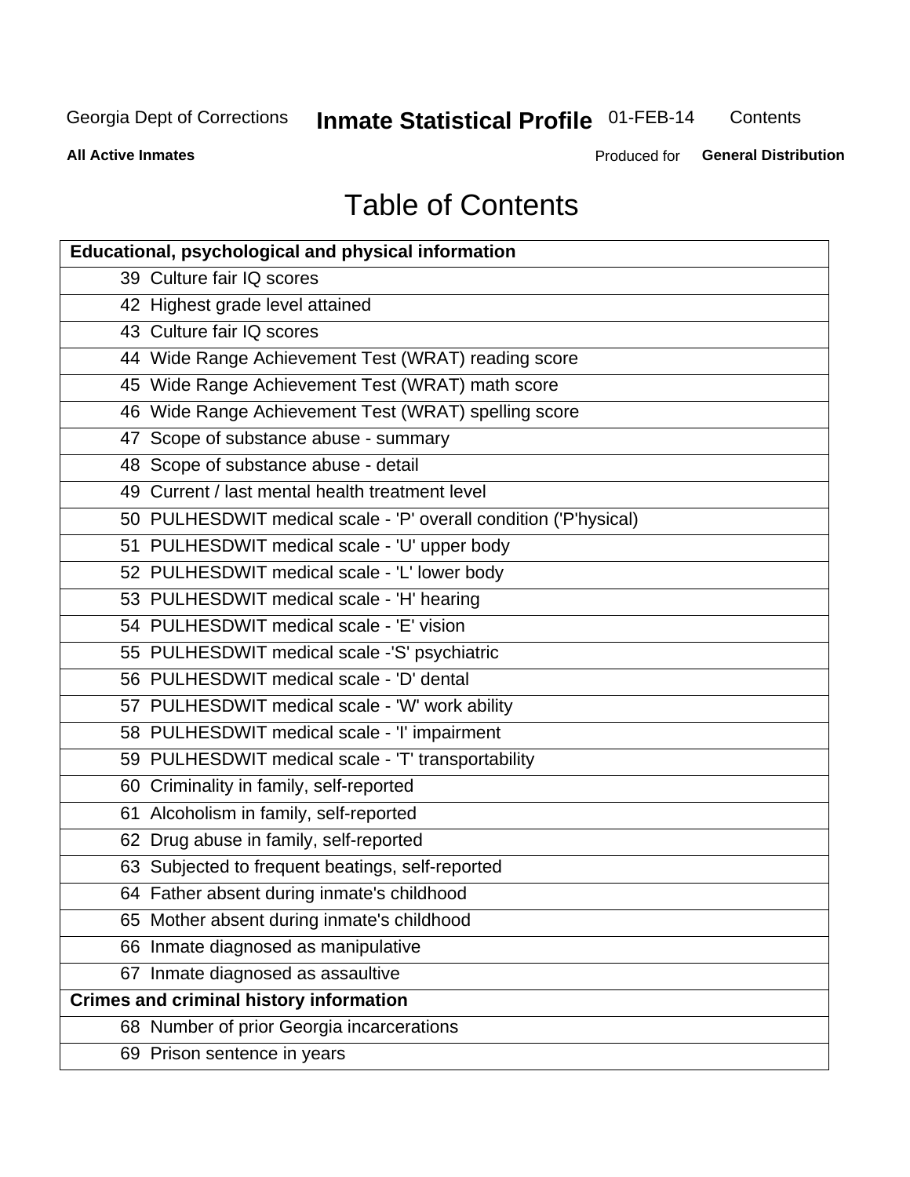# Table of Contents

| Educational, psychological and physical information | |
|---|---|
| 39 | Culture fair IQ scores |
| 42 | Highest grade level attained |
| 43 | Culture fair IQ scores |
| 44 | Wide Range Achievement Test (WRAT) reading score |
| 45 | Wide Range Achievement Test (WRAT) math score |
| 46 | Wide Range Achievement Test (WRAT) spelling score |
| 47 | Scope of substance abuse - summary |
| 48 | Scope of substance abuse - detail |
| 49 | Current / last mental health treatment level |
| 50 | PULHESDWIT medical scale - 'P' overall condition ('P'hysical) |
| 51 | PULHESDWIT medical scale - 'U' upper body |
| 52 | PULHESDWIT medical scale - 'L' lower body |
| 53 | PULHESDWIT medical scale - 'H' hearing |
| 54 | PULHESDWIT medical scale - 'E' vision |
| 55 | PULHESDWIT medical scale -'S' psychiatric |
| 56 | PULHESDWIT medical scale - 'D' dental |
| 57 | PULHESDWIT medical scale - 'W' work ability |
| 58 | PULHESDWIT medical scale - 'I' impairment |
| 59 | PULHESDWIT medical scale - 'T' transportability |
| 60 | Criminality in family, self-reported |
| 61 | Alcoholism in family, self-reported |
| 62 | Drug abuse in family, self-reported |
| 63 | Subjected to frequent beatings, self-reported |
| 64 | Father absent during inmate's childhood |
| 65 | Mother absent during inmate's childhood |
| 66 | Inmate diagnosed as manipulative |
| 67 | Inmate diagnosed as assaultive |
| **Crimes and criminal history information** | |
| 68 | Number of prior Georgia incarcerations |
| 69 | Prison sentence in years |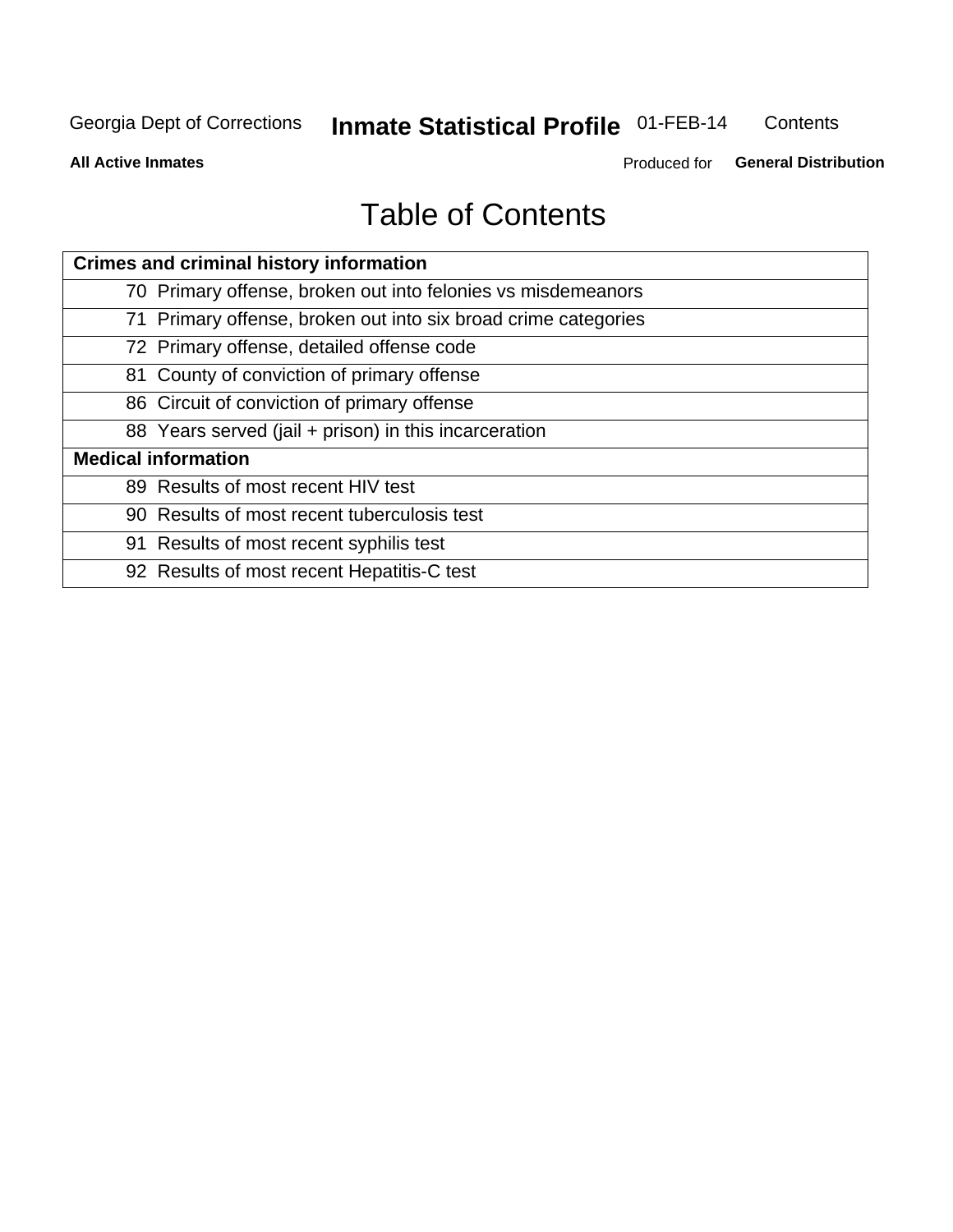# Table of Contents

| Crimes and criminal history information |
|---|
| 70 Primary offense, broken out into felonies vs misdemeanors |
| 71 Primary offense, broken out into six broad crime categories |
| 72 Primary offense, detailed offense code |
| 81 County of conviction of primary offense |
| 86 Circuit of conviction of primary offense |
| 88 Years served (jail + prison) in this incarceration |
| **Medical information** |
| 89 Results of most recent HIV test |
| 90 Results of most recent tuberculosis test |
| 91 Results of most recent syphilis test |
| 92 Results of most recent Hepatitis-C test |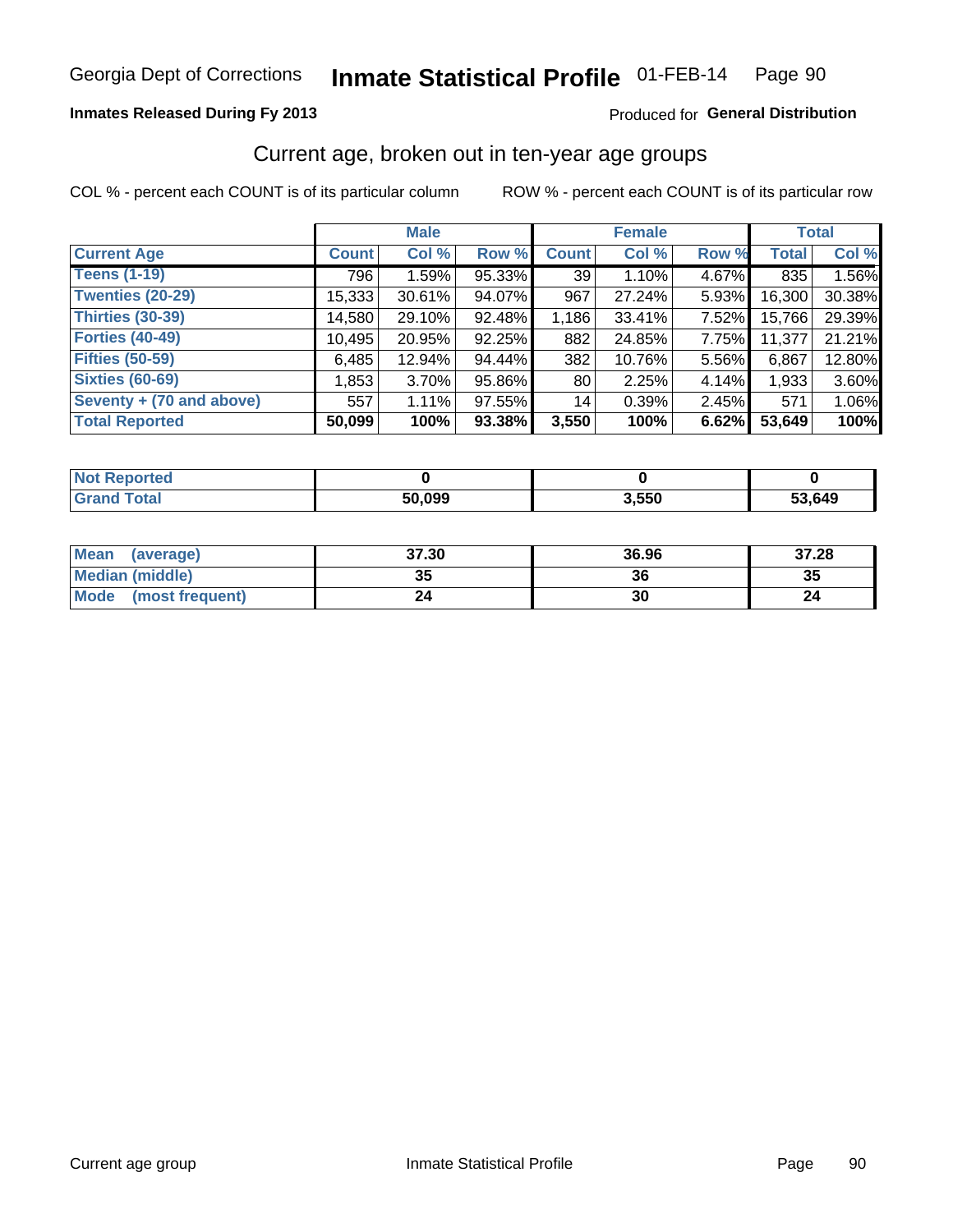Georgia Dept of Corrections **Inmate Statistical Profile** 01-FEB-14

**Inmates Released During Fy 2013**

Produced for **General Distribution**

## Current age, broken out in ten-year age groups

COL % - percent each COUNT is of its particular column    ROW % - percent each COUNT is of its particular row

| | Male | | | Female | | | Total | |
|---|---|---|---|---|---|---|---|---|
| Current Age | Count | Col % | Row % | Count | Col % | Row % | Total | Col % |
| Teens (1-19) | 796 | 1.59% | 95.33% | 39 | 1.10% | 4.67% | 835 | 1.56% |
| Twenties (20-29) | 15,333 | 30.61% | 94.07% | 967 | 27.24% | 5.93% | 16,300 | 30.38% |
| Thirties (30-39) | 14,580 | 29.10% | 92.48% | 1,186 | 33.41% | 7.52% | 15,766 | 29.39% |
| Forties (40-49) | 10,495 | 20.95% | 92.25% | 882 | 24.85% | 7.75% | 11,377 | 21.21% |
| Fifties (50-59) | 6,485 | 12.94% | 94.44% | 382 | 10.76% | 5.56% | 6,867 | 12.80% |
| Sixties (60-69) | 1,853 | 3.70% | 95.86% | 80 | 2.25% | 4.14% | 1,933 | 3.60% |
| Seventy + (70 and above) | 557 | 1.11% | 97.55% | 14 | 0.39% | 2.45% | 571 | 1.06% |
| **Total Reported** | **50,099** | **100%** | **93.38%** | **3,550** | **100%** | **6.62%** | **53,649** | **100%** |

| | Male | Female | Total |
|---|---|---|---|
| Not Reported | 0 | 0 | 0 |
| Grand Total | 50,099 | 3,550 | 53,649 |

| | Male | Female | Total |
|---|---|---|---|
| Mean (average) | 37.30 | 36.96 | 37.28 |
| Median (middle) | 35 | 36 | 35 |
| Mode (most frequent) | 24 | 30 | 24 |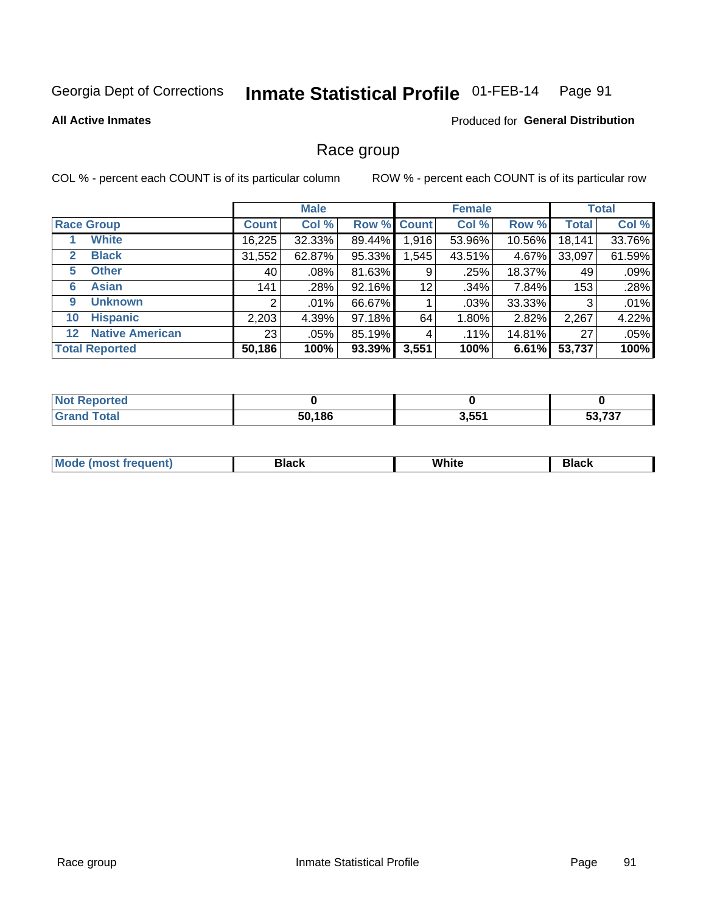Georgia Dept of Corrections **Inmate Statistical Profile** 01-FEB-14

**All Active Inmates**

Produced for **General Distribution**

## Race group

COL % - percent each COUNT is of its particular column

ROW % - percent each COUNT is of its particular row

| | | Male | | | Female | | | Total | |
|---|---|---|---|---|---|---|---|---|---|
| Race Group | | Count | Col % | Row % | Count | Col % | Row % | Total | Col % |
| 1 | White | 16,225 | 32.33% | 89.44% | 1,916 | 53.96% | 10.56% | 18,141 | 33.76% |
| 2 | Black | 31,552 | 62.87% | 95.33% | 1,545 | 43.51% | 4.67% | 33,097 | 61.59% |
| 5 | Other | 40 | .08% | 81.63% | 9 | .25% | 18.37% | 49 | .09% |
| 6 | Asian | 141 | .28% | 92.16% | 12 | .34% | 7.84% | 153 | .28% |
| 9 | Unknown | 2 | .01% | 66.67% | 1 | .03% | 33.33% | 3 | .01% |
| 10 | Hispanic | 2,203 | 4.39% | 97.18% | 64 | 1.80% | 2.82% | 2,267 | 4.22% |
| 12 | Native American | 23 | .05% | 85.19% | 4 | .11% | 14.81% | 27 | .05% |
| **Total Reported** | | **50,186** | **100%** | **93.39%** | **3,551** | **100%** | **6.61%** | **53,737** | **100%** |

| | Male | Female | Total |
|---|---|---|---|
| Not Reported | **0** | **0** | **0** |
| Grand Total | **50,186** | **3,551** | **53,737** |

| | Male | Female | Total |
|---|---|---|---|
| Mode (most frequent) | **Black** | **White** | **Black** |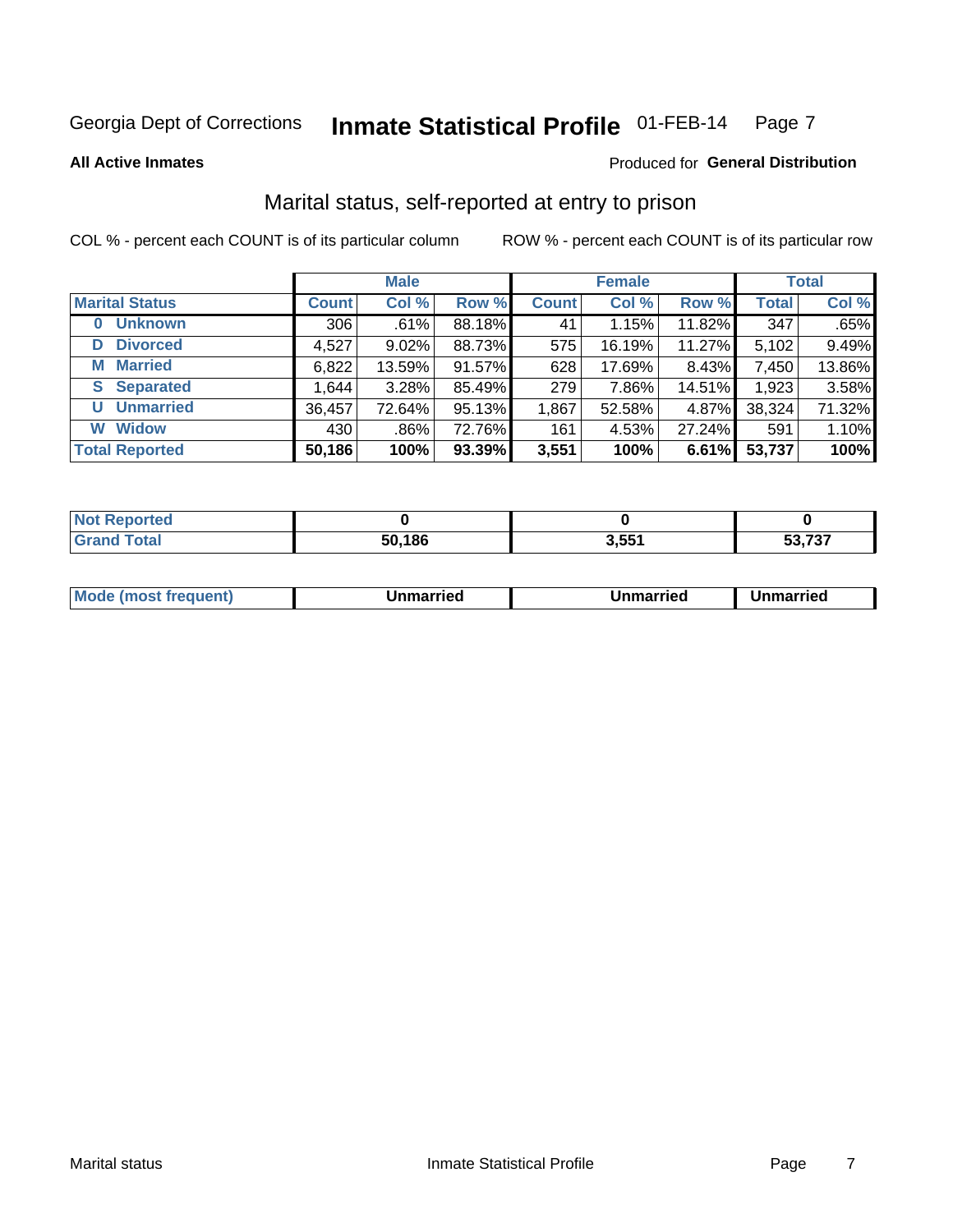Georgia Dept of Corrections **Inmate Statistical Profile** 01-FEB-14

**All Active Inmates**

Produced for **General Distribution**

## Marital status, self-reported at entry to prison

COL % - percent each COUNT is of its particular column

ROW % - percent each COUNT is of its particular row

| | Male | | | Female | | | Total | |
|---|---|---|---|---|---|---|---|---|
| **Marital Status** | **Count** | **Col %** | **Row %** | **Count** | **Col %** | **Row %** | **Total** | **Col %** |
| **0 Unknown** | 306 | .61% | 88.18% | 41 | 1.15% | 11.82% | 347 | .65% |
| **D Divorced** | 4,527 | 9.02% | 88.73% | 575 | 16.19% | 11.27% | 5,102 | 9.49% |
| **M Married** | 6,822 | 13.59% | 91.57% | 628 | 17.69% | 8.43% | 7,450 | 13.86% |
| **S Separated** | 1,644 | 3.28% | 85.49% | 279 | 7.86% | 14.51% | 1,923 | 3.58% |
| **U Unmarried** | 36,457 | 72.64% | 95.13% | 1,867 | 52.58% | 4.87% | 38,324 | 71.32% |
| **W Widow** | 430 | .86% | 72.76% | 161 | 4.53% | 27.24% | 591 | 1.10% |
| **Total Reported** | **50,186** | **100%** | **93.39%** | **3,551** | **100%** | **6.61%** | **53,737** | **100%** |

| | Male | Female | Total |
|---|---|---|---|
| **Not Reported** | **0** | **0** | **0** |
| **Grand Total** | **50,186** | **3,551** | **53,737** |

| | Male | Female | Total |
|---|---|---|---|
| **Mode (most frequent)** | **Unmarried** | **Unmarried** | **Unmarried** |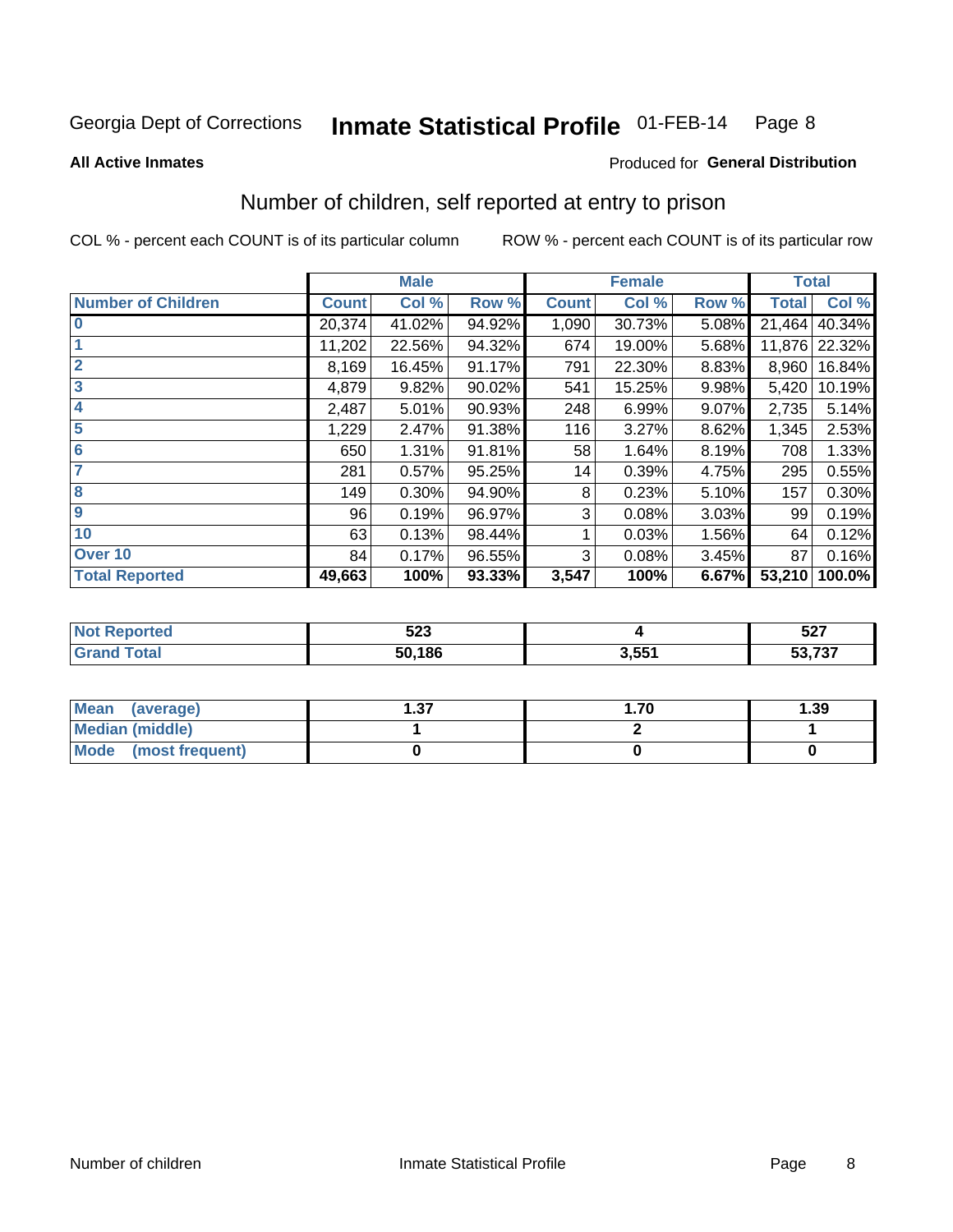Georgia Dept of Corrections **Inmate Statistical Profile** 01-FEB-14

**All Active Inmates**

Produced for **General Distribution**

## Number of children, self reported at entry to prison

COL % - percent each COUNT is of its particular column

ROW % - percent each COUNT is of its particular row

| | Male | | | Female | | | Total | |
|---|---|---|---|---|---|---|---|---|
| **Number of Children** | **Count** | **Col %** | **Row %** | **Count** | **Col %** | **Row %** | **Total** | **Col %** |
| 0 | 20,374 | 41.02% | 94.92% | 1,090 | 30.73% | 5.08% | 21,464 | 40.34% |
| 1 | 11,202 | 22.56% | 94.32% | 674 | 19.00% | 5.68% | 11,876 | 22.32% |
| 2 | 8,169 | 16.45% | 91.17% | 791 | 22.30% | 8.83% | 8,960 | 16.84% |
| 3 | 4,879 | 9.82% | 90.02% | 541 | 15.25% | 9.98% | 5,420 | 10.19% |
| 4 | 2,487 | 5.01% | 90.93% | 248 | 6.99% | 9.07% | 2,735 | 5.14% |
| 5 | 1,229 | 2.47% | 91.38% | 116 | 3.27% | 8.62% | 1,345 | 2.53% |
| 6 | 650 | 1.31% | 91.81% | 58 | 1.64% | 8.19% | 708 | 1.33% |
| 7 | 281 | 0.57% | 95.25% | 14 | 0.39% | 4.75% | 295 | 0.55% |
| 8 | 149 | 0.30% | 94.90% | 8 | 0.23% | 5.10% | 157 | 0.30% |
| 9 | 96 | 0.19% | 96.97% | 3 | 0.08% | 3.03% | 99 | 0.19% |
| 10 | 63 | 0.13% | 98.44% | 1 | 0.03% | 1.56% | 64 | 0.12% |
| Over 10 | 84 | 0.17% | 96.55% | 3 | 0.08% | 3.45% | 87 | 0.16% |
| **Total Reported** | **49,663** | **100%** | **93.33%** | **3,547** | **100%** | **6.67%** | **53,210** | **100.0%** |

| | Male | Female | Total |
|---|---|---|---|
| Not Reported | 523 | 4 | 527 |
| Grand Total | 50,186 | 3,551 | 53,737 |

| | Male | Female | Total |
|---|---|---|---|
| Mean (average) | 1.37 | 1.70 | 1.39 |
| Median (middle) | 1 | 2 | 1 |
| Mode (most frequent) | 0 | 0 | 0 |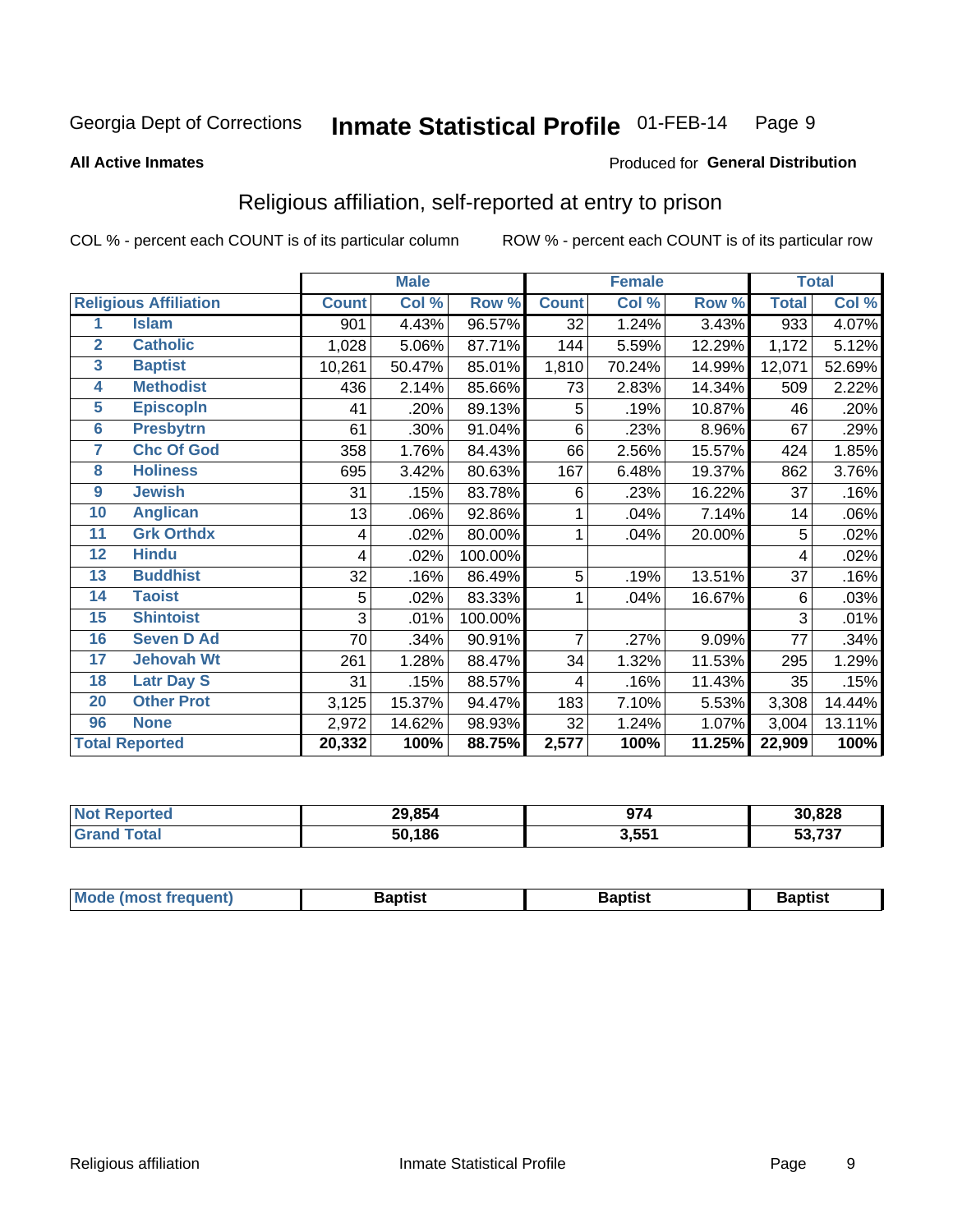Georgia Dept of Corrections **Inmate Statistical Profile** 01-FEB-14

**All Active Inmates**

Produced for **General Distribution**

## Religious affiliation, self-reported at entry to prison

COL % - percent each COUNT is of its particular column ROW % - percent each COUNT is of its particular row

| | | Male | | | Female | | | Total | |
|---|---|---|---|---|---|---|---|---|---|
| **Religious Affiliation** | | **Count** | **Col %** | **Row %** | **Count** | **Col %** | **Row %** | **Total** | **Col %** |
| 1 | Islam | 901 | 4.43% | 96.57% | 32 | 1.24% | 3.43% | 933 | 4.07% |
| 2 | Catholic | 1,028 | 5.06% | 87.71% | 144 | 5.59% | 12.29% | 1,172 | 5.12% |
| 3 | Baptist | 10,261 | 50.47% | 85.01% | 1,810 | 70.24% | 14.99% | 12,071 | 52.69% |
| 4 | Methodist | 436 | 2.14% | 85.66% | 73 | 2.83% | 14.34% | 509 | 2.22% |
| 5 | Episcopln | 41 | .20% | 89.13% | 5 | .19% | 10.87% | 46 | .20% |
| 6 | Presbytrn | 61 | .30% | 91.04% | 6 | .23% | 8.96% | 67 | .29% |
| 7 | Chc Of God | 358 | 1.76% | 84.43% | 66 | 2.56% | 15.57% | 424 | 1.85% |
| 8 | Holiness | 695 | 3.42% | 80.63% | 167 | 6.48% | 19.37% | 862 | 3.76% |
| 9 | Jewish | 31 | .15% | 83.78% | 6 | .23% | 16.22% | 37 | .16% |
| 10 | Anglican | 13 | .06% | 92.86% | 1 | .04% | 7.14% | 14 | .06% |
| 11 | Grk Orthdx | 4 | .02% | 80.00% | 1 | .04% | 20.00% | 5 | .02% |
| 12 | Hindu | 4 | .02% | 100.00% | | | | 4 | .02% |
| 13 | Buddhist | 32 | .16% | 86.49% | 5 | .19% | 13.51% | 37 | .16% |
| 14 | Taoist | 5 | .02% | 83.33% | 1 | .04% | 16.67% | 6 | .03% |
| 15 | Shintoist | 3 | .01% | 100.00% | | | | 3 | .01% |
| 16 | Seven D Ad | 70 | .34% | 90.91% | 7 | .27% | 9.09% | 77 | .34% |
| 17 | Jehovah Wt | 261 | 1.28% | 88.47% | 34 | 1.32% | 11.53% | 295 | 1.29% |
| 18 | Latr Day S | 31 | .15% | 88.57% | 4 | .16% | 11.43% | 35 | .15% |
| 20 | Other Prot | 3,125 | 15.37% | 94.47% | 183 | 7.10% | 5.53% | 3,308 | 14.44% |
| 96 | None | 2,972 | 14.62% | 98.93% | 32 | 1.24% | 1.07% | 3,004 | 13.11% |
| **Total Reported** | | **20,332** | **100%** | **88.75%** | **2,577** | **100%** | **11.25%** | **22,909** | **100%** |

| | Male | Female | Total |
|---|---|---|---|
| Not Reported | 29,854 | 974 | 30,828 |
| Grand Total | 50,186 | 3,551 | 53,737 |

| | Male | Female | Total |
|---|---|---|---|
| Mode (most frequent) | Baptist | Baptist | Baptist |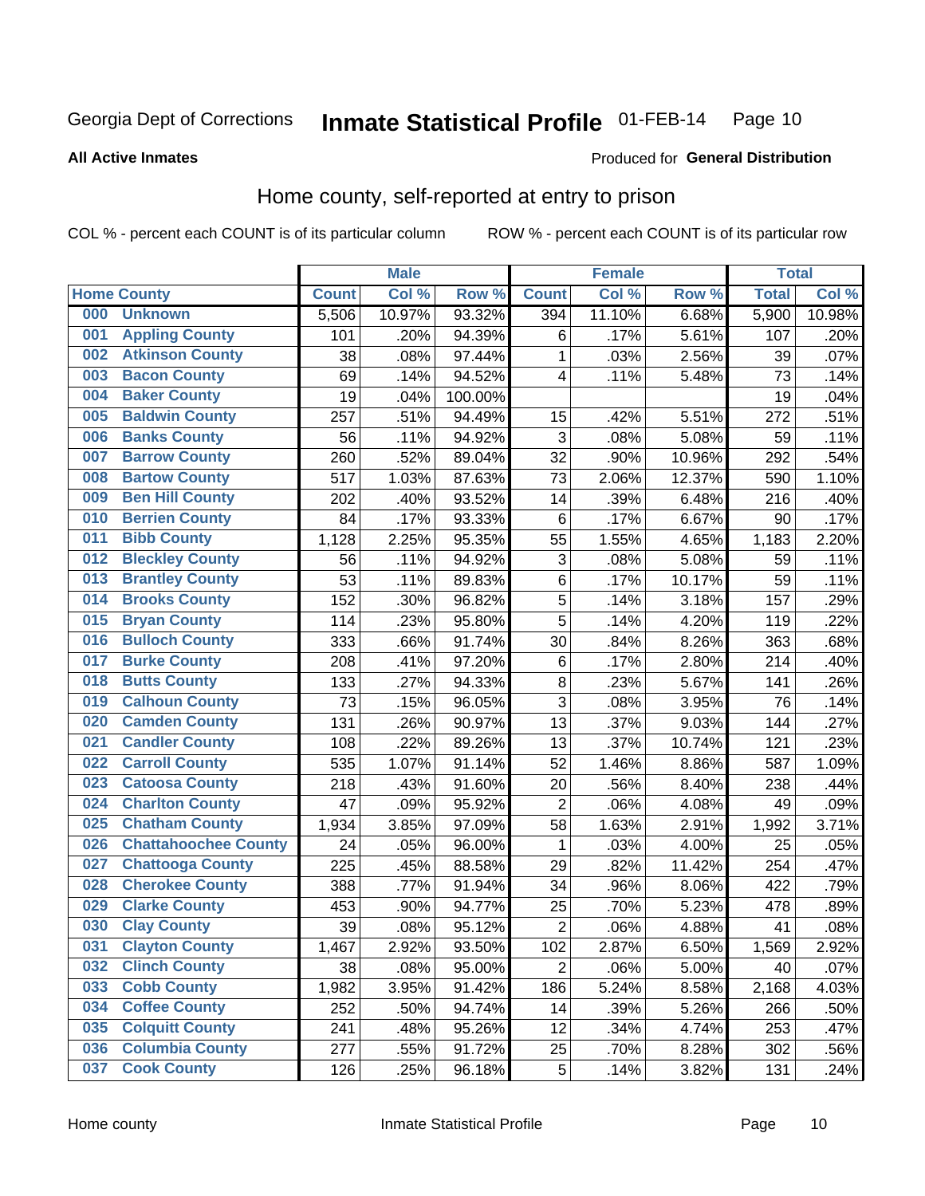Georgia Dept of Corrections **Inmate Statistical Profile** 01-FEB-14

**All Active Inmates**

Produced for **General Distribution**

## Home county, self-reported at entry to prison

COL % - percent each COUNT is of its particular column ROW % - percent each COUNT is of its particular row

| Home County | | Male | | | Female | | | Total | |
|---|---|---|---|---|---|---|---|---|---|
| | | Count | Col % | Row % | Count | Col % | Row % | Total | Col % |
| 000 | Unknown | 5,506 | 10.97% | 93.32% | 394 | 11.10% | 6.68% | 5,900 | 10.98% |
| 001 | Appling County | 101 | .20% | 94.39% | 6 | .17% | 5.61% | 107 | .20% |
| 002 | Atkinson County | 38 | .08% | 97.44% | 1 | .03% | 2.56% | 39 | .07% |
| 003 | Bacon County | 69 | .14% | 94.52% | 4 | .11% | 5.48% | 73 | .14% |
| 004 | Baker County | 19 | .04% | 100.00% | | | | 19 | .04% |
| 005 | Baldwin County | 257 | .51% | 94.49% | 15 | .42% | 5.51% | 272 | .51% |
| 006 | Banks County | 56 | .11% | 94.92% | 3 | .08% | 5.08% | 59 | .11% |
| 007 | Barrow County | 260 | .52% | 89.04% | 32 | .90% | 10.96% | 292 | .54% |
| 008 | Bartow County | 517 | 1.03% | 87.63% | 73 | 2.06% | 12.37% | 590 | 1.10% |
| 009 | Ben Hill County | 202 | .40% | 93.52% | 14 | .39% | 6.48% | 216 | .40% |
| 010 | Berrien County | 84 | .17% | 93.33% | 6 | .17% | 6.67% | 90 | .17% |
| 011 | Bibb County | 1,128 | 2.25% | 95.35% | 55 | 1.55% | 4.65% | 1,183 | 2.20% |
| 012 | Bleckley County | 56 | .11% | 94.92% | 3 | .08% | 5.08% | 59 | .11% |
| 013 | Brantley County | 53 | .11% | 89.83% | 6 | .17% | 10.17% | 59 | .11% |
| 014 | Brooks County | 152 | .30% | 96.82% | 5 | .14% | 3.18% | 157 | .29% |
| 015 | Bryan County | 114 | .23% | 95.80% | 5 | .14% | 4.20% | 119 | .22% |
| 016 | Bulloch County | 333 | .66% | 91.74% | 30 | .84% | 8.26% | 363 | .68% |
| 017 | Burke County | 208 | .41% | 97.20% | 6 | .17% | 2.80% | 214 | .40% |
| 018 | Butts County | 133 | .27% | 94.33% | 8 | .23% | 5.67% | 141 | .26% |
| 019 | Calhoun County | 73 | .15% | 96.05% | 3 | .08% | 3.95% | 76 | .14% |
| 020 | Camden County | 131 | .26% | 90.97% | 13 | .37% | 9.03% | 144 | .27% |
| 021 | Candler County | 108 | .22% | 89.26% | 13 | .37% | 10.74% | 121 | .23% |
| 022 | Carroll County | 535 | 1.07% | 91.14% | 52 | 1.46% | 8.86% | 587 | 1.09% |
| 023 | Catoosa County | 218 | .43% | 91.60% | 20 | .56% | 8.40% | 238 | .44% |
| 024 | Charlton County | 47 | .09% | 95.92% | 2 | .06% | 4.08% | 49 | .09% |
| 025 | Chatham County | 1,934 | 3.85% | 97.09% | 58 | 1.63% | 2.91% | 1,992 | 3.71% |
| 026 | Chattahoochee County | 24 | .05% | 96.00% | 1 | .03% | 4.00% | 25 | .05% |
| 027 | Chattooga County | 225 | .45% | 88.58% | 29 | .82% | 11.42% | 254 | .47% |
| 028 | Cherokee County | 388 | .77% | 91.94% | 34 | .96% | 8.06% | 422 | .79% |
| 029 | Clarke County | 453 | .90% | 94.77% | 25 | .70% | 5.23% | 478 | .89% |
| 030 | Clay County | 39 | .08% | 95.12% | 2 | .06% | 4.88% | 41 | .08% |
| 031 | Clayton County | 1,467 | 2.92% | 93.50% | 102 | 2.87% | 6.50% | 1,569 | 2.92% |
| 032 | Clinch County | 38 | .08% | 95.00% | 2 | .06% | 5.00% | 40 | .07% |
| 033 | Cobb County | 1,982 | 3.95% | 91.42% | 186 | 5.24% | 8.58% | 2,168 | 4.03% |
| 034 | Coffee County | 252 | .50% | 94.74% | 14 | .39% | 5.26% | 266 | .50% |
| 035 | Colquitt County | 241 | .48% | 95.26% | 12 | .34% | 4.74% | 253 | .47% |
| 036 | Columbia County | 277 | .55% | 91.72% | 25 | .70% | 8.28% | 302 | .56% |
| 037 | Cook County | 126 | .25% | 96.18% | 5 | .14% | 3.82% | 131 | .24% |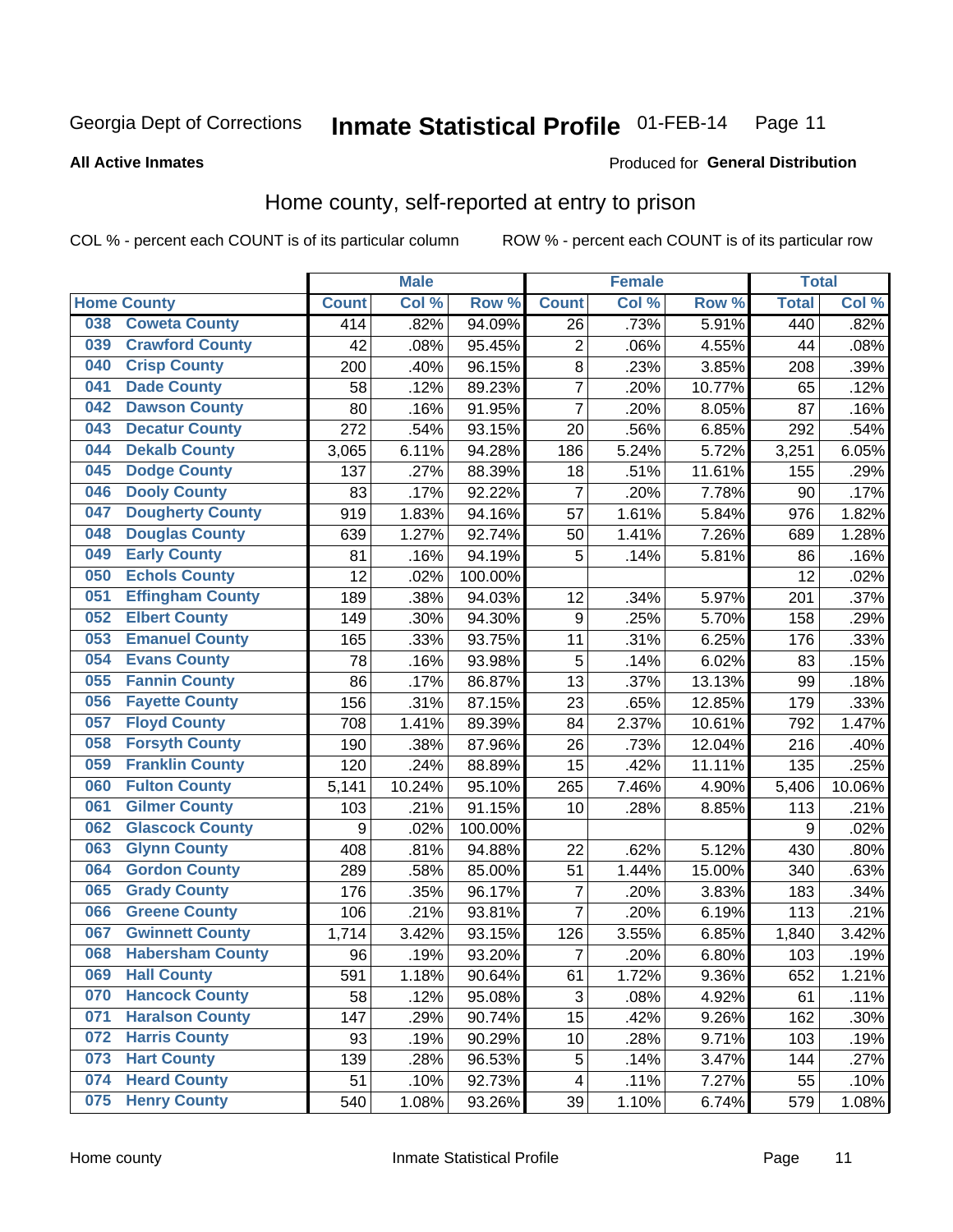Georgia Dept of Corrections **Inmate Statistical Profile** 01-FEB-14 Page 11

**All Active Inmates**

Produced for **General Distribution**

## Home county, self-reported at entry to prison

COL % - percent each COUNT is of its particular column ROW % - percent each COUNT is of its particular row

| Home County | | Male | | | Female | | | Total | |
|---|---|---|---|---|---|---|---|---|---|
| | | Count | Col % | Row % | Count | Col % | Row % | Total | Col % |
| 038 | Coweta County | 414 | .82% | 94.09% | 26 | .73% | 5.91% | 440 | .82% |
| 039 | Crawford County | 42 | .08% | 95.45% | 2 | .06% | 4.55% | 44 | .08% |
| 040 | Crisp County | 200 | .40% | 96.15% | 8 | .23% | 3.85% | 208 | .39% |
| 041 | Dade County | 58 | .12% | 89.23% | 7 | .20% | 10.77% | 65 | .12% |
| 042 | Dawson County | 80 | .16% | 91.95% | 7 | .20% | 8.05% | 87 | .16% |
| 043 | Decatur County | 272 | .54% | 93.15% | 20 | .56% | 6.85% | 292 | .54% |
| 044 | Dekalb County | 3,065 | 6.11% | 94.28% | 186 | 5.24% | 5.72% | 3,251 | 6.05% |
| 045 | Dodge County | 137 | .27% | 88.39% | 18 | .51% | 11.61% | 155 | .29% |
| 046 | Dooly County | 83 | .17% | 92.22% | 7 | .20% | 7.78% | 90 | .17% |
| 047 | Dougherty County | 919 | 1.83% | 94.16% | 57 | 1.61% | 5.84% | 976 | 1.82% |
| 048 | Douglas County | 639 | 1.27% | 92.74% | 50 | 1.41% | 7.26% | 689 | 1.28% |
| 049 | Early County | 81 | .16% | 94.19% | 5 | .14% | 5.81% | 86 | .16% |
| 050 | Echols County | 12 | .02% | 100.00% | | | | 12 | .02% |
| 051 | Effingham County | 189 | .38% | 94.03% | 12 | .34% | 5.97% | 201 | .37% |
| 052 | Elbert County | 149 | .30% | 94.30% | 9 | .25% | 5.70% | 158 | .29% |
| 053 | Emanuel County | 165 | .33% | 93.75% | 11 | .31% | 6.25% | 176 | .33% |
| 054 | Evans County | 78 | .16% | 93.98% | 5 | .14% | 6.02% | 83 | .15% |
| 055 | Fannin County | 86 | .17% | 86.87% | 13 | .37% | 13.13% | 99 | .18% |
| 056 | Fayette County | 156 | .31% | 87.15% | 23 | .65% | 12.85% | 179 | .33% |
| 057 | Floyd County | 708 | 1.41% | 89.39% | 84 | 2.37% | 10.61% | 792 | 1.47% |
| 058 | Forsyth County | 190 | .38% | 87.96% | 26 | .73% | 12.04% | 216 | .40% |
| 059 | Franklin County | 120 | .24% | 88.89% | 15 | .42% | 11.11% | 135 | .25% |
| 060 | Fulton County | 5,141 | 10.24% | 95.10% | 265 | 7.46% | 4.90% | 5,406 | 10.06% |
| 061 | Gilmer County | 103 | .21% | 91.15% | 10 | .28% | 8.85% | 113 | .21% |
| 062 | Glascock County | 9 | .02% | 100.00% | | | | 9 | .02% |
| 063 | Glynn County | 408 | .81% | 94.88% | 22 | .62% | 5.12% | 430 | .80% |
| 064 | Gordon County | 289 | .58% | 85.00% | 51 | 1.44% | 15.00% | 340 | .63% |
| 065 | Grady County | 176 | .35% | 96.17% | 7 | .20% | 3.83% | 183 | .34% |
| 066 | Greene County | 106 | .21% | 93.81% | 7 | .20% | 6.19% | 113 | .21% |
| 067 | Gwinnett County | 1,714 | 3.42% | 93.15% | 126 | 3.55% | 6.85% | 1,840 | 3.42% |
| 068 | Habersham County | 96 | .19% | 93.20% | 7 | .20% | 6.80% | 103 | .19% |
| 069 | Hall County | 591 | 1.18% | 90.64% | 61 | 1.72% | 9.36% | 652 | 1.21% |
| 070 | Hancock County | 58 | .12% | 95.08% | 3 | .08% | 4.92% | 61 | .11% |
| 071 | Haralson County | 147 | .29% | 90.74% | 15 | .42% | 9.26% | 162 | .30% |
| 072 | Harris County | 93 | .19% | 90.29% | 10 | .28% | 9.71% | 103 | .19% |
| 073 | Hart County | 139 | .28% | 96.53% | 5 | .14% | 3.47% | 144 | .27% |
| 074 | Heard County | 51 | .10% | 92.73% | 4 | .11% | 7.27% | 55 | .10% |
| 075 | Henry County | 540 | 1.08% | 93.26% | 39 | 1.10% | 6.74% | 579 | 1.08% |

Home county Inmate Statistical Profile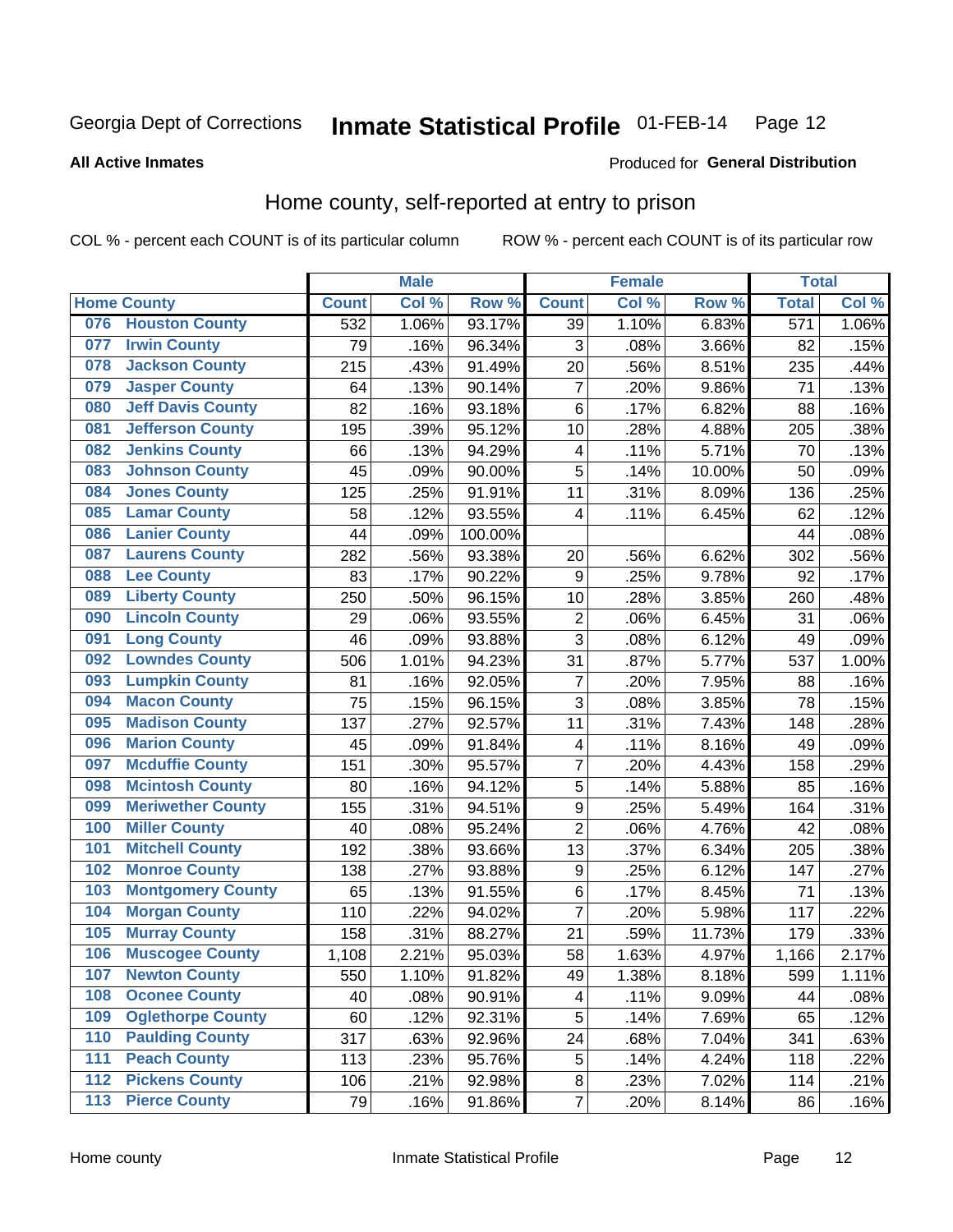Georgia Dept of Corrections **Inmate Statistical Profile** 01-FEB-14

**All Active Inmates**

Produced for **General Distribution**

## Home county, self-reported at entry to prison

COL % - percent each COUNT is of its particular column ROW % - percent each COUNT is of its particular row

| Home County | | Male | | | Female | | | Total | |
|---|---|---|---|---|---|---|---|---|---|
| | | Count | Col % | Row % | Count | Col % | Row % | Total | Col % |
| 076 | Houston County | 532 | 1.06% | 93.17% | 39 | 1.10% | 6.83% | 571 | 1.06% |
| 077 | Irwin County | 79 | .16% | 96.34% | 3 | .08% | 3.66% | 82 | .15% |
| 078 | Jackson County | 215 | .43% | 91.49% | 20 | .56% | 8.51% | 235 | .44% |
| 079 | Jasper County | 64 | .13% | 90.14% | 7 | .20% | 9.86% | 71 | .13% |
| 080 | Jeff Davis County | 82 | .16% | 93.18% | 6 | .17% | 6.82% | 88 | .16% |
| 081 | Jefferson County | 195 | .39% | 95.12% | 10 | .28% | 4.88% | 205 | .38% |
| 082 | Jenkins County | 66 | .13% | 94.29% | 4 | .11% | 5.71% | 70 | .13% |
| 083 | Johnson County | 45 | .09% | 90.00% | 5 | .14% | 10.00% | 50 | .09% |
| 084 | Jones County | 125 | .25% | 91.91% | 11 | .31% | 8.09% | 136 | .25% |
| 085 | Lamar County | 58 | .12% | 93.55% | 4 | .11% | 6.45% | 62 | .12% |
| 086 | Lanier County | 44 | .09% | 100.00% | | | | 44 | .08% |
| 087 | Laurens County | 282 | .56% | 93.38% | 20 | .56% | 6.62% | 302 | .56% |
| 088 | Lee County | 83 | .17% | 90.22% | 9 | .25% | 9.78% | 92 | .17% |
| 089 | Liberty County | 250 | .50% | 96.15% | 10 | .28% | 3.85% | 260 | .48% |
| 090 | Lincoln County | 29 | .06% | 93.55% | 2 | .06% | 6.45% | 31 | .06% |
| 091 | Long County | 46 | .09% | 93.88% | 3 | .08% | 6.12% | 49 | .09% |
| 092 | Lowndes County | 506 | 1.01% | 94.23% | 31 | .87% | 5.77% | 537 | 1.00% |
| 093 | Lumpkin County | 81 | .16% | 92.05% | 7 | .20% | 7.95% | 88 | .16% |
| 094 | Macon County | 75 | .15% | 96.15% | 3 | .08% | 3.85% | 78 | .15% |
| 095 | Madison County | 137 | .27% | 92.57% | 11 | .31% | 7.43% | 148 | .28% |
| 096 | Marion County | 45 | .09% | 91.84% | 4 | .11% | 8.16% | 49 | .09% |
| 097 | Mcduffie County | 151 | .30% | 95.57% | 7 | .20% | 4.43% | 158 | .29% |
| 098 | Mcintosh County | 80 | .16% | 94.12% | 5 | .14% | 5.88% | 85 | .16% |
| 099 | Meriwether County | 155 | .31% | 94.51% | 9 | .25% | 5.49% | 164 | .31% |
| 100 | Miller County | 40 | .08% | 95.24% | 2 | .06% | 4.76% | 42 | .08% |
| 101 | Mitchell County | 192 | .38% | 93.66% | 13 | .37% | 6.34% | 205 | .38% |
| 102 | Monroe County | 138 | .27% | 93.88% | 9 | .25% | 6.12% | 147 | .27% |
| 103 | Montgomery County | 65 | .13% | 91.55% | 6 | .17% | 8.45% | 71 | .13% |
| 104 | Morgan County | 110 | .22% | 94.02% | 7 | .20% | 5.98% | 117 | .22% |
| 105 | Murray County | 158 | .31% | 88.27% | 21 | .59% | 11.73% | 179 | .33% |
| 106 | Muscogee County | 1,108 | 2.21% | 95.03% | 58 | 1.63% | 4.97% | 1,166 | 2.17% |
| 107 | Newton County | 550 | 1.10% | 91.82% | 49 | 1.38% | 8.18% | 599 | 1.11% |
| 108 | Oconee County | 40 | .08% | 90.91% | 4 | .11% | 9.09% | 44 | .08% |
| 109 | Oglethorpe County | 60 | .12% | 92.31% | 5 | .14% | 7.69% | 65 | .12% |
| 110 | Paulding County | 317 | .63% | 92.96% | 24 | .68% | 7.04% | 341 | .63% |
| 111 | Peach County | 113 | .23% | 95.76% | 5 | .14% | 4.24% | 118 | .22% |
| 112 | Pickens County | 106 | .21% | 92.98% | 8 | .23% | 7.02% | 114 | .21% |
| 113 | Pierce County | 79 | .16% | 91.86% | 7 | .20% | 8.14% | 86 | .16% |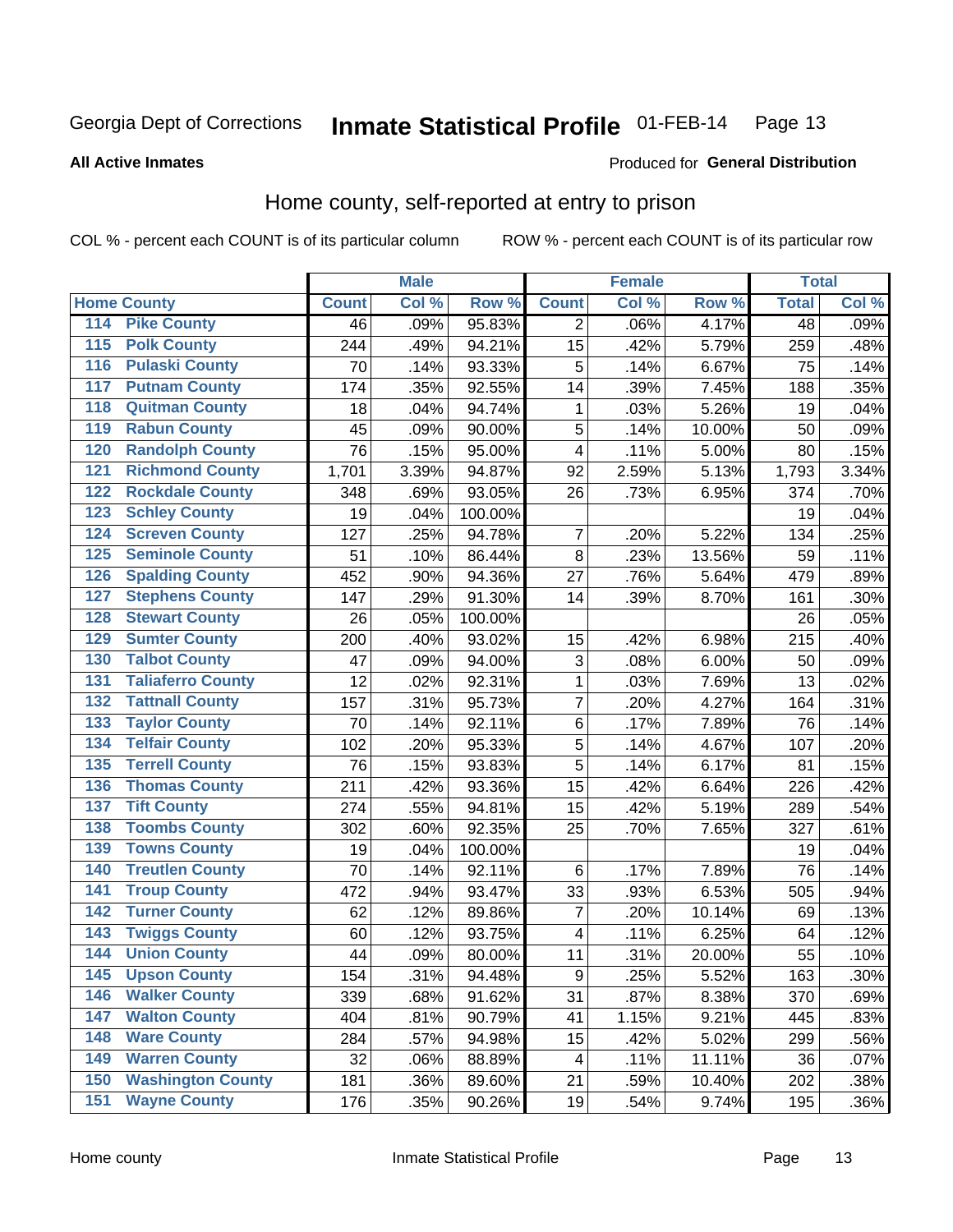Georgia Dept of Corrections **Inmate Statistical Profile** 01-FEB-14

**All Active Inmates**

Produced for **General Distribution**

## Home county, self-reported at entry to prison

COL % - percent each COUNT is of its particular column ROW % - percent each COUNT is of its particular row

| Home County | | Male | | | Female | | | Total | |
|---|---|---|---|---|---|---|---|---|---|
| | | Count | Col % | Row % | Count | Col % | Row % | Total | Col % |
| 114 | Pike County | 46 | .09% | 95.83% | 2 | .06% | 4.17% | 48 | .09% |
| 115 | Polk County | 244 | .49% | 94.21% | 15 | .42% | 5.79% | 259 | .48% |
| 116 | Pulaski County | 70 | .14% | 93.33% | 5 | .14% | 6.67% | 75 | .14% |
| 117 | Putnam County | 174 | .35% | 92.55% | 14 | .39% | 7.45% | 188 | .35% |
| 118 | Quitman County | 18 | .04% | 94.74% | 1 | .03% | 5.26% | 19 | .04% |
| 119 | Rabun County | 45 | .09% | 90.00% | 5 | .14% | 10.00% | 50 | .09% |
| 120 | Randolph County | 76 | .15% | 95.00% | 4 | .11% | 5.00% | 80 | .15% |
| 121 | Richmond County | 1,701 | 3.39% | 94.87% | 92 | 2.59% | 5.13% | 1,793 | 3.34% |
| 122 | Rockdale County | 348 | .69% | 93.05% | 26 | .73% | 6.95% | 374 | .70% |
| 123 | Schley County | 19 | .04% | 100.00% | | | | 19 | .04% |
| 124 | Screven County | 127 | .25% | 94.78% | 7 | .20% | 5.22% | 134 | .25% |
| 125 | Seminole County | 51 | .10% | 86.44% | 8 | .23% | 13.56% | 59 | .11% |
| 126 | Spalding County | 452 | .90% | 94.36% | 27 | .76% | 5.64% | 479 | .89% |
| 127 | Stephens County | 147 | .29% | 91.30% | 14 | .39% | 8.70% | 161 | .30% |
| 128 | Stewart County | 26 | .05% | 100.00% | | | | 26 | .05% |
| 129 | Sumter County | 200 | .40% | 93.02% | 15 | .42% | 6.98% | 215 | .40% |
| 130 | Talbot County | 47 | .09% | 94.00% | 3 | .08% | 6.00% | 50 | .09% |
| 131 | Taliaferro County | 12 | .02% | 92.31% | 1 | .03% | 7.69% | 13 | .02% |
| 132 | Tattnall County | 157 | .31% | 95.73% | 7 | .20% | 4.27% | 164 | .31% |
| 133 | Taylor County | 70 | .14% | 92.11% | 6 | .17% | 7.89% | 76 | .14% |
| 134 | Telfair County | 102 | .20% | 95.33% | 5 | .14% | 4.67% | 107 | .20% |
| 135 | Terrell County | 76 | .15% | 93.83% | 5 | .14% | 6.17% | 81 | .15% |
| 136 | Thomas County | 211 | .42% | 93.36% | 15 | .42% | 6.64% | 226 | .42% |
| 137 | Tift County | 274 | .55% | 94.81% | 15 | .42% | 5.19% | 289 | .54% |
| 138 | Toombs County | 302 | .60% | 92.35% | 25 | .70% | 7.65% | 327 | .61% |
| 139 | Towns County | 19 | .04% | 100.00% | | | | 19 | .04% |
| 140 | Treutlen County | 70 | .14% | 92.11% | 6 | .17% | 7.89% | 76 | .14% |
| 141 | Troup County | 472 | .94% | 93.47% | 33 | .93% | 6.53% | 505 | .94% |
| 142 | Turner County | 62 | .12% | 89.86% | 7 | .20% | 10.14% | 69 | .13% |
| 143 | Twiggs County | 60 | .12% | 93.75% | 4 | .11% | 6.25% | 64 | .12% |
| 144 | Union County | 44 | .09% | 80.00% | 11 | .31% | 20.00% | 55 | .10% |
| 145 | Upson County | 154 | .31% | 94.48% | 9 | .25% | 5.52% | 163 | .30% |
| 146 | Walker County | 339 | .68% | 91.62% | 31 | .87% | 8.38% | 370 | .69% |
| 147 | Walton County | 404 | .81% | 90.79% | 41 | 1.15% | 9.21% | 445 | .83% |
| 148 | Ware County | 284 | .57% | 94.98% | 15 | .42% | 5.02% | 299 | .56% |
| 149 | Warren County | 32 | .06% | 88.89% | 4 | .11% | 11.11% | 36 | .07% |
| 150 | Washington County | 181 | .36% | 89.60% | 21 | .59% | 10.40% | 202 | .38% |
| 151 | Wayne County | 176 | .35% | 90.26% | 19 | .54% | 9.74% | 195 | .36% |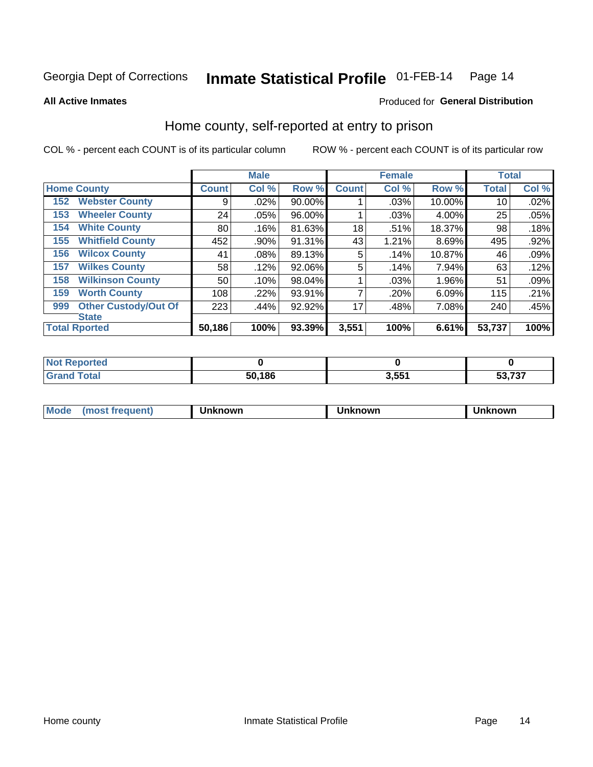Georgia Dept of Corrections **Inmate Statistical Profile** 01-FEB-14

**All Active Inmates**

Produced for **General Distribution**

## Home county, self-reported at entry to prison

COL % - percent each COUNT is of its particular column

ROW % - percent each COUNT is of its particular row

| | | Male | | | Female | | | Total | |
|---|---|---|---|---|---|---|---|---|---|
| **Home County** | | **Count** | **Col %** | **Row %** | **Count** | **Col %** | **Row %** | **Total** | **Col %** |
| 152 | Webster County | 9 | .02% | 90.00% | 1 | .03% | 10.00% | 10 | .02% |
| 153 | Wheeler County | 24 | .05% | 96.00% | 1 | .03% | 4.00% | 25 | .05% |
| 154 | White County | 80 | .16% | 81.63% | 18 | .51% | 18.37% | 98 | .18% |
| 155 | Whitfield County | 452 | .90% | 91.31% | 43 | 1.21% | 8.69% | 495 | .92% |
| 156 | Wilcox County | 41 | .08% | 89.13% | 5 | .14% | 10.87% | 46 | .09% |
| 157 | Wilkes County | 58 | .12% | 92.06% | 5 | .14% | 7.94% | 63 | .12% |
| 158 | Wilkinson County | 50 | .10% | 98.04% | 1 | .03% | 1.96% | 51 | .09% |
| 159 | Worth County | 108 | .22% | 93.91% | 7 | .20% | 6.09% | 115 | .21% |
| 999 | Other Custody/Out Of State | 223 | .44% | 92.92% | 17 | .48% | 7.08% | 240 | .45% |
| **Total Rported** | | **50,186** | **100%** | **93.39%** | **3,551** | **100%** | **6.61%** | **53,737** | **100%** |

| | Male | Female | Total |
|---|---|---|---|
| **Not Reported** | **0** | **0** | **0** |
| **Grand Total** | **50,186** | **3,551** | **53,737** |

| | Male | Female | Total |
|---|---|---|---|
| **Mode (most frequent)** | **Unknown** | **Unknown** | **Unknown** |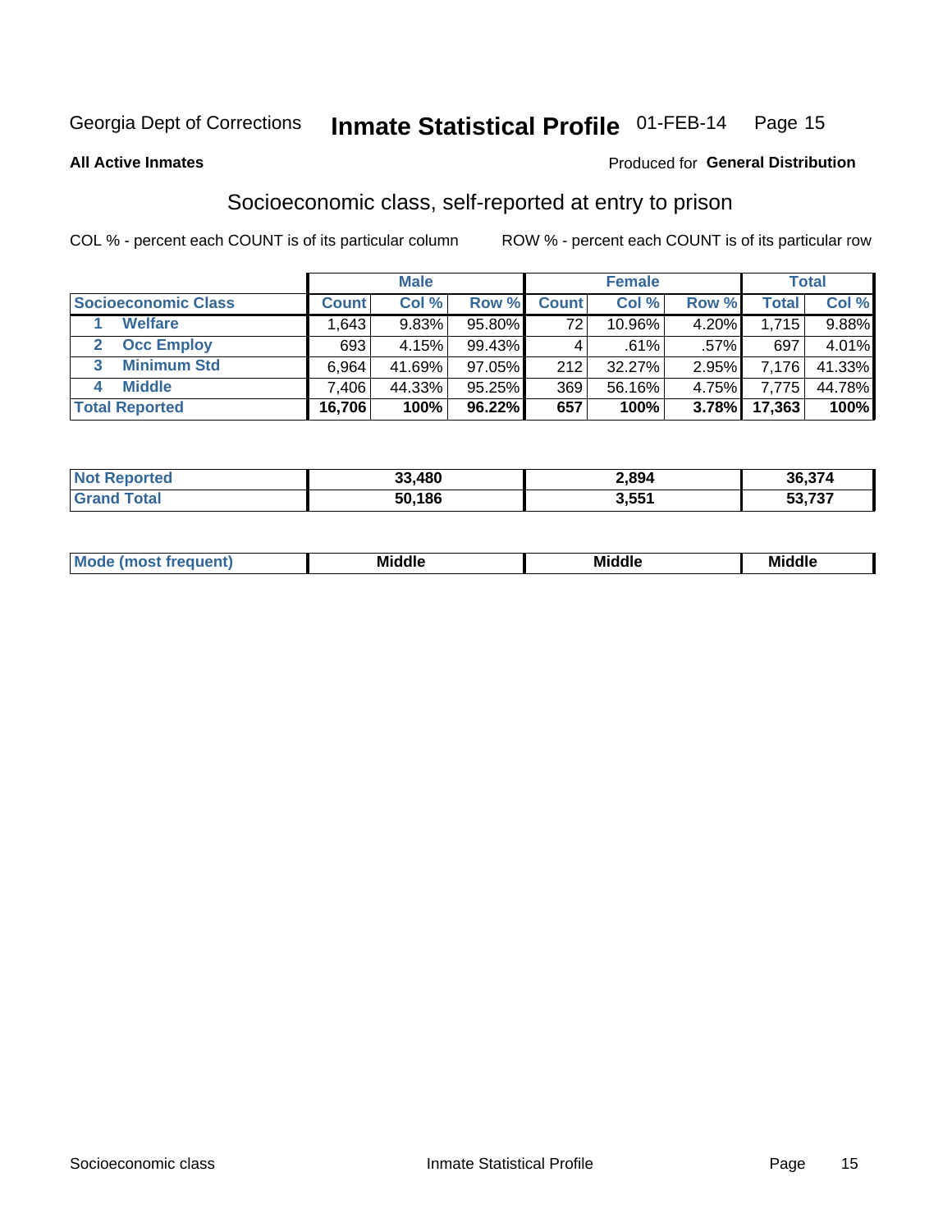Georgia Dept of Corrections **Inmate Statistical Profile** 01-FEB-14

**All Active Inmates**

Produced for **General Distribution**

## Socioeconomic class, self-reported at entry to prison

COL % - percent each COUNT is of its particular column ROW % - percent each COUNT is of its particular row

| | Male | | | Female | | | Total | |
|---|---|---|---|---|---|---|---|---|
| **Socioeconomic Class** | **Count** | **Col %** | **Row %** | **Count** | **Col %** | **Row %** | **Total** | **Col %** |
| 1 **Welfare** | 1,643 | 9.83% | 95.80% | 72 | 10.96% | 4.20% | 1,715 | 9.88% |
| 2 **Occ Employ** | 693 | 4.15% | 99.43% | 4 | .61% | .57% | 697 | 4.01% |
| 3 **Minimum Std** | 6,964 | 41.69% | 97.05% | 212 | 32.27% | 2.95% | 7,176 | 41.33% |
| 4 **Middle** | 7,406 | 44.33% | 95.25% | 369 | 56.16% | 4.75% | 7,775 | 44.78% |
| **Total Reported** | **16,706** | **100%** | **96.22%** | **657** | **100%** | **3.78%** | **17,363** | **100%** |

| | Male | Female | Total |
|---|---|---|---|
| **Not Reported** | **33,480** | **2,894** | **36,374** |
| **Grand Total** | **50,186** | **3,551** | **53,737** |

| | Male | Female | Total |
|---|---|---|---|
| **Mode (most frequent)** | **Middle** | **Middle** | **Middle** |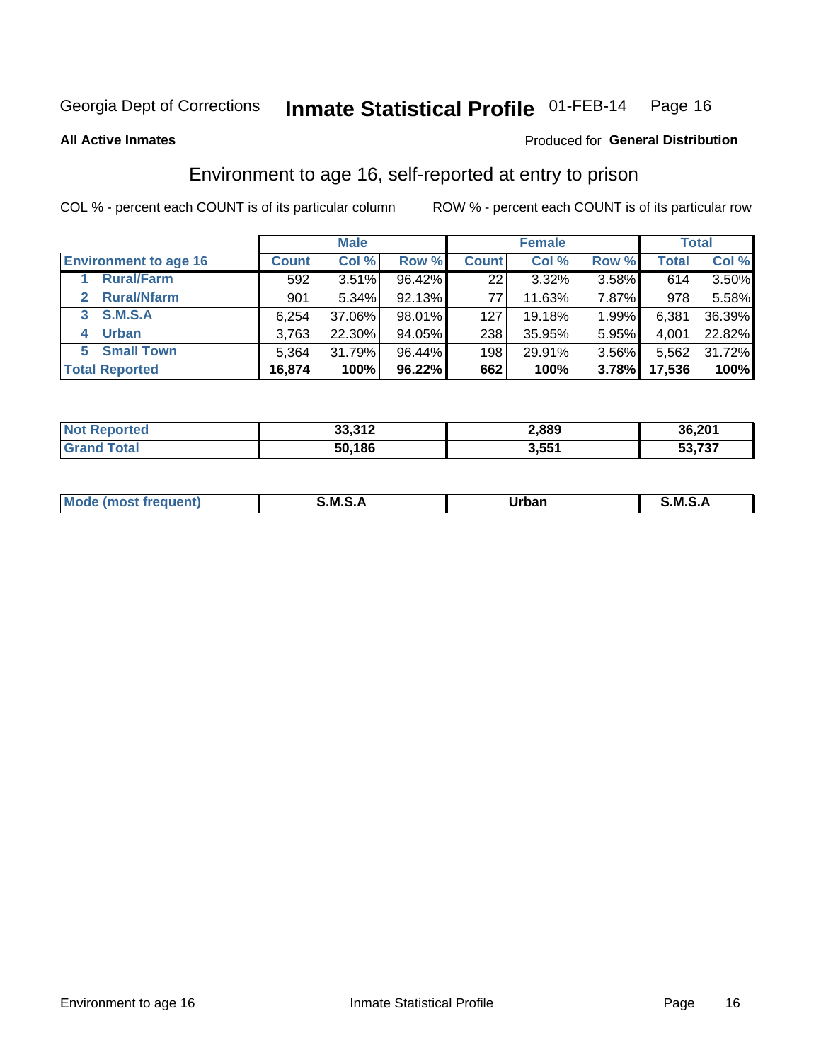Georgia Dept of Corrections **Inmate Statistical Profile** 01-FEB-14

**All Active Inmates**

Produced for **General Distribution**

## Environment to age 16, self-reported at entry to prison

COL % - percent each COUNT is of its particular column

ROW % - percent each COUNT is of its particular row

| | Male | | | Female | | | Total | |
|---|---|---|---|---|---|---|---|---|
| **Environment to age 16** | **Count** | **Col %** | **Row %** | **Count** | **Col %** | **Row %** | **Total** | **Col %** |
| 1 Rural/Farm | 592 | 3.51% | 96.42% | 22 | 3.32% | 3.58% | 614 | 3.50% |
| 2 Rural/Nfarm | 901 | 5.34% | 92.13% | 77 | 11.63% | 7.87% | 978 | 5.58% |
| 3 S.M.S.A | 6,254 | 37.06% | 98.01% | 127 | 19.18% | 1.99% | 6,381 | 36.39% |
| 4 Urban | 3,763 | 22.30% | 94.05% | 238 | 35.95% | 5.95% | 4,001 | 22.82% |
| 5 Small Town | 5,364 | 31.79% | 96.44% | 198 | 29.91% | 3.56% | 5,562 | 31.72% |
| **Total Reported** | **16,874** | **100%** | **96.22%** | **662** | **100%** | **3.78%** | **17,536** | **100%** |

| | Male | Female | Total |
|---|---|---|---|
| **Not Reported** | **33,312** | **2,889** | **36,201** |
| **Grand Total** | **50,186** | **3,551** | **53,737** |

| | Male | Female | Total |
|---|---|---|---|
| **Mode (most frequent)** | **S.M.S.A** | **Urban** | **S.M.S.A** |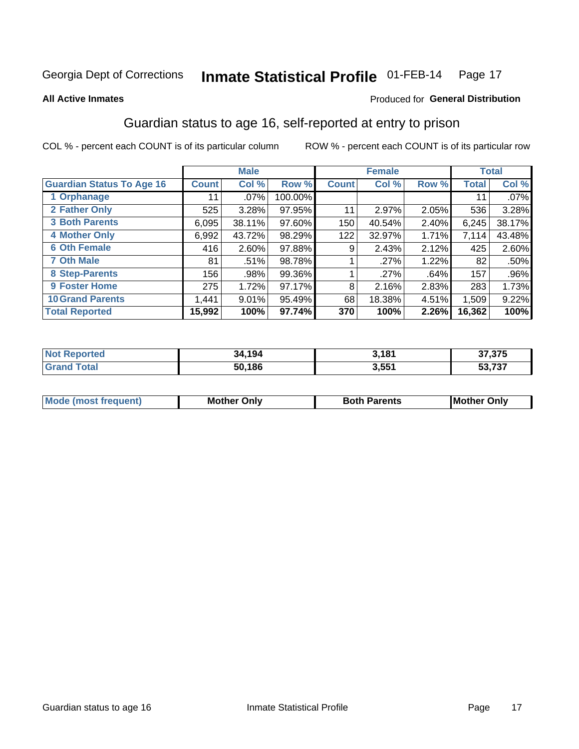Georgia Dept of Corrections **Inmate Statistical Profile** 01-FEB-14

**All Active Inmates**

Produced for **General Distribution**

## Guardian status to age 16, self-reported at entry to prison

COL % - percent each COUNT is of its particular column

ROW % - percent each COUNT is of its particular row

| | Male | | | Female | | | Total | |
|---|---|---|---|---|---|---|---|---|
| **Guardian Status To Age 16** | **Count** | **Col %** | **Row %** | **Count** | **Col %** | **Row %** | **Total** | **Col %** |
| 1 Orphanage | 11 | .07% | 100.00% | | | | 11 | .07% |
| 2 Father Only | 525 | 3.28% | 97.95% | 11 | 2.97% | 2.05% | 536 | 3.28% |
| 3 Both Parents | 6,095 | 38.11% | 97.60% | 150 | 40.54% | 2.40% | 6,245 | 38.17% |
| 4 Mother Only | 6,992 | 43.72% | 98.29% | 122 | 32.97% | 1.71% | 7,114 | 43.48% |
| 6 Oth Female | 416 | 2.60% | 97.88% | 9 | 2.43% | 2.12% | 425 | 2.60% |
| 7 Oth Male | 81 | .51% | 98.78% | 1 | .27% | 1.22% | 82 | .50% |
| 8 Step-Parents | 156 | .98% | 99.36% | 1 | .27% | .64% | 157 | .96% |
| 9 Foster Home | 275 | 1.72% | 97.17% | 8 | 2.16% | 2.83% | 283 | 1.73% |
| 10 Grand Parents | 1,441 | 9.01% | 95.49% | 68 | 18.38% | 4.51% | 1,509 | 9.22% |
| **Total Reported** | **15,992** | **100%** | **97.74%** | **370** | **100%** | **2.26%** | **16,362** | **100%** |

| | Male | Female | Total |
|---|---|---|---|
| Not Reported | 34,194 | 3,181 | 37,375 |
| Grand Total | 50,186 | 3,551 | 53,737 |

| | Male | Female | Total |
|---|---|---|---|
| Mode (most frequent) | Mother Only | Both Parents | Mother Only |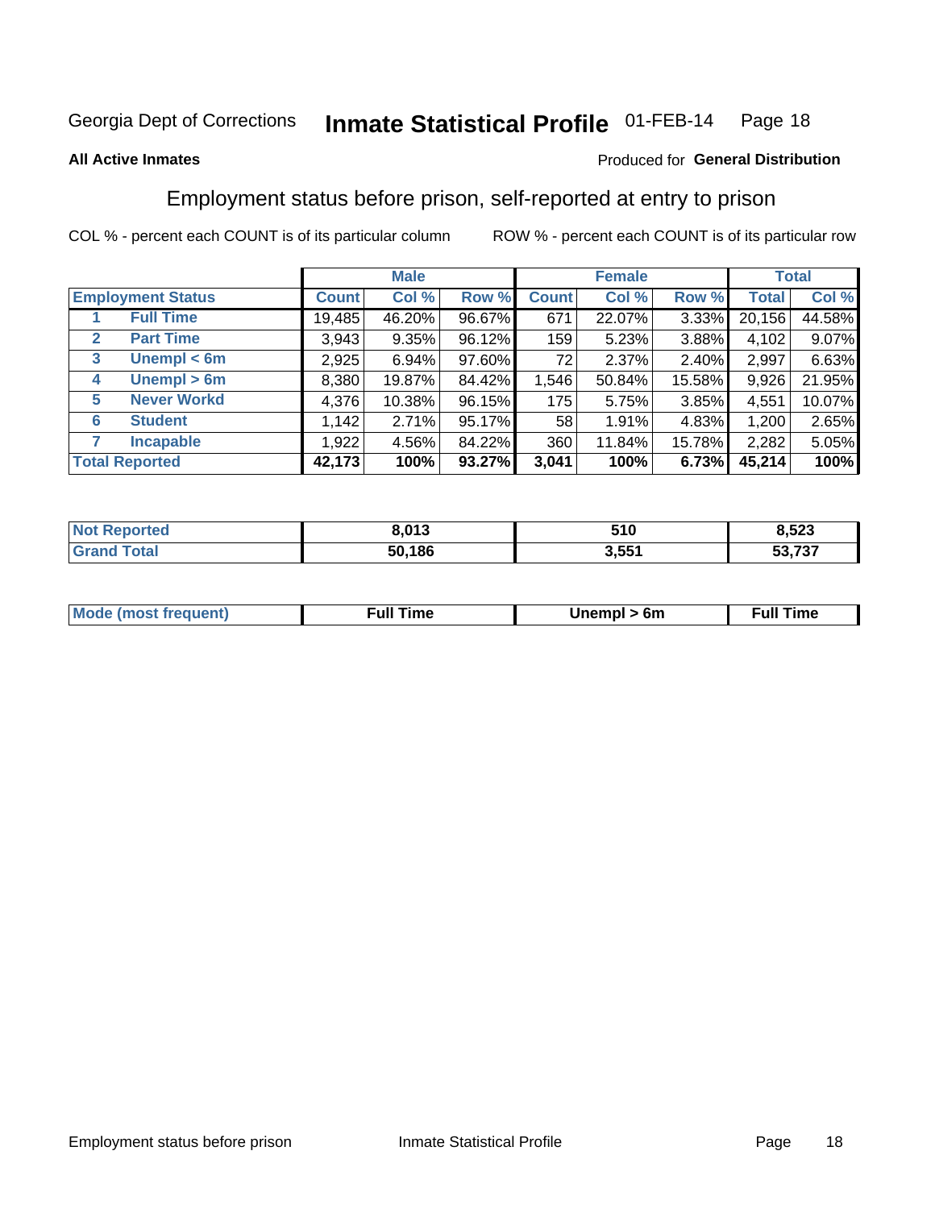Georgia Dept of Corrections **Inmate Statistical Profile** 01-FEB-14

**All Active Inmates**

Produced for **General Distribution**

## Employment status before prison, self-reported at entry to prison

COL % - percent each COUNT is of its particular column ROW % - percent each COUNT is of its particular row

| | | Male | | | Female | | | Total | |
|---|---|---|---|---|---|---|---|---|---|
| **Employment Status** | | **Count** | **Col %** | **Row %** | **Count** | **Col %** | **Row %** | **Total** | **Col %** |
| 1 | **Full Time** | 19,485 | 46.20% | 96.67% | 671 | 22.07% | 3.33% | 20,156 | 44.58% |
| 2 | **Part Time** | 3,943 | 9.35% | 96.12% | 159 | 5.23% | 3.88% | 4,102 | 9.07% |
| 3 | **Unempl < 6m** | 2,925 | 6.94% | 97.60% | 72 | 2.37% | 2.40% | 2,997 | 6.63% |
| 4 | **Unempl > 6m** | 8,380 | 19.87% | 84.42% | 1,546 | 50.84% | 15.58% | 9,926 | 21.95% |
| 5 | **Never Workd** | 4,376 | 10.38% | 96.15% | 175 | 5.75% | 3.85% | 4,551 | 10.07% |
| 6 | **Student** | 1,142 | 2.71% | 95.17% | 58 | 1.91% | 4.83% | 1,200 | 2.65% |
| 7 | **Incapable** | 1,922 | 4.56% | 84.22% | 360 | 11.84% | 15.78% | 2,282 | 5.05% |
| **Total Reported** | | **42,173** | **100%** | **93.27%** | **3,041** | **100%** | **6.73%** | **45,214** | **100%** |

| | Male | Female | Total |
|---|---|---|---|
| **Not Reported** | **8,013** | **510** | **8,523** |
| **Grand Total** | **50,186** | **3,551** | **53,737** |

| | Male | Female | Total |
|---|---|---|---|
| **Mode (most frequent)** | **Full Time** | **Unempl > 6m** | **Full Time** |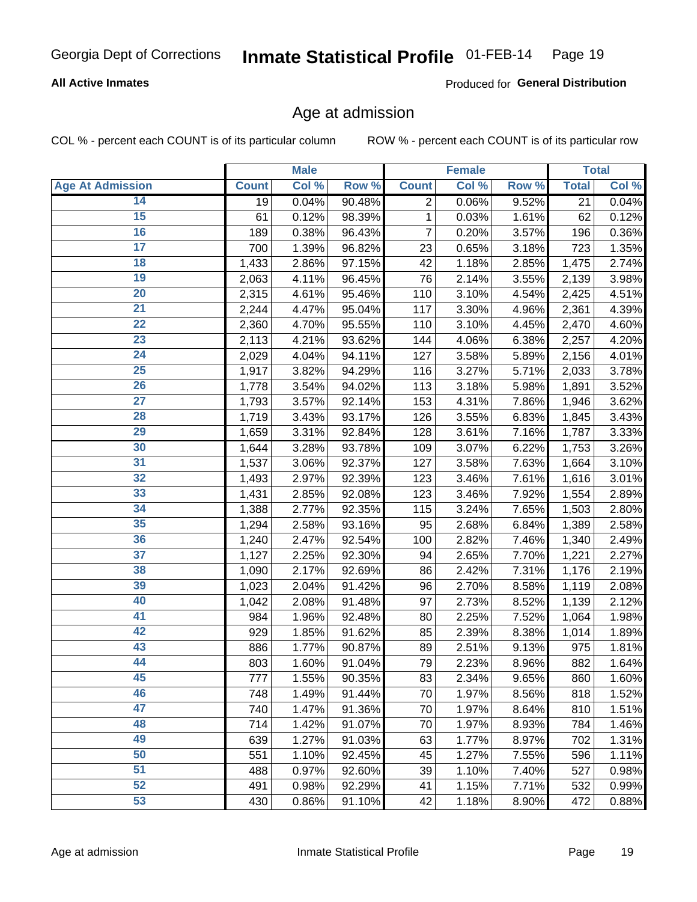Georgia Dept of Corrections

# Inmate Statistical Profile 01-FEB-14

**All Active Inmates**

Produced for **General Distribution**

## Age at admission

COL % - percent each COUNT is of its particular column

ROW % - percent each COUNT is of its particular row

| | Male | | | Female | | | Total | |
|---|---|---|---|---|---|---|---|---|
| **Age At Admission** | **Count** | **Col %** | **Row %** | **Count** | **Col %** | **Row %** | **Total** | **Col %** |
| 14 | 19 | 0.04% | 90.48% | 2 | 0.06% | 9.52% | 21 | 0.04% |
| 15 | 61 | 0.12% | 98.39% | 1 | 0.03% | 1.61% | 62 | 0.12% |
| 16 | 189 | 0.38% | 96.43% | 7 | 0.20% | 3.57% | 196 | 0.36% |
| 17 | 700 | 1.39% | 96.82% | 23 | 0.65% | 3.18% | 723 | 1.35% |
| 18 | 1,433 | 2.86% | 97.15% | 42 | 1.18% | 2.85% | 1,475 | 2.74% |
| 19 | 2,063 | 4.11% | 96.45% | 76 | 2.14% | 3.55% | 2,139 | 3.98% |
| 20 | 2,315 | 4.61% | 95.46% | 110 | 3.10% | 4.54% | 2,425 | 4.51% |
| 21 | 2,244 | 4.47% | 95.04% | 117 | 3.30% | 4.96% | 2,361 | 4.39% |
| 22 | 2,360 | 4.70% | 95.55% | 110 | 3.10% | 4.45% | 2,470 | 4.60% |
| 23 | 2,113 | 4.21% | 93.62% | 144 | 4.06% | 6.38% | 2,257 | 4.20% |
| 24 | 2,029 | 4.04% | 94.11% | 127 | 3.58% | 5.89% | 2,156 | 4.01% |
| 25 | 1,917 | 3.82% | 94.29% | 116 | 3.27% | 5.71% | 2,033 | 3.78% |
| 26 | 1,778 | 3.54% | 94.02% | 113 | 3.18% | 5.98% | 1,891 | 3.52% |
| 27 | 1,793 | 3.57% | 92.14% | 153 | 4.31% | 7.86% | 1,946 | 3.62% |
| 28 | 1,719 | 3.43% | 93.17% | 126 | 3.55% | 6.83% | 1,845 | 3.43% |
| 29 | 1,659 | 3.31% | 92.84% | 128 | 3.61% | 7.16% | 1,787 | 3.33% |
| 30 | 1,644 | 3.28% | 93.78% | 109 | 3.07% | 6.22% | 1,753 | 3.26% |
| 31 | 1,537 | 3.06% | 92.37% | 127 | 3.58% | 7.63% | 1,664 | 3.10% |
| 32 | 1,493 | 2.97% | 92.39% | 123 | 3.46% | 7.61% | 1,616 | 3.01% |
| 33 | 1,431 | 2.85% | 92.08% | 123 | 3.46% | 7.92% | 1,554 | 2.89% |
| 34 | 1,388 | 2.77% | 92.35% | 115 | 3.24% | 7.65% | 1,503 | 2.80% |
| 35 | 1,294 | 2.58% | 93.16% | 95 | 2.68% | 6.84% | 1,389 | 2.58% |
| 36 | 1,240 | 2.47% | 92.54% | 100 | 2.82% | 7.46% | 1,340 | 2.49% |
| 37 | 1,127 | 2.25% | 92.30% | 94 | 2.65% | 7.70% | 1,221 | 2.27% |
| 38 | 1,090 | 2.17% | 92.69% | 86 | 2.42% | 7.31% | 1,176 | 2.19% |
| 39 | 1,023 | 2.04% | 91.42% | 96 | 2.70% | 8.58% | 1,119 | 2.08% |
| 40 | 1,042 | 2.08% | 91.48% | 97 | 2.73% | 8.52% | 1,139 | 2.12% |
| 41 | 984 | 1.96% | 92.48% | 80 | 2.25% | 7.52% | 1,064 | 1.98% |
| 42 | 929 | 1.85% | 91.62% | 85 | 2.39% | 8.38% | 1,014 | 1.89% |
| 43 | 886 | 1.77% | 90.87% | 89 | 2.51% | 9.13% | 975 | 1.81% |
| 44 | 803 | 1.60% | 91.04% | 79 | 2.23% | 8.96% | 882 | 1.64% |
| 45 | 777 | 1.55% | 90.35% | 83 | 2.34% | 9.65% | 860 | 1.60% |
| 46 | 748 | 1.49% | 91.44% | 70 | 1.97% | 8.56% | 818 | 1.52% |
| 47 | 740 | 1.47% | 91.36% | 70 | 1.97% | 8.64% | 810 | 1.51% |
| 48 | 714 | 1.42% | 91.07% | 70 | 1.97% | 8.93% | 784 | 1.46% |
| 49 | 639 | 1.27% | 91.03% | 63 | 1.77% | 8.97% | 702 | 1.31% |
| 50 | 551 | 1.10% | 92.45% | 45 | 1.27% | 7.55% | 596 | 1.11% |
| 51 | 488 | 0.97% | 92.60% | 39 | 1.10% | 7.40% | 527 | 0.98% |
| 52 | 491 | 0.98% | 92.29% | 41 | 1.15% | 7.71% | 532 | 0.99% |
| 53 | 430 | 0.86% | 91.10% | 42 | 1.18% | 8.90% | 472 | 0.88% |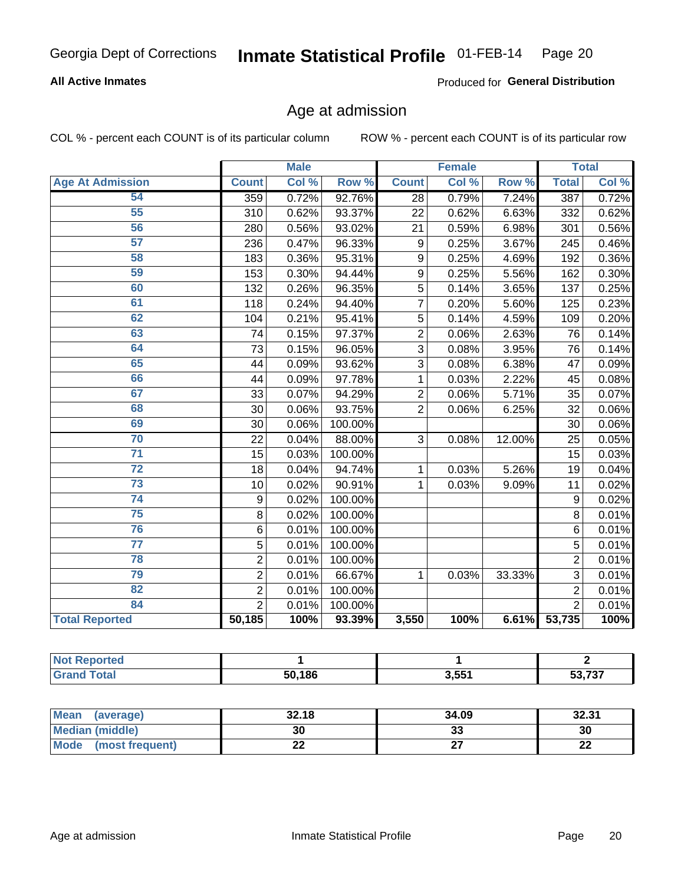Georgia Dept of Corrections **Inmate Statistical Profile** 01-FEB-14

**All Active Inmates**

Produced for **General Distribution**

## Age at admission

COL % - percent each COUNT is of its particular column ROW % - percent each COUNT is of its particular row

| | Male | | | Female | | | Total | |
|---|---|---|---|---|---|---|---|---|
| **Age At Admission** | **Count** | **Col %** | **Row %** | **Count** | **Col %** | **Row %** | **Total** | **Col %** |
| 54 | 359 | 0.72% | 92.76% | 28 | 0.79% | 7.24% | 387 | 0.72% |
| 55 | 310 | 0.62% | 93.37% | 22 | 0.62% | 6.63% | 332 | 0.62% |
| 56 | 280 | 0.56% | 93.02% | 21 | 0.59% | 6.98% | 301 | 0.56% |
| 57 | 236 | 0.47% | 96.33% | 9 | 0.25% | 3.67% | 245 | 0.46% |
| 58 | 183 | 0.36% | 95.31% | 9 | 0.25% | 4.69% | 192 | 0.36% |
| 59 | 153 | 0.30% | 94.44% | 9 | 0.25% | 5.56% | 162 | 0.30% |
| 60 | 132 | 0.26% | 96.35% | 5 | 0.14% | 3.65% | 137 | 0.25% |
| 61 | 118 | 0.24% | 94.40% | 7 | 0.20% | 5.60% | 125 | 0.23% |
| 62 | 104 | 0.21% | 95.41% | 5 | 0.14% | 4.59% | 109 | 0.20% |
| 63 | 74 | 0.15% | 97.37% | 2 | 0.06% | 2.63% | 76 | 0.14% |
| 64 | 73 | 0.15% | 96.05% | 3 | 0.08% | 3.95% | 76 | 0.14% |
| 65 | 44 | 0.09% | 93.62% | 3 | 0.08% | 6.38% | 47 | 0.09% |
| 66 | 44 | 0.09% | 97.78% | 1 | 0.03% | 2.22% | 45 | 0.08% |
| 67 | 33 | 0.07% | 94.29% | 2 | 0.06% | 5.71% | 35 | 0.07% |
| 68 | 30 | 0.06% | 93.75% | 2 | 0.06% | 6.25% | 32 | 0.06% |
| 69 | 30 | 0.06% | 100.00% | | | | 30 | 0.06% |
| 70 | 22 | 0.04% | 88.00% | 3 | 0.08% | 12.00% | 25 | 0.05% |
| 71 | 15 | 0.03% | 100.00% | | | | 15 | 0.03% |
| 72 | 18 | 0.04% | 94.74% | 1 | 0.03% | 5.26% | 19 | 0.04% |
| 73 | 10 | 0.02% | 90.91% | 1 | 0.03% | 9.09% | 11 | 0.02% |
| 74 | 9 | 0.02% | 100.00% | | | | 9 | 0.02% |
| 75 | 8 | 0.02% | 100.00% | | | | 8 | 0.01% |
| 76 | 6 | 0.01% | 100.00% | | | | 6 | 0.01% |
| 77 | 5 | 0.01% | 100.00% | | | | 5 | 0.01% |
| 78 | 2 | 0.01% | 100.00% | | | | 2 | 0.01% |
| 79 | 2 | 0.01% | 66.67% | 1 | 0.03% | 33.33% | 3 | 0.01% |
| 82 | 2 | 0.01% | 100.00% | | | | 2 | 0.01% |
| 84 | 2 | 0.01% | 100.00% | | | | 2 | 0.01% |
| **Total Reported** | **50,185** | **100%** | **93.39%** | **3,550** | **100%** | **6.61%** | **53,735** | **100%** |

| | Male | Female | Total |
|---|---|---|---|
| **Not Reported** | **1** | **1** | **2** |
| **Grand Total** | **50,186** | **3,551** | **53,737** |

| | Male | Female | Total |
|---|---|---|---|
| **Mean (average)** | **32.18** | **34.09** | **32.31** |
| **Median (middle)** | **30** | **33** | **30** |
| **Mode (most frequent)** | **22** | **27** | **22** |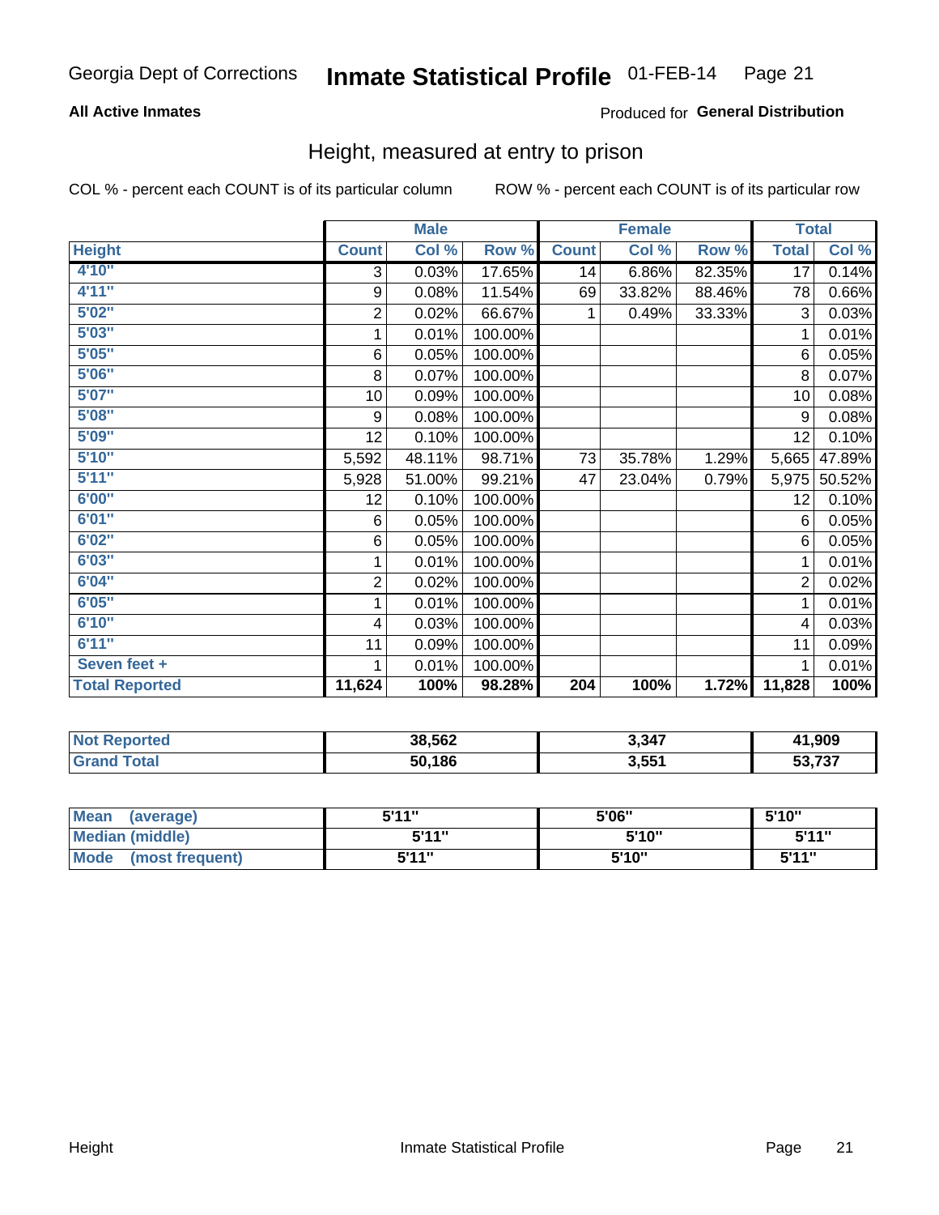Georgia Dept of Corrections **Inmate Statistical Profile** 01-FEB-14

**All Active Inmates**

Produced for **General Distribution**

## Height, measured at entry to prison

COL % - percent each COUNT is of its particular column    ROW % - percent each COUNT is of its particular row

| | Male | | | Female | | | Total | |
|---|---|---|---|---|---|---|---|---|
| **Height** | **Count** | **Col %** | **Row %** | **Count** | **Col %** | **Row %** | **Total** | **Col %** |
| 4'10" | 3 | 0.03% | 17.65% | 14 | 6.86% | 82.35% | 17 | 0.14% |
| 4'11" | 9 | 0.08% | 11.54% | 69 | 33.82% | 88.46% | 78 | 0.66% |
| 5'02" | 2 | 0.02% | 66.67% | 1 | 0.49% | 33.33% | 3 | 0.03% |
| 5'03" | 1 | 0.01% | 100.00% | | | | 1 | 0.01% |
| 5'05" | 6 | 0.05% | 100.00% | | | | 6 | 0.05% |
| 5'06" | 8 | 0.07% | 100.00% | | | | 8 | 0.07% |
| 5'07" | 10 | 0.09% | 100.00% | | | | 10 | 0.08% |
| 5'08" | 9 | 0.08% | 100.00% | | | | 9 | 0.08% |
| 5'09" | 12 | 0.10% | 100.00% | | | | 12 | 0.10% |
| 5'10" | 5,592 | 48.11% | 98.71% | 73 | 35.78% | 1.29% | 5,665 | 47.89% |
| 5'11" | 5,928 | 51.00% | 99.21% | 47 | 23.04% | 0.79% | 5,975 | 50.52% |
| 6'00" | 12 | 0.10% | 100.00% | | | | 12 | 0.10% |
| 6'01" | 6 | 0.05% | 100.00% | | | | 6 | 0.05% |
| 6'02" | 6 | 0.05% | 100.00% | | | | 6 | 0.05% |
| 6'03" | 1 | 0.01% | 100.00% | | | | 1 | 0.01% |
| 6'04" | 2 | 0.02% | 100.00% | | | | 2 | 0.02% |
| 6'05" | 1 | 0.01% | 100.00% | | | | 1 | 0.01% |
| 6'10" | 4 | 0.03% | 100.00% | | | | 4 | 0.03% |
| 6'11" | 11 | 0.09% | 100.00% | | | | 11 | 0.09% |
| Seven feet + | 1 | 0.01% | 100.00% | | | | 1 | 0.01% |
| **Total Reported** | **11,624** | **100%** | **98.28%** | **204** | **100%** | **1.72%** | **11,828** | **100%** |

| | Male | Female | Total |
|---|---|---|---|
| Not Reported | 38,562 | 3,347 | 41,909 |
| Grand Total | 50,186 | 3,551 | 53,737 |

| | Male | Female | Total |
|---|---|---|---|
| Mean (average) | 5'11" | 5'06" | 5'10" |
| Median (middle) | 5'11" | 5'10" | 5'11" |
| Mode (most frequent) | 5'11" | 5'10" | 5'11" |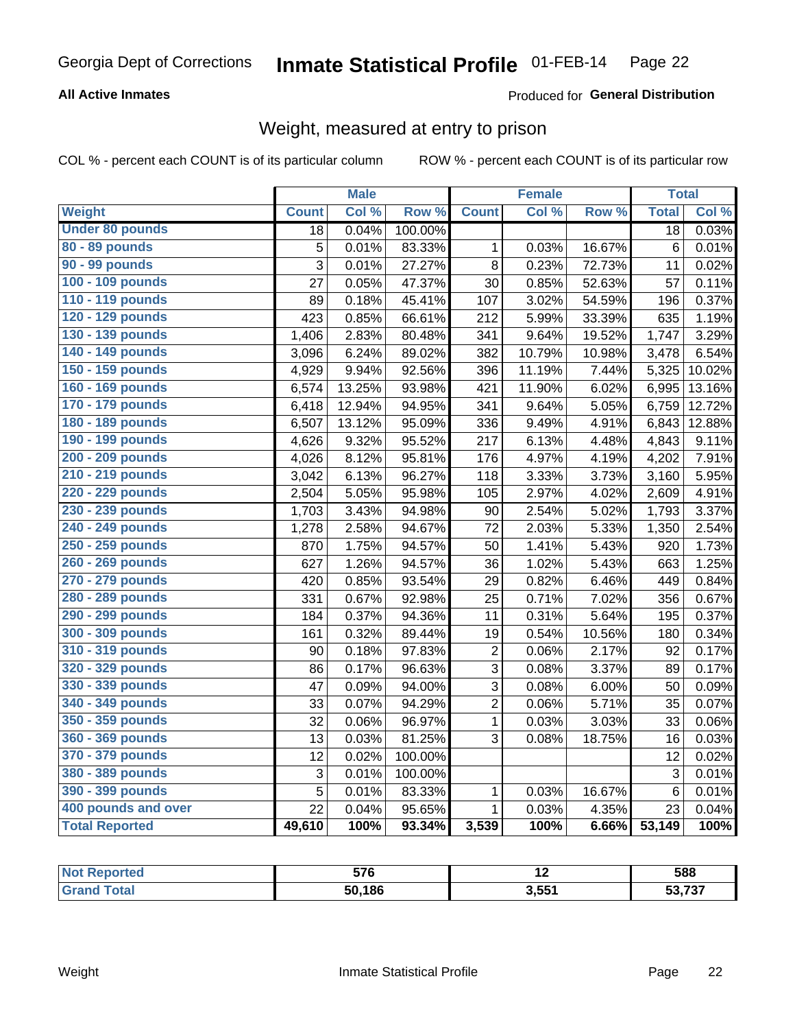Georgia Dept of Corrections **Inmate Statistical Profile** 01-FEB-14

**All Active Inmates**

Produced for **General Distribution**

## Weight, measured at entry to prison

COL % - percent each COUNT is of its particular column    ROW % - percent each COUNT is of its particular row

| | Male | | | Female | | | Total | |
|---|---|---|---|---|---|---|---|---|
| **Weight** | **Count** | **Col %** | **Row %** | **Count** | **Col %** | **Row %** | **Total** | **Col %** |
| **Under 80 pounds** | 18 | 0.04% | 100.00% | | | | 18 | 0.03% |
| **80 - 89 pounds** | 5 | 0.01% | 83.33% | 1 | 0.03% | 16.67% | 6 | 0.01% |
| **90 - 99 pounds** | 3 | 0.01% | 27.27% | 8 | 0.23% | 72.73% | 11 | 0.02% |
| **100 - 109 pounds** | 27 | 0.05% | 47.37% | 30 | 0.85% | 52.63% | 57 | 0.11% |
| **110 - 119 pounds** | 89 | 0.18% | 45.41% | 107 | 3.02% | 54.59% | 196 | 0.37% |
| **120 - 129 pounds** | 423 | 0.85% | 66.61% | 212 | 5.99% | 33.39% | 635 | 1.19% |
| **130 - 139 pounds** | 1,406 | 2.83% | 80.48% | 341 | 9.64% | 19.52% | 1,747 | 3.29% |
| **140 - 149 pounds** | 3,096 | 6.24% | 89.02% | 382 | 10.79% | 10.98% | 3,478 | 6.54% |
| **150 - 159 pounds** | 4,929 | 9.94% | 92.56% | 396 | 11.19% | 7.44% | 5,325 | 10.02% |
| **160 - 169 pounds** | 6,574 | 13.25% | 93.98% | 421 | 11.90% | 6.02% | 6,995 | 13.16% |
| **170 - 179 pounds** | 6,418 | 12.94% | 94.95% | 341 | 9.64% | 5.05% | 6,759 | 12.72% |
| **180 - 189 pounds** | 6,507 | 13.12% | 95.09% | 336 | 9.49% | 4.91% | 6,843 | 12.88% |
| **190 - 199 pounds** | 4,626 | 9.32% | 95.52% | 217 | 6.13% | 4.48% | 4,843 | 9.11% |
| **200 - 209 pounds** | 4,026 | 8.12% | 95.81% | 176 | 4.97% | 4.19% | 4,202 | 7.91% |
| **210 - 219 pounds** | 3,042 | 6.13% | 96.27% | 118 | 3.33% | 3.73% | 3,160 | 5.95% |
| **220 - 229 pounds** | 2,504 | 5.05% | 95.98% | 105 | 2.97% | 4.02% | 2,609 | 4.91% |
| **230 - 239 pounds** | 1,703 | 3.43% | 94.98% | 90 | 2.54% | 5.02% | 1,793 | 3.37% |
| **240 - 249 pounds** | 1,278 | 2.58% | 94.67% | 72 | 2.03% | 5.33% | 1,350 | 2.54% |
| **250 - 259 pounds** | 870 | 1.75% | 94.57% | 50 | 1.41% | 5.43% | 920 | 1.73% |
| **260 - 269 pounds** | 627 | 1.26% | 94.57% | 36 | 1.02% | 5.43% | 663 | 1.25% |
| **270 - 279 pounds** | 420 | 0.85% | 93.54% | 29 | 0.82% | 6.46% | 449 | 0.84% |
| **280 - 289 pounds** | 331 | 0.67% | 92.98% | 25 | 0.71% | 7.02% | 356 | 0.67% |
| **290 - 299 pounds** | 184 | 0.37% | 94.36% | 11 | 0.31% | 5.64% | 195 | 0.37% |
| **300 - 309 pounds** | 161 | 0.32% | 89.44% | 19 | 0.54% | 10.56% | 180 | 0.34% |
| **310 - 319 pounds** | 90 | 0.18% | 97.83% | 2 | 0.06% | 2.17% | 92 | 0.17% |
| **320 - 329 pounds** | 86 | 0.17% | 96.63% | 3 | 0.08% | 3.37% | 89 | 0.17% |
| **330 - 339 pounds** | 47 | 0.09% | 94.00% | 3 | 0.08% | 6.00% | 50 | 0.09% |
| **340 - 349 pounds** | 33 | 0.07% | 94.29% | 2 | 0.06% | 5.71% | 35 | 0.07% |
| **350 - 359 pounds** | 32 | 0.06% | 96.97% | 1 | 0.03% | 3.03% | 33 | 0.06% |
| **360 - 369 pounds** | 13 | 0.03% | 81.25% | 3 | 0.08% | 18.75% | 16 | 0.03% |
| **370 - 379 pounds** | 12 | 0.02% | 100.00% | | | | 12 | 0.02% |
| **380 - 389 pounds** | 3 | 0.01% | 100.00% | | | | 3 | 0.01% |
| **390 - 399 pounds** | 5 | 0.01% | 83.33% | 1 | 0.03% | 16.67% | 6 | 0.01% |
| **400 pounds and over** | 22 | 0.04% | 95.65% | 1 | 0.03% | 4.35% | 23 | 0.04% |
| **Total Reported** | **49,610** | **100%** | **93.34%** | **3,539** | **100%** | **6.66%** | **53,149** | **100%** |

| | Male | Female | Total |
|---|---|---|---|
| **Not Reported** | **576** | **12** | **588** |
| **Grand Total** | **50,186** | **3,551** | **53,737** |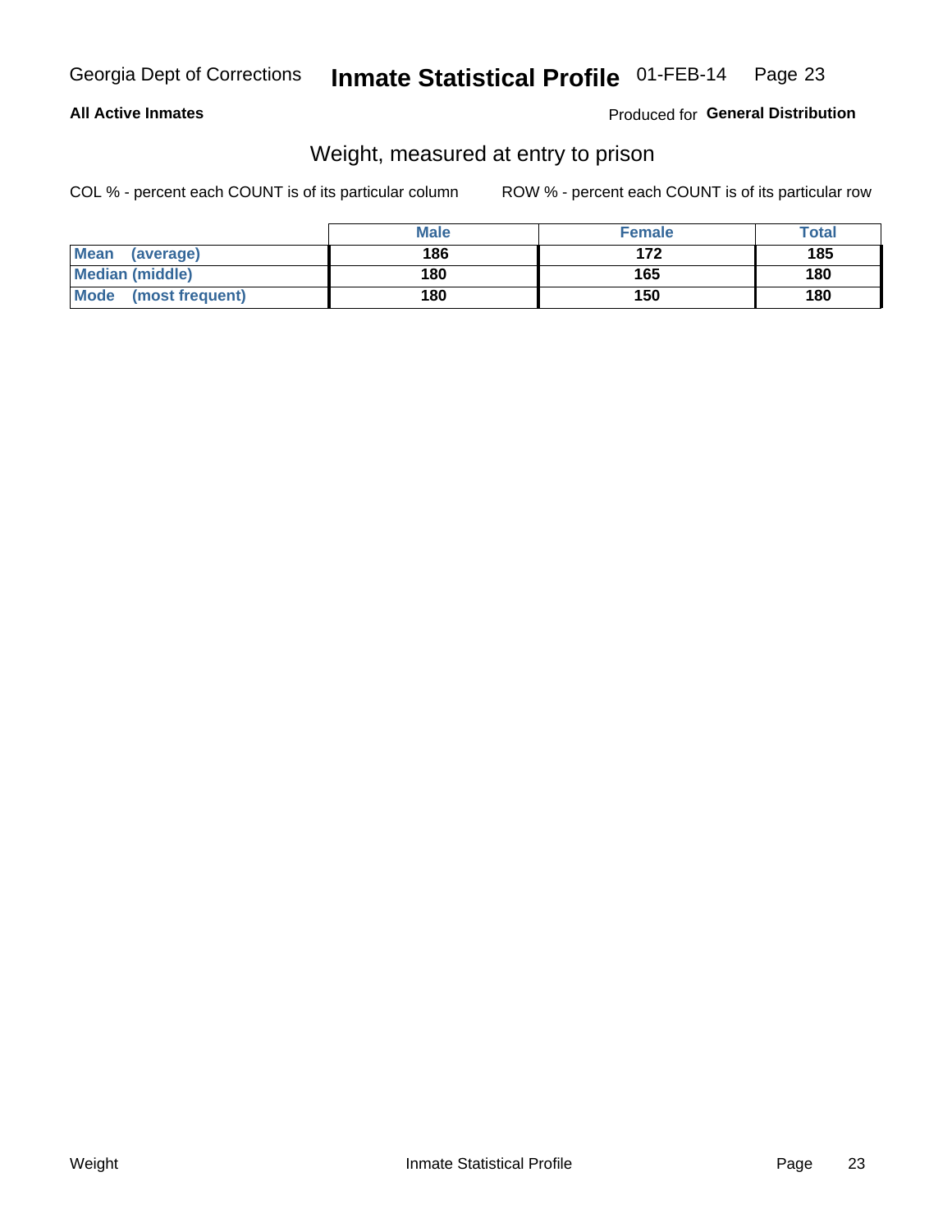**All Active Inmates**

Produced for **General Distribution**

## Weight, measured at entry to prison

COL % - percent each COUNT is of its particular column

ROW % - percent each COUNT is of its particular row

| | Male | Female | Total |
|---|---|---|---|
| Mean (average) | 186 | 172 | 185 |
| Median (middle) | 180 | 165 | 180 |
| Mode (most frequent) | 180 | 150 | 180 |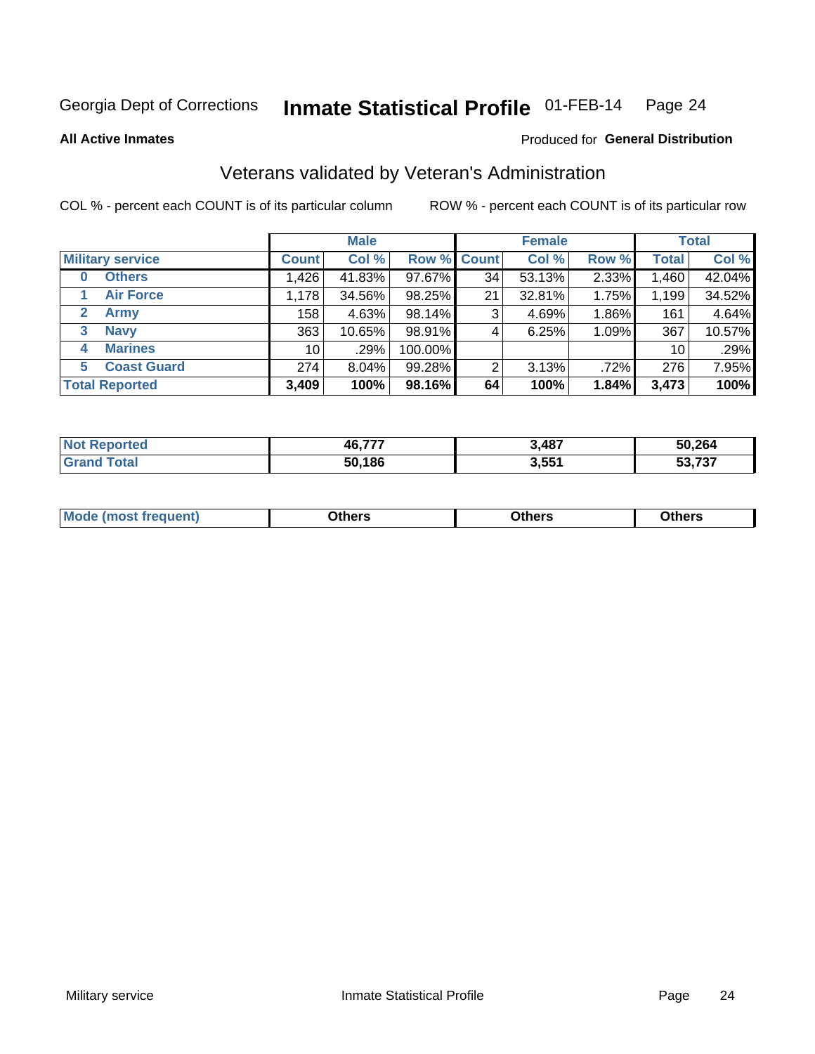Georgia Dept of Corrections **Inmate Statistical Profile** 01-FEB-14

**All Active Inmates**

Produced for **General Distribution**

## Veterans validated by Veteran's Administration

COL % - percent each COUNT is of its particular column

ROW % - percent each COUNT is of its particular row

| | Male | | | Female | | | Total | |
|---|---|---|---|---|---|---|---|---|
| **Military service** | **Count** | **Col %** | **Row %** | **Count** | **Col %** | **Row %** | **Total** | **Col %** |
| 0 Others | 1,426 | 41.83% | 97.67% | 34 | 53.13% | 2.33% | 1,460 | 42.04% |
| 1 Air Force | 1,178 | 34.56% | 98.25% | 21 | 32.81% | 1.75% | 1,199 | 34.52% |
| 2 Army | 158 | 4.63% | 98.14% | 3 | 4.69% | 1.86% | 161 | 4.64% |
| 3 Navy | 363 | 10.65% | 98.91% | 4 | 6.25% | 1.09% | 367 | 10.57% |
| 4 Marines | 10 | .29% | 100.00% | | | | 10 | .29% |
| 5 Coast Guard | 274 | 8.04% | 99.28% | 2 | 3.13% | .72% | 276 | 7.95% |
| **Total Reported** | **3,409** | **100%** | **98.16%** | **64** | **100%** | **1.84%** | **3,473** | **100%** |

| | Male | Female | Total |
|---|---|---|---|
| **Not Reported** | **46,777** | **3,487** | **50,264** |
| **Grand Total** | **50,186** | **3,551** | **53,737** |

| | Male | Female | Total |
|---|---|---|---|
| **Mode (most frequent)** | **Others** | **Others** | **Others** |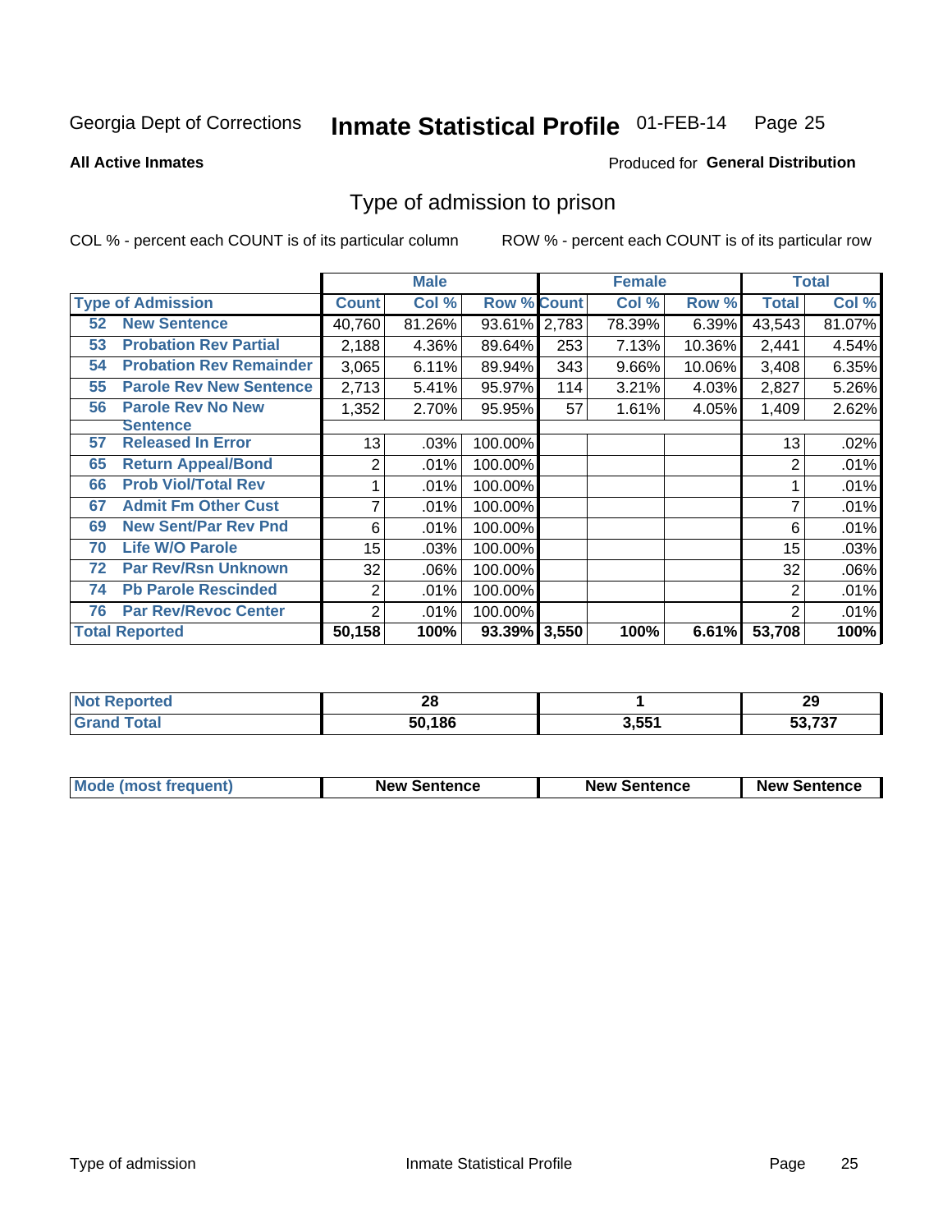Georgia Dept of Corrections **Inmate Statistical Profile** 01-FEB-14

**All Active Inmates**

Produced for **General Distribution**

## Type of admission to prison

COL % - percent each COUNT is of its particular column    ROW % - percent each COUNT is of its particular row

| Type of Admission | Male | | | Female | | | Total | |
|---|---|---|---|---|---|---|---|---|
| | Count | Col % | Row % | Count | Col % | Row % | Total | Col % |
| 52 New Sentence | 40,760 | 81.26% | 93.61% | 2,783 | 78.39% | 6.39% | 43,543 | 81.07% |
| 53 Probation Rev Partial | 2,188 | 4.36% | 89.64% | 253 | 7.13% | 10.36% | 2,441 | 4.54% |
| 54 Probation Rev Remainder | 3,065 | 6.11% | 89.94% | 343 | 9.66% | 10.06% | 3,408 | 6.35% |
| 55 Parole Rev New Sentence | 2,713 | 5.41% | 95.97% | 114 | 3.21% | 4.03% | 2,827 | 5.26% |
| 56 Parole Rev No New Sentence | 1,352 | 2.70% | 95.95% | 57 | 1.61% | 4.05% | 1,409 | 2.62% |
| 57 Released In Error | 13 | .03% | 100.00% | | | | 13 | .02% |
| 65 Return Appeal/Bond | 2 | .01% | 100.00% | | | | 2 | .01% |
| 66 Prob Viol/Total Rev | 1 | .01% | 100.00% | | | | 1 | .01% |
| 67 Admit Fm Other Cust | 7 | .01% | 100.00% | | | | 7 | .01% |
| 69 New Sent/Par Rev Pnd | 6 | .01% | 100.00% | | | | 6 | .01% |
| 70 Life W/O Parole | 15 | .03% | 100.00% | | | | 15 | .03% |
| 72 Par Rev/Rsn Unknown | 32 | .06% | 100.00% | | | | 32 | .06% |
| 74 Pb Parole Rescinded | 2 | .01% | 100.00% | | | | 2 | .01% |
| 76 Par Rev/Revoc Center | 2 | .01% | 100.00% | | | | 2 | .01% |
| **Total Reported** | **50,158** | **100%** | **93.39%** | **3,550** | **100%** | **6.61%** | **53,708** | **100%** |

| | Male | Female | Total |
|---|---|---|---|
| Not Reported | 28 | 1 | 29 |
| Grand Total | 50,186 | 3,551 | 53,737 |

| | Male | Female | Total |
|---|---|---|---|
| Mode (most frequent) | New Sentence | New Sentence | New Sentence |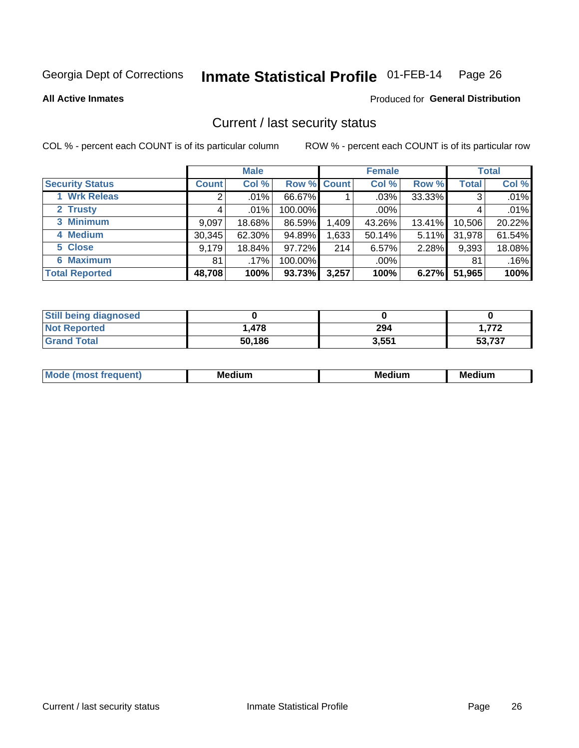Georgia Dept of Corrections **Inmate Statistical Profile** 01-FEB-14

**All Active Inmates**

Produced for **General Distribution**

## Current / last security status

COL % - percent each COUNT is of its particular column

ROW % - percent each COUNT is of its particular row

| | Male | | | Female | | | Total | |
|---|---|---|---|---|---|---|---|---|
| **Security Status** | **Count** | **Col %** | **Row %** | **Count** | **Col %** | **Row %** | **Total** | **Col %** |
| 1 Wrk Releas | 2 | .01% | 66.67% | 1 | .03% | 33.33% | 3 | .01% |
| 2 Trusty | 4 | .01% | 100.00% | | .00% | | 4 | .01% |
| 3 Minimum | 9,097 | 18.68% | 86.59% | 1,409 | 43.26% | 13.41% | 10,506 | 20.22% |
| 4 Medium | 30,345 | 62.30% | 94.89% | 1,633 | 50.14% | 5.11% | 31,978 | 61.54% |
| 5 Close | 9,179 | 18.84% | 97.72% | 214 | 6.57% | 2.28% | 9,393 | 18.08% |
| 6 Maximum | 81 | .17% | 100.00% | | .00% | | 81 | .16% |
| **Total Reported** | **48,708** | **100%** | **93.73%** | **3,257** | **100%** | **6.27%** | **51,965** | **100%** |

| | Male | Female | Total |
|---|---|---|---|
| **Still being diagnosed** | **0** | **0** | **0** |
| **Not Reported** | **1,478** | **294** | **1,772** |
| **Grand Total** | **50,186** | **3,551** | **53,737** |

| | Male | Female | Total |
|---|---|---|---|
| **Mode (most frequent)** | **Medium** | **Medium** | **Medium** |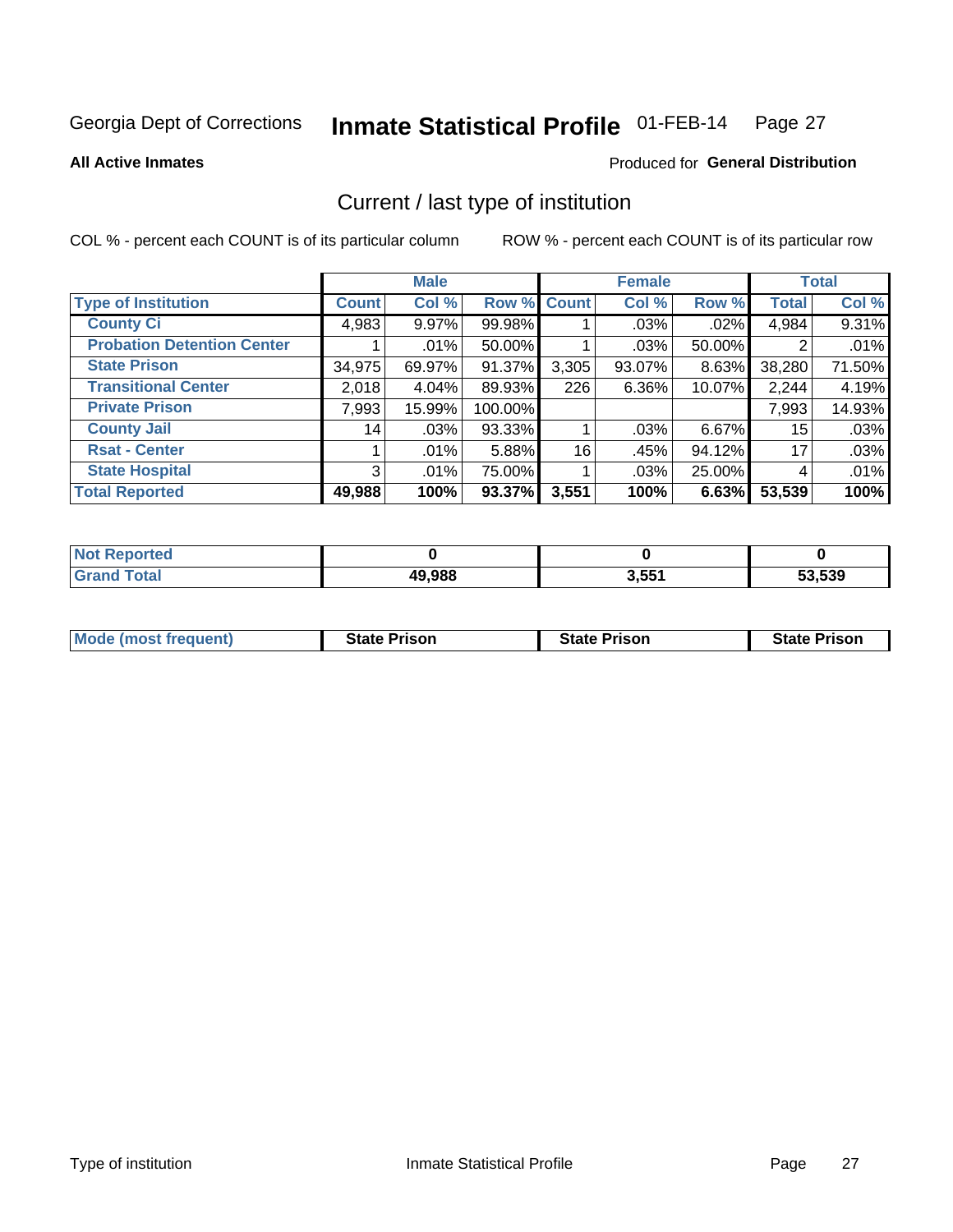Georgia Dept of Corrections **Inmate Statistical Profile** 01-FEB-14

**All Active Inmates**

Produced for **General Distribution**

## Current / last type of institution

COL % - percent each COUNT is of its particular column ROW % - percent each COUNT is of its particular row

| Type of Institution | Male | | | Female | | | Total | |
|---|---|---|---|---|---|---|---|---|
| | Count | Col % | Row % | Count | Col % | Row % | Total | Col % |
| County Ci | 4,983 | 9.97% | 99.98% | 1 | .03% | .02% | 4,984 | 9.31% |
| Probation Detention Center | 1 | .01% | 50.00% | 1 | .03% | 50.00% | 2 | .01% |
| State Prison | 34,975 | 69.97% | 91.37% | 3,305 | 93.07% | 8.63% | 38,280 | 71.50% |
| Transitional Center | 2,018 | 4.04% | 89.93% | 226 | 6.36% | 10.07% | 2,244 | 4.19% |
| Private Prison | 7,993 | 15.99% | 100.00% | | | | 7,993 | 14.93% |
| County Jail | 14 | .03% | 93.33% | 1 | .03% | 6.67% | 15 | .03% |
| Rsat - Center | 1 | .01% | 5.88% | 16 | .45% | 94.12% | 17 | .03% |
| State Hospital | 3 | .01% | 75.00% | 1 | .03% | 25.00% | 4 | .01% |
| **Total Reported** | **49,988** | **100%** | **93.37%** | **3,551** | **100%** | **6.63%** | **53,539** | **100%** |

| | Male | Female | Total |
|---|---|---|---|
| Not Reported | 0 | 0 | 0 |
| Grand Total | 49,988 | 3,551 | 53,539 |

| | Male | Female | Total |
|---|---|---|---|
| Mode (most frequent) | State Prison | State Prison | State Prison |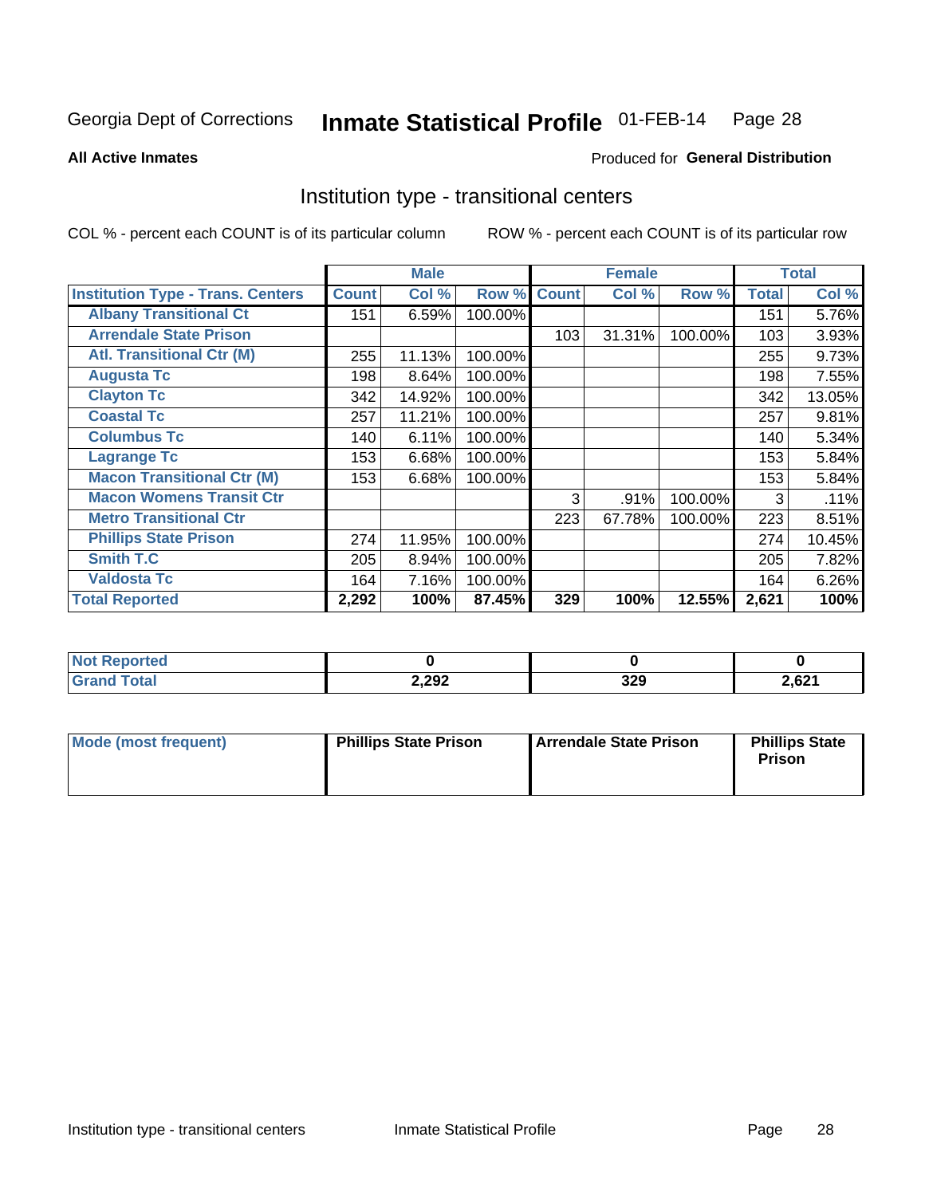Georgia Dept of Corrections **Inmate Statistical Profile** 01-FEB-14

**All Active Inmates**

Produced for **General Distribution**

## Institution type - transitional centers

COL % - percent each COUNT is of its particular column

ROW % - percent each COUNT is of its particular row

| | Male | | | Female | | | Total | |
|---|---|---|---|---|---|---|---|---|
| **Institution Type - Trans. Centers** | **Count** | **Col %** | **Row %** | **Count** | **Col %** | **Row %** | **Total** | **Col %** |
| Albany Transitional Ct | 151 | 6.59% | 100.00% | | | | 151 | 5.76% |
| Arrendale State Prison | | | | 103 | 31.31% | 100.00% | 103 | 3.93% |
| Atl. Transitional Ctr (M) | 255 | 11.13% | 100.00% | | | | 255 | 9.73% |
| Augusta Tc | 198 | 8.64% | 100.00% | | | | 198 | 7.55% |
| Clayton Tc | 342 | 14.92% | 100.00% | | | | 342 | 13.05% |
| Coastal Tc | 257 | 11.21% | 100.00% | | | | 257 | 9.81% |
| Columbus Tc | 140 | 6.11% | 100.00% | | | | 140 | 5.34% |
| Lagrange Tc | 153 | 6.68% | 100.00% | | | | 153 | 5.84% |
| Macon Transitional Ctr (M) | 153 | 6.68% | 100.00% | | | | 153 | 5.84% |
| Macon Womens Transit Ctr | | | | 3 | .91% | 100.00% | 3 | .11% |
| Metro Transitional Ctr | | | | 223 | 67.78% | 100.00% | 223 | 8.51% |
| Phillips State Prison | 274 | 11.95% | 100.00% | | | | 274 | 10.45% |
| Smith T.C | 205 | 8.94% | 100.00% | | | | 205 | 7.82% |
| Valdosta Tc | 164 | 7.16% | 100.00% | | | | 164 | 6.26% |
| **Total Reported** | **2,292** | **100%** | **87.45%** | **329** | **100%** | **12.55%** | **2,621** | **100%** |

| | Male | Female | Total |
|---|---|---|---|
| Not Reported | 0 | 0 | 0 |
| Grand Total | 2,292 | 329 | 2,621 |

| | Male | Female | Total |
|---|---|---|---|
| Mode (most frequent) | Phillips State Prison | Arrendale State Prison | Phillips State Prison |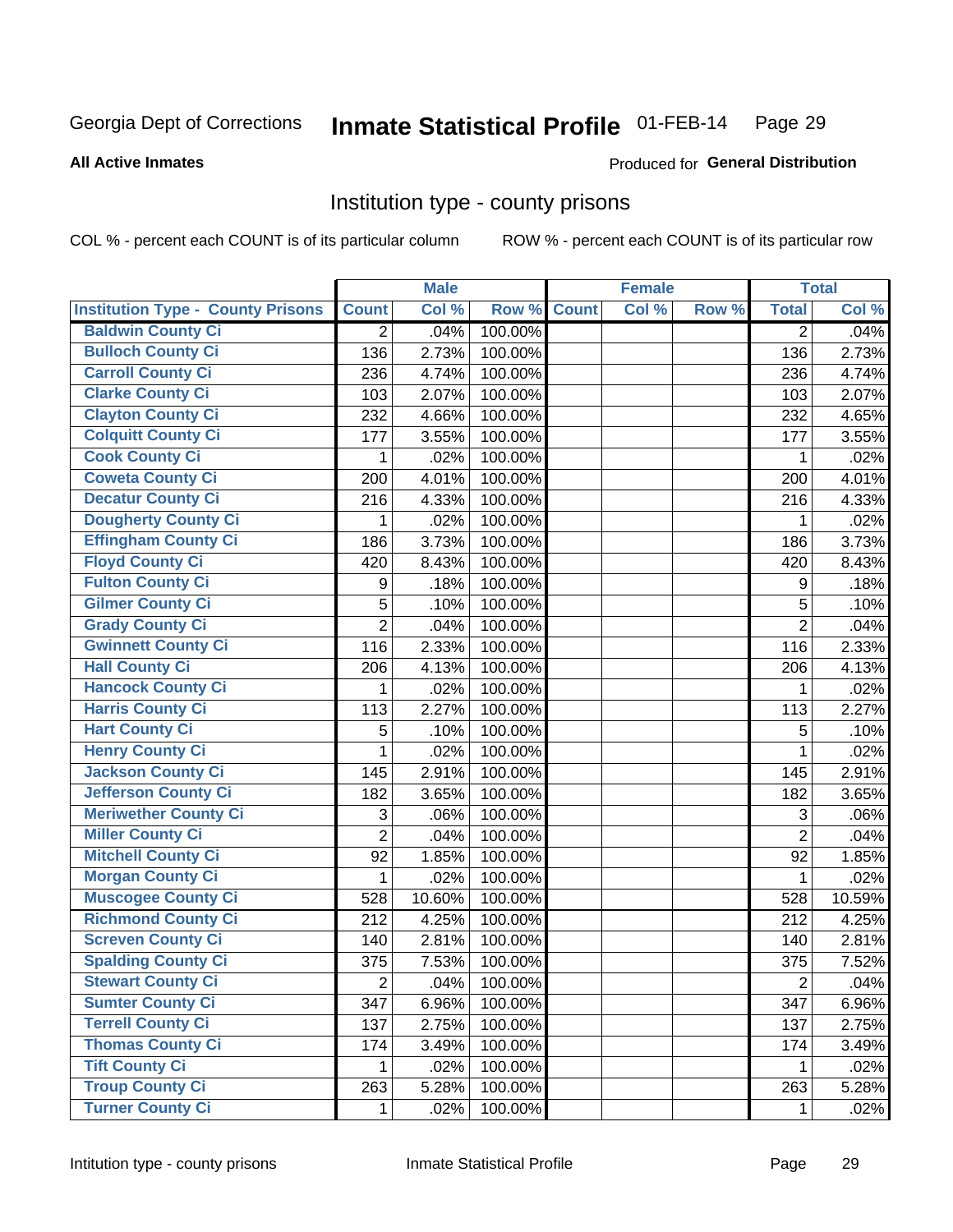Georgia Dept of Corrections **Inmate Statistical Profile** 01-FEB-14

**All Active Inmates**

Produced for **General Distribution**

## Institution type - county prisons

COL % - percent each COUNT is of its particular column

ROW % - percent each COUNT is of its particular row

| | Male | | | Female | | | Total | |
|---|---|---|---|---|---|---|---|---|
| Institution Type - County Prisons | Count | Col % | Row % | Count | Col % | Row % | Total | Col % |
| Baldwin County Ci | 2 | .04% | 100.00% | | | | 2 | .04% |
| Bulloch County Ci | 136 | 2.73% | 100.00% | | | | 136 | 2.73% |
| Carroll County Ci | 236 | 4.74% | 100.00% | | | | 236 | 4.74% |
| Clarke County Ci | 103 | 2.07% | 100.00% | | | | 103 | 2.07% |
| Clayton County Ci | 232 | 4.66% | 100.00% | | | | 232 | 4.65% |
| Colquitt County Ci | 177 | 3.55% | 100.00% | | | | 177 | 3.55% |
| Cook County Ci | 1 | .02% | 100.00% | | | | 1 | .02% |
| Coweta County Ci | 200 | 4.01% | 100.00% | | | | 200 | 4.01% |
| Decatur County Ci | 216 | 4.33% | 100.00% | | | | 216 | 4.33% |
| Dougherty County Ci | 1 | .02% | 100.00% | | | | 1 | .02% |
| Effingham County Ci | 186 | 3.73% | 100.00% | | | | 186 | 3.73% |
| Floyd County Ci | 420 | 8.43% | 100.00% | | | | 420 | 8.43% |
| Fulton County Ci | 9 | .18% | 100.00% | | | | 9 | .18% |
| Gilmer County Ci | 5 | .10% | 100.00% | | | | 5 | .10% |
| Grady County Ci | 2 | .04% | 100.00% | | | | 2 | .04% |
| Gwinnett County Ci | 116 | 2.33% | 100.00% | | | | 116 | 2.33% |
| Hall County Ci | 206 | 4.13% | 100.00% | | | | 206 | 4.13% |
| Hancock County Ci | 1 | .02% | 100.00% | | | | 1 | .02% |
| Harris County Ci | 113 | 2.27% | 100.00% | | | | 113 | 2.27% |
| Hart County Ci | 5 | .10% | 100.00% | | | | 5 | .10% |
| Henry County Ci | 1 | .02% | 100.00% | | | | 1 | .02% |
| Jackson County Ci | 145 | 2.91% | 100.00% | | | | 145 | 2.91% |
| Jefferson County Ci | 182 | 3.65% | 100.00% | | | | 182 | 3.65% |
| Meriwether County Ci | 3 | .06% | 100.00% | | | | 3 | .06% |
| Miller County Ci | 2 | .04% | 100.00% | | | | 2 | .04% |
| Mitchell County Ci | 92 | 1.85% | 100.00% | | | | 92 | 1.85% |
| Morgan County Ci | 1 | .02% | 100.00% | | | | 1 | .02% |
| Muscogee County Ci | 528 | 10.60% | 100.00% | | | | 528 | 10.59% |
| Richmond County Ci | 212 | 4.25% | 100.00% | | | | 212 | 4.25% |
| Screven County Ci | 140 | 2.81% | 100.00% | | | | 140 | 2.81% |
| Spalding County Ci | 375 | 7.53% | 100.00% | | | | 375 | 7.52% |
| Stewart County Ci | 2 | .04% | 100.00% | | | | 2 | .04% |
| Sumter County Ci | 347 | 6.96% | 100.00% | | | | 347 | 6.96% |
| Terrell County Ci | 137 | 2.75% | 100.00% | | | | 137 | 2.75% |
| Thomas County Ci | 174 | 3.49% | 100.00% | | | | 174 | 3.49% |
| Tift County Ci | 1 | .02% | 100.00% | | | | 1 | .02% |
| Troup County Ci | 263 | 5.28% | 100.00% | | | | 263 | 5.28% |
| Turner County Ci | 1 | .02% | 100.00% | | | | 1 | .02% |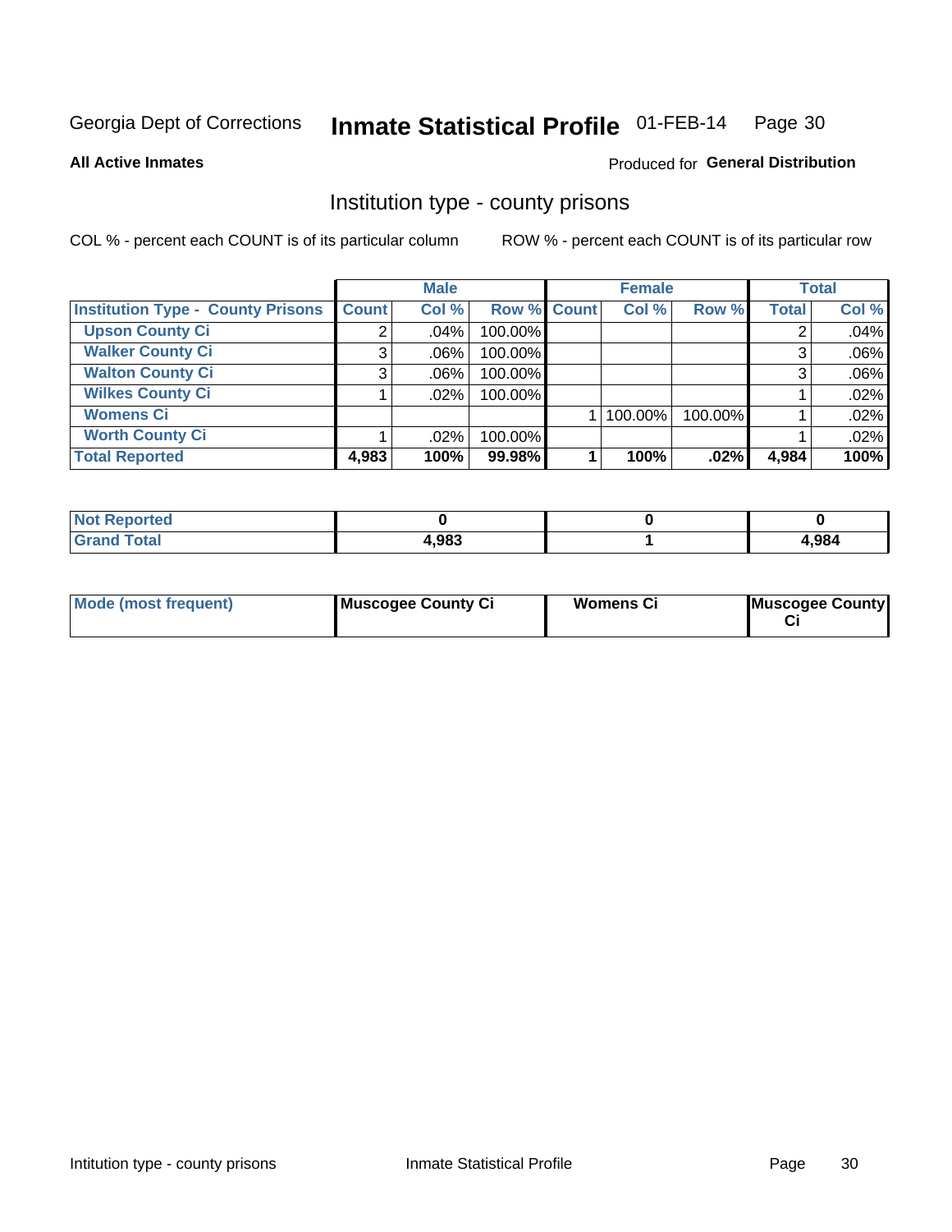Georgia Dept of Corrections **Inmate Statistical Profile** 01-FEB-14

**All Active Inmates**

Produced for **General Distribution**

## Institution type - county prisons

COL % - percent each COUNT is of its particular column

ROW % - percent each COUNT is of its particular row

| | Male | | | Female | | | Total | |
|---|---|---|---|---|---|---|---|---|
| **Institution Type - County Prisons** | **Count** | **Col %** | **Row %** | **Count** | **Col %** | **Row %** | **Total** | **Col %** |
| **Upson County Ci** | 2 | .04% | 100.00% | | | | 2 | .04% |
| **Walker County Ci** | 3 | .06% | 100.00% | | | | 3 | .06% |
| **Walton County Ci** | 3 | .06% | 100.00% | | | | 3 | .06% |
| **Wilkes County Ci** | 1 | .02% | 100.00% | | | | 1 | .02% |
| **Womens Ci** | | | | 1 | 100.00% | 100.00% | 1 | .02% |
| **Worth County Ci** | 1 | .02% | 100.00% | | | | 1 | .02% |
| **Total Reported** | **4,983** | **100%** | **99.98%** | **1** | **100%** | **.02%** | **4,984** | **100%** |

| | Male | Female | Total |
|---|---|---|---|
| **Not Reported** | **0** | **0** | **0** |
| **Grand Total** | **4,983** | **1** | **4,984** |

| | Male | Female | Total |
|---|---|---|---|
| **Mode (most frequent)** | **Muscogee County Ci** | **Womens Ci** | **Muscogee County Ci** |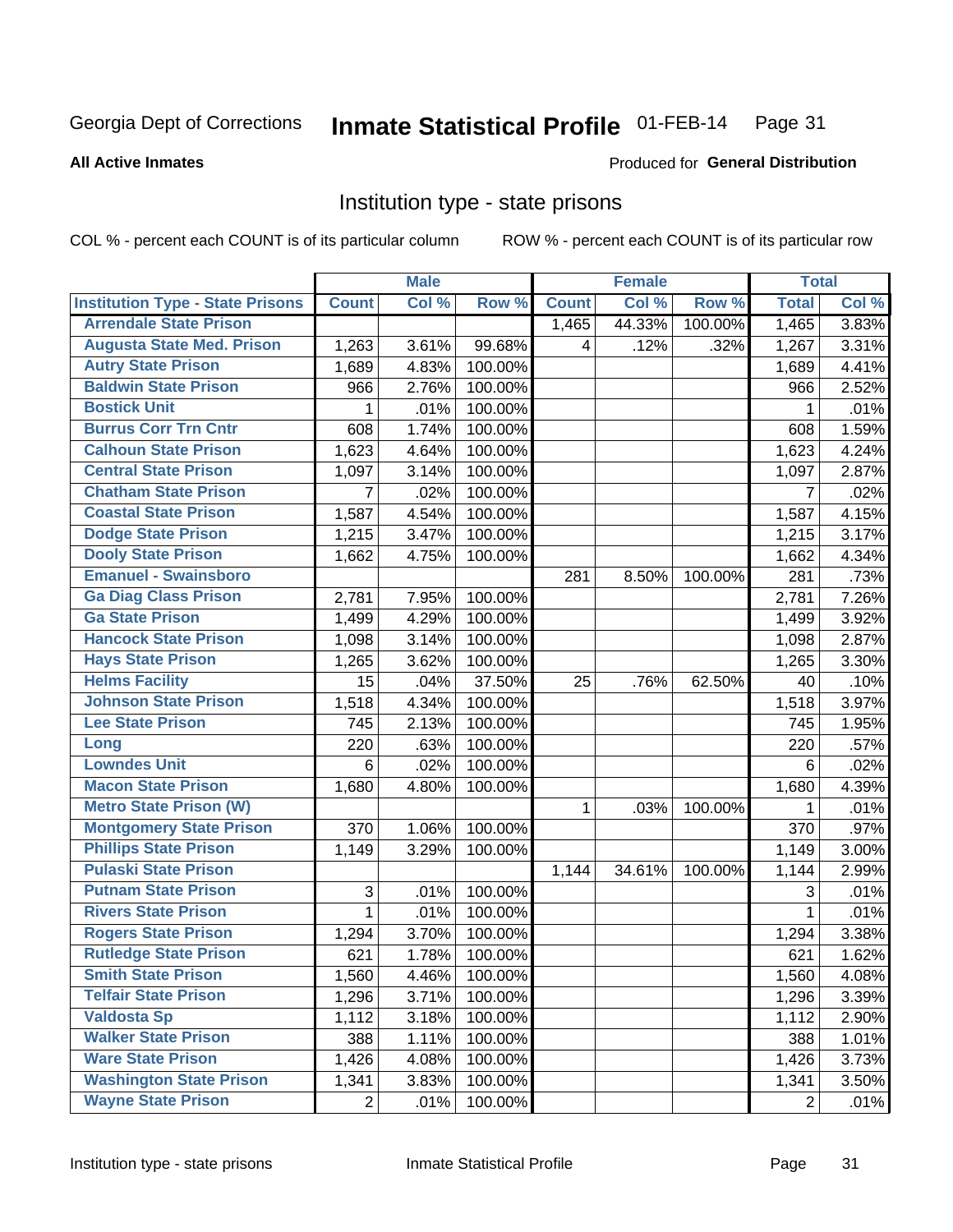Georgia Dept of Corrections **Inmate Statistical Profile** 01-FEB-14

**All Active Inmates**

Produced for **General Distribution**

## Institution type - state prisons

COL % - percent each COUNT is of its particular column

ROW % - percent each COUNT is of its particular row

| | Male | | | Female | | | Total | |
|---|---|---|---|---|---|---|---|---|
| **Institution Type - State Prisons** | **Count** | **Col %** | **Row %** | **Count** | **Col %** | **Row %** | **Total** | **Col %** |
| Arrendale State Prison | | | | 1,465 | 44.33% | 100.00% | 1,465 | 3.83% |
| Augusta State Med. Prison | 1,263 | 3.61% | 99.68% | 4 | .12% | .32% | 1,267 | 3.31% |
| Autry State Prison | 1,689 | 4.83% | 100.00% | | | | 1,689 | 4.41% |
| Baldwin State Prison | 966 | 2.76% | 100.00% | | | | 966 | 2.52% |
| Bostick Unit | 1 | .01% | 100.00% | | | | 1 | .01% |
| Burrus Corr Trn Cntr | 608 | 1.74% | 100.00% | | | | 608 | 1.59% |
| Calhoun State Prison | 1,623 | 4.64% | 100.00% | | | | 1,623 | 4.24% |
| Central State Prison | 1,097 | 3.14% | 100.00% | | | | 1,097 | 2.87% |
| Chatham State Prison | 7 | .02% | 100.00% | | | | 7 | .02% |
| Coastal State Prison | 1,587 | 4.54% | 100.00% | | | | 1,587 | 4.15% |
| Dodge State Prison | 1,215 | 3.47% | 100.00% | | | | 1,215 | 3.17% |
| Dooly State Prison | 1,662 | 4.75% | 100.00% | | | | 1,662 | 4.34% |
| Emanuel - Swainsboro | | | | 281 | 8.50% | 100.00% | 281 | .73% |
| Ga Diag Class Prison | 2,781 | 7.95% | 100.00% | | | | 2,781 | 7.26% |
| Ga State Prison | 1,499 | 4.29% | 100.00% | | | | 1,499 | 3.92% |
| Hancock State Prison | 1,098 | 3.14% | 100.00% | | | | 1,098 | 2.87% |
| Hays State Prison | 1,265 | 3.62% | 100.00% | | | | 1,265 | 3.30% |
| Helms Facility | 15 | .04% | 37.50% | 25 | .76% | 62.50% | 40 | .10% |
| Johnson State Prison | 1,518 | 4.34% | 100.00% | | | | 1,518 | 3.97% |
| Lee State Prison | 745 | 2.13% | 100.00% | | | | 745 | 1.95% |
| Long | 220 | .63% | 100.00% | | | | 220 | .57% |
| Lowndes Unit | 6 | .02% | 100.00% | | | | 6 | .02% |
| Macon State Prison | 1,680 | 4.80% | 100.00% | | | | 1,680 | 4.39% |
| Metro State Prison (W) | | | | 1 | .03% | 100.00% | 1 | .01% |
| Montgomery State Prison | 370 | 1.06% | 100.00% | | | | 370 | .97% |
| Phillips State Prison | 1,149 | 3.29% | 100.00% | | | | 1,149 | 3.00% |
| Pulaski State Prison | | | | 1,144 | 34.61% | 100.00% | 1,144 | 2.99% |
| Putnam State Prison | 3 | .01% | 100.00% | | | | 3 | .01% |
| Rivers State Prison | 1 | .01% | 100.00% | | | | 1 | .01% |
| Rogers State Prison | 1,294 | 3.70% | 100.00% | | | | 1,294 | 3.38% |
| Rutledge State Prison | 621 | 1.78% | 100.00% | | | | 621 | 1.62% |
| Smith State Prison | 1,560 | 4.46% | 100.00% | | | | 1,560 | 4.08% |
| Telfair State Prison | 1,296 | 3.71% | 100.00% | | | | 1,296 | 3.39% |
| Valdosta Sp | 1,112 | 3.18% | 100.00% | | | | 1,112 | 2.90% |
| Walker State Prison | 388 | 1.11% | 100.00% | | | | 388 | 1.01% |
| Ware State Prison | 1,426 | 4.08% | 100.00% | | | | 1,426 | 3.73% |
| Washington State Prison | 1,341 | 3.83% | 100.00% | | | | 1,341 | 3.50% |
| Wayne State Prison | 2 | .01% | 100.00% | | | | 2 | .01% |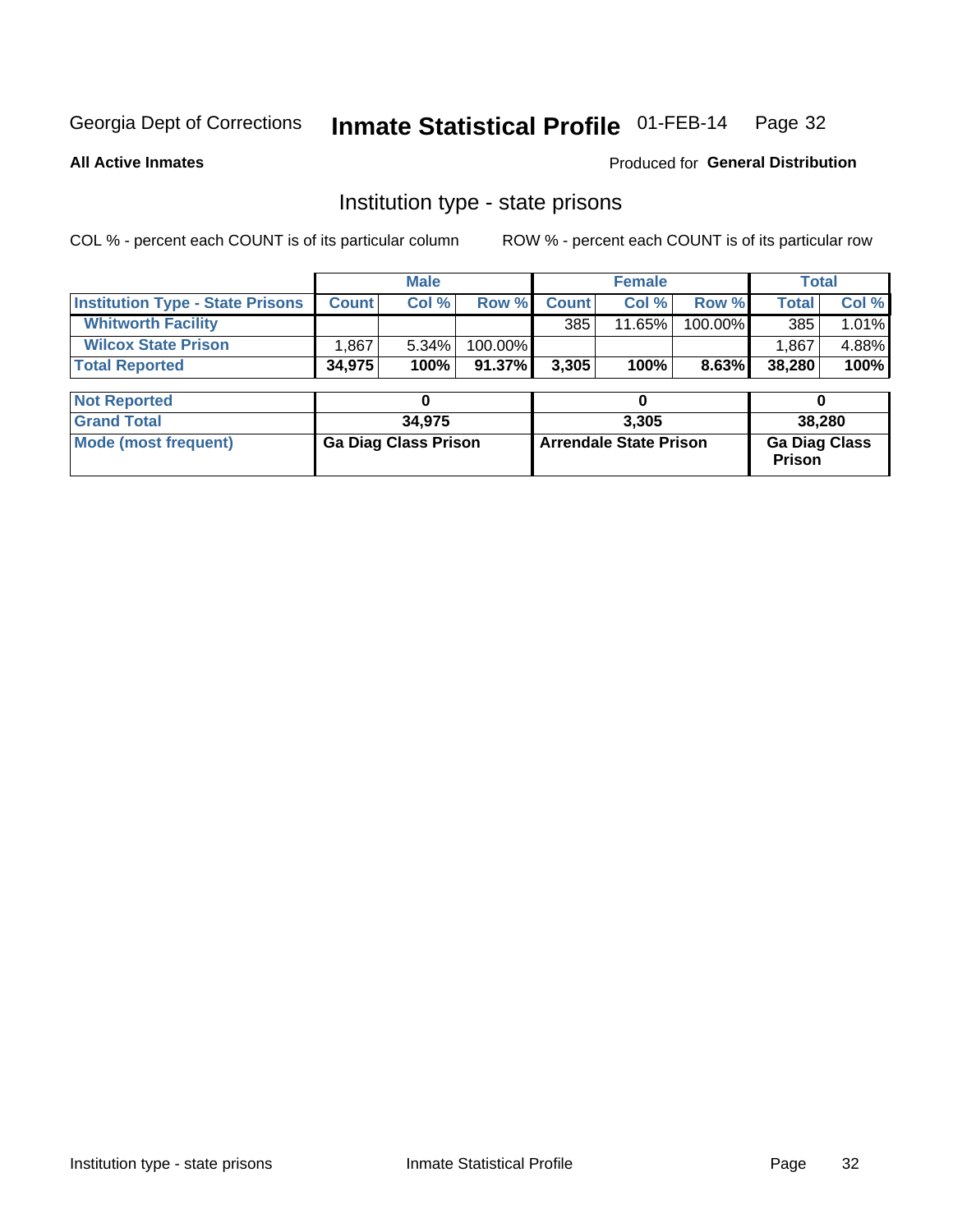Georgia Dept of Corrections **Inmate Statistical Profile** 01-FEB-14

**All Active Inmates**

Produced for **General Distribution**

## Institution type - state prisons

COL % - percent each COUNT is of its particular column    ROW % - percent each COUNT is of its particular row

| | Male | | | Female | | | Total | |
|---|---|---|---|---|---|---|---|---|
| **Institution Type - State Prisons** | **Count** | **Col %** | **Row %** | **Count** | **Col %** | **Row %** | **Total** | **Col %** |
| **Whitworth Facility** | | | | 385 | 11.65% | 100.00% | 385 | 1.01% |
| **Wilcox State Prison** | 1,867 | 5.34% | 100.00% | | | | 1,867 | 4.88% |
| **Total Reported** | **34,975** | **100%** | **91.37%** | **3,305** | **100%** | **8.63%** | **38,280** | **100%** |
| **Not Reported** | **0** | | | **0** | | | **0** | |
| **Grand Total** | **34,975** | | | **3,305** | | | **38,280** | |
| **Mode (most frequent)** | **Ga Diag Class Prison** | | | **Arrendale State Prison** | | | **Ga Diag Class Prison** | |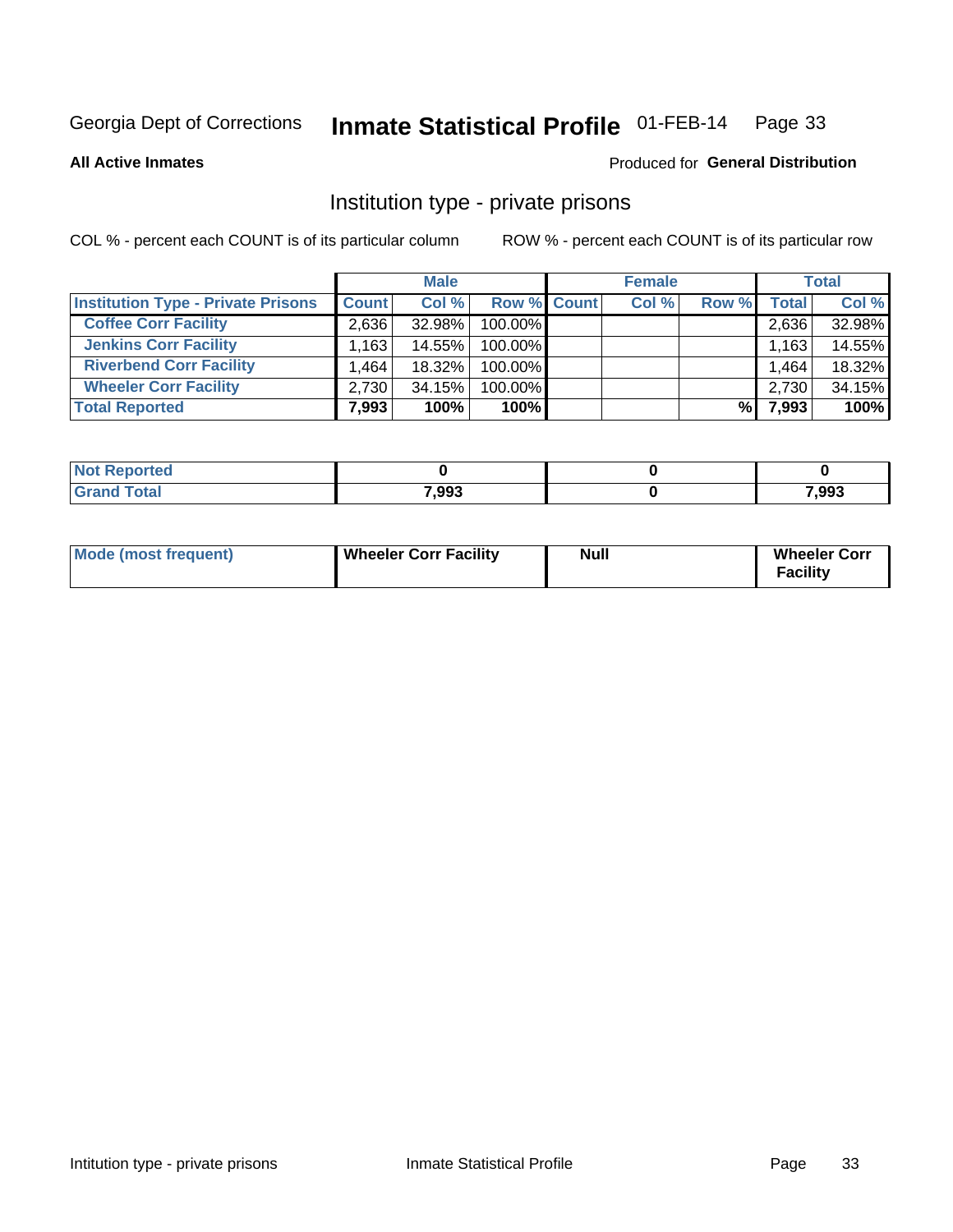Georgia Dept of Corrections **Inmate Statistical Profile** 01-FEB-14

**All Active Inmates**

Produced for **General Distribution**

## Institution type - private prisons

COL % - percent each COUNT is of its particular column

ROW % - percent each COUNT is of its particular row

| | Male | | | Female | | | Total | |
|---|---|---|---|---|---|---|---|---|
| **Institution Type - Private Prisons** | **Count** | **Col %** | **Row %** | **Count** | **Col %** | **Row %** | **Total** | **Col %** |
| **Coffee Corr Facility** | 2,636 | 32.98% | 100.00% | | | | 2,636 | 32.98% |
| **Jenkins Corr Facility** | 1,163 | 14.55% | 100.00% | | | | 1,163 | 14.55% |
| **Riverbend Corr Facility** | 1,464 | 18.32% | 100.00% | | | | 1,464 | 18.32% |
| **Wheeler Corr Facility** | 2,730 | 34.15% | 100.00% | | | | 2,730 | 34.15% |
| **Total Reported** | **7,993** | **100%** | **100%** | | | **%** | **7,993** | **100%** |

| | Male | Female | Total |
|---|---|---|---|
| **Not Reported** | **0** | **0** | **0** |
| **Grand Total** | **7,993** | **0** | **7,993** |

| | Male | Female | Total |
|---|---|---|---|
| **Mode (most frequent)** | **Wheeler Corr Facility** | **Null** | **Wheeler Corr Facility** |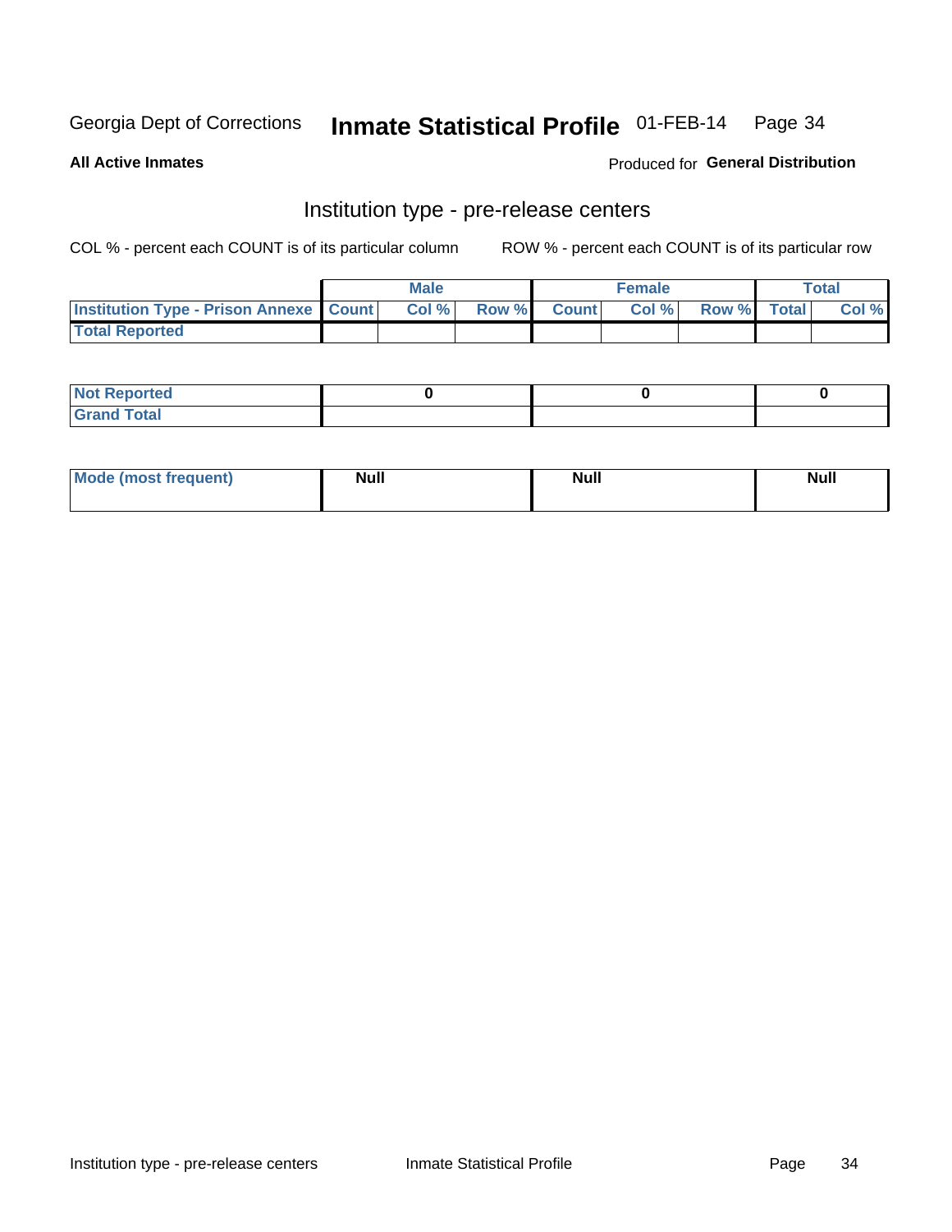Georgia Dept of Corrections **Inmate Statistical Profile** 01-FEB-14

**All Active Inmates**

Produced for **General Distribution**

## Institution type - pre-release centers

COL % - percent each COUNT is of its particular column ROW % - percent each COUNT is of its particular row

| | Male | | | Female | | | Total | |
|---|---|---|---|---|---|---|---|---|
| **Institution Type - Prison Annexe** | **Count** | **Col %** | **Row %** | **Count** | **Col %** | **Row %** | **Total** | **Col %** |
| **Total Reported** | | | | | | | | |

| | Male | Female | Total |
|---|---|---|---|
| **Not Reported** | **0** | **0** | **0** |
| **Grand Total** | | | |

| | Male | Female | Total |
|---|---|---|---|
| **Mode (most frequent)** | **Null** | **Null** | **Null** |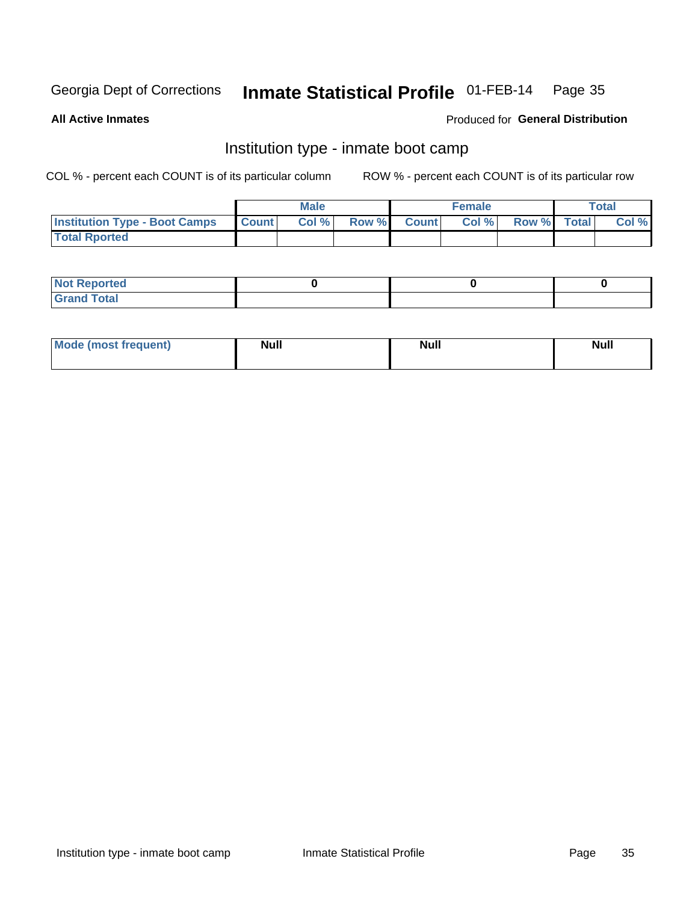Georgia Dept of Corrections **Inmate Statistical Profile** 01-FEB-14

**All Active Inmates**

Produced for **General Distribution**

## Institution type - inmate boot camp

COL % - percent each COUNT is of its particular column

ROW % - percent each COUNT is of its particular row

| | Male | | | Female | | | Total | |
|---|---|---|---|---|---|---|---|---|
| **Institution Type - Boot Camps** | **Count** | **Col %** | **Row %** | **Count** | **Col %** | **Row %** | **Total** | **Col %** |
| **Total Rported** | | | | | | | | |

| | Male | Female | Total |
|---|---|---|---|
| **Not Reported** | 0 | 0 | 0 |
| **Grand Total** | | | |

| | Male | Female | Total |
|---|---|---|---|
| **Mode (most frequent)** | Null | Null | Null |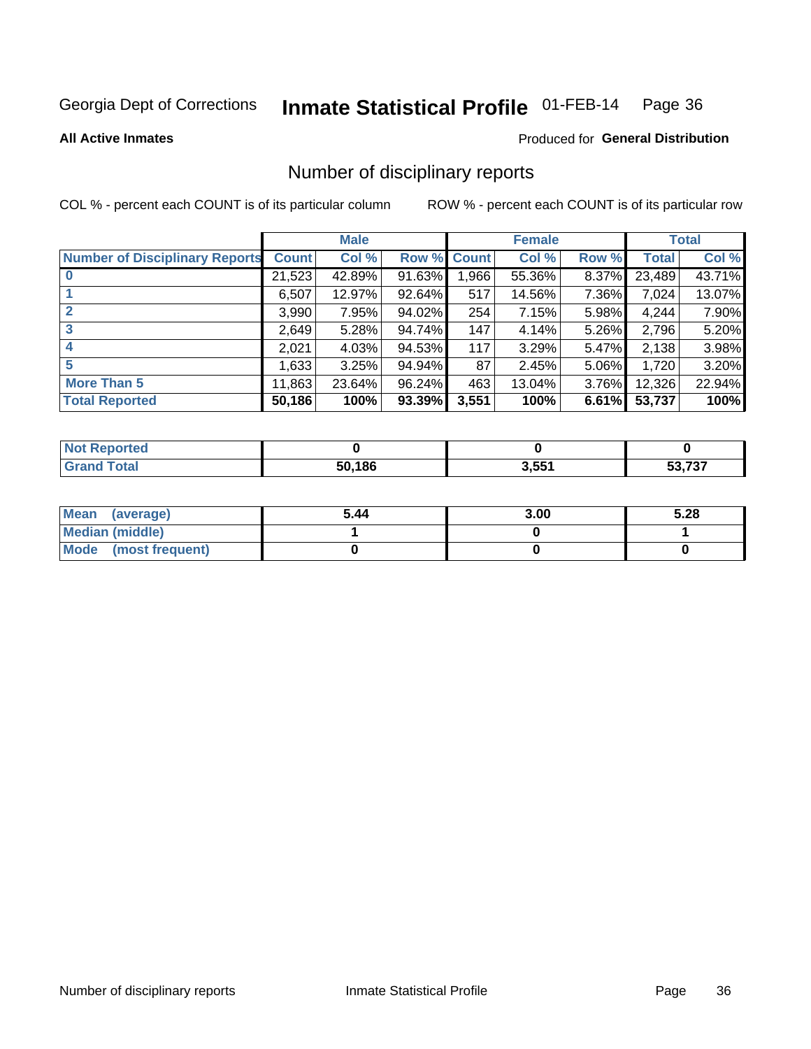Georgia Dept of Corrections **Inmate Statistical Profile** 01-FEB-14

**All Active Inmates**

Produced for **General Distribution**

## Number of disciplinary reports

COL % - percent each COUNT is of its particular column

ROW % - percent each COUNT is of its particular row

| | Male | | | Female | | | Total | |
|---|---|---|---|---|---|---|---|---|
| Number of Disciplinary Reports | Count | Col % | Row % | Count | Col % | Row % | Total | Col % |
| 0 | 21,523 | 42.89% | 91.63% | 1,966 | 55.36% | 8.37% | 23,489 | 43.71% |
| 1 | 6,507 | 12.97% | 92.64% | 517 | 14.56% | 7.36% | 7,024 | 13.07% |
| 2 | 3,990 | 7.95% | 94.02% | 254 | 7.15% | 5.98% | 4,244 | 7.90% |
| 3 | 2,649 | 5.28% | 94.74% | 147 | 4.14% | 5.26% | 2,796 | 5.20% |
| 4 | 2,021 | 4.03% | 94.53% | 117 | 3.29% | 5.47% | 2,138 | 3.98% |
| 5 | 1,633 | 3.25% | 94.94% | 87 | 2.45% | 5.06% | 1,720 | 3.20% |
| More Than 5 | 11,863 | 23.64% | 96.24% | 463 | 13.04% | 3.76% | 12,326 | 22.94% |
| **Total Reported** | **50,186** | **100%** | **93.39%** | **3,551** | **100%** | **6.61%** | **53,737** | **100%** |

| | Male | Female | Total |
|---|---|---|---|
| Not Reported | 0 | 0 | 0 |
| Grand Total | 50,186 | 3,551 | 53,737 |

| | Male | Female | Total |
|---|---|---|---|
| Mean (average) | 5.44 | 3.00 | 5.28 |
| Median (middle) | 1 | 0 | 1 |
| Mode (most frequent) | 0 | 0 | 0 |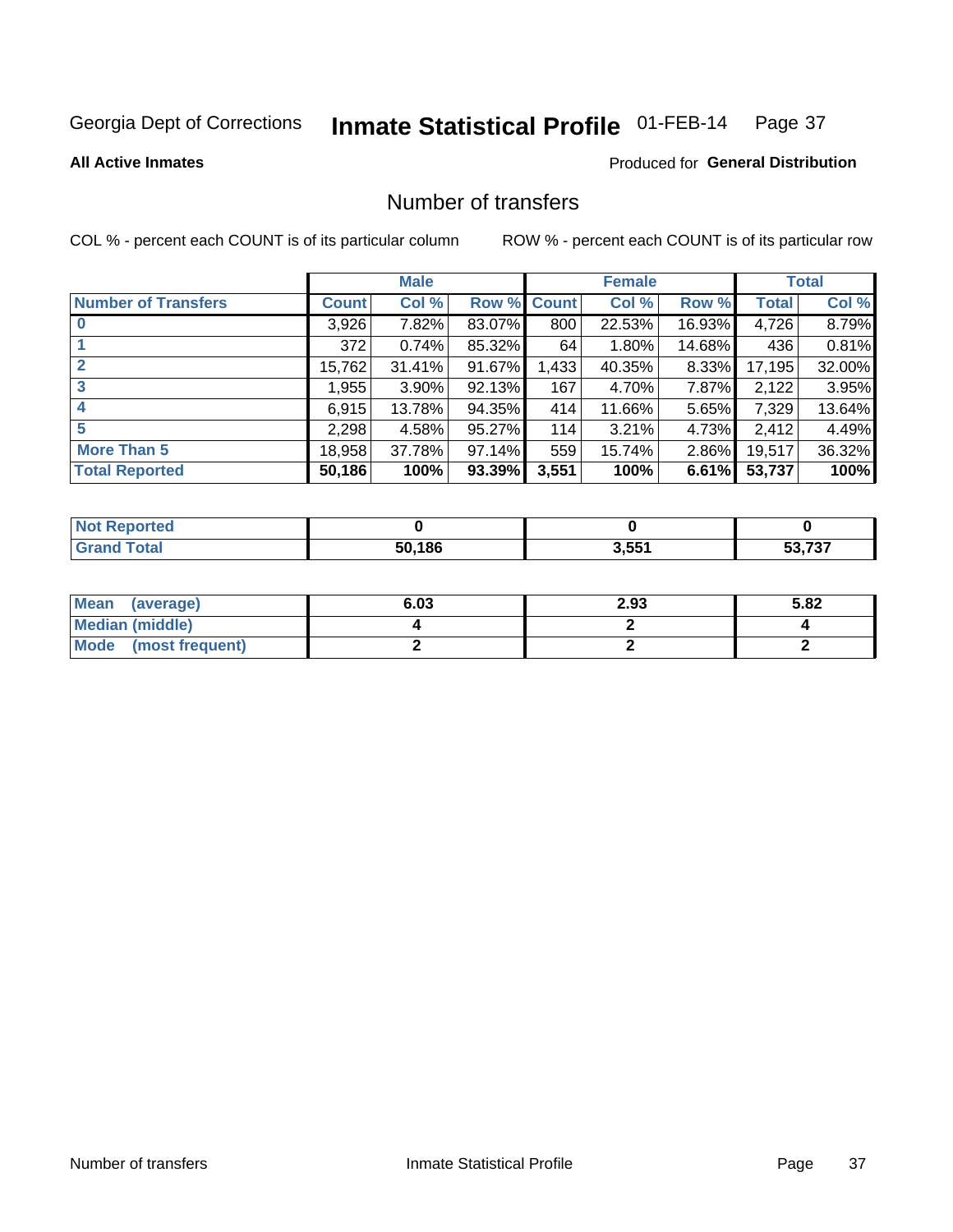Georgia Dept of Corrections **Inmate Statistical Profile** 01-FEB-14

**All Active Inmates**

Produced for **General Distribution**

## Number of transfers

COL % - percent each COUNT is of its particular column

ROW % - percent each COUNT is of its particular row

| | Male | | | Female | | | Total | |
|---|---|---|---|---|---|---|---|---|
| **Number of Transfers** | **Count** | **Col %** | **Row %** | **Count** | **Col %** | **Row %** | **Total** | **Col %** |
| **0** | 3,926 | 7.82% | 83.07% | 800 | 22.53% | 16.93% | 4,726 | 8.79% |
| **1** | 372 | 0.74% | 85.32% | 64 | 1.80% | 14.68% | 436 | 0.81% |
| **2** | 15,762 | 31.41% | 91.67% | 1,433 | 40.35% | 8.33% | 17,195 | 32.00% |
| **3** | 1,955 | 3.90% | 92.13% | 167 | 4.70% | 7.87% | 2,122 | 3.95% |
| **4** | 6,915 | 13.78% | 94.35% | 414 | 11.66% | 5.65% | 7,329 | 13.64% |
| **5** | 2,298 | 4.58% | 95.27% | 114 | 3.21% | 4.73% | 2,412 | 4.49% |
| **More Than 5** | 18,958 | 37.78% | 97.14% | 559 | 15.74% | 2.86% | 19,517 | 36.32% |
| **Total Reported** | **50,186** | **100%** | **93.39%** | **3,551** | **100%** | **6.61%** | **53,737** | **100%** |

| | Male | Female | Total |
|---|---|---|---|
| **Not Reported** | **0** | **0** | **0** |
| **Grand Total** | **50,186** | **3,551** | **53,737** |

| | Male | Female | Total |
|---|---|---|---|
| **Mean (average)** | **6.03** | **2.93** | **5.82** |
| **Median (middle)** | **4** | **2** | **4** |
| **Mode (most frequent)** | **2** | **2** | **2** |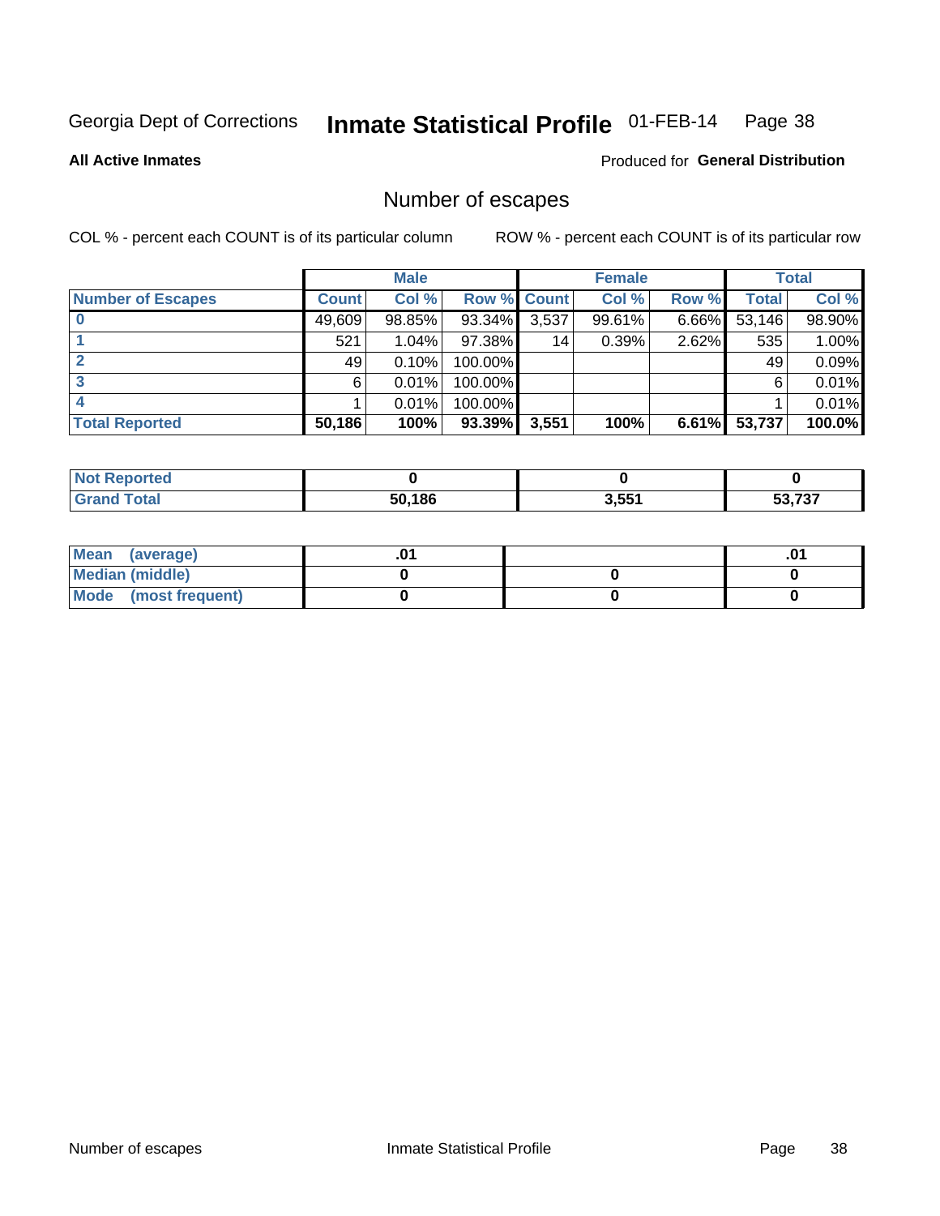Georgia Dept of Corrections **Inmate Statistical Profile** 01-FEB-14

**All Active Inmates**

Produced for **General Distribution**

## Number of escapes

COL % - percent each COUNT is of its particular column

ROW % - percent each COUNT is of its particular row

| | Male | | | Female | | | Total | |
|---|---|---|---|---|---|---|---|---|
| **Number of Escapes** | **Count** | **Col %** | **Row %** | **Count** | **Col %** | **Row %** | **Total** | **Col %** |
| **0** | 49,609 | 98.85% | 93.34% | 3,537 | 99.61% | 6.66% | 53,146 | 98.90% |
| **1** | 521 | 1.04% | 97.38% | 14 | 0.39% | 2.62% | 535 | 1.00% |
| **2** | 49 | 0.10% | 100.00% | | | | 49 | 0.09% |
| **3** | 6 | 0.01% | 100.00% | | | | 6 | 0.01% |
| **4** | 1 | 0.01% | 100.00% | | | | 1 | 0.01% |
| **Total Reported** | **50,186** | **100%** | **93.39%** | **3,551** | **100%** | **6.61%** | **53,737** | **100.0%** |

| | Male | Female | Total |
|---|---|---|---|
| **Not Reported** | **0** | **0** | **0** |
| **Grand Total** | **50,186** | **3,551** | **53,737** |

| | Male | Female | Total |
|---|---|---|---|
| **Mean (average)** | **.01** | | **.01** |
| **Median (middle)** | **0** | **0** | **0** |
| **Mode (most frequent)** | **0** | **0** | **0** |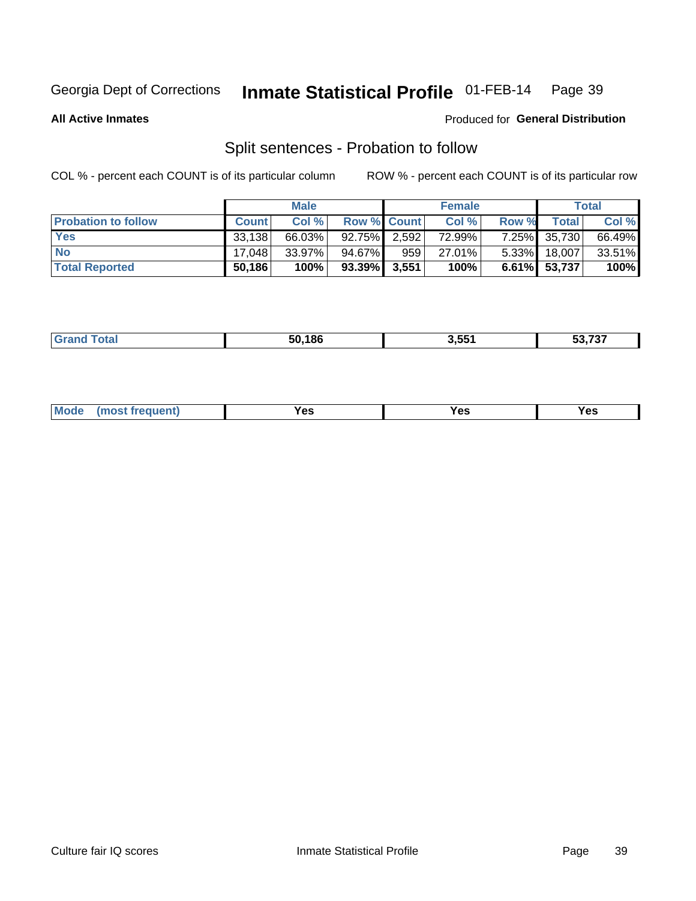Georgia Dept of Corrections **Inmate Statistical Profile** 01-FEB-14

**All Active Inmates**

Produced for **General Distribution**

## Split sentences - Probation to follow

COL % - percent each COUNT is of its particular column

ROW % - percent each COUNT is of its particular row

| | Male | | | Female | | | Total | |
|---|---|---|---|---|---|---|---|---|
| **Probation to follow** | **Count** | **Col %** | **Row %** | **Count** | **Col %** | **Row %** | **Total** | **Col %** |
| **Yes** | 33,138 | 66.03% | 92.75% | 2,592 | 72.99% | 7.25% | 35,730 | 66.49% |
| **No** | 17,048 | 33.97% | 94.67% | 959 | 27.01% | 5.33% | 18,007 | 33.51% |
| **Total Reported** | **50,186** | **100%** | **93.39%** | **3,551** | **100%** | **6.61%** | **53,737** | **100%** |

| | Male | Female | Total |
|---|---|---|---|
| **Grand Total** | **50,186** | **3,551** | **53,737** |

| | Male | Female | Total |
|---|---|---|---|
| **Mode (most frequent)** | **Yes** | **Yes** | **Yes** |

Culture fair IQ scores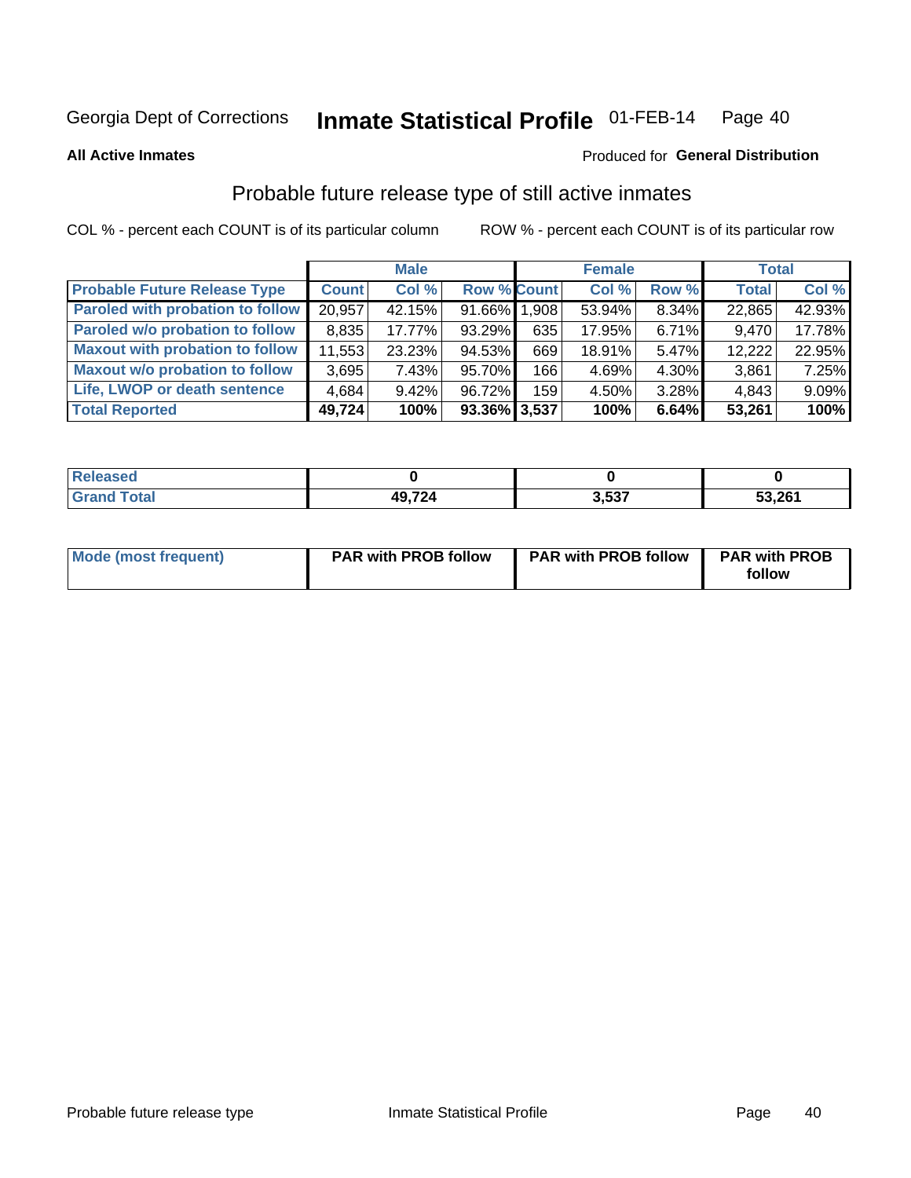Georgia Dept of Corrections **Inmate Statistical Profile** 01-FEB-14

**All Active Inmates**

Produced for **General Distribution**

## Probable future release type of still active inmates

COL % - percent each COUNT is of its particular column ROW % - percent each COUNT is of its particular row

| | Male | | | Female | | | Total | |
|---|---|---|---|---|---|---|---|---|
| **Probable Future Release Type** | **Count** | **Col %** | **Row %** | **Count** | **Col %** | **Row %** | **Total** | **Col %** |
| Paroled with probation to follow | 20,957 | 42.15% | 91.66% | 1,908 | 53.94% | 8.34% | 22,865 | 42.93% |
| Paroled w/o probation to follow | 8,835 | 17.77% | 93.29% | 635 | 17.95% | 6.71% | 9,470 | 17.78% |
| Maxout with probation to follow | 11,553 | 23.23% | 94.53% | 669 | 18.91% | 5.47% | 12,222 | 22.95% |
| Maxout w/o probation to follow | 3,695 | 7.43% | 95.70% | 166 | 4.69% | 4.30% | 3,861 | 7.25% |
| Life, LWOP or death sentence | 4,684 | 9.42% | 96.72% | 159 | 4.50% | 3.28% | 4,843 | 9.09% |
| **Total Reported** | **49,724** | **100%** | **93.36%** | **3,537** | **100%** | **6.64%** | **53,261** | **100%** |

| | Male | Female | Total |
|---|---|---|---|
| Released | **0** | **0** | **0** |
| Grand Total | **49,724** | **3,537** | **53,261** |

| | Male | Female | Total |
|---|---|---|---|
| Mode (most frequent) | **PAR with PROB follow** | **PAR with PROB follow** | **PAR with PROB follow** |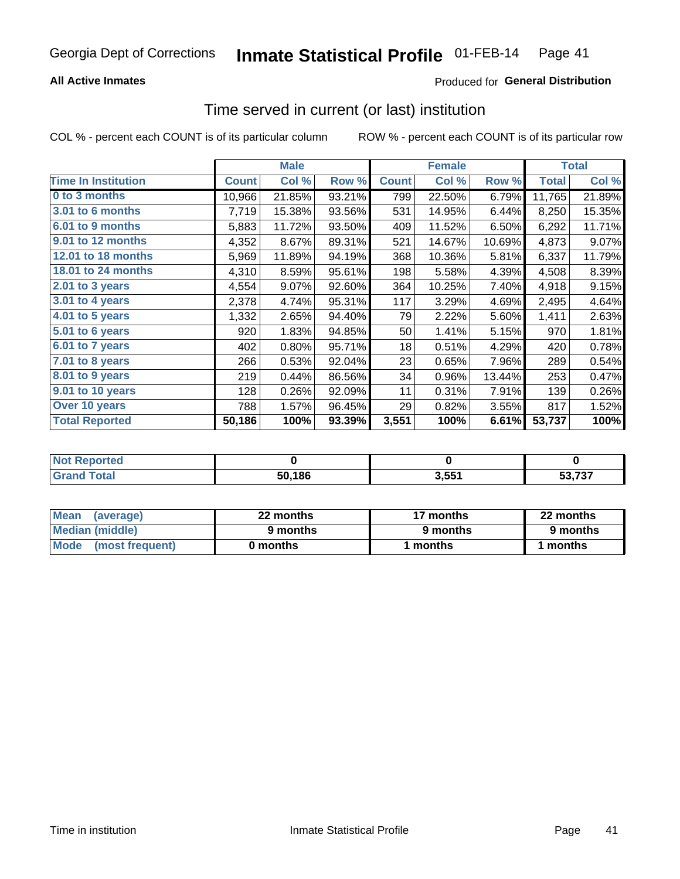Georgia Dept of Corrections **Inmate Statistical Profile** 01-FEB-14

**All Active Inmates**

Produced for **General Distribution**

## Time served in current (or last) institution

COL % - percent each COUNT is of its particular column

ROW % - percent each COUNT is of its particular row

| | Male | | | Female | | | Total | |
|---|---|---|---|---|---|---|---|---|
| **Time In Institution** | **Count** | **Col %** | **Row %** | **Count** | **Col %** | **Row %** | **Total** | **Col %** |
| **0 to 3 months** | 10,966 | 21.85% | 93.21% | 799 | 22.50% | 6.79% | 11,765 | 21.89% |
| **3.01 to 6 months** | 7,719 | 15.38% | 93.56% | 531 | 14.95% | 6.44% | 8,250 | 15.35% |
| **6.01 to 9 months** | 5,883 | 11.72% | 93.50% | 409 | 11.52% | 6.50% | 6,292 | 11.71% |
| **9.01 to 12 months** | 4,352 | 8.67% | 89.31% | 521 | 14.67% | 10.69% | 4,873 | 9.07% |
| **12.01 to 18 months** | 5,969 | 11.89% | 94.19% | 368 | 10.36% | 5.81% | 6,337 | 11.79% |
| **18.01 to 24 months** | 4,310 | 8.59% | 95.61% | 198 | 5.58% | 4.39% | 4,508 | 8.39% |
| **2.01 to 3 years** | 4,554 | 9.07% | 92.60% | 364 | 10.25% | 7.40% | 4,918 | 9.15% |
| **3.01 to 4 years** | 2,378 | 4.74% | 95.31% | 117 | 3.29% | 4.69% | 2,495 | 4.64% |
| **4.01 to 5 years** | 1,332 | 2.65% | 94.40% | 79 | 2.22% | 5.60% | 1,411 | 2.63% |
| **5.01 to 6 years** | 920 | 1.83% | 94.85% | 50 | 1.41% | 5.15% | 970 | 1.81% |
| **6.01 to 7 years** | 402 | 0.80% | 95.71% | 18 | 0.51% | 4.29% | 420 | 0.78% |
| **7.01 to 8 years** | 266 | 0.53% | 92.04% | 23 | 0.65% | 7.96% | 289 | 0.54% |
| **8.01 to 9 years** | 219 | 0.44% | 86.56% | 34 | 0.96% | 13.44% | 253 | 0.47% |
| **9.01 to 10 years** | 128 | 0.26% | 92.09% | 11 | 0.31% | 7.91% | 139 | 0.26% |
| **Over 10 years** | 788 | 1.57% | 96.45% | 29 | 0.82% | 3.55% | 817 | 1.52% |
| **Total Reported** | **50,186** | **100%** | **93.39%** | **3,551** | **100%** | **6.61%** | **53,737** | **100%** |

| | Male | Female | Total |
|---|---|---|---|
| **Not Reported** | **0** | **0** | **0** |
| **Grand Total** | **50,186** | **3,551** | **53,737** |

| | Male | Female | Total |
|---|---|---|---|
| **Mean (average)** | **22 months** | **17 months** | **22 months** |
| **Median (middle)** | **9 months** | **9 months** | **9 months** |
| **Mode (most frequent)** | **0 months** | **1 months** | **1 months** |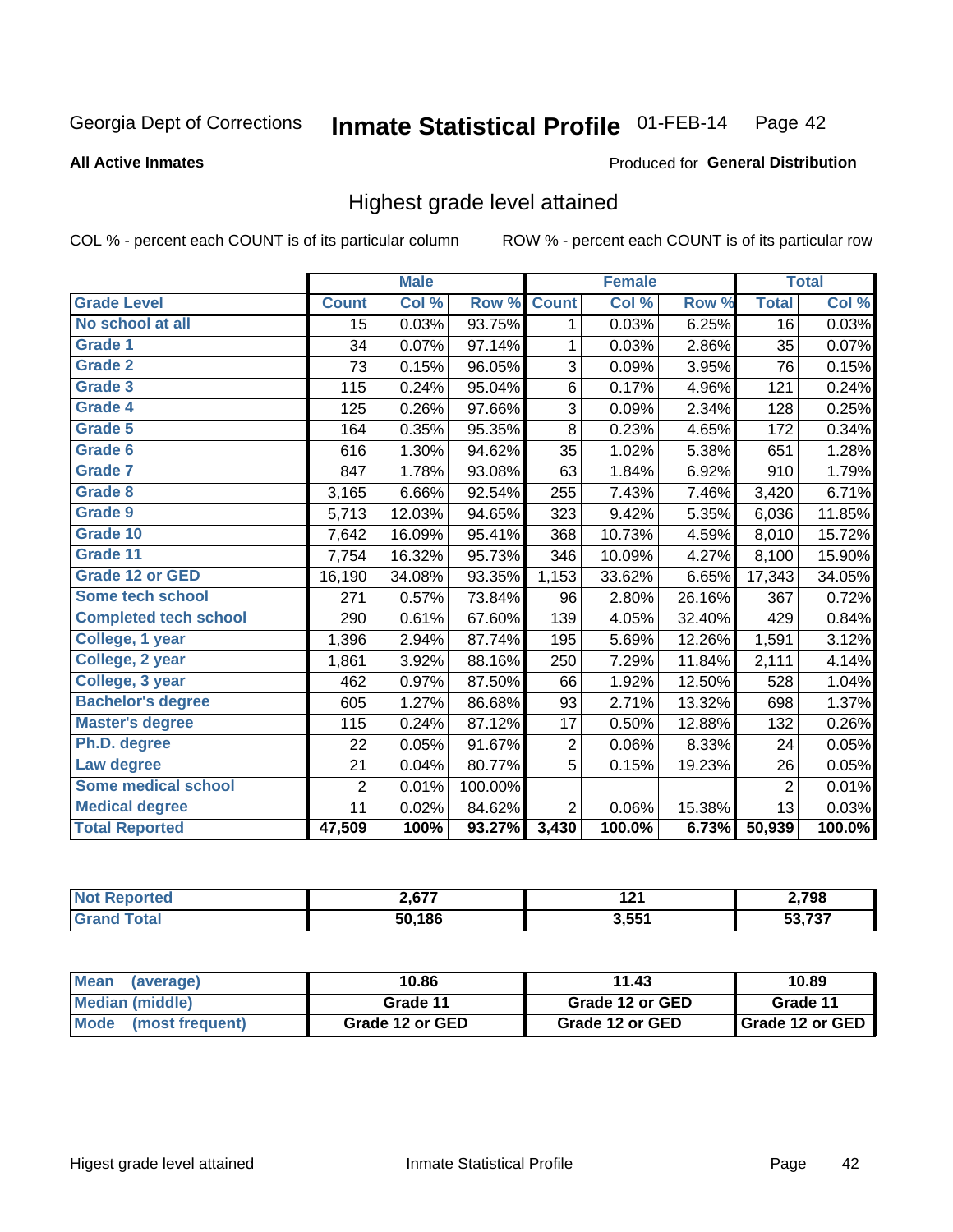Georgia Dept of Corrections **Inmate Statistical Profile** 01-FEB-14

**All Active Inmates**

Produced for **General Distribution**

## Highest grade level attained

COL % - percent each COUNT is of its particular column

ROW % - percent each COUNT is of its particular row

| | Male | | | Female | | | Total | |
|---|---|---|---|---|---|---|---|---|
| **Grade Level** | **Count** | **Col %** | **Row %** | **Count** | **Col %** | **Row %** | **Total** | **Col %** |
| No school at all | 15 | 0.03% | 93.75% | 1 | 0.03% | 6.25% | 16 | 0.03% |
| Grade 1 | 34 | 0.07% | 97.14% | 1 | 0.03% | 2.86% | 35 | 0.07% |
| Grade 2 | 73 | 0.15% | 96.05% | 3 | 0.09% | 3.95% | 76 | 0.15% |
| Grade 3 | 115 | 0.24% | 95.04% | 6 | 0.17% | 4.96% | 121 | 0.24% |
| Grade 4 | 125 | 0.26% | 97.66% | 3 | 0.09% | 2.34% | 128 | 0.25% |
| Grade 5 | 164 | 0.35% | 95.35% | 8 | 0.23% | 4.65% | 172 | 0.34% |
| Grade 6 | 616 | 1.30% | 94.62% | 35 | 1.02% | 5.38% | 651 | 1.28% |
| Grade 7 | 847 | 1.78% | 93.08% | 63 | 1.84% | 6.92% | 910 | 1.79% |
| Grade 8 | 3,165 | 6.66% | 92.54% | 255 | 7.43% | 7.46% | 3,420 | 6.71% |
| Grade 9 | 5,713 | 12.03% | 94.65% | 323 | 9.42% | 5.35% | 6,036 | 11.85% |
| Grade 10 | 7,642 | 16.09% | 95.41% | 368 | 10.73% | 4.59% | 8,010 | 15.72% |
| Grade 11 | 7,754 | 16.32% | 95.73% | 346 | 10.09% | 4.27% | 8,100 | 15.90% |
| Grade 12 or GED | 16,190 | 34.08% | 93.35% | 1,153 | 33.62% | 6.65% | 17,343 | 34.05% |
| Some tech school | 271 | 0.57% | 73.84% | 96 | 2.80% | 26.16% | 367 | 0.72% |
| Completed tech school | 290 | 0.61% | 67.60% | 139 | 4.05% | 32.40% | 429 | 0.84% |
| College, 1 year | 1,396 | 2.94% | 87.74% | 195 | 5.69% | 12.26% | 1,591 | 3.12% |
| College, 2 year | 1,861 | 3.92% | 88.16% | 250 | 7.29% | 11.84% | 2,111 | 4.14% |
| College, 3 year | 462 | 0.97% | 87.50% | 66 | 1.92% | 12.50% | 528 | 1.04% |
| Bachelor's degree | 605 | 1.27% | 86.68% | 93 | 2.71% | 13.32% | 698 | 1.37% |
| Master's degree | 115 | 0.24% | 87.12% | 17 | 0.50% | 12.88% | 132 | 0.26% |
| Ph.D. degree | 22 | 0.05% | 91.67% | 2 | 0.06% | 8.33% | 24 | 0.05% |
| Law degree | 21 | 0.04% | 80.77% | 5 | 0.15% | 19.23% | 26 | 0.05% |
| Some medical school | 2 | 0.01% | 100.00% | | | | 2 | 0.01% |
| Medical degree | 11 | 0.02% | 84.62% | 2 | 0.06% | 15.38% | 13 | 0.03% |
| **Total Reported** | **47,509** | **100%** | **93.27%** | **3,430** | **100.0%** | **6.73%** | **50,939** | **100.0%** |

| | Male | Female | Total |
|---|---|---|---|
| Not Reported | 2,677 | 121 | 2,798 |
| Grand Total | 50,186 | 3,551 | 53,737 |

| | Male | Female | Total |
|---|---|---|---|
| Mean (average) | 10.86 | 11.43 | 10.89 |
| Median (middle) | Grade 11 | Grade 12 or GED | Grade 11 |
| Mode (most frequent) | Grade 12 or GED | Grade 12 or GED | Grade 12 or GED |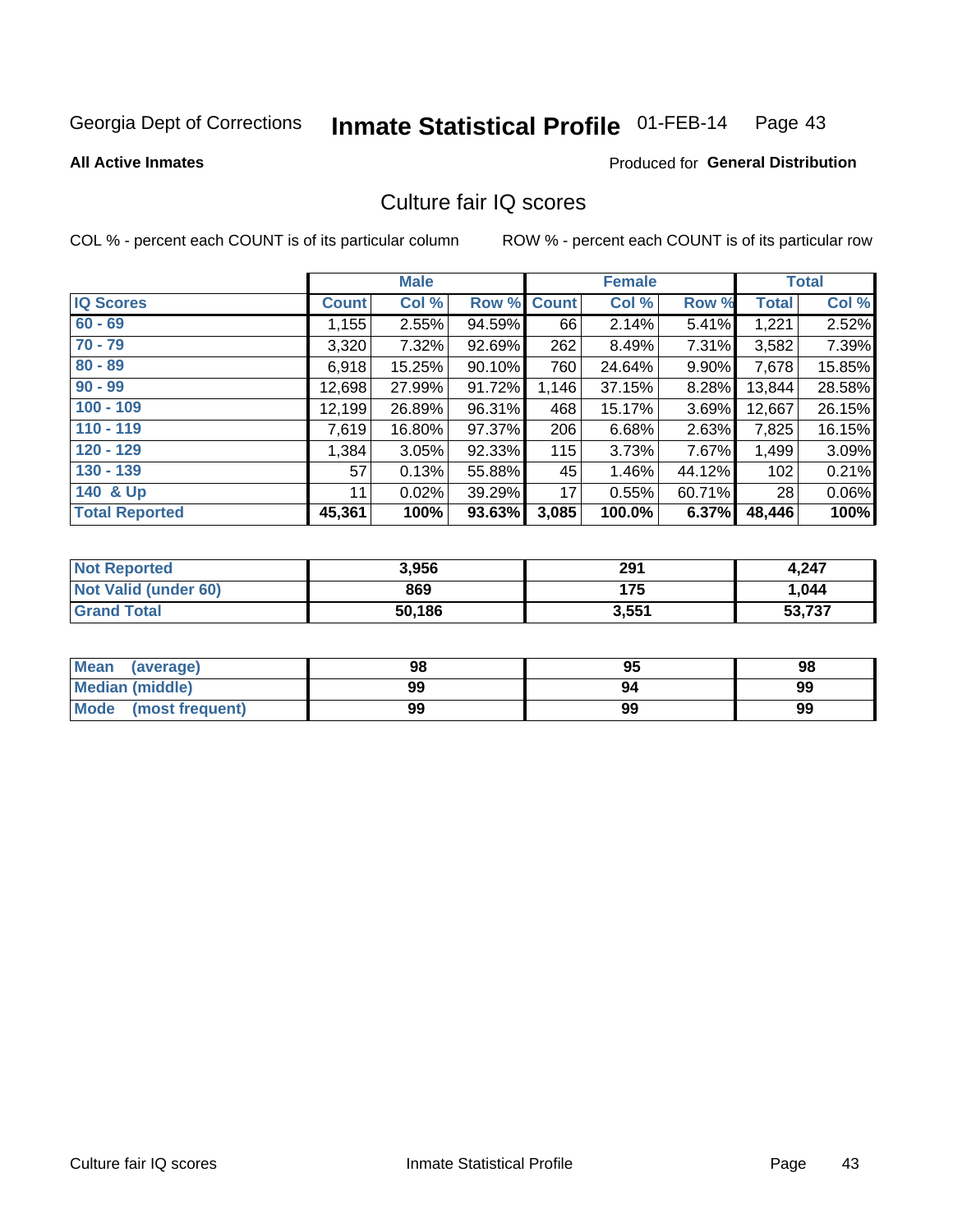Georgia Dept of Corrections **Inmate Statistical Profile** 01-FEB-14

**All Active Inmates**

Produced for **General Distribution**

## Culture fair IQ scores

COL % - percent each COUNT is of its particular column

ROW % - percent each COUNT is of its particular row

| | Male | | | Female | | | Total | |
|---|---|---|---|---|---|---|---|---|
| **IQ Scores** | **Count** | **Col %** | **Row %** | **Count** | **Col %** | **Row %** | **Total** | **Col %** |
| 60 - 69 | 1,155 | 2.55% | 94.59% | 66 | 2.14% | 5.41% | 1,221 | 2.52% |
| 70 - 79 | 3,320 | 7.32% | 92.69% | 262 | 8.49% | 7.31% | 3,582 | 7.39% |
| 80 - 89 | 6,918 | 15.25% | 90.10% | 760 | 24.64% | 9.90% | 7,678 | 15.85% |
| 90 - 99 | 12,698 | 27.99% | 91.72% | 1,146 | 37.15% | 8.28% | 13,844 | 28.58% |
| 100 - 109 | 12,199 | 26.89% | 96.31% | 468 | 15.17% | 3.69% | 12,667 | 26.15% |
| 110 - 119 | 7,619 | 16.80% | 97.37% | 206 | 6.68% | 2.63% | 7,825 | 16.15% |
| 120 - 129 | 1,384 | 3.05% | 92.33% | 115 | 3.73% | 7.67% | 1,499 | 3.09% |
| 130 - 139 | 57 | 0.13% | 55.88% | 45 | 1.46% | 44.12% | 102 | 0.21% |
| 140 & Up | 11 | 0.02% | 39.29% | 17 | 0.55% | 60.71% | 28 | 0.06% |
| **Total Reported** | **45,361** | **100%** | **93.63%** | **3,085** | **100.0%** | **6.37%** | **48,446** | **100%** |

| | Male | Female | Total |
|---|---|---|---|
| Not Reported | 3,956 | 291 | 4,247 |
| Not Valid (under 60) | 869 | 175 | 1,044 |
| Grand Total | 50,186 | 3,551 | 53,737 |

| | Male | Female | Total |
|---|---|---|---|
| Mean (average) | 98 | 95 | 98 |
| Median (middle) | 99 | 94 | 99 |
| Mode (most frequent) | 99 | 99 | 99 |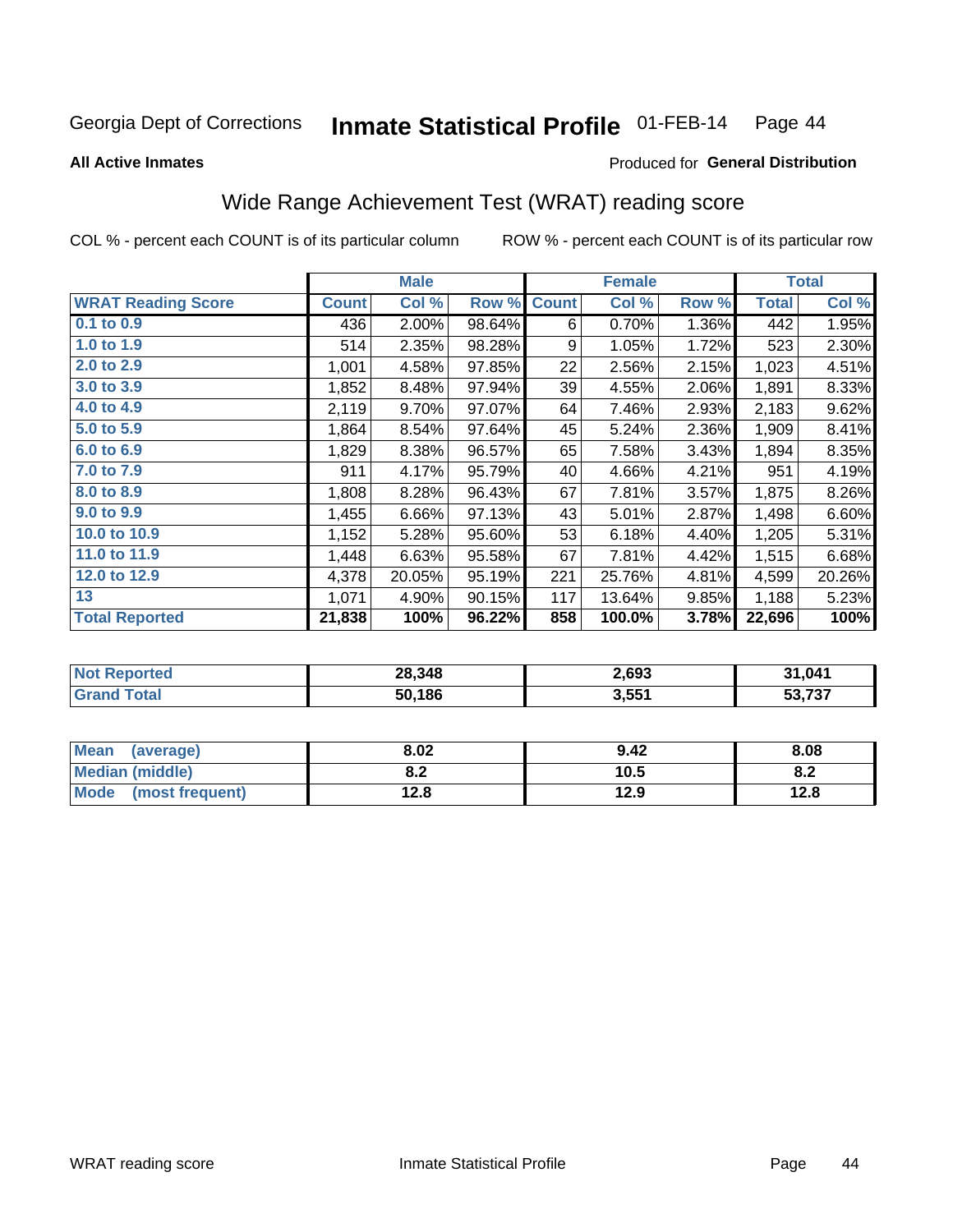Georgia Dept of Corrections **Inmate Statistical Profile** 01-FEB-14

**All Active Inmates**

Produced for **General Distribution**

## Wide Range Achievement Test (WRAT) reading score

COL % - percent each COUNT is of its particular column     ROW % - percent each COUNT is of its particular row

| | Male | | | Female | | | Total | |
|---|---|---|---|---|---|---|---|---|
| **WRAT Reading Score** | **Count** | **Col %** | **Row %** | **Count** | **Col %** | **Row %** | **Total** | **Col %** |
| 0.1 to 0.9 | 436 | 2.00% | 98.64% | 6 | 0.70% | 1.36% | 442 | 1.95% |
| 1.0 to 1.9 | 514 | 2.35% | 98.28% | 9 | 1.05% | 1.72% | 523 | 2.30% |
| 2.0 to 2.9 | 1,001 | 4.58% | 97.85% | 22 | 2.56% | 2.15% | 1,023 | 4.51% |
| 3.0 to 3.9 | 1,852 | 8.48% | 97.94% | 39 | 4.55% | 2.06% | 1,891 | 8.33% |
| 4.0 to 4.9 | 2,119 | 9.70% | 97.07% | 64 | 7.46% | 2.93% | 2,183 | 9.62% |
| 5.0 to 5.9 | 1,864 | 8.54% | 97.64% | 45 | 5.24% | 2.36% | 1,909 | 8.41% |
| 6.0 to 6.9 | 1,829 | 8.38% | 96.57% | 65 | 7.58% | 3.43% | 1,894 | 8.35% |
| 7.0 to 7.9 | 911 | 4.17% | 95.79% | 40 | 4.66% | 4.21% | 951 | 4.19% |
| 8.0 to 8.9 | 1,808 | 8.28% | 96.43% | 67 | 7.81% | 3.57% | 1,875 | 8.26% |
| 9.0 to 9.9 | 1,455 | 6.66% | 97.13% | 43 | 5.01% | 2.87% | 1,498 | 6.60% |
| 10.0 to 10.9 | 1,152 | 5.28% | 95.60% | 53 | 6.18% | 4.40% | 1,205 | 5.31% |
| 11.0 to 11.9 | 1,448 | 6.63% | 95.58% | 67 | 7.81% | 4.42% | 1,515 | 6.68% |
| 12.0 to 12.9 | 4,378 | 20.05% | 95.19% | 221 | 25.76% | 4.81% | 4,599 | 20.26% |
| 13 | 1,071 | 4.90% | 90.15% | 117 | 13.64% | 9.85% | 1,188 | 5.23% |
| **Total Reported** | **21,838** | **100%** | **96.22%** | **858** | **100.0%** | **3.78%** | **22,696** | **100%** |

| | Male | Female | Total |
|---|---|---|---|
| Not Reported | 28,348 | 2,693 | 31,041 |
| Grand Total | 50,186 | 3,551 | 53,737 |

| | Male | Female | Total |
|---|---|---|---|
| Mean (average) | 8.02 | 9.42 | 8.08 |
| Median (middle) | 8.2 | 10.5 | 8.2 |
| Mode (most frequent) | 12.8 | 12.9 | 12.8 |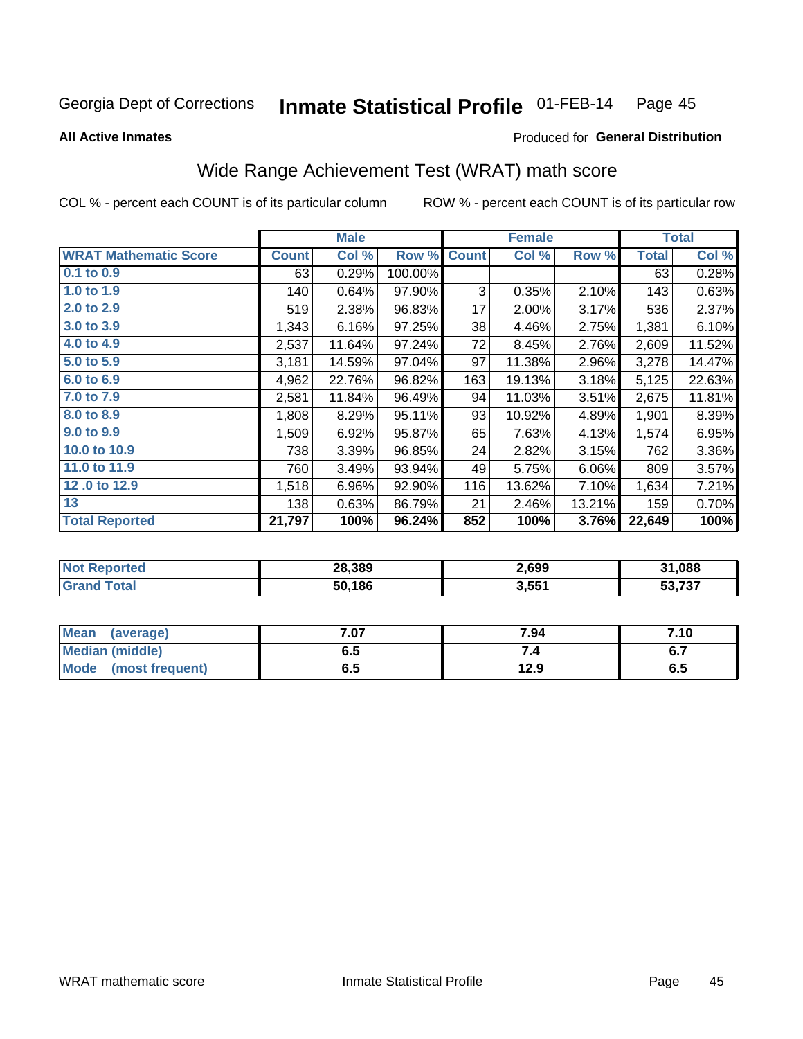Georgia Dept of Corrections **Inmate Statistical Profile** 01-FEB-14

**All Active Inmates**

Produced for **General Distribution**

## Wide Range Achievement Test (WRAT) math score

COL % - percent each COUNT is of its particular column ROW % - percent each COUNT is of its particular row

| | Male | | | Female | | | Total | |
|---|---|---|---|---|---|---|---|---|
| **WRAT Mathematic Score** | **Count** | **Col %** | **Row %** | **Count** | **Col %** | **Row %** | **Total** | **Col %** |
| 0.1 to 0.9 | 63 | 0.29% | 100.00% | | | | 63 | 0.28% |
| 1.0 to 1.9 | 140 | 0.64% | 97.90% | 3 | 0.35% | 2.10% | 143 | 0.63% |
| 2.0 to 2.9 | 519 | 2.38% | 96.83% | 17 | 2.00% | 3.17% | 536 | 2.37% |
| 3.0 to 3.9 | 1,343 | 6.16% | 97.25% | 38 | 4.46% | 2.75% | 1,381 | 6.10% |
| 4.0 to 4.9 | 2,537 | 11.64% | 97.24% | 72 | 8.45% | 2.76% | 2,609 | 11.52% |
| 5.0 to 5.9 | 3,181 | 14.59% | 97.04% | 97 | 11.38% | 2.96% | 3,278 | 14.47% |
| 6.0 to 6.9 | 4,962 | 22.76% | 96.82% | 163 | 19.13% | 3.18% | 5,125 | 22.63% |
| 7.0 to 7.9 | 2,581 | 11.84% | 96.49% | 94 | 11.03% | 3.51% | 2,675 | 11.81% |
| 8.0 to 8.9 | 1,808 | 8.29% | 95.11% | 93 | 10.92% | 4.89% | 1,901 | 8.39% |
| 9.0 to 9.9 | 1,509 | 6.92% | 95.87% | 65 | 7.63% | 4.13% | 1,574 | 6.95% |
| 10.0 to 10.9 | 738 | 3.39% | 96.85% | 24 | 2.82% | 3.15% | 762 | 3.36% |
| 11.0 to 11.9 | 760 | 3.49% | 93.94% | 49 | 5.75% | 6.06% | 809 | 3.57% |
| 12 .0 to 12.9 | 1,518 | 6.96% | 92.90% | 116 | 13.62% | 7.10% | 1,634 | 7.21% |
| 13 | 138 | 0.63% | 86.79% | 21 | 2.46% | 13.21% | 159 | 0.70% |
| **Total Reported** | **21,797** | **100%** | **96.24%** | **852** | **100%** | **3.76%** | **22,649** | **100%** |

| | Male | Female | Total |
|---|---|---|---|
| Not Reported | 28,389 | 2,699 | 31,088 |
| Grand Total | 50,186 | 3,551 | 53,737 |

| | Male | Female | Total |
|---|---|---|---|
| Mean (average) | 7.07 | 7.94 | 7.10 |
| Median (middle) | 6.5 | 7.4 | 6.7 |
| Mode (most frequent) | 6.5 | 12.9 | 6.5 |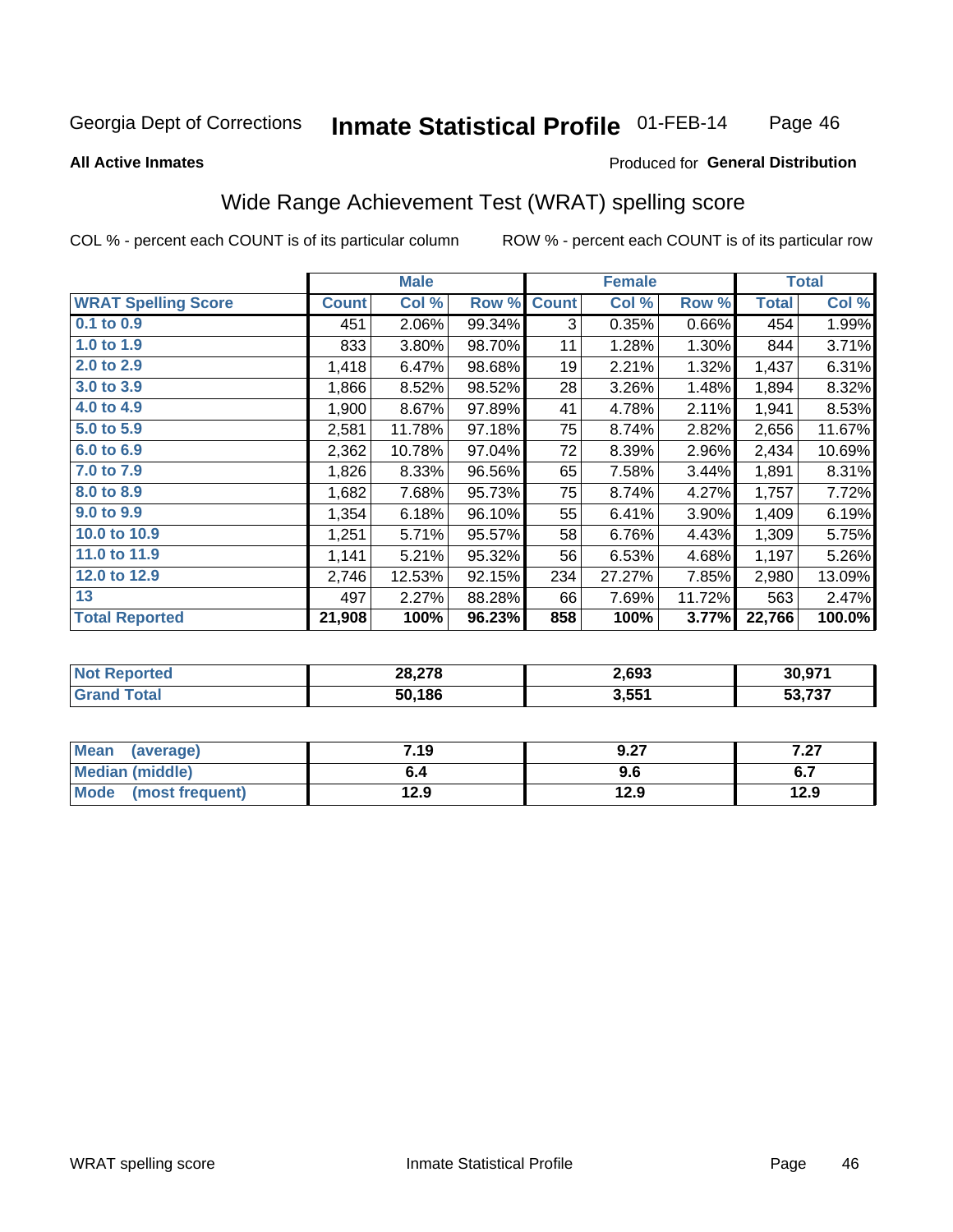Georgia Dept of Corrections **Inmate Statistical Profile** 01-FEB-14

**All Active Inmates**

Produced for **General Distribution**

## Wide Range Achievement Test (WRAT) spelling score

COL % - percent each COUNT is of its particular column

ROW % - percent each COUNT is of its particular row

| | Male | | | Female | | | Total | |
|---|---|---|---|---|---|---|---|---|
| **WRAT Spelling Score** | **Count** | **Col %** | **Row %** | **Count** | **Col %** | **Row %** | **Total** | **Col %** |
| 0.1 to 0.9 | 451 | 2.06% | 99.34% | 3 | 0.35% | 0.66% | 454 | 1.99% |
| 1.0 to 1.9 | 833 | 3.80% | 98.70% | 11 | 1.28% | 1.30% | 844 | 3.71% |
| 2.0 to 2.9 | 1,418 | 6.47% | 98.68% | 19 | 2.21% | 1.32% | 1,437 | 6.31% |
| 3.0 to 3.9 | 1,866 | 8.52% | 98.52% | 28 | 3.26% | 1.48% | 1,894 | 8.32% |
| 4.0 to 4.9 | 1,900 | 8.67% | 97.89% | 41 | 4.78% | 2.11% | 1,941 | 8.53% |
| 5.0 to 5.9 | 2,581 | 11.78% | 97.18% | 75 | 8.74% | 2.82% | 2,656 | 11.67% |
| 6.0 to 6.9 | 2,362 | 10.78% | 97.04% | 72 | 8.39% | 2.96% | 2,434 | 10.69% |
| 7.0 to 7.9 | 1,826 | 8.33% | 96.56% | 65 | 7.58% | 3.44% | 1,891 | 8.31% |
| 8.0 to 8.9 | 1,682 | 7.68% | 95.73% | 75 | 8.74% | 4.27% | 1,757 | 7.72% |
| 9.0 to 9.9 | 1,354 | 6.18% | 96.10% | 55 | 6.41% | 3.90% | 1,409 | 6.19% |
| 10.0 to 10.9 | 1,251 | 5.71% | 95.57% | 58 | 6.76% | 4.43% | 1,309 | 5.75% |
| 11.0 to 11.9 | 1,141 | 5.21% | 95.32% | 56 | 6.53% | 4.68% | 1,197 | 5.26% |
| 12.0 to 12.9 | 2,746 | 12.53% | 92.15% | 234 | 27.27% | 7.85% | 2,980 | 13.09% |
| 13 | 497 | 2.27% | 88.28% | 66 | 7.69% | 11.72% | 563 | 2.47% |
| **Total Reported** | **21,908** | **100%** | **96.23%** | **858** | **100%** | **3.77%** | **22,766** | **100.0%** |

| | Male | Female | Total |
|---|---|---|---|
| **Not Reported** | **28,278** | **2,693** | **30,971** |
| **Grand Total** | **50,186** | **3,551** | **53,737** |

| | Male | Female | Total |
|---|---|---|---|
| **Mean (average)** | **7.19** | **9.27** | **7.27** |
| **Median (middle)** | **6.4** | **9.6** | **6.7** |
| **Mode (most frequent)** | **12.9** | **12.9** | **12.9** |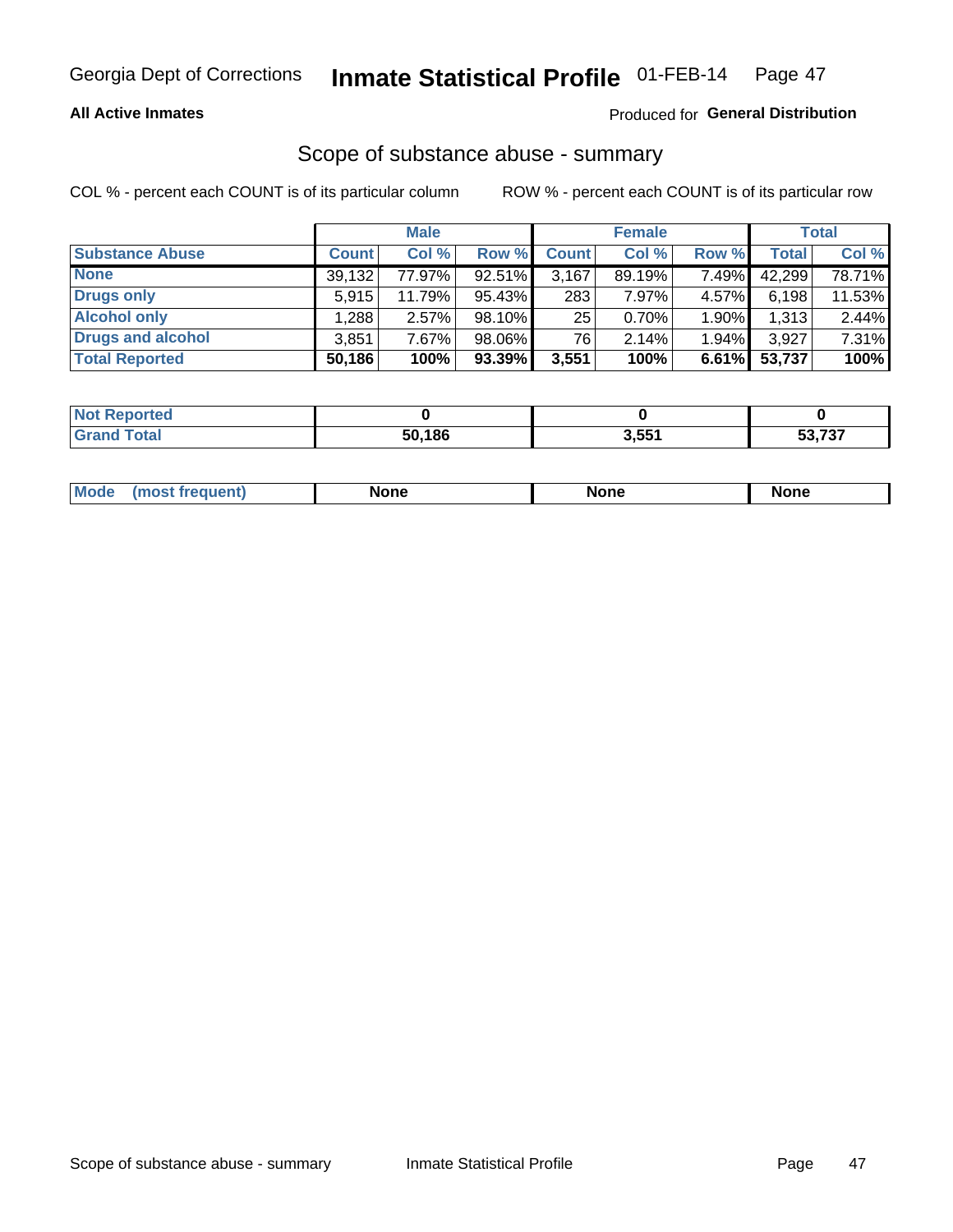Georgia Dept of Corrections **Inmate Statistical Profile** 01-FEB-14

**All Active Inmates**

Produced for **General Distribution**

## Scope of substance abuse - summary

COL % - percent each COUNT is of its particular column

ROW % - percent each COUNT is of its particular row

| | Male | | | Female | | | Total | |
|---|---|---|---|---|---|---|---|---|
| **Substance Abuse** | **Count** | **Col %** | **Row %** | **Count** | **Col %** | **Row %** | **Total** | **Col %** |
| **None** | 39,132 | 77.97% | 92.51% | 3,167 | 89.19% | 7.49% | 42,299 | 78.71% |
| **Drugs only** | 5,915 | 11.79% | 95.43% | 283 | 7.97% | 4.57% | 6,198 | 11.53% |
| **Alcohol only** | 1,288 | 2.57% | 98.10% | 25 | 0.70% | 1.90% | 1,313 | 2.44% |
| **Drugs and alcohol** | 3,851 | 7.67% | 98.06% | 76 | 2.14% | 1.94% | 3,927 | 7.31% |
| **Total Reported** | **50,186** | **100%** | **93.39%** | **3,551** | **100%** | **6.61%** | **53,737** | **100%** |

| | Male | Female | Total |
|---|---|---|---|
| **Not Reported** | **0** | **0** | **0** |
| **Grand Total** | **50,186** | **3,551** | **53,737** |

| | Male | Female | Total |
|---|---|---|---|
| **Mode (most frequent)** | **None** | **None** | **None** |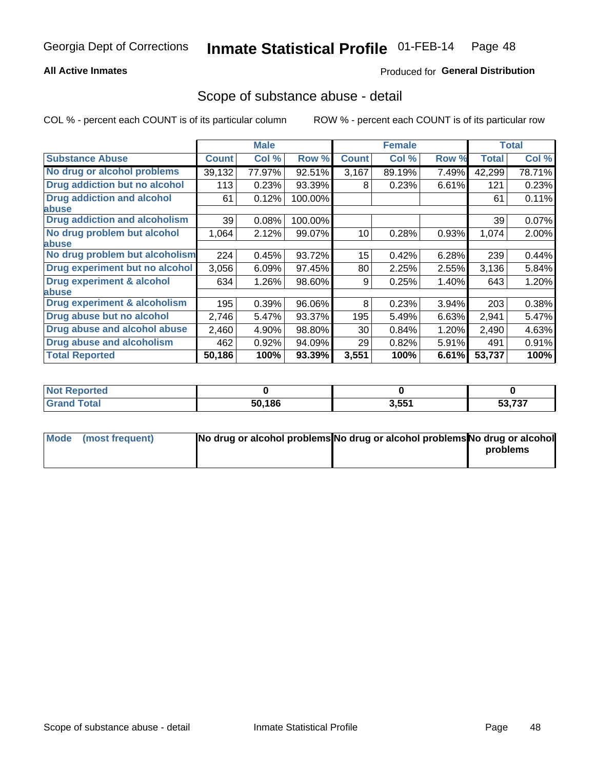Georgia Dept of Corrections **Inmate Statistical Profile** 01-FEB-14

**All Active Inmates**

Produced for **General Distribution**

## Scope of substance abuse - detail

COL % - percent each COUNT is of its particular column ROW % - percent each COUNT is of its particular row

| | Male | | | Female | | | Total | |
|---|---|---|---|---|---|---|---|---|
| **Substance Abuse** | **Count** | **Col %** | **Row %** | **Count** | **Col %** | **Row %** | **Total** | **Col %** |
| No drug or alcohol problems | 39,132 | 77.97% | 92.51% | 3,167 | 89.19% | 7.49% | 42,299 | 78.71% |
| Drug addiction but no alcohol | 113 | 0.23% | 93.39% | 8 | 0.23% | 6.61% | 121 | 0.23% |
| Drug addiction and alcohol abuse | 61 | 0.12% | 100.00% | | | | 61 | 0.11% |
| Drug addiction and alcoholism | 39 | 0.08% | 100.00% | | | | 39 | 0.07% |
| No drug problem but alcohol abuse | 1,064 | 2.12% | 99.07% | 10 | 0.28% | 0.93% | 1,074 | 2.00% |
| No drug problem but alcoholism | 224 | 0.45% | 93.72% | 15 | 0.42% | 6.28% | 239 | 0.44% |
| Drug experiment but no alcohol | 3,056 | 6.09% | 97.45% | 80 | 2.25% | 2.55% | 3,136 | 5.84% |
| Drug experiment & alcohol abuse | 634 | 1.26% | 98.60% | 9 | 0.25% | 1.40% | 643 | 1.20% |
| Drug experiment & alcoholism | 195 | 0.39% | 96.06% | 8 | 0.23% | 3.94% | 203 | 0.38% |
| Drug abuse but no alcohol | 2,746 | 5.47% | 93.37% | 195 | 5.49% | 6.63% | 2,941 | 5.47% |
| Drug abuse and alcohol abuse | 2,460 | 4.90% | 98.80% | 30 | 0.84% | 1.20% | 2,490 | 4.63% |
| Drug abuse and alcoholism | 462 | 0.92% | 94.09% | 29 | 0.82% | 5.91% | 491 | 0.91% |
| **Total Reported** | **50,186** | **100%** | **93.39%** | **3,551** | **100%** | **6.61%** | **53,737** | **100%** |

| | Male | Female | Total |
|---|---|---|---|
| Not Reported | **0** | **0** | **0** |
| Grand Total | **50,186** | **3,551** | **53,737** |

| | Male | Female | Total |
|---|---|---|---|
| Mode (most frequent) | **No drug or alcohol problems** | **No drug or alcohol problems** | **No drug or alcohol problems** |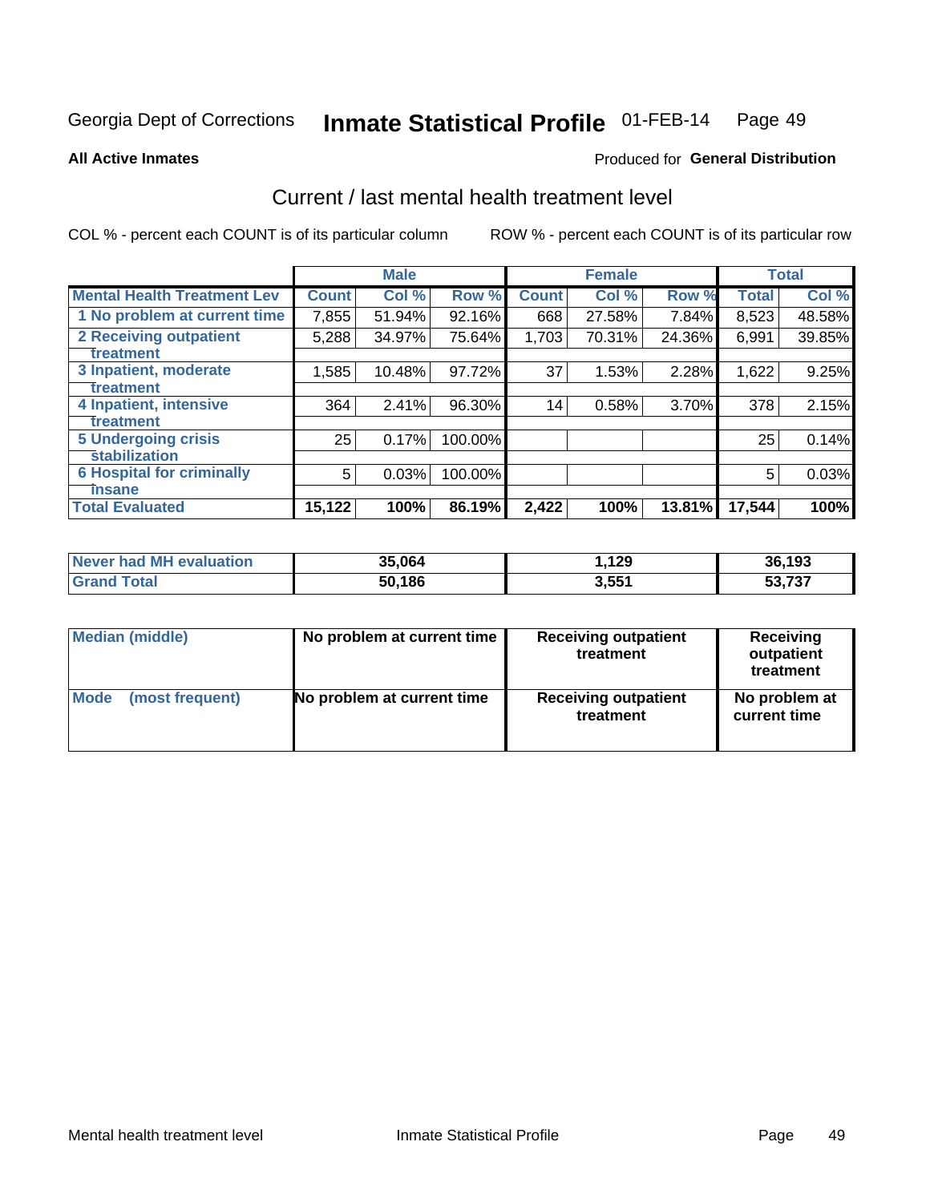Georgia Dept of Corrections **Inmate Statistical Profile** 01-FEB-14

**All Active Inmates**

Produced for **General Distribution**

## Current / last mental health treatment level

COL % - percent each COUNT is of its particular column

ROW % - percent each COUNT is of its particular row

| | Male | | | Female | | | Total | |
|---|---|---|---|---|---|---|---|---|
| **Mental Health Treatment Lev** | **Count** | **Col %** | **Row %** | **Count** | **Col %** | **Row %** | **Total** | **Col %** |
| 1 No problem at current time | 7,855 | 51.94% | 92.16% | 668 | 27.58% | 7.84% | 8,523 | 48.58% |
| 2 Receiving outpatient treatment | 5,288 | 34.97% | 75.64% | 1,703 | 70.31% | 24.36% | 6,991 | 39.85% |
| 3 Inpatient, moderate treatment | 1,585 | 10.48% | 97.72% | 37 | 1.53% | 2.28% | 1,622 | 9.25% |
| 4 Inpatient, intensive treatment | 364 | 2.41% | 96.30% | 14 | 0.58% | 3.70% | 378 | 2.15% |
| 5 Undergoing crisis stabilization | 25 | 0.17% | 100.00% | | | | 25 | 0.14% |
| 6 Hospital for criminally insane | 5 | 0.03% | 100.00% | | | | 5 | 0.03% |
| **Total Evaluated** | **15,122** | **100%** | **86.19%** | **2,422** | **100%** | **13.81%** | **17,544** | **100%** |

| | Male | Female | Total |
|---|---|---|---|
| **Never had MH evaluation** | **35,064** | **1,129** | **36,193** |
| **Grand Total** | **50,186** | **3,551** | **53,737** |

| | Male | Female | Total |
|---|---|---|---|
| **Median (middle)** | **No problem at current time** | **Receiving outpatient treatment** | **Receiving outpatient treatment** |
| **Mode (most frequent)** | **No problem at current time** | **Receiving outpatient treatment** | **No problem at current time** |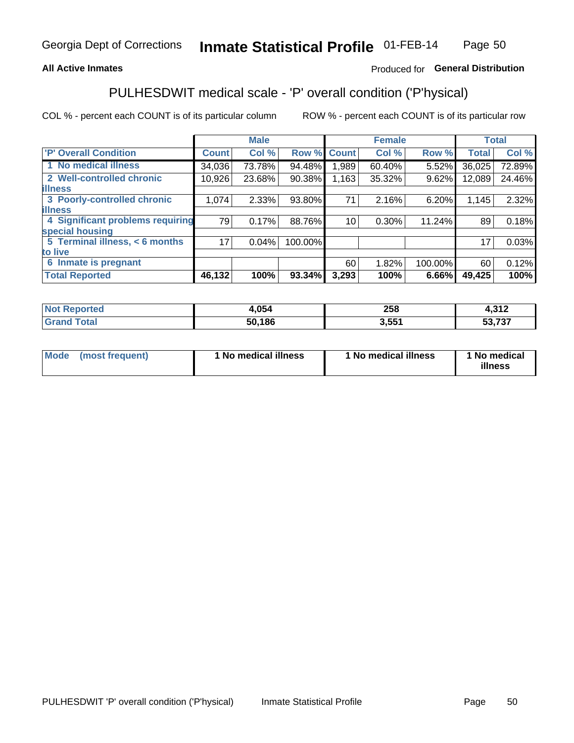Georgia Dept of Corrections **Inmate Statistical Profile** 01-FEB-14

**All Active Inmates**

Produced for **General Distribution**

## PULHESDWIT medical scale - 'P' overall condition ('P'hysical)

COL % - percent each COUNT is of its particular column

ROW % - percent each COUNT is of its particular row

| | Male | | | Female | | | Total | |
|---|---|---|---|---|---|---|---|---|
| 'P' Overall Condition | Count | Col % | Row % | Count | Col % | Row % | Total | Col % |
| 1 No medical illness | 34,036 | 73.78% | 94.48% | 1,989 | 60.40% | 5.52% | 36,025 | 72.89% |
| 2 Well-controlled chronic illness | 10,926 | 23.68% | 90.38% | 1,163 | 35.32% | 9.62% | 12,089 | 24.46% |
| 3 Poorly-controlled chronic illness | 1,074 | 2.33% | 93.80% | 71 | 2.16% | 6.20% | 1,145 | 2.32% |
| 4 Significant problems requiring special housing | 79 | 0.17% | 88.76% | 10 | 0.30% | 11.24% | 89 | 0.18% |
| 5 Terminal illness, < 6 months to live | 17 | 0.04% | 100.00% | | | | 17 | 0.03% |
| 6 Inmate is pregnant | | | | 60 | 1.82% | 100.00% | 60 | 0.12% |
| **Total Reported** | **46,132** | **100%** | **93.34%** | **3,293** | **100%** | **6.66%** | **49,425** | **100%** |

| | Male | Female | Total |
|---|---|---|---|
| Not Reported | 4,054 | 258 | 4,312 |
| Grand Total | 50,186 | 3,551 | 53,737 |

| | Male | Female | Total |
|---|---|---|---|
| Mode (most frequent) | 1 No medical illness | 1 No medical illness | 1 No medical illness |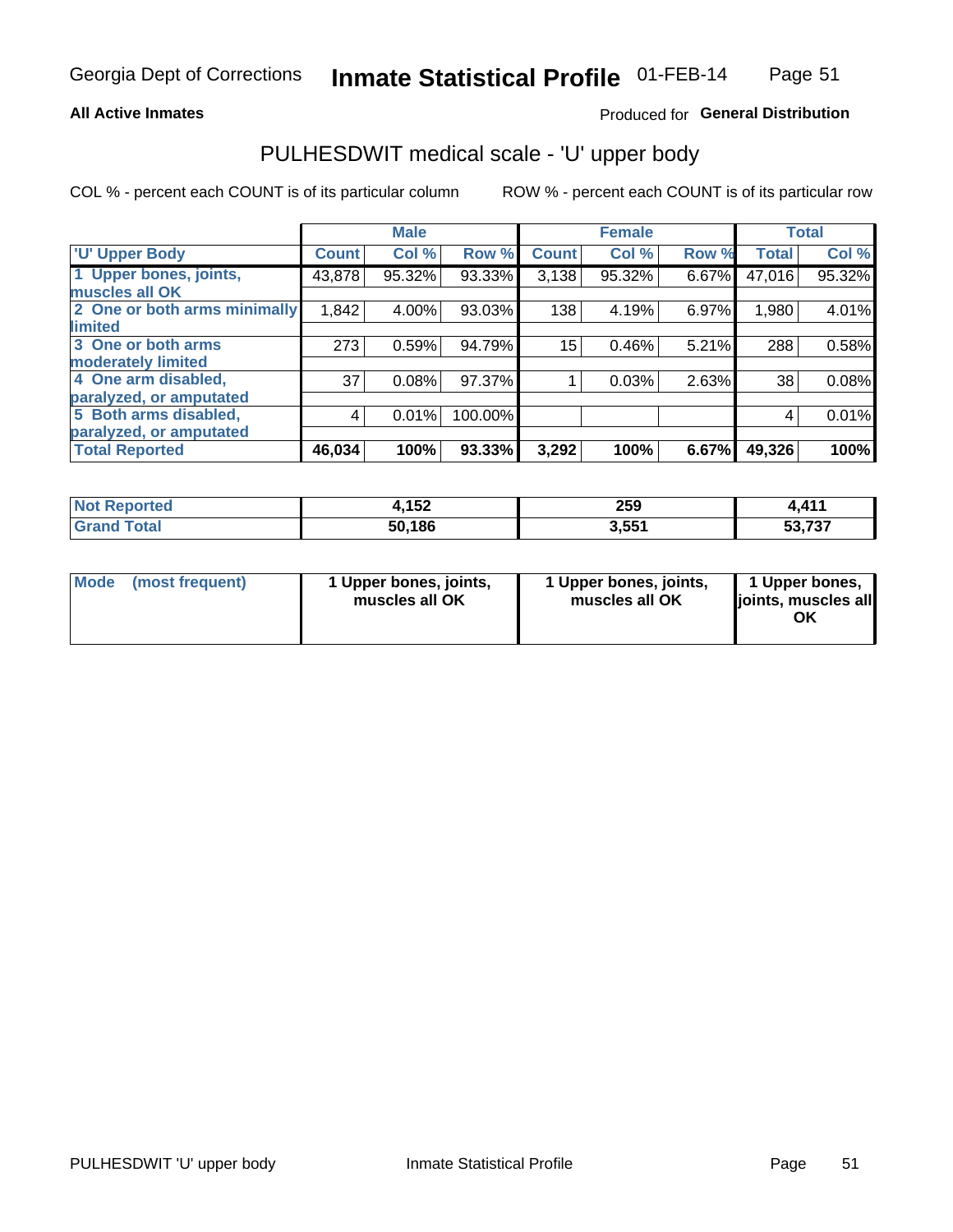Georgia Dept of Corrections **Inmate Statistical Profile** 01-FEB-14

**All Active Inmates**

Produced for **General Distribution**

## PULHESDWIT medical scale - 'U' upper body

COL % - percent each COUNT is of its particular column

ROW % - percent each COUNT is of its particular row

| | Male | | | Female | | | Total | |
|---|---|---|---|---|---|---|---|---|
| 'U' Upper Body | Count | Col % | Row % | Count | Col % | Row % | Total | Col % |
| 1 Upper bones, joints, muscles all OK | 43,878 | 95.32% | 93.33% | 3,138 | 95.32% | 6.67% | 47,016 | 95.32% |
| 2 One or both arms minimally limited | 1,842 | 4.00% | 93.03% | 138 | 4.19% | 6.97% | 1,980 | 4.01% |
| 3 One or both arms moderately limited | 273 | 0.59% | 94.79% | 15 | 0.46% | 5.21% | 288 | 0.58% |
| 4 One arm disabled, paralyzed, or amputated | 37 | 0.08% | 97.37% | 1 | 0.03% | 2.63% | 38 | 0.08% |
| 5 Both arms disabled, paralyzed, or amputated | 4 | 0.01% | 100.00% | | | | 4 | 0.01% |
| **Total Reported** | **46,034** | **100%** | **93.33%** | **3,292** | **100%** | **6.67%** | **49,326** | **100%** |

| | Male | Female | Total |
|---|---|---|---|
| Not Reported | 4,152 | 259 | 4,411 |
| Grand Total | 50,186 | 3,551 | 53,737 |

| | Male | Female | Total |
|---|---|---|---|
| Mode (most frequent) | 1 Upper bones, joints, muscles all OK | 1 Upper bones, joints, muscles all OK | 1 Upper bones, joints, muscles all OK |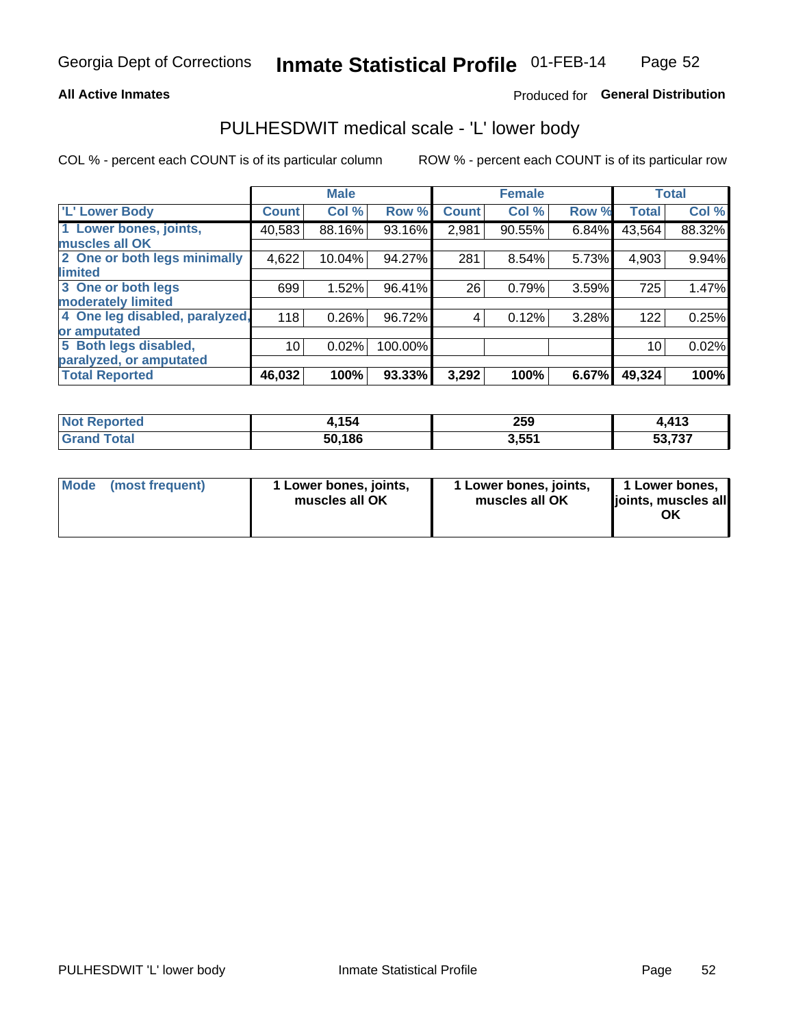Georgia Dept of Corrections **Inmate Statistical Profile** 01-FEB-14

**All Active Inmates**

Produced for **General Distribution**

# PULHESDWIT medical scale - 'L' lower body

COL % - percent each COUNT is of its particular column ROW % - percent each COUNT is of its particular row

| | Male | | | Female | | | Total | |
|---|---|---|---|---|---|---|---|---|
| 'L' Lower Body | Count | Col % | Row % | Count | Col % | Row % | Total | Col % |
| 1 Lower bones, joints, muscles all OK | 40,583 | 88.16% | 93.16% | 2,981 | 90.55% | 6.84% | 43,564 | 88.32% |
| 2 One or both legs minimally limited | 4,622 | 10.04% | 94.27% | 281 | 8.54% | 5.73% | 4,903 | 9.94% |
| 3 One or both legs moderately limited | 699 | 1.52% | 96.41% | 26 | 0.79% | 3.59% | 725 | 1.47% |
| 4 One leg disabled, paralyzed, or amputated | 118 | 0.26% | 96.72% | 4 | 0.12% | 3.28% | 122 | 0.25% |
| 5 Both legs disabled, paralyzed, or amputated | 10 | 0.02% | 100.00% | | | | 10 | 0.02% |
| **Total Reported** | **46,032** | **100%** | **93.33%** | **3,292** | **100%** | **6.67%** | **49,324** | **100%** |

| | Male | Female | Total |
|---|---|---|---|
| Not Reported | 4,154 | 259 | 4,413 |
| Grand Total | 50,186 | 3,551 | 53,737 |

| | Male | Female | Total |
|---|---|---|---|
| Mode (most frequent) | 1 Lower bones, joints, muscles all OK | 1 Lower bones, joints, muscles all OK | 1 Lower bones, joints, muscles all OK |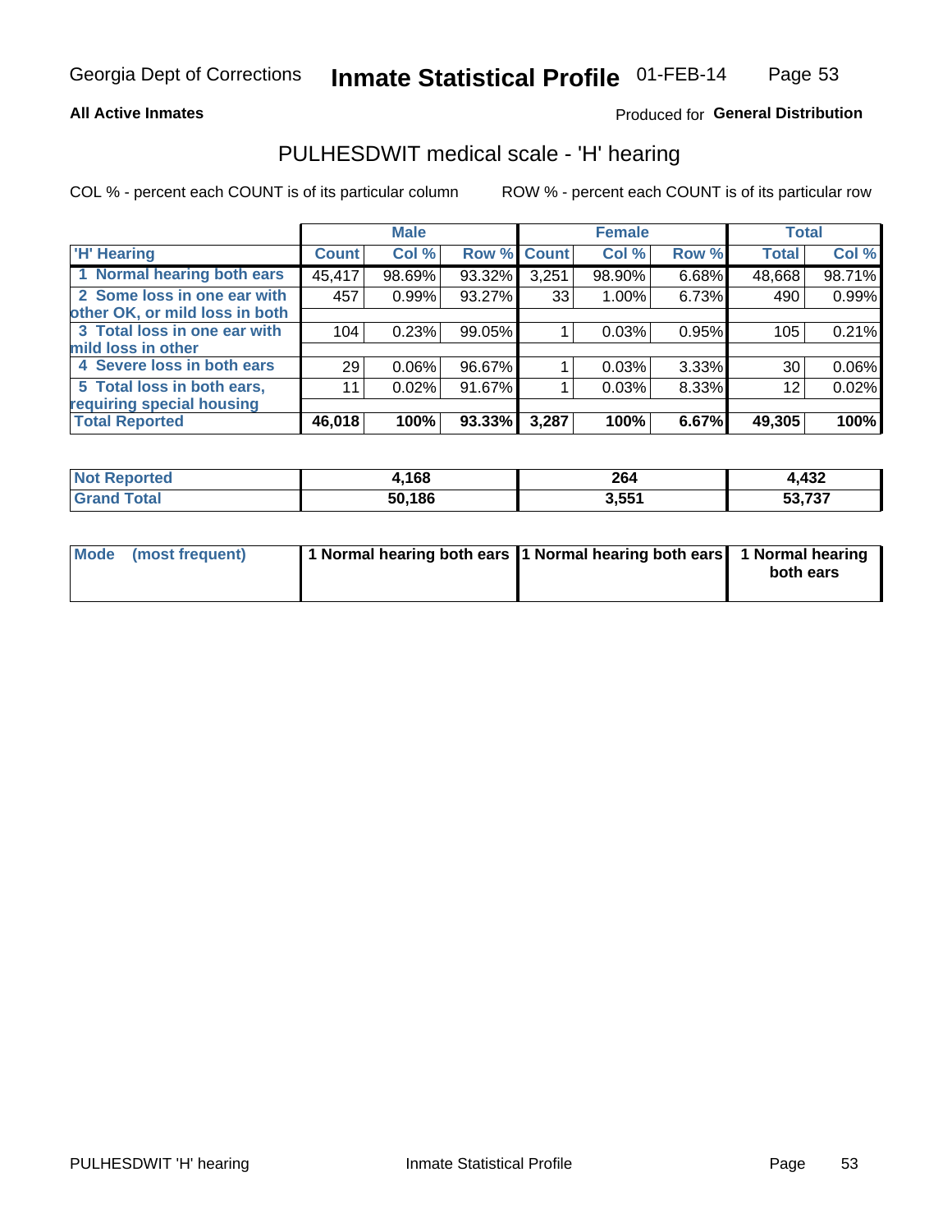Georgia Dept of Corrections **Inmate Statistical Profile** 01-FEB-14

**All Active Inmates**

Produced for **General Distribution**

## PULHESDWIT medical scale - 'H' hearing

COL % - percent each COUNT is of its particular column

ROW % - percent each COUNT is of its particular row

| | Male | | | Female | | | Total | |
|---|---|---|---|---|---|---|---|---|
| 'H' Hearing | Count | Col % | Row % | Count | Col % | Row % | Total | Col % |
| 1 Normal hearing both ears | 45,417 | 98.69% | 93.32% | 3,251 | 98.90% | 6.68% | 48,668 | 98.71% |
| 2 Some loss in one ear with other OK, or mild loss in both | 457 | 0.99% | 93.27% | 33 | 1.00% | 6.73% | 490 | 0.99% |
| 3 Total loss in one ear with mild loss in other | 104 | 0.23% | 99.05% | 1 | 0.03% | 0.95% | 105 | 0.21% |
| 4 Severe loss in both ears | 29 | 0.06% | 96.67% | 1 | 0.03% | 3.33% | 30 | 0.06% |
| 5 Total loss in both ears, requiring special housing | 11 | 0.02% | 91.67% | 1 | 0.03% | 8.33% | 12 | 0.02% |
| **Total Reported** | **46,018** | **100%** | **93.33%** | **3,287** | **100%** | **6.67%** | **49,305** | **100%** |

| | Male | Female | Total |
|---|---|---|---|
| Not Reported | 4,168 | 264 | 4,432 |
| Grand Total | 50,186 | 3,551 | 53,737 |

| | Male | Female | Total |
|---|---|---|---|
| Mode (most frequent) | 1 Normal hearing both ears | 1 Normal hearing both ears | 1 Normal hearing both ears |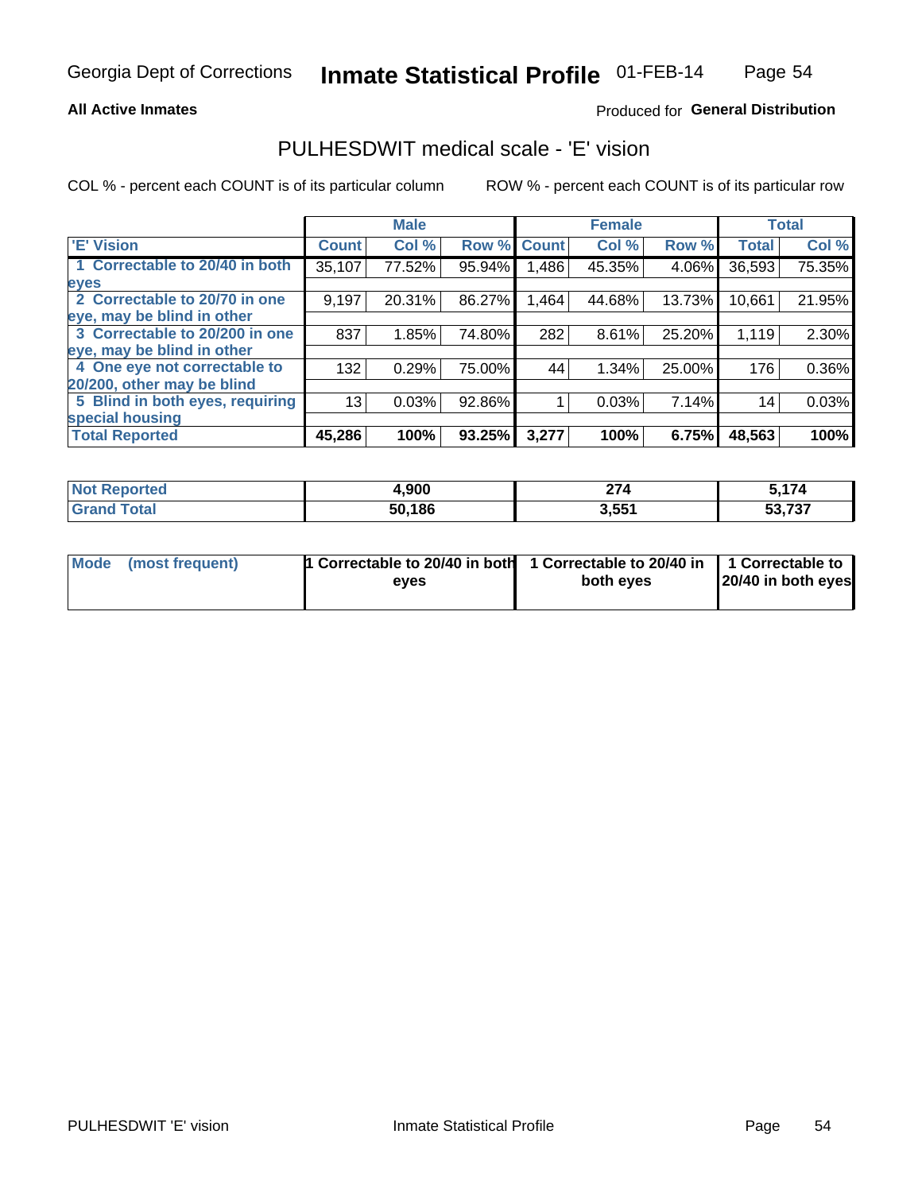Georgia Dept of Corrections **Inmate Statistical Profile** 01-FEB-14

**All Active Inmates**

Produced for **General Distribution**

## PULHESDWIT medical scale - 'E' vision

COL % - percent each COUNT is of its particular column

ROW % - percent each COUNT is of its particular row

| | Male | | | Female | | | Total | |
|---|---|---|---|---|---|---|---|---|
| **'E' Vision** | **Count** | **Col %** | **Row %** | **Count** | **Col %** | **Row %** | **Total** | **Col %** |
| **1 Correctable to 20/40 in both eyes** | 35,107 | 77.52% | 95.94% | 1,486 | 45.35% | 4.06% | 36,593 | 75.35% |
| **2 Correctable to 20/70 in one eye, may be blind in other** | 9,197 | 20.31% | 86.27% | 1,464 | 44.68% | 13.73% | 10,661 | 21.95% |
| **3 Correctable to 20/200 in one eye, may be blind in other** | 837 | 1.85% | 74.80% | 282 | 8.61% | 25.20% | 1,119 | 2.30% |
| **4 One eye not correctable to 20/200, other may be blind** | 132 | 0.29% | 75.00% | 44 | 1.34% | 25.00% | 176 | 0.36% |
| **5 Blind in both eyes, requiring special housing** | 13 | 0.03% | 92.86% | 1 | 0.03% | 7.14% | 14 | 0.03% |
| **Total Reported** | **45,286** | **100%** | **93.25%** | **3,277** | **100%** | **6.75%** | **48,563** | **100%** |

| | Male | Female | Total |
|---|---|---|---|
| **Not Reported** | **4,900** | **274** | **5,174** |
| **Grand Total** | **50,186** | **3,551** | **53,737** |

| | Male | Female | Total |
|---|---|---|---|
| **Mode (most frequent)** | **1 Correctable to 20/40 in both eyes** | **1 Correctable to 20/40 in both eyes** | **1 Correctable to 20/40 in both eyes** |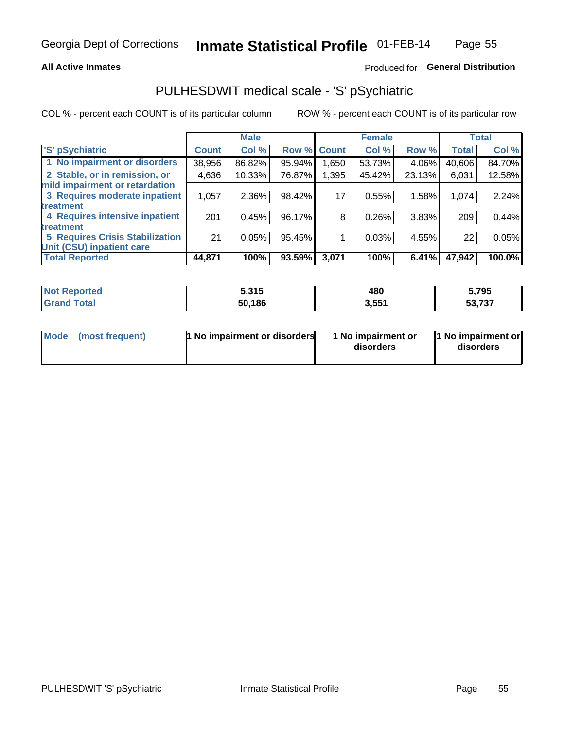Georgia Dept of Corrections **Inmate Statistical Profile** 01-FEB-14

**All Active Inmates** Produced for **General Distribution**

## PULHESDWIT medical scale - 'S' pSychiatric

COL % - percent each COUNT is of its particular column ROW % - percent each COUNT is of its particular row

| | Male | | | Female | | | Total | |
|---|---|---|---|---|---|---|---|---|
| 'S' pSychiatric | Count | Col % | Row % | Count | Col % | Row % | Total | Col % |
| 1 No impairment or disorders | 38,956 | 86.82% | 95.94% | 1,650 | 53.73% | 4.06% | 40,606 | 84.70% |
| 2 Stable, or in remission, or mild impairment or retardation | 4,636 | 10.33% | 76.87% | 1,395 | 45.42% | 23.13% | 6,031 | 12.58% |
| 3 Requires moderate inpatient treatment | 1,057 | 2.36% | 98.42% | 17 | 0.55% | 1.58% | 1,074 | 2.24% |
| 4 Requires intensive inpatient treatment | 201 | 0.45% | 96.17% | 8 | 0.26% | 3.83% | 209 | 0.44% |
| 5 Requires Crisis Stabilization Unit (CSU) inpatient care | 21 | 0.05% | 95.45% | 1 | 0.03% | 4.55% | 22 | 0.05% |
| **Total Reported** | **44,871** | **100%** | **93.59%** | **3,071** | **100%** | **6.41%** | **47,942** | **100.0%** |

| | Male | Female | Total |
|---|---|---|---|
| Not Reported | 5,315 | 480 | 5,795 |
| Grand Total | 50,186 | 3,551 | 53,737 |

| | Male | Female | Total |
|---|---|---|---|
| Mode (most frequent) | 1 No impairment or disorders | 1 No impairment or disorders | 1 No impairment or disorders |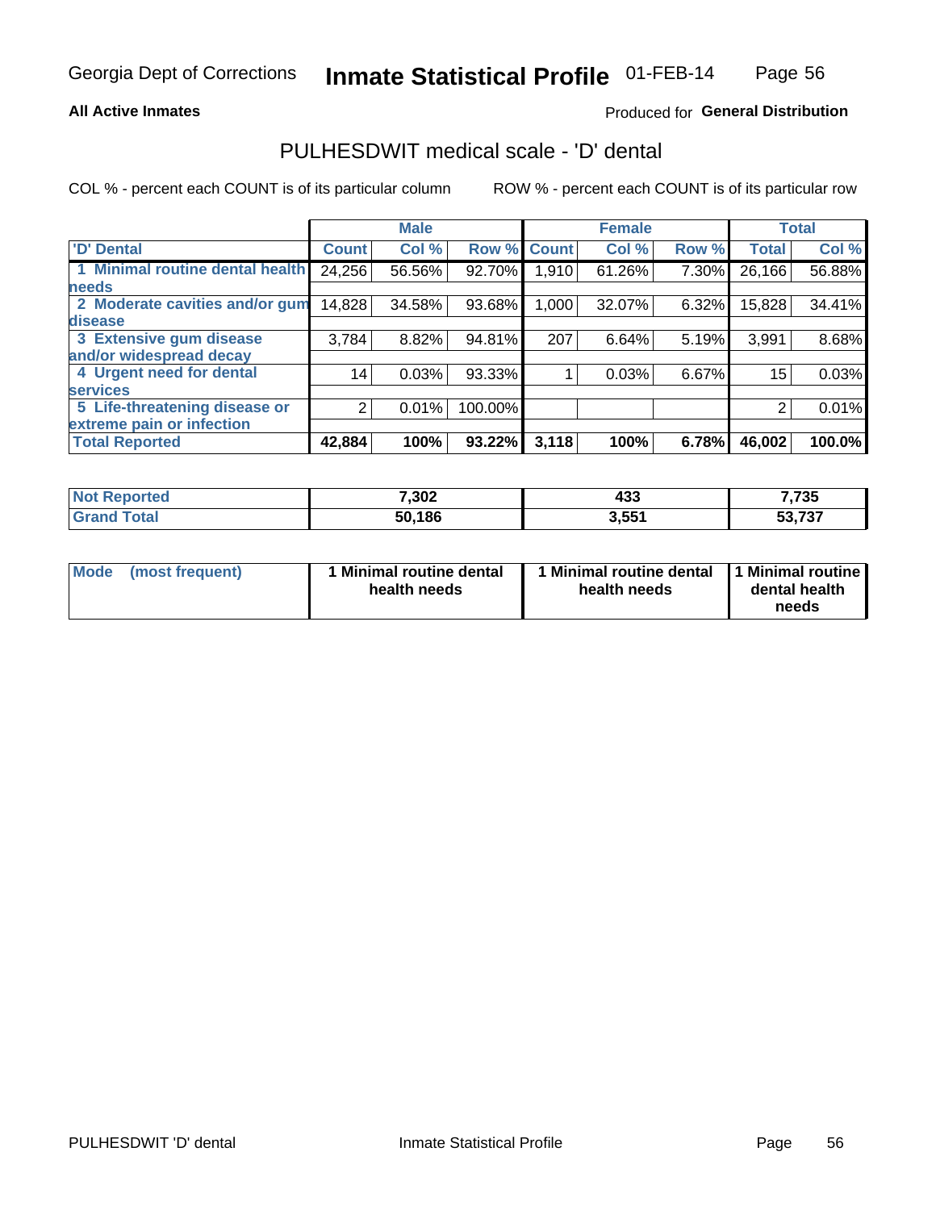Georgia Dept of Corrections **Inmate Statistical Profile** 01-FEB-14

**All Active Inmates**

Produced for **General Distribution**

## PULHESDWIT medical scale - 'D' dental

COL % - percent each COUNT is of its particular column

ROW % - percent each COUNT is of its particular row

| 'D' Dental | Male | | | Female | | | Total | |
|---|---|---|---|---|---|---|---|---|
| | Count | Col % | Row % | Count | Col % | Row % | Total | Col % |
| 1 Minimal routine dental health needs | 24,256 | 56.56% | 92.70% | 1,910 | 61.26% | 7.30% | 26,166 | 56.88% |
| 2 Moderate cavities and/or gum disease | 14,828 | 34.58% | 93.68% | 1,000 | 32.07% | 6.32% | 15,828 | 34.41% |
| 3 Extensive gum disease and/or widespread decay | 3,784 | 8.82% | 94.81% | 207 | 6.64% | 5.19% | 3,991 | 8.68% |
| 4 Urgent need for dental services | 14 | 0.03% | 93.33% | 1 | 0.03% | 6.67% | 15 | 0.03% |
| 5 Life-threatening disease or extreme pain or infection | 2 | 0.01% | 100.00% | | | | 2 | 0.01% |
| **Total Reported** | **42,884** | **100%** | **93.22%** | **3,118** | **100%** | **6.78%** | **46,002** | **100.0%** |

| | Male | Female | Total |
|---|---|---|---|
| **Not Reported** | **7,302** | **433** | **7,735** |
| **Grand Total** | **50,186** | **3,551** | **53,737** |

| | Male | Female | Total |
|---|---|---|---|
| **Mode (most frequent)** | **1 Minimal routine dental health needs** | **1 Minimal routine dental health needs** | **1 Minimal routine dental health needs** |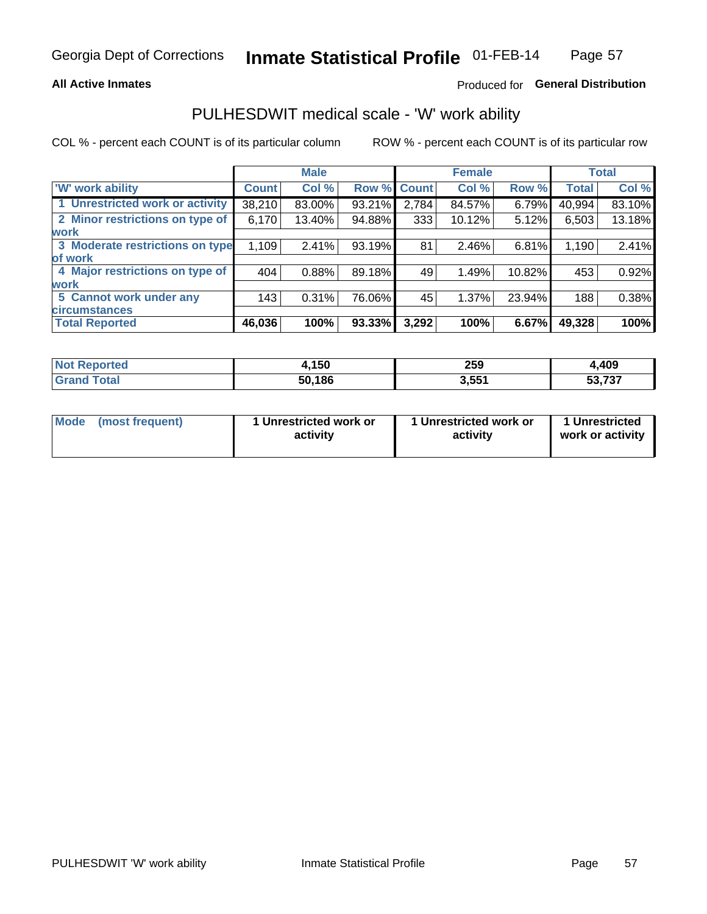Georgia Dept of Corrections **Inmate Statistical Profile** 01-FEB-14

**All Active Inmates**

Produced for **General Distribution**

## PULHESDWIT medical scale - 'W' work ability

COL % - percent each COUNT is of its particular column ROW % - percent each COUNT is of its particular row

| | Male | | | Female | | | Total | |
|---|---|---|---|---|---|---|---|---|
| 'W' work ability | Count | Col % | Row % | Count | Col % | Row % | Total | Col % |
| 1 Unrestricted work or activity | 38,210 | 83.00% | 93.21% | 2,784 | 84.57% | 6.79% | 40,994 | 83.10% |
| 2 Minor restrictions on type of work | 6,170 | 13.40% | 94.88% | 333 | 10.12% | 5.12% | 6,503 | 13.18% |
| 3 Moderate restrictions on type of work | 1,109 | 2.41% | 93.19% | 81 | 2.46% | 6.81% | 1,190 | 2.41% |
| 4 Major restrictions on type of work | 404 | 0.88% | 89.18% | 49 | 1.49% | 10.82% | 453 | 0.92% |
| 5 Cannot work under any circumstances | 143 | 0.31% | 76.06% | 45 | 1.37% | 23.94% | 188 | 0.38% |
| **Total Reported** | **46,036** | **100%** | **93.33%** | **3,292** | **100%** | **6.67%** | **49,328** | **100%** |

| | Male | Female | Total |
|---|---|---|---|
| Not Reported | 4,150 | 259 | 4,409 |
| Grand Total | 50,186 | 3,551 | 53,737 |

| | Male | Female | Total |
|---|---|---|---|
| Mode (most frequent) | 1 Unrestricted work or activity | 1 Unrestricted work or activity | 1 Unrestricted work or activity |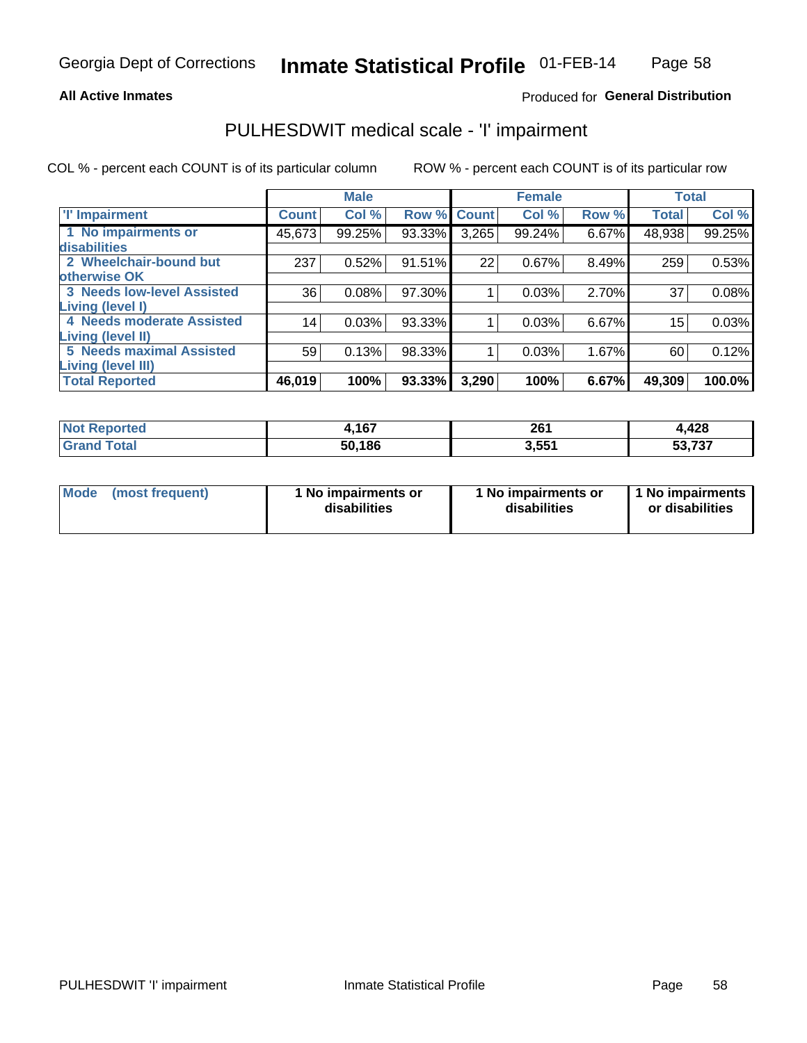Georgia Dept of Corrections **Inmate Statistical Profile** 01-FEB-14

**All Active Inmates**

Produced for **General Distribution**

## PULHESDWIT medical scale - 'I' impairment

COL % - percent each COUNT is of its particular column    ROW % - percent each COUNT is of its particular row

| | Male | | | Female | | | Total | |
|---|---|---|---|---|---|---|---|---|
| 'I' Impairment | Count | Col % | Row % | Count | Col % | Row % | Total | Col % |
| 1 No impairments or disabilities | 45,673 | 99.25% | 93.33% | 3,265 | 99.24% | 6.67% | 48,938 | 99.25% |
| 2 Wheelchair-bound but otherwise OK | 237 | 0.52% | 91.51% | 22 | 0.67% | 8.49% | 259 | 0.53% |
| 3 Needs low-level Assisted Living (level I) | 36 | 0.08% | 97.30% | 1 | 0.03% | 2.70% | 37 | 0.08% |
| 4 Needs moderate Assisted Living (level II) | 14 | 0.03% | 93.33% | 1 | 0.03% | 6.67% | 15 | 0.03% |
| 5 Needs maximal Assisted Living (level III) | 59 | 0.13% | 98.33% | 1 | 0.03% | 1.67% | 60 | 0.12% |
| **Total Reported** | **46,019** | **100%** | **93.33%** | **3,290** | **100%** | **6.67%** | **49,309** | **100.0%** |

| | Male | Female | Total |
|---|---|---|---|
| Not Reported | 4,167 | 261 | 4,428 |
| Grand Total | 50,186 | 3,551 | 53,737 |

| | Male | Female | Total |
|---|---|---|---|
| Mode (most frequent) | 1 No impairments or disabilities | 1 No impairments or disabilities | 1 No impairments or disabilities |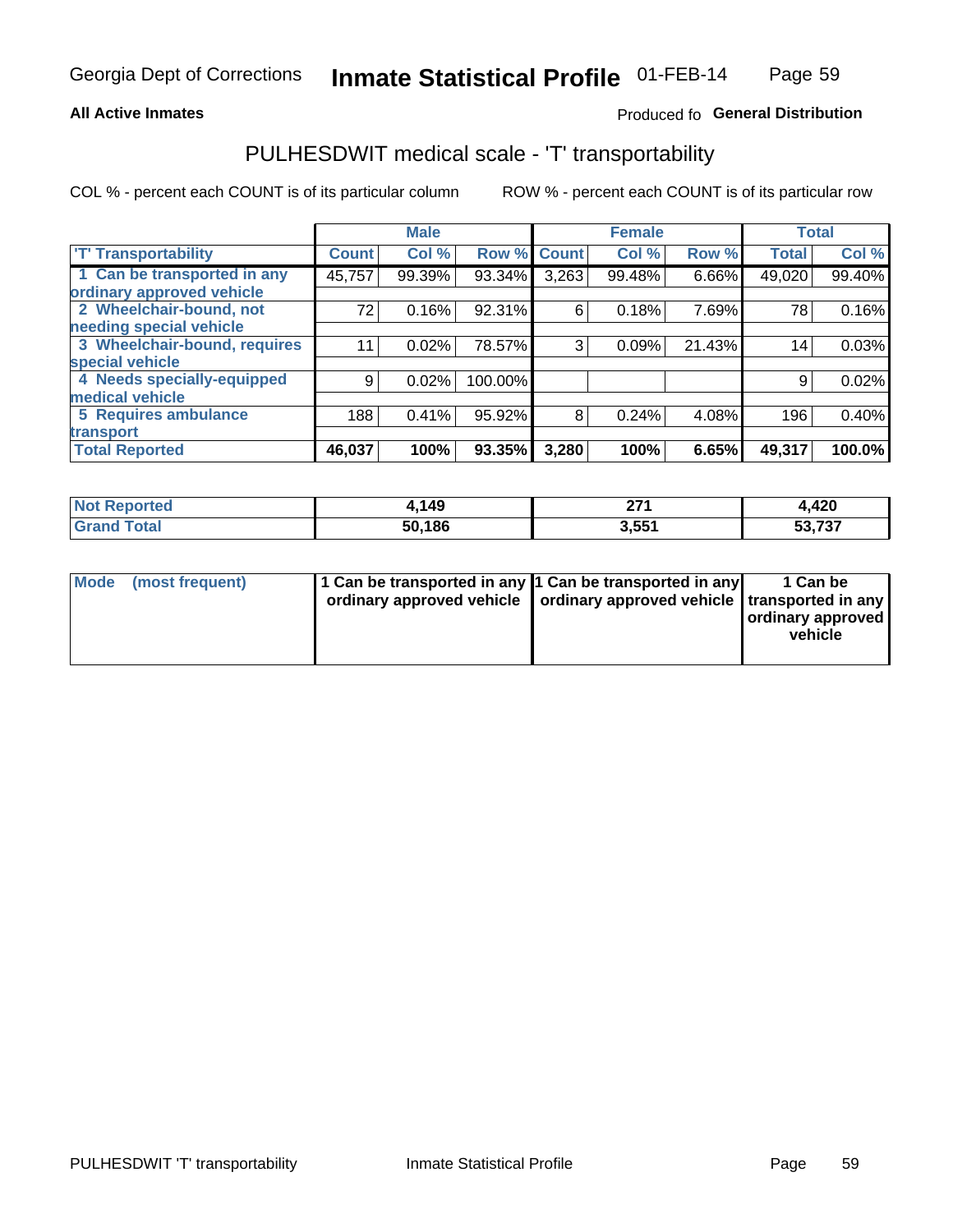Georgia Dept of Corrections **Inmate Statistical Profile** 01-FEB-14

**All Active Inmates**

Produced fo **General Distribution**

## PULHESDWIT medical scale - 'T' transportability

COL % - percent each COUNT is of its particular column

ROW % - percent each COUNT is of its particular row

| | Male | | | Female | | | Total | |
|---|---|---|---|---|---|---|---|---|
| 'T' Transportability | Count | Col % | Row % | Count | Col % | Row % | Total | Col % |
| 1 Can be transported in any ordinary approved vehicle | 45,757 | 99.39% | 93.34% | 3,263 | 99.48% | 6.66% | 49,020 | 99.40% |
| 2 Wheelchair-bound, not needing special vehicle | 72 | 0.16% | 92.31% | 6 | 0.18% | 7.69% | 78 | 0.16% |
| 3 Wheelchair-bound, requires special vehicle | 11 | 0.02% | 78.57% | 3 | 0.09% | 21.43% | 14 | 0.03% |
| 4 Needs specially-equipped medical vehicle | 9 | 0.02% | 100.00% | | | | 9 | 0.02% |
| 5 Requires ambulance transport | 188 | 0.41% | 95.92% | 8 | 0.24% | 4.08% | 196 | 0.40% |
| **Total Reported** | **46,037** | **100%** | **93.35%** | **3,280** | **100%** | **6.65%** | **49,317** | **100.0%** |

| | Male | Female | Total |
|---|---|---|---|
| **Not Reported** | **4,149** | **271** | **4,420** |
| **Grand Total** | **50,186** | **3,551** | **53,737** |

| | Male | Female | Total |
|---|---|---|---|
| **Mode (most frequent)** | **1 Can be transported in any ordinary approved vehicle** | **1 Can be transported in any ordinary approved vehicle** | **1 Can be transported in any ordinary approved vehicle** |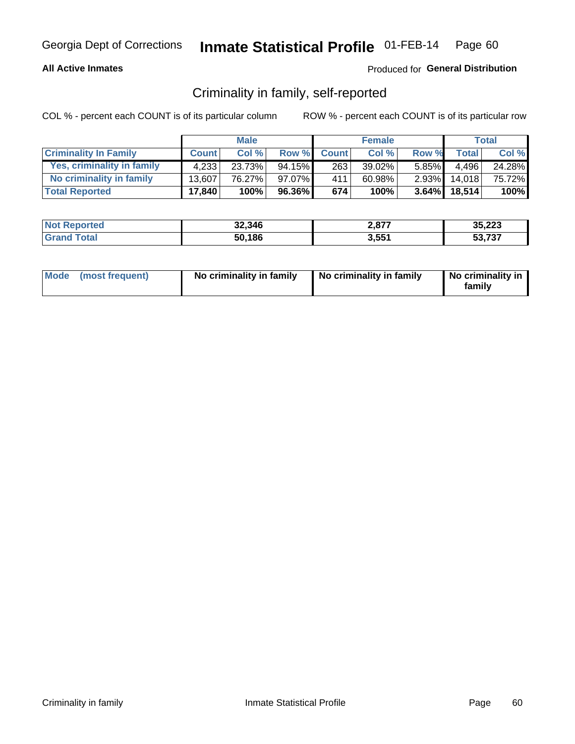Georgia Dept of Corrections **Inmate Statistical Profile** 01-FEB-14

**All Active Inmates**

Produced for **General Distribution**

## Criminality in family, self-reported

COL % - percent each COUNT is of its particular column

ROW % - percent each COUNT is of its particular row

| | Male | | | Female | | | Total | |
|---|---|---|---|---|---|---|---|---|
| **Criminality In Family** | **Count** | **Col %** | **Row %** | **Count** | **Col %** | **Row %** | **Total** | **Col %** |
| **Yes, criminality in family** | 4,233 | 23.73% | 94.15% | 263 | 39.02% | 5.85% | 4,496 | 24.28% |
| **No criminality in family** | 13,607 | 76.27% | 97.07% | 411 | 60.98% | 2.93% | 14,018 | 75.72% |
| **Total Reported** | **17,840** | **100%** | **96.36%** | **674** | **100%** | **3.64%** | **18,514** | **100%** |

| | Male | Female | Total |
|---|---|---|---|
| **Not Reported** | **32,346** | **2,877** | **35,223** |
| **Grand Total** | **50,186** | **3,551** | **53,737** |

| | Male | Female | Total |
|---|---|---|---|
| **Mode (most frequent)** | **No criminality in family** | **No criminality in family** | **No criminality in family** |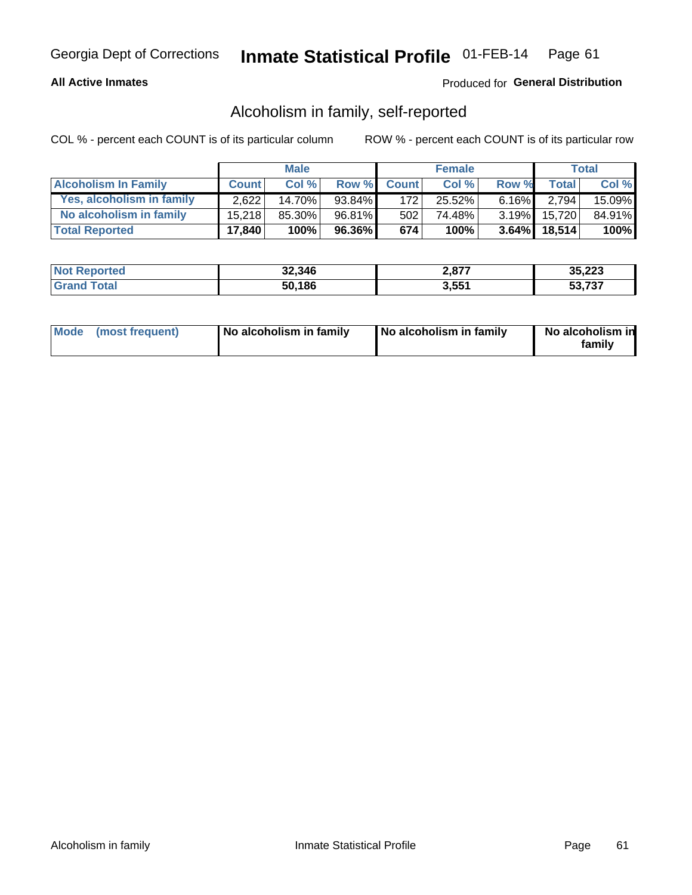Georgia Dept of Corrections **Inmate Statistical Profile** 01-FEB-14

**All Active Inmates**

Produced for **General Distribution**

## Alcoholism in family, self-reported

COL % - percent each COUNT is of its particular column

ROW % - percent each COUNT is of its particular row

| | Male | | | Female | | | Total | |
|---|---|---|---|---|---|---|---|---|
| **Alcoholism In Family** | **Count** | **Col %** | **Row %** | **Count** | **Col %** | **Row %** | **Total** | **Col %** |
| **Yes, alcoholism in family** | 2,622 | 14.70% | 93.84% | 172 | 25.52% | 6.16% | 2,794 | 15.09% |
| **No alcoholism in family** | 15,218 | 85.30% | 96.81% | 502 | 74.48% | 3.19% | 15,720 | 84.91% |
| **Total Reported** | **17,840** | **100%** | **96.36%** | **674** | **100%** | **3.64%** | **18,514** | **100%** |

| | Male | Female | Total |
|---|---|---|---|
| **Not Reported** | **32,346** | **2,877** | **35,223** |
| **Grand Total** | **50,186** | **3,551** | **53,737** |

| | Male | Female | Total |
|---|---|---|---|
| **Mode (most frequent)** | **No alcoholism in family** | **No alcoholism in family** | **No alcoholism in family** |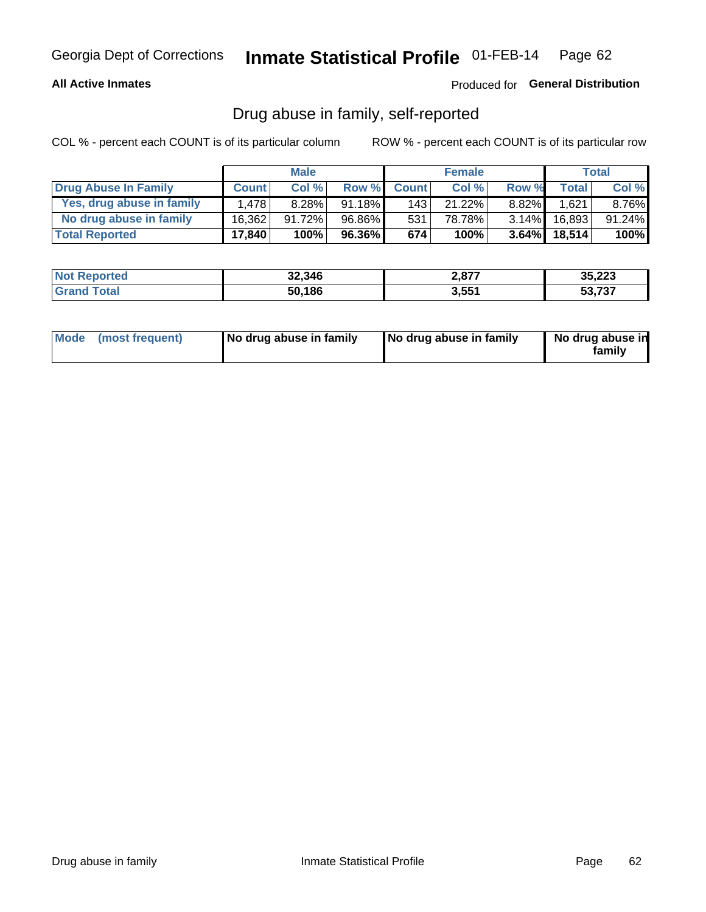Georgia Dept of Corrections **Inmate Statistical Profile** 01-FEB-14

**All Active Inmates**

Produced for **General Distribution**

## Drug abuse in family, self-reported

COL % - percent each COUNT is of its particular column ROW % - percent each COUNT is of its particular row

| | Male | | | Female | | | Total | |
|---|---|---|---|---|---|---|---|---|
| **Drug Abuse In Family** | **Count** | **Col %** | **Row %** | **Count** | **Col %** | **Row %** | **Total** | **Col %** |
| Yes, drug abuse in family | 1,478 | 8.28% | 91.18% | 143 | 21.22% | 8.82% | 1,621 | 8.76% |
| No drug abuse in family | 16,362 | 91.72% | 96.86% | 531 | 78.78% | 3.14% | 16,893 | 91.24% |
| **Total Reported** | **17,840** | **100%** | **96.36%** | **674** | **100%** | **3.64%** | **18,514** | **100%** |

| | Male | Female | Total |
|---|---|---|---|
| **Not Reported** | **32,346** | **2,877** | **35,223** |
| **Grand Total** | **50,186** | **3,551** | **53,737** |

| | Male | Female | Total |
|---|---|---|---|
| **Mode (most frequent)** | **No drug abuse in family** | **No drug abuse in family** | **No drug abuse in family** |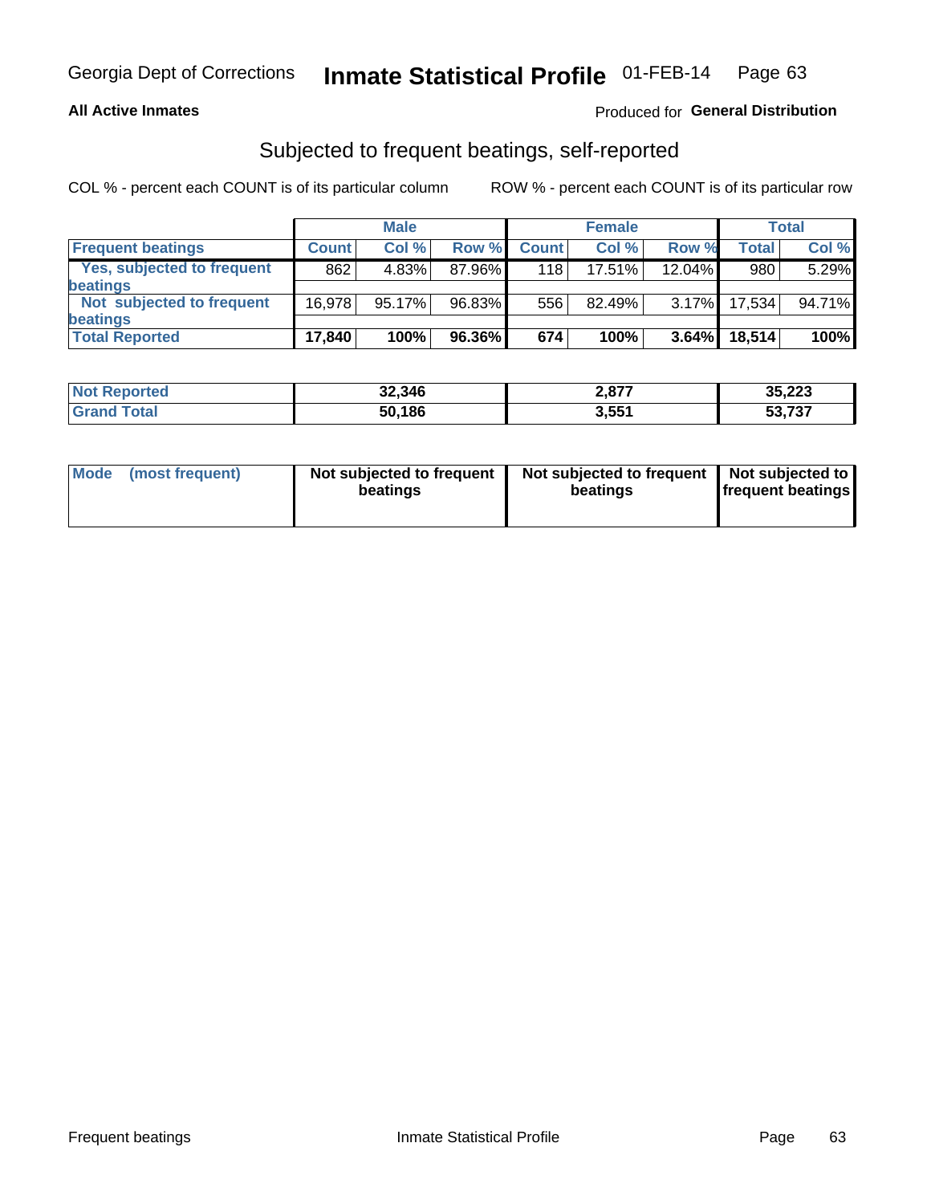Georgia Dept of Corrections **Inmate Statistical Profile** 01-FEB-14

**All Active Inmates**

Produced for **General Distribution**

## Subjected to frequent beatings, self-reported

COL % - percent each COUNT is of its particular column

ROW % - percent each COUNT is of its particular row

| | Male | | | Female | | | Total | |
|---|---|---|---|---|---|---|---|---|
| **Frequent beatings** | **Count** | **Col %** | **Row %** | **Count** | **Col %** | **Row %** | **Total** | **Col %** |
| Yes, subjected to frequent beatings | 862 | 4.83% | 87.96% | 118 | 17.51% | 12.04% | 980 | 5.29% |
| Not subjected to frequent beatings | 16,978 | 95.17% | 96.83% | 556 | 82.49% | 3.17% | 17,534 | 94.71% |
| **Total Reported** | **17,840** | **100%** | **96.36%** | **674** | **100%** | **3.64%** | **18,514** | **100%** |

| | Male | Female | Total |
|---|---|---|---|
| **Not Reported** | **32,346** | **2,877** | **35,223** |
| **Grand Total** | **50,186** | **3,551** | **53,737** |

| Mode (most frequent) | Male | Female | Total |
|---|---|---|---|
| | **Not subjected to frequent beatings** | **Not subjected to frequent beatings** | **Not subjected to frequent beatings** |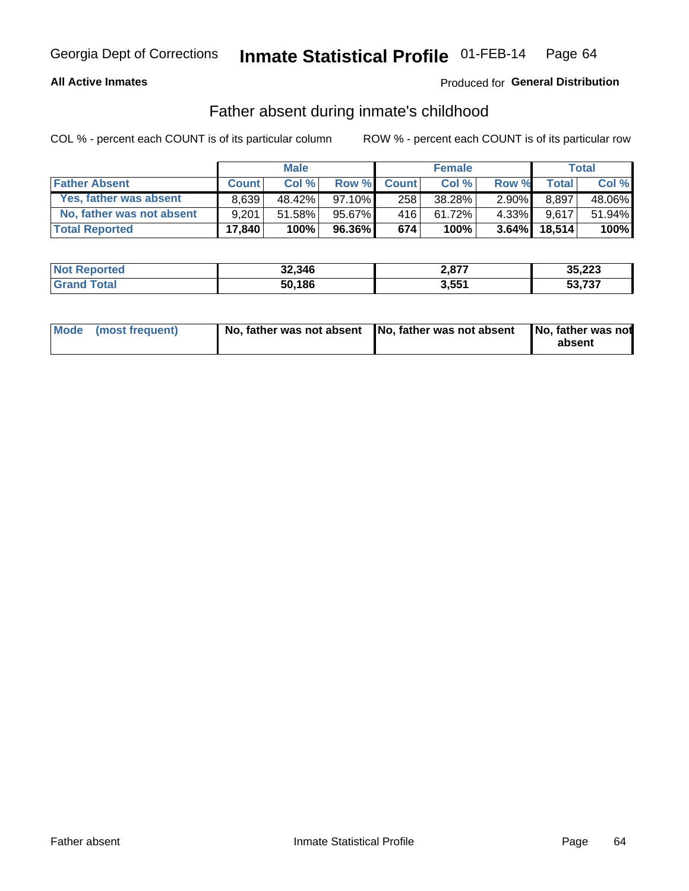Georgia Dept of Corrections **Inmate Statistical Profile** 01-FEB-14

**All Active Inmates**

Produced for **General Distribution**

## Father absent during inmate's childhood

COL % - percent each COUNT is of its particular column ROW % - percent each COUNT is of its particular row

| | Male | | | Female | | | Total | |
|---|---|---|---|---|---|---|---|---|
| **Father Absent** | **Count** | **Col %** | **Row %** | **Count** | **Col %** | **Row %** | **Total** | **Col %** |
| **Yes, father was absent** | 8,639 | 48.42% | 97.10% | 258 | 38.28% | 2.90% | 8,897 | 48.06% |
| **No, father was not absent** | 9,201 | 51.58% | 95.67% | 416 | 61.72% | 4.33% | 9,617 | 51.94% |
| **Total Reported** | **17,840** | **100%** | **96.36%** | **674** | **100%** | **3.64%** | **18,514** | **100%** |

| | Male | Female | Total |
|---|---|---|---|
| **Not Reported** | **32,346** | **2,877** | **35,223** |
| **Grand Total** | **50,186** | **3,551** | **53,737** |

| | Male | Female | Total |
|---|---|---|---|
| **Mode (most frequent)** | **No, father was not absent** | **No, father was not absent** | **No, father was not absent** |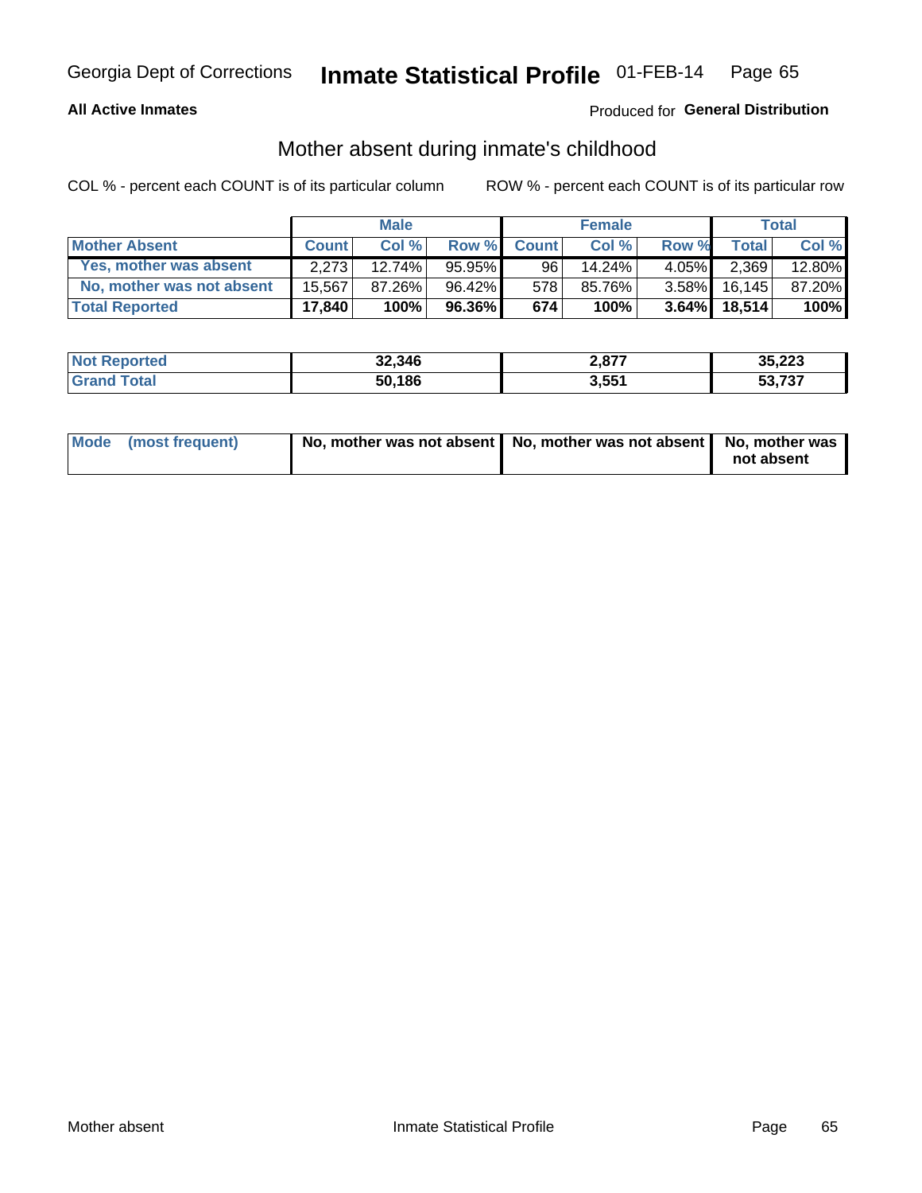Georgia Dept of Corrections **Inmate Statistical Profile** 01-FEB-14

**All Active Inmates**

Produced for **General Distribution**

## Mother absent during inmate's childhood

COL % - percent each COUNT is of its particular column ROW % - percent each COUNT is of its particular row

| | Male | | | Female | | | Total | |
|---|---|---|---|---|---|---|---|---|
| **Mother Absent** | **Count** | **Col %** | **Row %** | **Count** | **Col %** | **Row %** | **Total** | **Col %** |
| **Yes, mother was absent** | 2,273 | 12.74% | 95.95% | 96 | 14.24% | 4.05% | 2,369 | 12.80% |
| **No, mother was not absent** | 15,567 | 87.26% | 96.42% | 578 | 85.76% | 3.58% | 16,145 | 87.20% |
| **Total Reported** | **17,840** | **100%** | **96.36%** | **674** | **100%** | **3.64%** | **18,514** | **100%** |

| | Male | Female | Total |
|---|---|---|---|
| **Not Reported** | **32,346** | **2,877** | **35,223** |
| **Grand Total** | **50,186** | **3,551** | **53,737** |

| | Male | Female | Total |
|---|---|---|---|
| **Mode (most frequent)** | **No, mother was not absent** | **No, mother was not absent** | **No, mother was not absent** |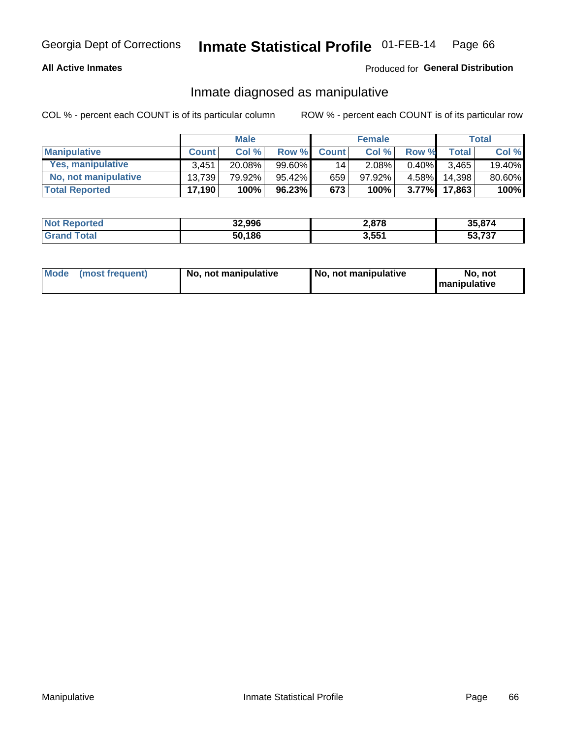Georgia Dept of Corrections **Inmate Statistical Profile** 01-FEB-14

**All Active Inmates**

Produced for **General Distribution**

## Inmate diagnosed as manipulative

COL % - percent each COUNT is of its particular column

ROW % - percent each COUNT is of its particular row

| | Male | | | Female | | | Total | |
|---|---|---|---|---|---|---|---|---|
| **Manipulative** | **Count** | **Col %** | **Row %** | **Count** | **Col %** | **Row %** | **Total** | **Col %** |
| **Yes, manipulative** | 3,451 | 20.08% | 99.60% | 14 | 2.08% | 0.40% | 3,465 | 19.40% |
| **No, not manipulative** | 13,739 | 79.92% | 95.42% | 659 | 97.92% | 4.58% | 14,398 | 80.60% |
| **Total Reported** | **17,190** | **100%** | **96.23%** | **673** | **100%** | **3.77%** | **17,863** | **100%** |

| | Male | Female | Total |
|---|---|---|---|
| **Not Reported** | **32,996** | **2,878** | **35,874** |
| **Grand Total** | **50,186** | **3,551** | **53,737** |

| | Male | Female | Total |
|---|---|---|---|
| **Mode (most frequent)** | **No, not manipulative** | **No, not manipulative** | **No, not manipulative** |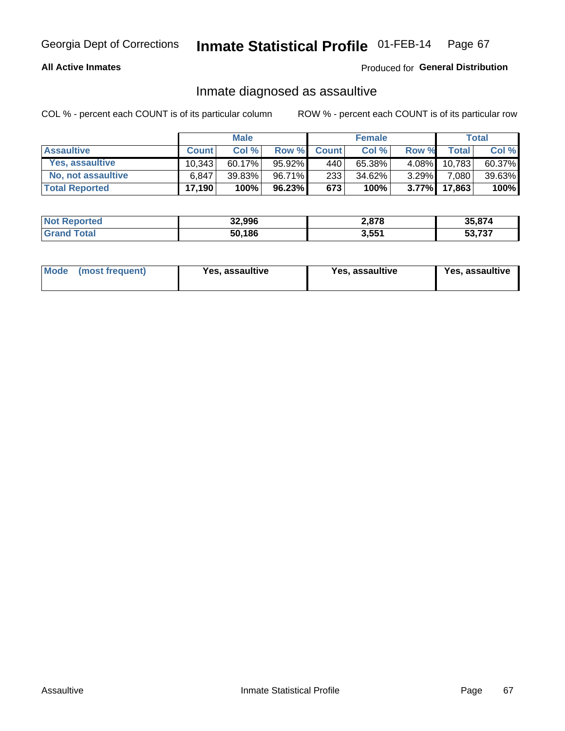Georgia Dept of Corrections **Inmate Statistical Profile** 01-FEB-14

**All Active Inmates**

Produced for **General Distribution**

## Inmate diagnosed as assaultive

COL % - percent each COUNT is of its particular column

ROW % - percent each COUNT is of its particular row

| | Male | | | Female | | | Total | |
|---|---|---|---|---|---|---|---|---|
| **Assaultive** | **Count** | **Col %** | **Row %** | **Count** | **Col %** | **Row %** | **Total** | **Col %** |
| Yes, assaultive | 10,343 | 60.17% | 95.92% | 440 | 65.38% | 4.08% | 10,783 | 60.37% |
| No, not assaultive | 6,847 | 39.83% | 96.71% | 233 | 34.62% | 3.29% | 7,080 | 39.63% |
| **Total Reported** | **17,190** | **100%** | **96.23%** | **673** | **100%** | **3.77%** | **17,863** | **100%** |

| | Male | Female | Total |
|---|---|---|---|
| **Not Reported** | **32,996** | **2,878** | **35,874** |
| **Grand Total** | **50,186** | **3,551** | **53,737** |

| | Male | Female | Total |
|---|---|---|---|
| **Mode (most frequent)** | **Yes, assaultive** | **Yes, assaultive** | **Yes, assaultive** |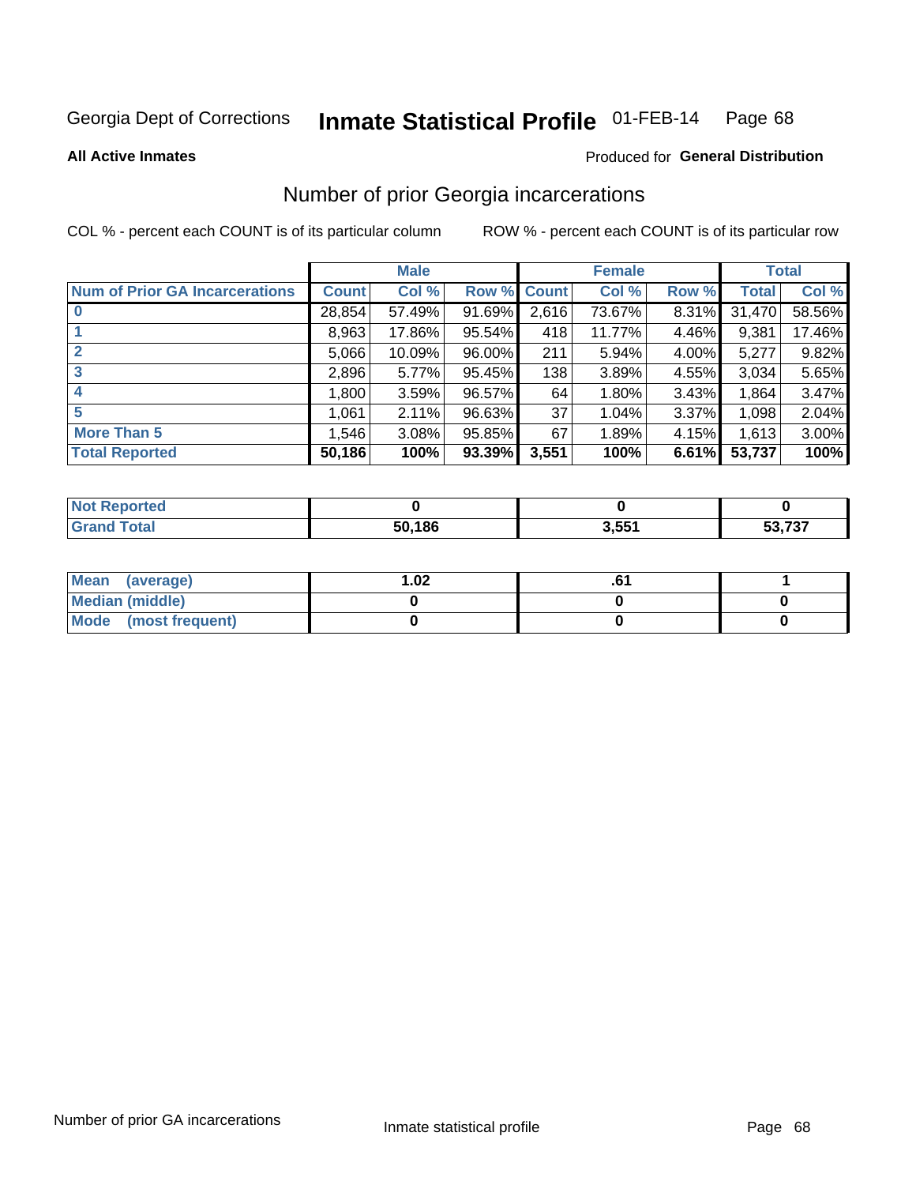Georgia Dept of Corrections **Inmate Statistical Profile** 01-FEB-14

**All Active Inmates**

Produced for **General Distribution**

## Number of prior Georgia incarcerations

COL % - percent each COUNT is of its particular column

ROW % - percent each COUNT is of its particular row

| | Male | | | Female | | | Total | |
|---|---|---|---|---|---|---|---|---|
| **Num of Prior GA Incarcerations** | **Count** | **Col %** | **Row %** | **Count** | **Col %** | **Row %** | **Total** | **Col %** |
| **0** | 28,854 | 57.49% | 91.69% | 2,616 | 73.67% | 8.31% | 31,470 | 58.56% |
| **1** | 8,963 | 17.86% | 95.54% | 418 | 11.77% | 4.46% | 9,381 | 17.46% |
| **2** | 5,066 | 10.09% | 96.00% | 211 | 5.94% | 4.00% | 5,277 | 9.82% |
| **3** | 2,896 | 5.77% | 95.45% | 138 | 3.89% | 4.55% | 3,034 | 5.65% |
| **4** | 1,800 | 3.59% | 96.57% | 64 | 1.80% | 3.43% | 1,864 | 3.47% |
| **5** | 1,061 | 2.11% | 96.63% | 37 | 1.04% | 3.37% | 1,098 | 2.04% |
| **More Than 5** | 1,546 | 3.08% | 95.85% | 67 | 1.89% | 4.15% | 1,613 | 3.00% |
| **Total Reported** | **50,186** | **100%** | **93.39%** | **3,551** | **100%** | **6.61%** | **53,737** | **100%** |

| | Male | Female | Total |
|---|---|---|---|
| **Not Reported** | **0** | **0** | **0** |
| **Grand Total** | **50,186** | **3,551** | **53,737** |

| | Male | Female | Total |
|---|---|---|---|
| **Mean (average)** | **1.02** | **.61** | **1** |
| **Median (middle)** | **0** | **0** | **0** |
| **Mode (most frequent)** | **0** | **0** | **0** |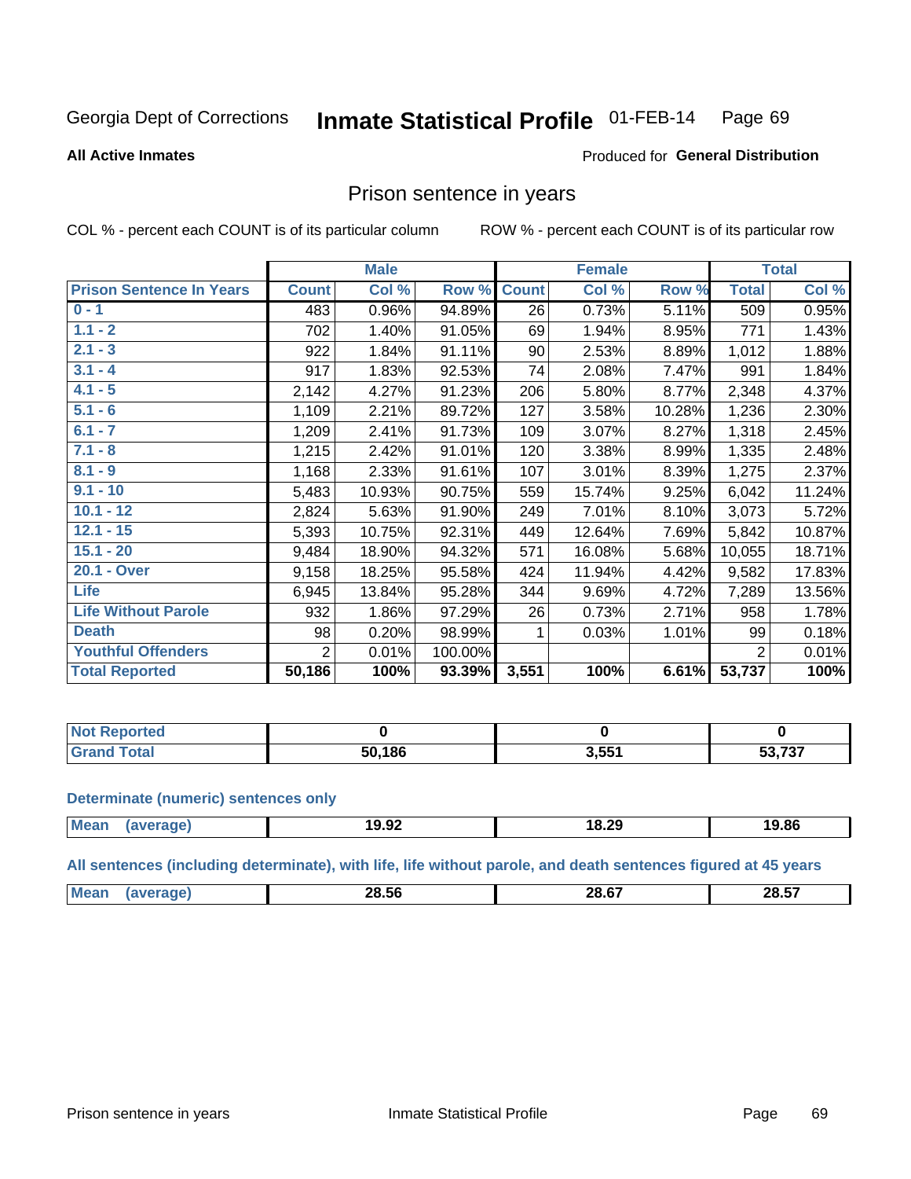Georgia Dept of Corrections **Inmate Statistical Profile** 01-FEB-14

**All Active Inmates**

Produced for **General Distribution**

## Prison sentence in years

COL % - percent each COUNT is of its particular column ROW % - percent each COUNT is of its particular row

| | Male | | | Female | | | Total | |
|---|---|---|---|---|---|---|---|---|
| **Prison Sentence In Years** | **Count** | **Col %** | **Row %** | **Count** | **Col %** | **Row %** | **Total** | **Col %** |
| 0 - 1 | 483 | 0.96% | 94.89% | 26 | 0.73% | 5.11% | 509 | 0.95% |
| 1.1 - 2 | 702 | 1.40% | 91.05% | 69 | 1.94% | 8.95% | 771 | 1.43% |
| 2.1 - 3 | 922 | 1.84% | 91.11% | 90 | 2.53% | 8.89% | 1,012 | 1.88% |
| 3.1 - 4 | 917 | 1.83% | 92.53% | 74 | 2.08% | 7.47% | 991 | 1.84% |
| 4.1 - 5 | 2,142 | 4.27% | 91.23% | 206 | 5.80% | 8.77% | 2,348 | 4.37% |
| 5.1 - 6 | 1,109 | 2.21% | 89.72% | 127 | 3.58% | 10.28% | 1,236 | 2.30% |
| 6.1 - 7 | 1,209 | 2.41% | 91.73% | 109 | 3.07% | 8.27% | 1,318 | 2.45% |
| 7.1 - 8 | 1,215 | 2.42% | 91.01% | 120 | 3.38% | 8.99% | 1,335 | 2.48% |
| 8.1 - 9 | 1,168 | 2.33% | 91.61% | 107 | 3.01% | 8.39% | 1,275 | 2.37% |
| 9.1 - 10 | 5,483 | 10.93% | 90.75% | 559 | 15.74% | 9.25% | 6,042 | 11.24% |
| 10.1 - 12 | 2,824 | 5.63% | 91.90% | 249 | 7.01% | 8.10% | 3,073 | 5.72% |
| 12.1 - 15 | 5,393 | 10.75% | 92.31% | 449 | 12.64% | 7.69% | 5,842 | 10.87% |
| 15.1 - 20 | 9,484 | 18.90% | 94.32% | 571 | 16.08% | 5.68% | 10,055 | 18.71% |
| 20.1 - Over | 9,158 | 18.25% | 95.58% | 424 | 11.94% | 4.42% | 9,582 | 17.83% |
| Life | 6,945 | 13.84% | 95.28% | 344 | 9.69% | 4.72% | 7,289 | 13.56% |
| Life Without Parole | 932 | 1.86% | 97.29% | 26 | 0.73% | 2.71% | 958 | 1.78% |
| Death | 98 | 0.20% | 98.99% | 1 | 0.03% | 1.01% | 99 | 0.18% |
| Youthful Offenders | 2 | 0.01% | 100.00% | | | | 2 | 0.01% |
| **Total Reported** | **50,186** | **100%** | **93.39%** | **3,551** | **100%** | **6.61%** | **53,737** | **100%** |

| | Male | Female | Total |
|---|---|---|---|
| Not Reported | 0 | 0 | 0 |
| Grand Total | 50,186 | 3,551 | 53,737 |

**Determinate (numeric) sentences only**

| | Male | Female | Total |
|---|---|---|---|
| Mean (average) | 19.92 | 18.29 | 19.86 |

**All sentences (including determinate), with life, life without parole, and death sentences figured at 45 years**

| | Male | Female | Total |
|---|---|---|---|
| Mean (average) | 28.56 | 28.67 | 28.57 |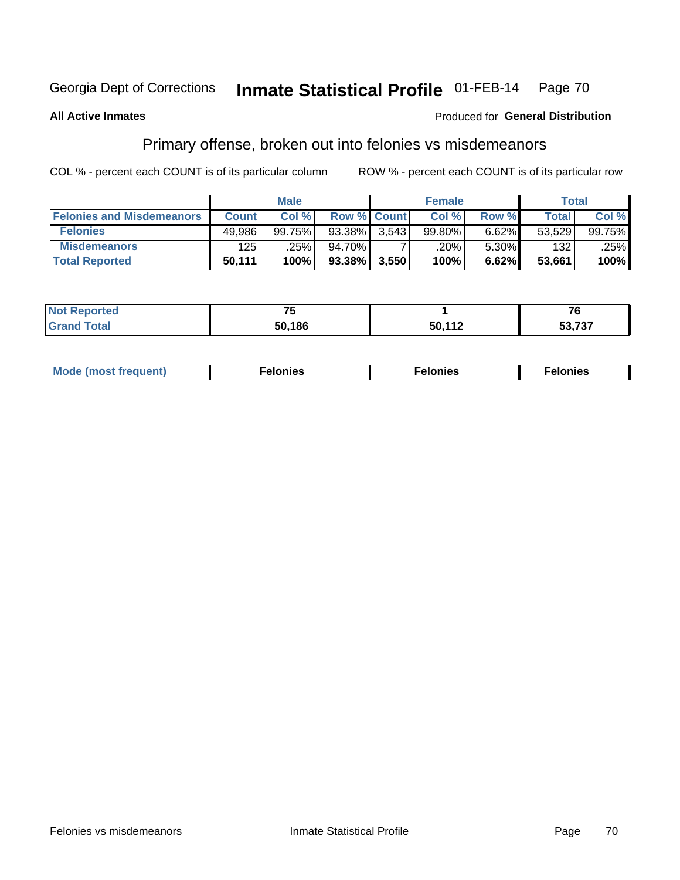Georgia Dept of Corrections **Inmate Statistical Profile** 01-FEB-14

**All Active Inmates**

Produced for **General Distribution**

## Primary offense, broken out into felonies vs misdemeanors

COL % - percent each COUNT is of its particular column        ROW % - percent each COUNT is of its particular row

| | Male | | | Female | | | Total | |
|---|---|---|---|---|---|---|---|---|
| **Felonies and Misdemeanors** | **Count** | **Col %** | **Row %** | **Count** | **Col %** | **Row %** | **Total** | **Col %** |
| **Felonies** | 49,986 | 99.75% | 93.38% | 3,543 | 99.80% | 6.62% | 53,529 | 99.75% |
| **Misdemeanors** | 125 | .25% | 94.70% | 7 | .20% | 5.30% | 132 | .25% |
| **Total Reported** | **50,111** | **100%** | **93.38%** | **3,550** | **100%** | **6.62%** | **53,661** | **100%** |

| | Male | Female | Total |
|---|---|---|---|
| **Not Reported** | **75** | **1** | **76** |
| **Grand Total** | **50,186** | **50,112** | **53,737** |

| | Male | Female | Total |
|---|---|---|---|
| **Mode (most frequent)** | **Felonies** | **Felonies** | **Felonies** |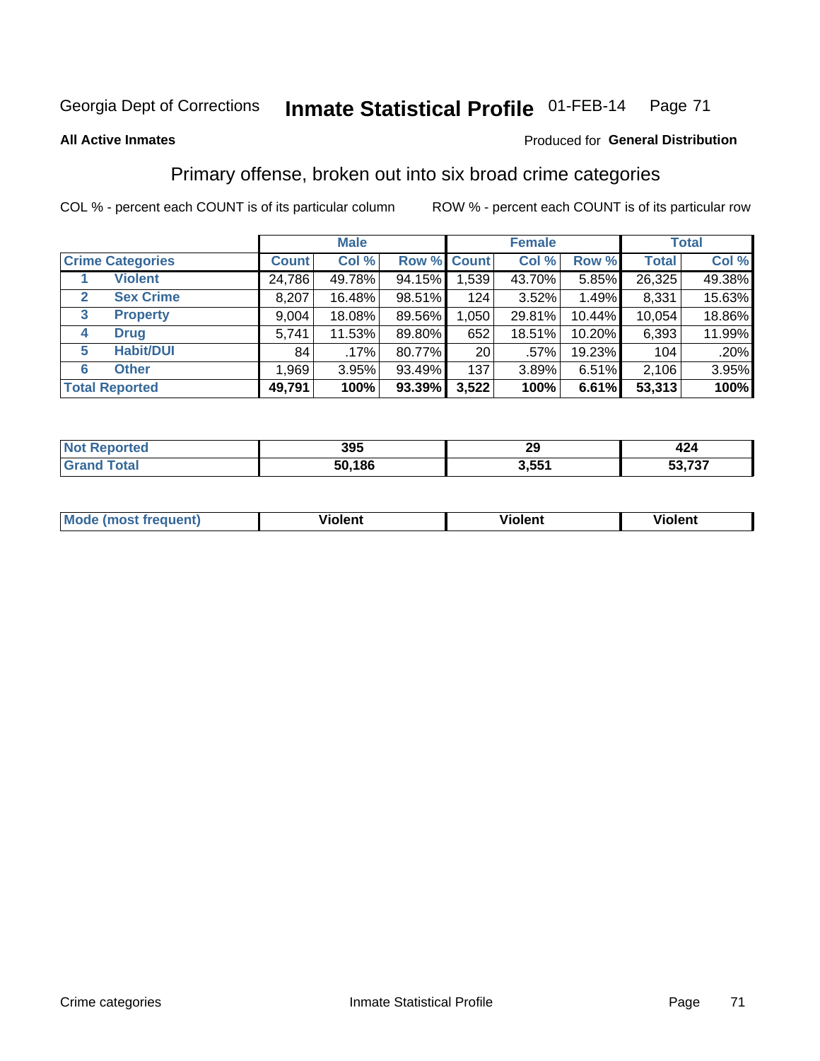Georgia Dept of Corrections **Inmate Statistical Profile** 01-FEB-14

**All Active Inmates**

Produced for **General Distribution**

## Primary offense, broken out into six broad crime categories

COL % - percent each COUNT is of its particular column

ROW % - percent each COUNT is of its particular row

| | Male | | | Female | | | Total | |
|---|---|---|---|---|---|---|---|---|
| **Crime Categories** | **Count** | **Col %** | **Row %** | **Count** | **Col %** | **Row %** | **Total** | **Col %** |
| 1 **Violent** | 24,786 | 49.78% | 94.15% | 1,539 | 43.70% | 5.85% | 26,325 | 49.38% |
| 2 **Sex Crime** | 8,207 | 16.48% | 98.51% | 124 | 3.52% | 1.49% | 8,331 | 15.63% |
| 3 **Property** | 9,004 | 18.08% | 89.56% | 1,050 | 29.81% | 10.44% | 10,054 | 18.86% |
| 4 **Drug** | 5,741 | 11.53% | 89.80% | 652 | 18.51% | 10.20% | 6,393 | 11.99% |
| 5 **Habit/DUI** | 84 | .17% | 80.77% | 20 | .57% | 19.23% | 104 | .20% |
| 6 **Other** | 1,969 | 3.95% | 93.49% | 137 | 3.89% | 6.51% | 2,106 | 3.95% |
| **Total Reported** | **49,791** | **100%** | **93.39%** | **3,522** | **100%** | **6.61%** | **53,313** | **100%** |

| | Male | Female | Total |
|---|---|---|---|
| **Not Reported** | **395** | **29** | **424** |
| **Grand Total** | **50,186** | **3,551** | **53,737** |

| | Male | Female | Total |
|---|---|---|---|
| **Mode (most frequent)** | **Violent** | **Violent** | **Violent** |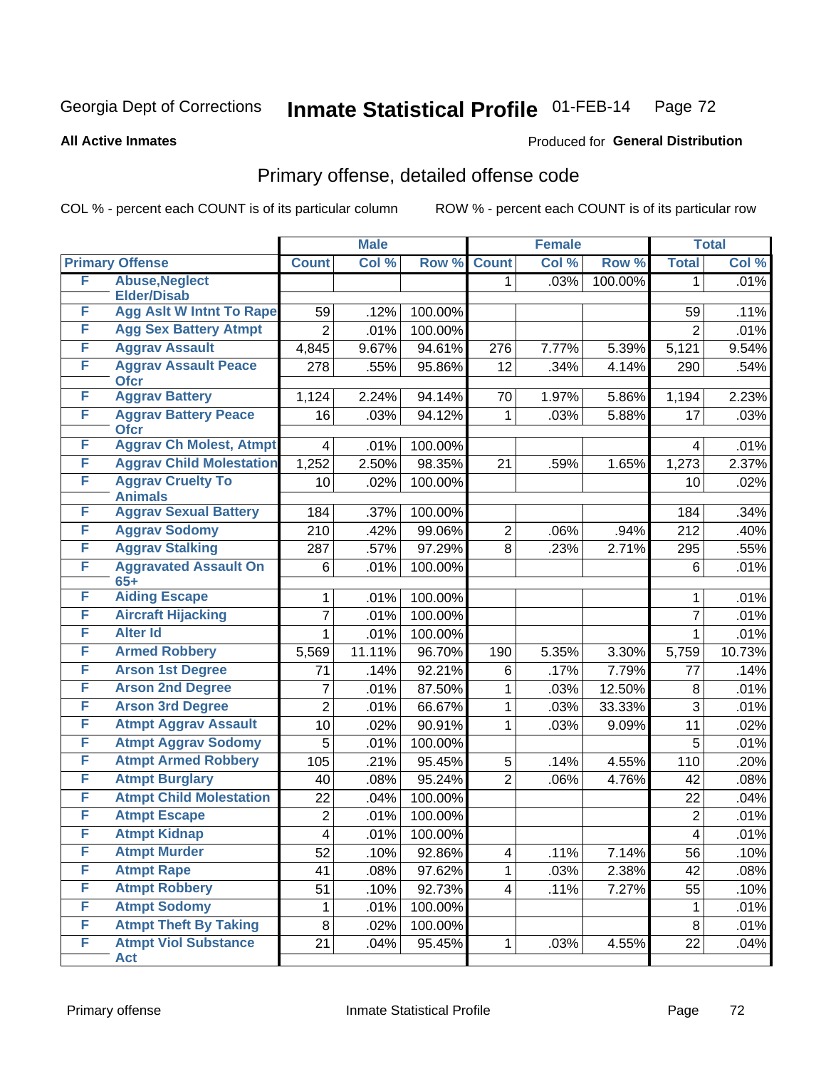Georgia Dept of Corrections **Inmate Statistical Profile** 01-FEB-14

**All Active Inmates**

Produced for **General Distribution**

## Primary offense, detailed offense code

COL % - percent each COUNT is of its particular column ROW % - percent each COUNT is of its particular row

| Primary Offense | | Male | | | Female | | | Total | |
|---|---|---|---|---|---|---|---|---|---|
| | | Count | Col % | Row % | Count | Col % | Row % | Total | Col % |
| F | Abuse,Neglect Elder/Disab | | | | 1 | .03% | 100.00% | 1 | .01% |
| F | Agg Aslt W Intnt To Rape | 59 | .12% | 100.00% | | | | 59 | .11% |
| F | Agg Sex Battery Atmpt | 2 | .01% | 100.00% | | | | 2 | .01% |
| F | Aggrav Assault | 4,845 | 9.67% | 94.61% | 276 | 7.77% | 5.39% | 5,121 | 9.54% |
| F | Aggrav Assault Peace Ofcr | 278 | .55% | 95.86% | 12 | .34% | 4.14% | 290 | .54% |
| F | Aggrav Battery | 1,124 | 2.24% | 94.14% | 70 | 1.97% | 5.86% | 1,194 | 2.23% |
| F | Aggrav Battery Peace Ofcr | 16 | .03% | 94.12% | 1 | .03% | 5.88% | 17 | .03% |
| F | Aggrav Ch Molest, Atmpt | 4 | .01% | 100.00% | | | | 4 | .01% |
| F | Aggrav Child Molestation | 1,252 | 2.50% | 98.35% | 21 | .59% | 1.65% | 1,273 | 2.37% |
| F | Aggrav Cruelty To Animals | 10 | .02% | 100.00% | | | | 10 | .02% |
| F | Aggrav Sexual Battery | 184 | .37% | 100.00% | | | | 184 | .34% |
| F | Aggrav Sodomy | 210 | .42% | 99.06% | 2 | .06% | .94% | 212 | .40% |
| F | Aggrav Stalking | 287 | .57% | 97.29% | 8 | .23% | 2.71% | 295 | .55% |
| F | Aggravated Assault On 65+ | 6 | .01% | 100.00% | | | | 6 | .01% |
| F | Aiding Escape | 1 | .01% | 100.00% | | | | 1 | .01% |
| F | Aircraft Hijacking | 7 | .01% | 100.00% | | | | 7 | .01% |
| F | Alter Id | 1 | .01% | 100.00% | | | | 1 | .01% |
| F | Armed Robbery | 5,569 | 11.11% | 96.70% | 190 | 5.35% | 3.30% | 5,759 | 10.73% |
| F | Arson 1st Degree | 71 | .14% | 92.21% | 6 | .17% | 7.79% | 77 | .14% |
| F | Arson 2nd Degree | 7 | .01% | 87.50% | 1 | .03% | 12.50% | 8 | .01% |
| F | Arson 3rd Degree | 2 | .01% | 66.67% | 1 | .03% | 33.33% | 3 | .01% |
| F | Atmpt Aggrav Assault | 10 | .02% | 90.91% | 1 | .03% | 9.09% | 11 | .02% |
| F | Atmpt Aggrav Sodomy | 5 | .01% | 100.00% | | | | 5 | .01% |
| F | Atmpt Armed Robbery | 105 | .21% | 95.45% | 5 | .14% | 4.55% | 110 | .20% |
| F | Atmpt Burglary | 40 | .08% | 95.24% | 2 | .06% | 4.76% | 42 | .08% |
| F | Atmpt Child Molestation | 22 | .04% | 100.00% | | | | 22 | .04% |
| F | Atmpt Escape | 2 | .01% | 100.00% | | | | 2 | .01% |
| F | Atmpt Kidnap | 4 | .01% | 100.00% | | | | 4 | .01% |
| F | Atmpt Murder | 52 | .10% | 92.86% | 4 | .11% | 7.14% | 56 | .10% |
| F | Atmpt Rape | 41 | .08% | 97.62% | 1 | .03% | 2.38% | 42 | .08% |
| F | Atmpt Robbery | 51 | .10% | 92.73% | 4 | .11% | 7.27% | 55 | .10% |
| F | Atmpt Sodomy | 1 | .01% | 100.00% | | | | 1 | .01% |
| F | Atmpt Theft By Taking | 8 | .02% | 100.00% | | | | 8 | .01% |
| F | Atmpt Viol Substance Act | 21 | .04% | 95.45% | 1 | .03% | 4.55% | 22 | .04% |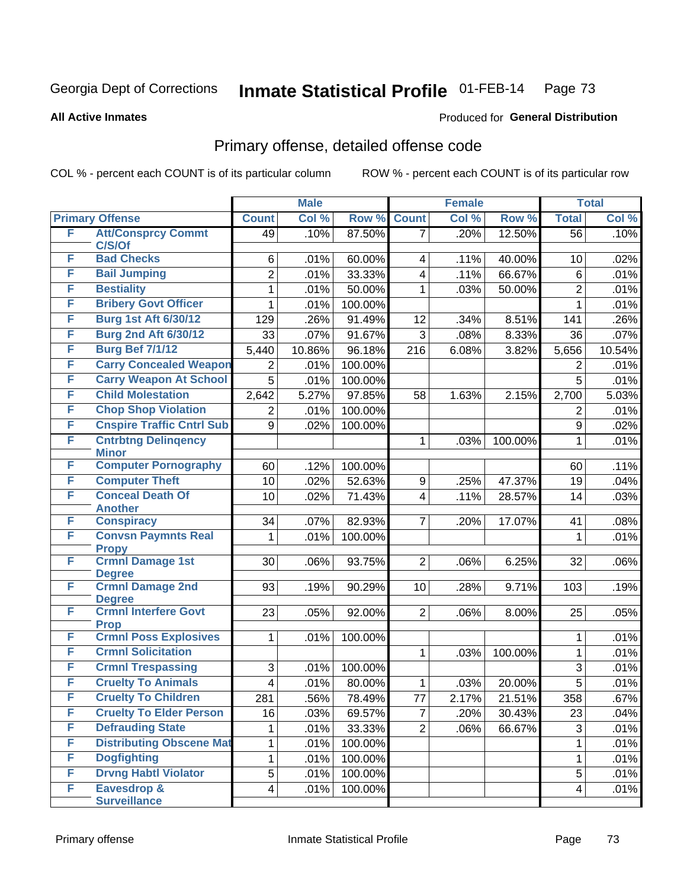Georgia Dept of Corrections **Inmate Statistical Profile** 01-FEB-14

**All Active Inmates**

Produced for **General Distribution**

## Primary offense, detailed offense code

COL % - percent each COUNT is of its particular column    ROW % - percent each COUNT is of its particular row

| | | Male | | | Female | | | Total | |
|---|---|---|---|---|---|---|---|---|---|
| **Primary Offense** | | **Count** | **Col %** | **Row %** | **Count** | **Col %** | **Row %** | **Total** | **Col %** |
| F | Att/Consprcy Commt C/S/Of | 49 | .10% | 87.50% | 7 | .20% | 12.50% | 56 | .10% |
| F | Bad Checks | 6 | .01% | 60.00% | 4 | .11% | 40.00% | 10 | .02% |
| F | Bail Jumping | 2 | .01% | 33.33% | 4 | .11% | 66.67% | 6 | .01% |
| F | Bestiality | 1 | .01% | 50.00% | 1 | .03% | 50.00% | 2 | .01% |
| F | Bribery Govt Officer | 1 | .01% | 100.00% | | | | 1 | .01% |
| F | Burg 1st Aft 6/30/12 | 129 | .26% | 91.49% | 12 | .34% | 8.51% | 141 | .26% |
| F | Burg 2nd Aft 6/30/12 | 33 | .07% | 91.67% | 3 | .08% | 8.33% | 36 | .07% |
| F | Burg Bef 7/1/12 | 5,440 | 10.86% | 96.18% | 216 | 6.08% | 3.82% | 5,656 | 10.54% |
| F | Carry Concealed Weapon | 2 | .01% | 100.00% | | | | 2 | .01% |
| F | Carry Weapon At School | 5 | .01% | 100.00% | | | | 5 | .01% |
| F | Child Molestation | 2,642 | 5.27% | 97.85% | 58 | 1.63% | 2.15% | 2,700 | 5.03% |
| F | Chop Shop Violation | 2 | .01% | 100.00% | | | | 2 | .01% |
| F | Cnspire Traffic Cntrl Sub | 9 | .02% | 100.00% | | | | 9 | .02% |
| F | Cntrbtng Delinqency Minor | | | | 1 | .03% | 100.00% | 1 | .01% |
| F | Computer Pornography | 60 | .12% | 100.00% | | | | 60 | .11% |
| F | Computer Theft | 10 | .02% | 52.63% | 9 | .25% | 47.37% | 19 | .04% |
| F | Conceal Death Of Another | 10 | .02% | 71.43% | 4 | .11% | 28.57% | 14 | .03% |
| F | Conspiracy | 34 | .07% | 82.93% | 7 | .20% | 17.07% | 41 | .08% |
| F | Convsn Paymnts Real Propy | 1 | .01% | 100.00% | | | | 1 | .01% |
| F | Crmnl Damage 1st Degree | 30 | .06% | 93.75% | 2 | .06% | 6.25% | 32 | .06% |
| F | Crmnl Damage 2nd Degree | 93 | .19% | 90.29% | 10 | .28% | 9.71% | 103 | .19% |
| F | Crmnl Interfere Govt Prop | 23 | .05% | 92.00% | 2 | .06% | 8.00% | 25 | .05% |
| F | Crmnl Poss Explosives | 1 | .01% | 100.00% | | | | 1 | .01% |
| F | Crmnl Solicitation | | | | 1 | .03% | 100.00% | 1 | .01% |
| F | Crmnl Trespassing | 3 | .01% | 100.00% | | | | 3 | .01% |
| F | Cruelty To Animals | 4 | .01% | 80.00% | 1 | .03% | 20.00% | 5 | .01% |
| F | Cruelty To Children | 281 | .56% | 78.49% | 77 | 2.17% | 21.51% | 358 | .67% |
| F | Cruelty To Elder Person | 16 | .03% | 69.57% | 7 | .20% | 30.43% | 23 | .04% |
| F | Defrauding State | 1 | .01% | 33.33% | 2 | .06% | 66.67% | 3 | .01% |
| F | Distributing Obscene Mat | 1 | .01% | 100.00% | | | | 1 | .01% |
| F | Dogfighting | 1 | .01% | 100.00% | | | | 1 | .01% |
| F | Drvng Habtl Violator | 5 | .01% | 100.00% | | | | 5 | .01% |
| F | Eavesdrop & Surveillance | 4 | .01% | 100.00% | | | | 4 | .01% |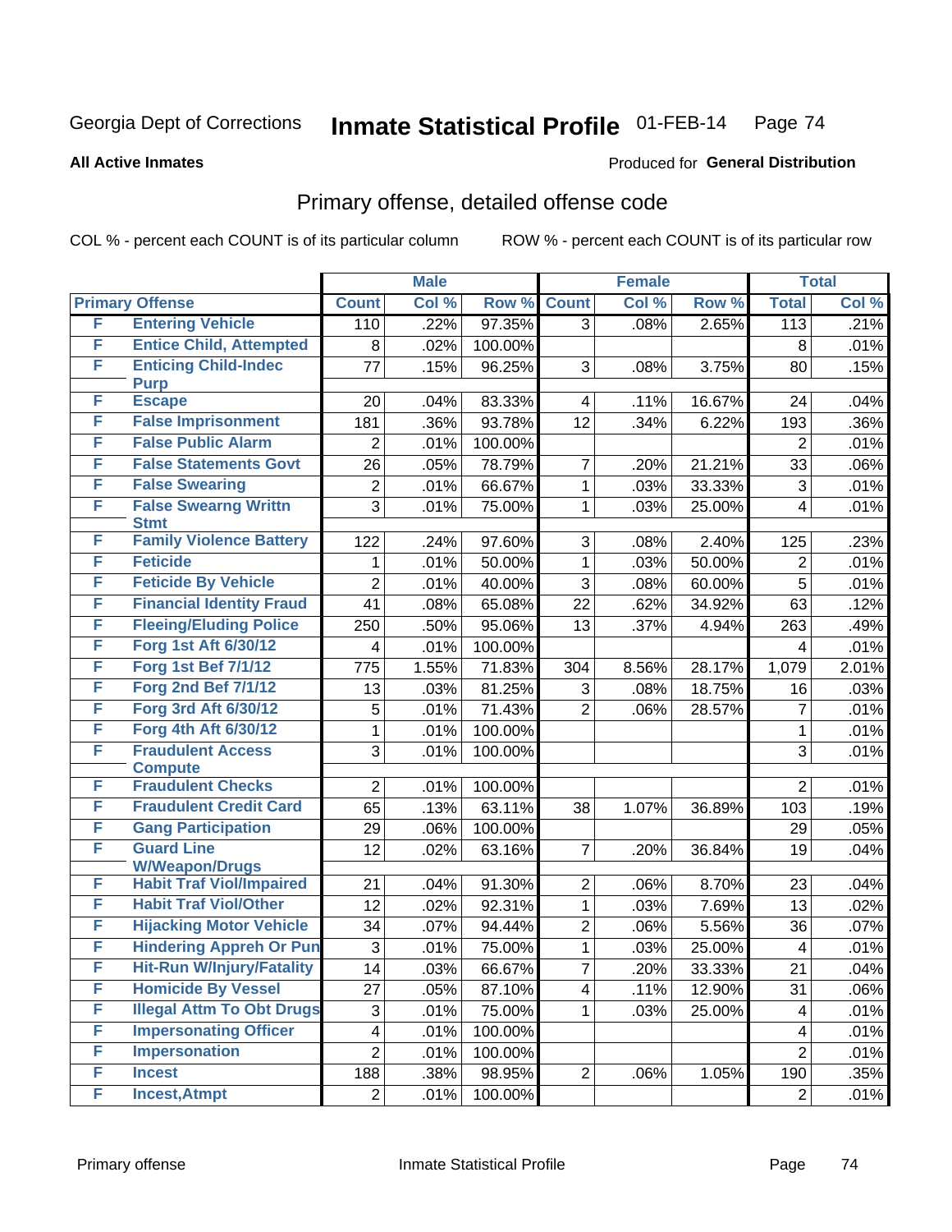Georgia Dept of Corrections **Inmate Statistical Profile** 01-FEB-14

**All Active Inmates**

Produced for **General Distribution**

## Primary offense, detailed offense code

COL % - percent each COUNT is of its particular column

ROW % - percent each COUNT is of its particular row

| Primary Offense | | Male | | | Female | | | Total | |
|---|---|---|---|---|---|---|---|---|---|
| | | Count | Col % | Row % | Count | Col % | Row % | Total | Col % |
| F | Entering Vehicle | 110 | .22% | 97.35% | 3 | .08% | 2.65% | 113 | .21% |
| F | Entice Child, Attempted | 8 | .02% | 100.00% | | | | 8 | .01% |
| F | Enticing Child-Indec Purp | 77 | .15% | 96.25% | 3 | .08% | 3.75% | 80 | .15% |
| F | Escape | 20 | .04% | 83.33% | 4 | .11% | 16.67% | 24 | .04% |
| F | False Imprisonment | 181 | .36% | 93.78% | 12 | .34% | 6.22% | 193 | .36% |
| F | False Public Alarm | 2 | .01% | 100.00% | | | | 2 | .01% |
| F | False Statements Govt | 26 | .05% | 78.79% | 7 | .20% | 21.21% | 33 | .06% |
| F | False Swearing | 2 | .01% | 66.67% | 1 | .03% | 33.33% | 3 | .01% |
| F | False Swearng Writtn Stmt | 3 | .01% | 75.00% | 1 | .03% | 25.00% | 4 | .01% |
| F | Family Violence Battery | 122 | .24% | 97.60% | 3 | .08% | 2.40% | 125 | .23% |
| F | Feticide | 1 | .01% | 50.00% | 1 | .03% | 50.00% | 2 | .01% |
| F | Feticide By Vehicle | 2 | .01% | 40.00% | 3 | .08% | 60.00% | 5 | .01% |
| F | Financial Identity Fraud | 41 | .08% | 65.08% | 22 | .62% | 34.92% | 63 | .12% |
| F | Fleeing/Eluding Police | 250 | .50% | 95.06% | 13 | .37% | 4.94% | 263 | .49% |
| F | Forg 1st Aft 6/30/12 | 4 | .01% | 100.00% | | | | 4 | .01% |
| F | Forg 1st Bef 7/1/12 | 775 | 1.55% | 71.83% | 304 | 8.56% | 28.17% | 1,079 | 2.01% |
| F | Forg 2nd Bef 7/1/12 | 13 | .03% | 81.25% | 3 | .08% | 18.75% | 16 | .03% |
| F | Forg 3rd Aft 6/30/12 | 5 | .01% | 71.43% | 2 | .06% | 28.57% | 7 | .01% |
| F | Forg 4th Aft 6/30/12 | 1 | .01% | 100.00% | | | | 1 | .01% |
| F | Fraudulent Access Compute | 3 | .01% | 100.00% | | | | 3 | .01% |
| F | Fraudulent Checks | 2 | .01% | 100.00% | | | | 2 | .01% |
| F | Fraudulent Credit Card | 65 | .13% | 63.11% | 38 | 1.07% | 36.89% | 103 | .19% |
| F | Gang Participation | 29 | .06% | 100.00% | | | | 29 | .05% |
| F | Guard Line W/Weapon/Drugs | 12 | .02% | 63.16% | 7 | .20% | 36.84% | 19 | .04% |
| F | Habit Traf Viol/Impaired | 21 | .04% | 91.30% | 2 | .06% | 8.70% | 23 | .04% |
| F | Habit Traf Viol/Other | 12 | .02% | 92.31% | 1 | .03% | 7.69% | 13 | .02% |
| F | Hijacking Motor Vehicle | 34 | .07% | 94.44% | 2 | .06% | 5.56% | 36 | .07% |
| F | Hindering Appreh Or Pun | 3 | .01% | 75.00% | 1 | .03% | 25.00% | 4 | .01% |
| F | Hit-Run W/Injury/Fatality | 14 | .03% | 66.67% | 7 | .20% | 33.33% | 21 | .04% |
| F | Homicide By Vessel | 27 | .05% | 87.10% | 4 | .11% | 12.90% | 31 | .06% |
| F | Illegal Attm To Obt Drugs | 3 | .01% | 75.00% | 1 | .03% | 25.00% | 4 | .01% |
| F | Impersonating Officer | 4 | .01% | 100.00% | | | | 4 | .01% |
| F | Impersonation | 2 | .01% | 100.00% | | | | 2 | .01% |
| F | Incest | 188 | .38% | 98.95% | 2 | .06% | 1.05% | 190 | .35% |
| F | Incest,Atmpt | 2 | .01% | 100.00% | | | | 2 | .01% |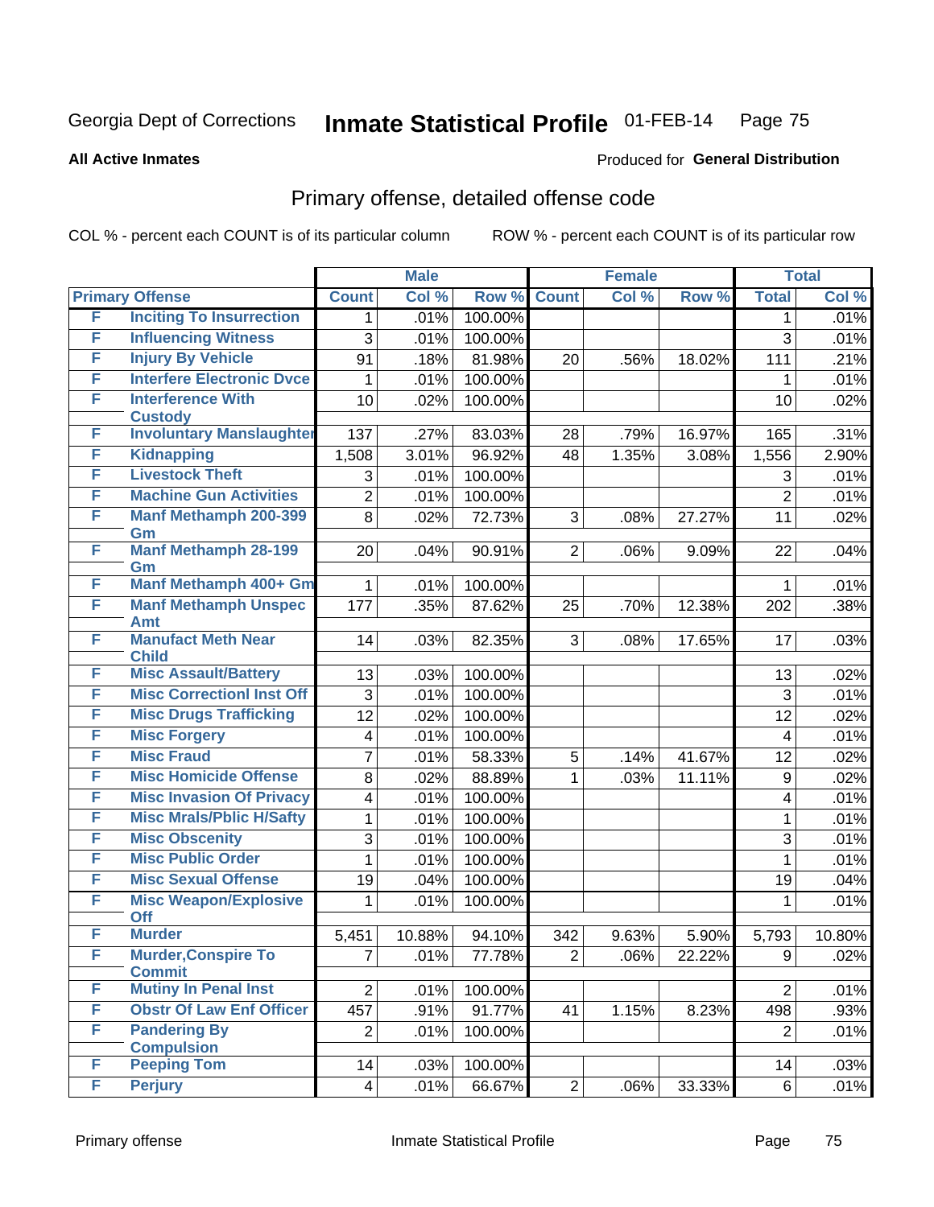Georgia Dept of Corrections **Inmate Statistical Profile** 01-FEB-14

**All Active Inmates**

Produced for **General Distribution**

## Primary offense, detailed offense code

COL % - percent each COUNT is of its particular column ROW % - percent each COUNT is of its particular row

| Primary Offense | | Male | | | Female | | | Total | |
|---|---|---|---|---|---|---|---|---|---|
| | | Count | Col % | Row % | Count | Col % | Row % | Total | Col % |
| F | Inciting To Insurrection | 1 | .01% | 100.00% | | | | 1 | .01% |
| F | Influencing Witness | 3 | .01% | 100.00% | | | | 3 | .01% |
| F | Injury By Vehicle | 91 | .18% | 81.98% | 20 | .56% | 18.02% | 111 | .21% |
| F | Interfere Electronic Dvce | 1 | .01% | 100.00% | | | | 1 | .01% |
| F | Interference With Custody | 10 | .02% | 100.00% | | | | 10 | .02% |
| F | Involuntary Manslaughter | 137 | .27% | 83.03% | 28 | .79% | 16.97% | 165 | .31% |
| F | Kidnapping | 1,508 | 3.01% | 96.92% | 48 | 1.35% | 3.08% | 1,556 | 2.90% |
| F | Livestock Theft | 3 | .01% | 100.00% | | | | 3 | .01% |
| F | Machine Gun Activities | 2 | .01% | 100.00% | | | | 2 | .01% |
| F | Manf Methamph 200-399 Gm | 8 | .02% | 72.73% | 3 | .08% | 27.27% | 11 | .02% |
| F | Manf Methamph 28-199 Gm | 20 | .04% | 90.91% | 2 | .06% | 9.09% | 22 | .04% |
| F | Manf Methamph 400+ Gm | 1 | .01% | 100.00% | | | | 1 | .01% |
| F | Manf Methamph Unspec Amt | 177 | .35% | 87.62% | 25 | .70% | 12.38% | 202 | .38% |
| F | Manufact Meth Near Child | 14 | .03% | 82.35% | 3 | .08% | 17.65% | 17 | .03% |
| F | Misc Assault/Battery | 13 | .03% | 100.00% | | | | 13 | .02% |
| F | Misc Correctionl Inst Off | 3 | .01% | 100.00% | | | | 3 | .01% |
| F | Misc Drugs Trafficking | 12 | .02% | 100.00% | | | | 12 | .02% |
| F | Misc Forgery | 4 | .01% | 100.00% | | | | 4 | .01% |
| F | Misc Fraud | 7 | .01% | 58.33% | 5 | .14% | 41.67% | 12 | .02% |
| F | Misc Homicide Offense | 8 | .02% | 88.89% | 1 | .03% | 11.11% | 9 | .02% |
| F | Misc Invasion Of Privacy | 4 | .01% | 100.00% | | | | 4 | .01% |
| F | Misc Mrals/Pblic H/Safty | 1 | .01% | 100.00% | | | | 1 | .01% |
| F | Misc Obscenity | 3 | .01% | 100.00% | | | | 3 | .01% |
| F | Misc Public Order | 1 | .01% | 100.00% | | | | 1 | .01% |
| F | Misc Sexual Offense | 19 | .04% | 100.00% | | | | 19 | .04% |
| F | Misc Weapon/Explosive Off | 1 | .01% | 100.00% | | | | 1 | .01% |
| F | Murder | 5,451 | 10.88% | 94.10% | 342 | 9.63% | 5.90% | 5,793 | 10.80% |
| F | Murder,Conspire To Commit | 7 | .01% | 77.78% | 2 | .06% | 22.22% | 9 | .02% |
| F | Mutiny In Penal Inst | 2 | .01% | 100.00% | | | | 2 | .01% |
| F | Obstr Of Law Enf Officer | 457 | .91% | 91.77% | 41 | 1.15% | 8.23% | 498 | .93% |
| F | Pandering By Compulsion | 2 | .01% | 100.00% | | | | 2 | .01% |
| F | Peeping Tom | 14 | .03% | 100.00% | | | | 14 | .03% |
| F | Perjury | 4 | .01% | 66.67% | 2 | .06% | 33.33% | 6 | .01% |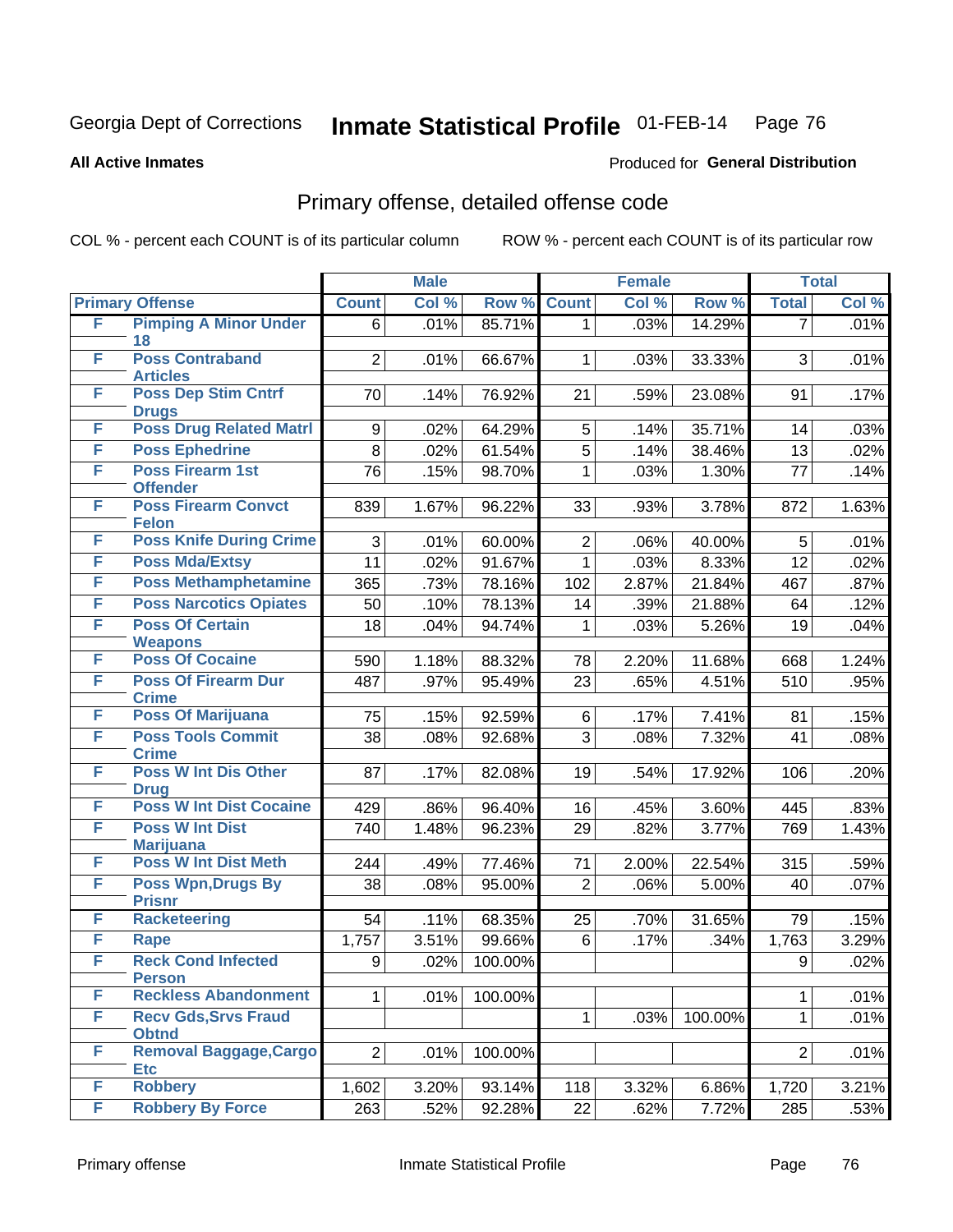Georgia Dept of Corrections **Inmate Statistical Profile** 01-FEB-14

**All Active Inmates**

Produced for **General Distribution**

## Primary offense, detailed offense code

COL % - percent each COUNT is of its particular column ROW % - percent each COUNT is of its particular row

| Primary Offense | | Male | | | Female | | | Total | |
|---|---|---|---|---|---|---|---|---|---|
| | | Count | Col % | Row % | Count | Col % | Row % | Total | Col % |
| F | Pimping A Minor Under 18 | 6 | .01% | 85.71% | 1 | .03% | 14.29% | 7 | .01% |
| F | Poss Contraband Articles | 2 | .01% | 66.67% | 1 | .03% | 33.33% | 3 | .01% |
| F | Poss Dep Stim Cntrf Drugs | 70 | .14% | 76.92% | 21 | .59% | 23.08% | 91 | .17% |
| F | Poss Drug Related Matrl | 9 | .02% | 64.29% | 5 | .14% | 35.71% | 14 | .03% |
| F | Poss Ephedrine | 8 | .02% | 61.54% | 5 | .14% | 38.46% | 13 | .02% |
| F | Poss Firearm 1st Offender | 76 | .15% | 98.70% | 1 | .03% | 1.30% | 77 | .14% |
| F | Poss Firearm Convct Felon | 839 | 1.67% | 96.22% | 33 | .93% | 3.78% | 872 | 1.63% |
| F | Poss Knife During Crime | 3 | .01% | 60.00% | 2 | .06% | 40.00% | 5 | .01% |
| F | Poss Mda/Extsy | 11 | .02% | 91.67% | 1 | .03% | 8.33% | 12 | .02% |
| F | Poss Methamphetamine | 365 | .73% | 78.16% | 102 | 2.87% | 21.84% | 467 | .87% |
| F | Poss Narcotics Opiates | 50 | .10% | 78.13% | 14 | .39% | 21.88% | 64 | .12% |
| F | Poss Of Certain Weapons | 18 | .04% | 94.74% | 1 | .03% | 5.26% | 19 | .04% |
| F | Poss Of Cocaine | 590 | 1.18% | 88.32% | 78 | 2.20% | 11.68% | 668 | 1.24% |
| F | Poss Of Firearm Dur Crime | 487 | .97% | 95.49% | 23 | .65% | 4.51% | 510 | .95% |
| F | Poss Of Marijuana | 75 | .15% | 92.59% | 6 | .17% | 7.41% | 81 | .15% |
| F | Poss Tools Commit Crime | 38 | .08% | 92.68% | 3 | .08% | 7.32% | 41 | .08% |
| F | Poss W Int Dis Other Drug | 87 | .17% | 82.08% | 19 | .54% | 17.92% | 106 | .20% |
| F | Poss W Int Dist Cocaine | 429 | .86% | 96.40% | 16 | .45% | 3.60% | 445 | .83% |
| F | Poss W Int Dist Marijuana | 740 | 1.48% | 96.23% | 29 | .82% | 3.77% | 769 | 1.43% |
| F | Poss W Int Dist Meth | 244 | .49% | 77.46% | 71 | 2.00% | 22.54% | 315 | .59% |
| F | Poss Wpn,Drugs By Prisnr | 38 | .08% | 95.00% | 2 | .06% | 5.00% | 40 | .07% |
| F | Racketeering | 54 | .11% | 68.35% | 25 | .70% | 31.65% | 79 | .15% |
| F | Rape | 1,757 | 3.51% | 99.66% | 6 | .17% | .34% | 1,763 | 3.29% |
| F | Reck Cond Infected Person | 9 | .02% | 100.00% | | | | 9 | .02% |
| F | Reckless Abandonment | 1 | .01% | 100.00% | | | | 1 | .01% |
| F | Recv Gds,Srvs Fraud Obtnd | | | | 1 | .03% | 100.00% | 1 | .01% |
| F | Removal Baggage,Cargo Etc | 2 | .01% | 100.00% | | | | 2 | .01% |
| F | Robbery | 1,602 | 3.20% | 93.14% | 118 | 3.32% | 6.86% | 1,720 | 3.21% |
| F | Robbery By Force | 263 | .52% | 92.28% | 22 | .62% | 7.72% | 285 | .53% |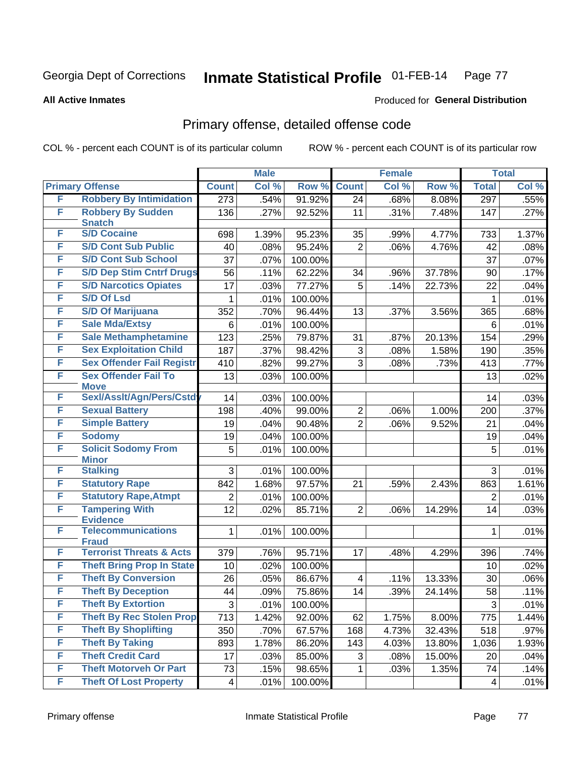Georgia Dept of Corrections **Inmate Statistical Profile** 01-FEB-14

**All Active Inmates**

Produced for **General Distribution**

## Primary offense, detailed offense code

COL % - percent each COUNT is of its particular column

ROW % - percent each COUNT is of its particular row

| Primary Offense | | Male | | | Female | | | Total | |
|---|---|---|---|---|---|---|---|---|---|
| | | Count | Col % | Row % | Count | Col % | Row % | Total | Col % |
| F | Robbery By Intimidation | 273 | .54% | 91.92% | 24 | .68% | 8.08% | 297 | .55% |
| F | Robbery By Sudden Snatch | 136 | .27% | 92.52% | 11 | .31% | 7.48% | 147 | .27% |
| F | S/D Cocaine | 698 | 1.39% | 95.23% | 35 | .99% | 4.77% | 733 | 1.37% |
| F | S/D Cont Sub Public | 40 | .08% | 95.24% | 2 | .06% | 4.76% | 42 | .08% |
| F | S/D Cont Sub School | 37 | .07% | 100.00% | | | | 37 | .07% |
| F | S/D Dep Stim Cntrf Drugs | 56 | .11% | 62.22% | 34 | .96% | 37.78% | 90 | .17% |
| F | S/D Narcotics Opiates | 17 | .03% | 77.27% | 5 | .14% | 22.73% | 22 | .04% |
| F | S/D Of Lsd | 1 | .01% | 100.00% | | | | 1 | .01% |
| F | S/D Of Marijuana | 352 | .70% | 96.44% | 13 | .37% | 3.56% | 365 | .68% |
| F | Sale Mda/Extsy | 6 | .01% | 100.00% | | | | 6 | .01% |
| F | Sale Methamphetamine | 123 | .25% | 79.87% | 31 | .87% | 20.13% | 154 | .29% |
| F | Sex Exploitation Child | 187 | .37% | 98.42% | 3 | .08% | 1.58% | 190 | .35% |
| F | Sex Offender Fail Registr | 410 | .82% | 99.27% | 3 | .08% | .73% | 413 | .77% |
| F | Sex Offender Fail To Move | 13 | .03% | 100.00% | | | | 13 | .02% |
| F | Sexl/Asslt/Agn/Pers/Cstdy | 14 | .03% | 100.00% | | | | 14 | .03% |
| F | Sexual Battery | 198 | .40% | 99.00% | 2 | .06% | 1.00% | 200 | .37% |
| F | Simple Battery | 19 | .04% | 90.48% | 2 | .06% | 9.52% | 21 | .04% |
| F | Sodomy | 19 | .04% | 100.00% | | | | 19 | .04% |
| F | Solicit Sodomy From Minor | 5 | .01% | 100.00% | | | | 5 | .01% |
| F | Stalking | 3 | .01% | 100.00% | | | | 3 | .01% |
| F | Statutory Rape | 842 | 1.68% | 97.57% | 21 | .59% | 2.43% | 863 | 1.61% |
| F | Statutory Rape,Atmpt | 2 | .01% | 100.00% | | | | 2 | .01% |
| F | Tampering With Evidence | 12 | .02% | 85.71% | 2 | .06% | 14.29% | 14 | .03% |
| F | Telecommunications Fraud | 1 | .01% | 100.00% | | | | 1 | .01% |
| F | Terrorist Threats & Acts | 379 | .76% | 95.71% | 17 | .48% | 4.29% | 396 | .74% |
| F | Theft Bring Prop In State | 10 | .02% | 100.00% | | | | 10 | .02% |
| F | Theft By Conversion | 26 | .05% | 86.67% | 4 | .11% | 13.33% | 30 | .06% |
| F | Theft By Deception | 44 | .09% | 75.86% | 14 | .39% | 24.14% | 58 | .11% |
| F | Theft By Extortion | 3 | .01% | 100.00% | | | | 3 | .01% |
| F | Theft By Rec Stolen Prop | 713 | 1.42% | 92.00% | 62 | 1.75% | 8.00% | 775 | 1.44% |
| F | Theft By Shoplifting | 350 | .70% | 67.57% | 168 | 4.73% | 32.43% | 518 | .97% |
| F | Theft By Taking | 893 | 1.78% | 86.20% | 143 | 4.03% | 13.80% | 1,036 | 1.93% |
| F | Theft Credit Card | 17 | .03% | 85.00% | 3 | .08% | 15.00% | 20 | .04% |
| F | Theft Motorveh Or Part | 73 | .15% | 98.65% | 1 | .03% | 1.35% | 74 | .14% |
| F | Theft Of Lost Property | 4 | .01% | 100.00% | | | | 4 | .01% |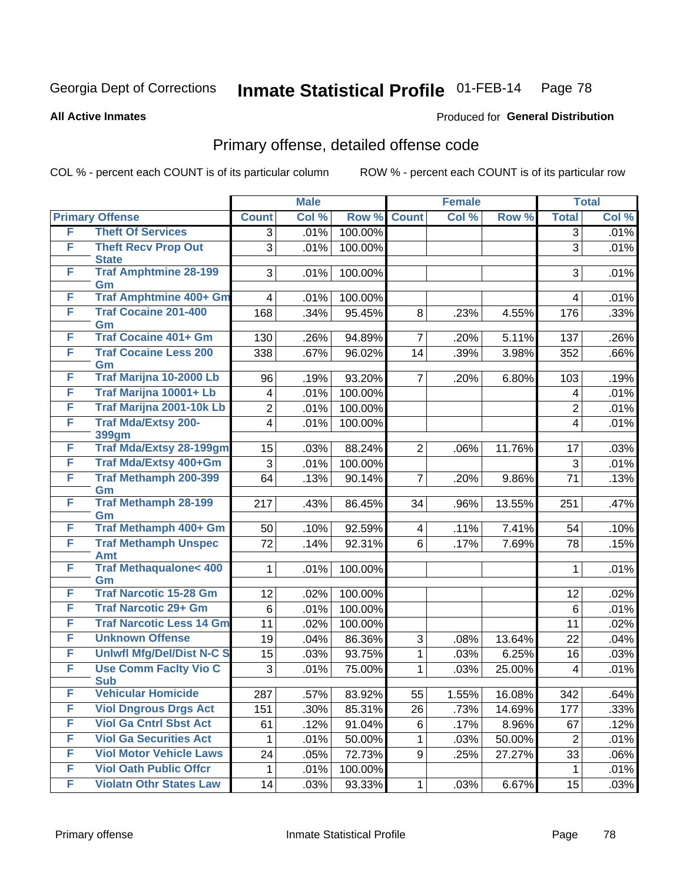Georgia Dept of Corrections **Inmate Statistical Profile** 01-FEB-14

**All Active Inmates**

Produced for **General Distribution**

## Primary offense, detailed offense code

COL % - percent each COUNT is of its particular column

ROW % - percent each COUNT is of its particular row

| Primary Offense | | Male | | | Female | | | Total | |
|---|---|---|---|---|---|---|---|---|---|
| | | Count | Col % | Row % | Count | Col % | Row % | Total | Col % |
| F | Theft Of Services | 3 | .01% | 100.00% | | | | 3 | .01% |
| F | Theft Recv Prop Out State | 3 | .01% | 100.00% | | | | 3 | .01% |
| F | Traf Amphtmine 28-199 Gm | 3 | .01% | 100.00% | | | | 3 | .01% |
| F | Traf Amphtmine 400+ Gm | 4 | .01% | 100.00% | | | | 4 | .01% |
| F | Traf Cocaine 201-400 Gm | 168 | .34% | 95.45% | 8 | .23% | 4.55% | 176 | .33% |
| F | Traf Cocaine 401+ Gm | 130 | .26% | 94.89% | 7 | .20% | 5.11% | 137 | .26% |
| F | Traf Cocaine Less 200 Gm | 338 | .67% | 96.02% | 14 | .39% | 3.98% | 352 | .66% |
| F | Traf Marijna 10-2000 Lb | 96 | .19% | 93.20% | 7 | .20% | 6.80% | 103 | .19% |
| F | Traf Marijna 10001+ Lb | 4 | .01% | 100.00% | | | | 4 | .01% |
| F | Traf Marijna 2001-10k Lb | 2 | .01% | 100.00% | | | | 2 | .01% |
| F | Traf Mda/Extsy 200-399gm | 4 | .01% | 100.00% | | | | 4 | .01% |
| F | Traf Mda/Extsy 28-199gm | 15 | .03% | 88.24% | 2 | .06% | 11.76% | 17 | .03% |
| F | Traf Mda/Extsy 400+Gm | 3 | .01% | 100.00% | | | | 3 | .01% |
| F | Traf Methamph 200-399 Gm | 64 | .13% | 90.14% | 7 | .20% | 9.86% | 71 | .13% |
| F | Traf Methamph 28-199 Gm | 217 | .43% | 86.45% | 34 | .96% | 13.55% | 251 | .47% |
| F | Traf Methamph 400+ Gm | 50 | .10% | 92.59% | 4 | .11% | 7.41% | 54 | .10% |
| F | Traf Methamph Unspec Amt | 72 | .14% | 92.31% | 6 | .17% | 7.69% | 78 | .15% |
| F | Traf Methaqualone< 400 Gm | 1 | .01% | 100.00% | | | | 1 | .01% |
| F | Traf Narcotic 15-28 Gm | 12 | .02% | 100.00% | | | | 12 | .02% |
| F | Traf Narcotic 29+ Gm | 6 | .01% | 100.00% | | | | 6 | .01% |
| F | Traf Narcotic Less 14 Gm | 11 | .02% | 100.00% | | | | 11 | .02% |
| F | Unknown Offense | 19 | .04% | 86.36% | 3 | .08% | 13.64% | 22 | .04% |
| F | Unlwfl Mfg/Del/Dist N-C S | 15 | .03% | 93.75% | 1 | .03% | 6.25% | 16 | .03% |
| F | Use Comm Faclty Vio C Sub | 3 | .01% | 75.00% | 1 | .03% | 25.00% | 4 | .01% |
| F | Vehicular Homicide | 287 | .57% | 83.92% | 55 | 1.55% | 16.08% | 342 | .64% |
| F | Viol Dngrous Drgs Act | 151 | .30% | 85.31% | 26 | .73% | 14.69% | 177 | .33% |
| F | Viol Ga Cntrl Sbst Act | 61 | .12% | 91.04% | 6 | .17% | 8.96% | 67 | .12% |
| F | Viol Ga Securities Act | 1 | .01% | 50.00% | 1 | .03% | 50.00% | 2 | .01% |
| F | Viol Motor Vehicle Laws | 24 | .05% | 72.73% | 9 | .25% | 27.27% | 33 | .06% |
| F | Viol Oath Public Offcr | 1 | .01% | 100.00% | | | | 1 | .01% |
| F | Violatn Othr States Law | 14 | .03% | 93.33% | 1 | .03% | 6.67% | 15 | .03% |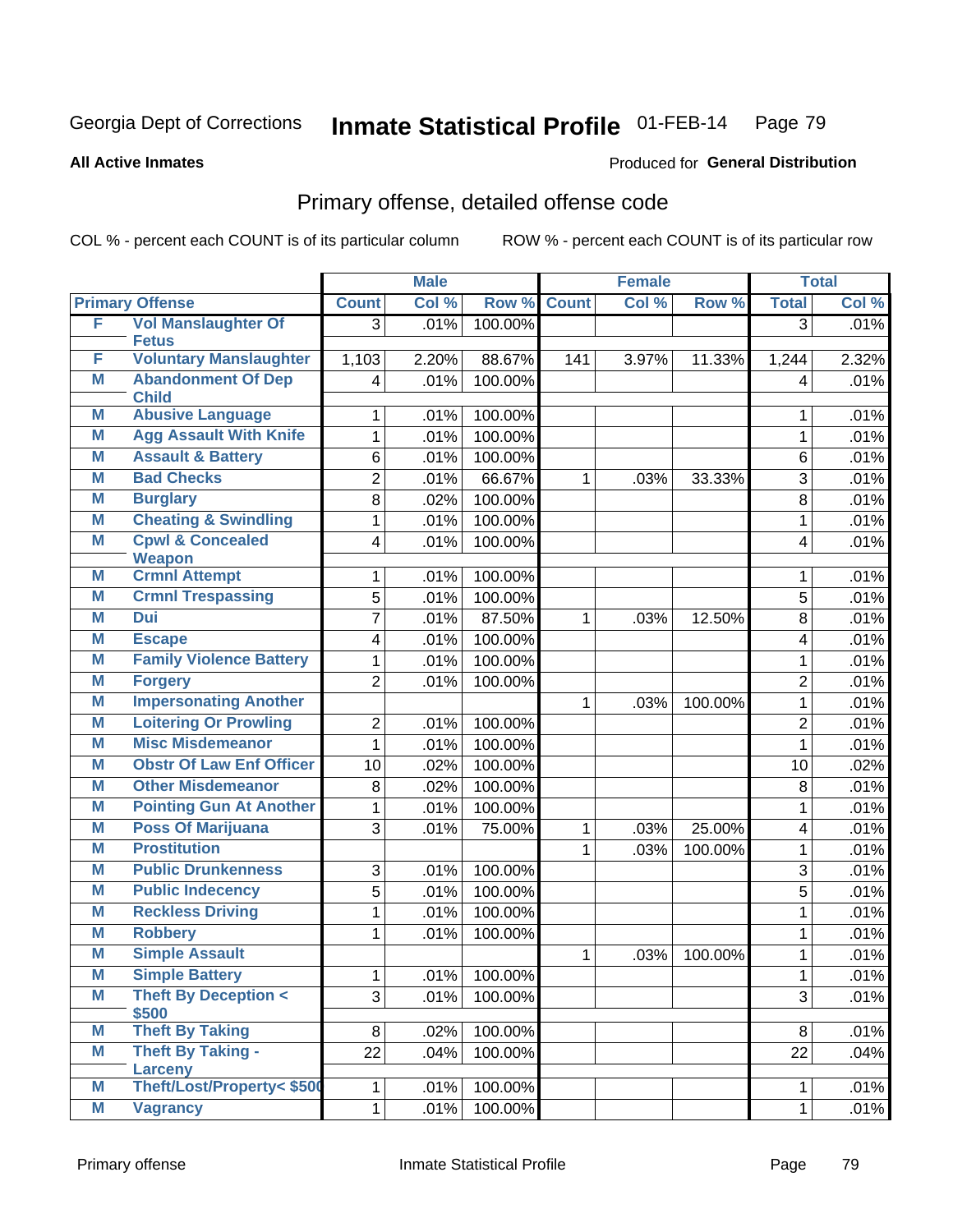Georgia Dept of Corrections **Inmate Statistical Profile** 01-FEB-14

**All Active Inmates**

Produced for **General Distribution**

## Primary offense, detailed offense code

COL % - percent each COUNT is of its particular column ROW % - percent each COUNT is of its particular row

| Primary Offense | | Male | | | Female | | | Total | |
|---|---|---|---|---|---|---|---|---|---|
| | | Count | Col % | Row % | Count | Col % | Row % | Total | Col % |
| F | Vol Manslaughter Of Fetus | 3 | .01% | 100.00% | | | | 3 | .01% |
| F | Voluntary Manslaughter | 1,103 | 2.20% | 88.67% | 141 | 3.97% | 11.33% | 1,244 | 2.32% |
| M | Abandonment Of Dep Child | 4 | .01% | 100.00% | | | | 4 | .01% |
| M | Abusive Language | 1 | .01% | 100.00% | | | | 1 | .01% |
| M | Agg Assault With Knife | 1 | .01% | 100.00% | | | | 1 | .01% |
| M | Assault & Battery | 6 | .01% | 100.00% | | | | 6 | .01% |
| M | Bad Checks | 2 | .01% | 66.67% | 1 | .03% | 33.33% | 3 | .01% |
| M | Burglary | 8 | .02% | 100.00% | | | | 8 | .01% |
| M | Cheating & Swindling | 1 | .01% | 100.00% | | | | 1 | .01% |
| M | Cpwl & Concealed Weapon | 4 | .01% | 100.00% | | | | 4 | .01% |
| M | Crmnl Attempt | 1 | .01% | 100.00% | | | | 1 | .01% |
| M | Crmnl Trespassing | 5 | .01% | 100.00% | | | | 5 | .01% |
| M | Dui | 7 | .01% | 87.50% | 1 | .03% | 12.50% | 8 | .01% |
| M | Escape | 4 | .01% | 100.00% | | | | 4 | .01% |
| M | Family Violence Battery | 1 | .01% | 100.00% | | | | 1 | .01% |
| M | Forgery | 2 | .01% | 100.00% | | | | 2 | .01% |
| M | Impersonating Another | | | | 1 | .03% | 100.00% | 1 | .01% |
| M | Loitering Or Prowling | 2 | .01% | 100.00% | | | | 2 | .01% |
| M | Misc Misdemeanor | 1 | .01% | 100.00% | | | | 1 | .01% |
| M | Obstr Of Law Enf Officer | 10 | .02% | 100.00% | | | | 10 | .02% |
| M | Other Misdemeanor | 8 | .02% | 100.00% | | | | 8 | .01% |
| M | Pointing Gun At Another | 1 | .01% | 100.00% | | | | 1 | .01% |
| M | Poss Of Marijuana | 3 | .01% | 75.00% | 1 | .03% | 25.00% | 4 | .01% |
| M | Prostitution | | | | 1 | .03% | 100.00% | 1 | .01% |
| M | Public Drunkenness | 3 | .01% | 100.00% | | | | 3 | .01% |
| M | Public Indecency | 5 | .01% | 100.00% | | | | 5 | .01% |
| M | Reckless Driving | 1 | .01% | 100.00% | | | | 1 | .01% |
| M | Robbery | 1 | .01% | 100.00% | | | | 1 | .01% |
| M | Simple Assault | | | | 1 | .03% | 100.00% | 1 | .01% |
| M | Simple Battery | 1 | .01% | 100.00% | | | | 1 | .01% |
| M | Theft By Deception < $500 | 3 | .01% | 100.00% | | | | 3 | .01% |
| M | Theft By Taking | 8 | .02% | 100.00% | | | | 8 | .01% |
| M | Theft By Taking - Larceny | 22 | .04% | 100.00% | | | | 22 | .04% |
| M | Theft/Lost/Property< $500 | 1 | .01% | 100.00% | | | | 1 | .01% |
| M | Vagrancy | 1 | .01% | 100.00% | | | | 1 | .01% |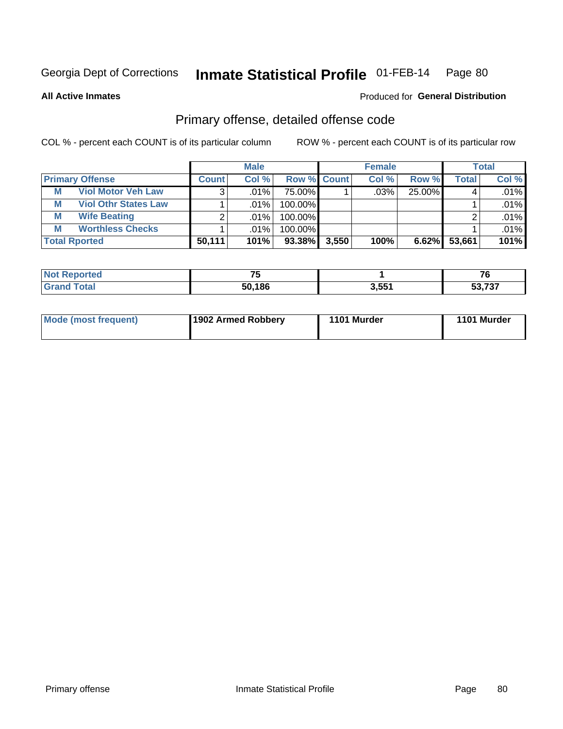Georgia Dept of Corrections **Inmate Statistical Profile** 01-FEB-14

**All Active Inmates**

Produced for **General Distribution**

## Primary offense, detailed offense code

COL % - percent each COUNT is of its particular column

ROW % - percent each COUNT is of its particular row

| Primary Offense | | Male | | | Female | | | Total | |
|---|---|---|---|---|---|---|---|---|---|
| | | Count | Col % | Row % | Count | Col % | Row % | Total | Col % |
| M | Viol Motor Veh Law | 3 | .01% | 75.00% | 1 | .03% | 25.00% | 4 | .01% |
| M | Viol Othr States Law | 1 | .01% | 100.00% | | | | 1 | .01% |
| M | Wife Beating | 2 | .01% | 100.00% | | | | 2 | .01% |
| M | Worthless Checks | 1 | .01% | 100.00% | | | | 1 | .01% |
| **Total Rported** | | **50,111** | **101%** | **93.38%** | **3,550** | **100%** | **6.62%** | **53,661** | **101%** |

| | Male | Female | Total |
|---|---|---|---|
| Not Reported | 75 | 1 | 76 |
| Grand Total | 50,186 | 3,551 | 53,737 |

| | Male | Female | Total |
|---|---|---|---|
| Mode (most frequent) | 1902 Armed Robbery | 1101 Murder | 1101 Murder |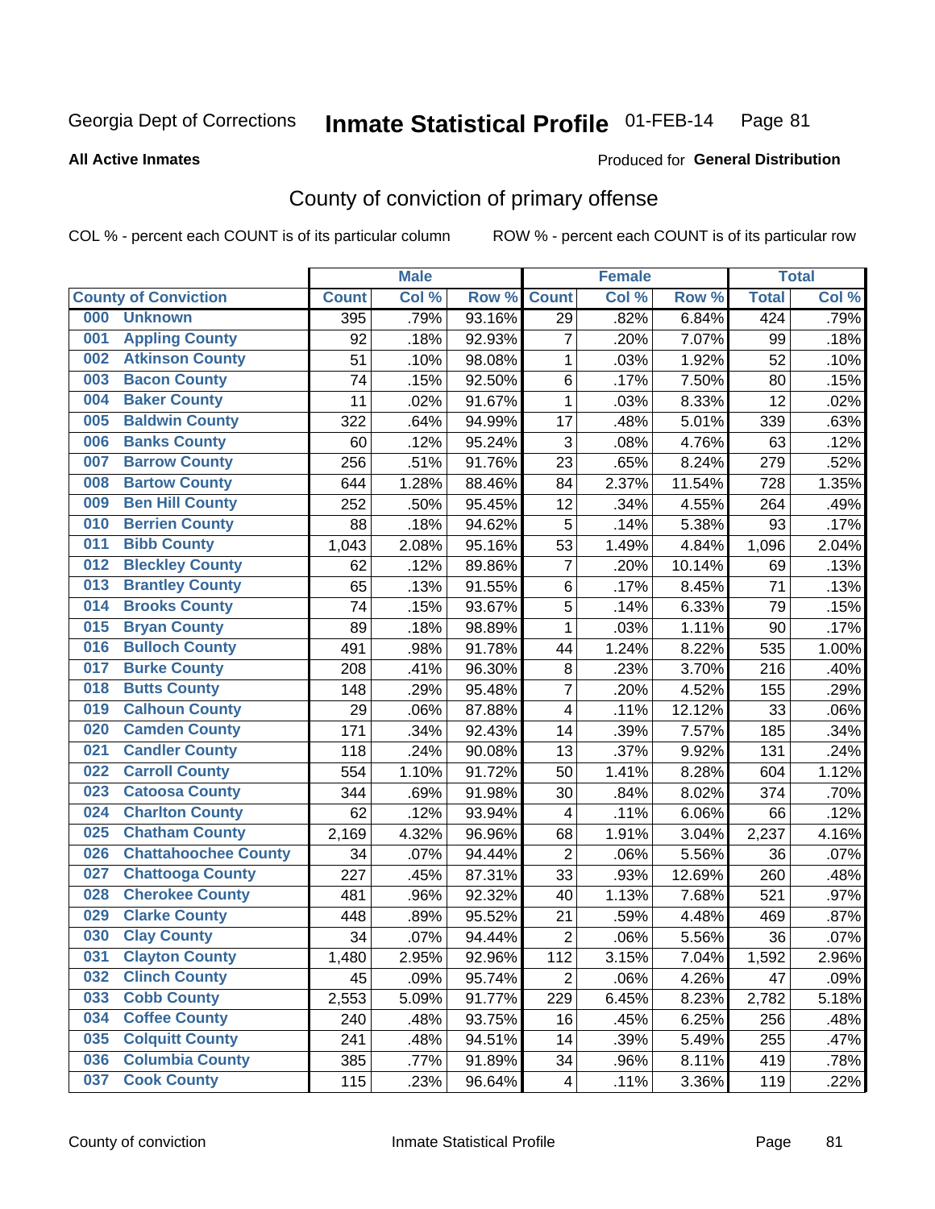Georgia Dept of Corrections **Inmate Statistical Profile** 01-FEB-14

**All Active Inmates**

Produced for **General Distribution**

## County of conviction of primary offense

COL % - percent each COUNT is of its particular column ROW % - percent each COUNT is of its particular row

| County of Conviction | Male | | | Female | | | Total | |
|---|---|---|---|---|---|---|---|---|
| | Count | Col % | Row % | Count | Col % | Row % | Total | Col % |
| 000 Unknown | 395 | .79% | 93.16% | 29 | .82% | 6.84% | 424 | .79% |
| 001 Appling County | 92 | .18% | 92.93% | 7 | .20% | 7.07% | 99 | .18% |
| 002 Atkinson County | 51 | .10% | 98.08% | 1 | .03% | 1.92% | 52 | .10% |
| 003 Bacon County | 74 | .15% | 92.50% | 6 | .17% | 7.50% | 80 | .15% |
| 004 Baker County | 11 | .02% | 91.67% | 1 | .03% | 8.33% | 12 | .02% |
| 005 Baldwin County | 322 | .64% | 94.99% | 17 | .48% | 5.01% | 339 | .63% |
| 006 Banks County | 60 | .12% | 95.24% | 3 | .08% | 4.76% | 63 | .12% |
| 007 Barrow County | 256 | .51% | 91.76% | 23 | .65% | 8.24% | 279 | .52% |
| 008 Bartow County | 644 | 1.28% | 88.46% | 84 | 2.37% | 11.54% | 728 | 1.35% |
| 009 Ben Hill County | 252 | .50% | 95.45% | 12 | .34% | 4.55% | 264 | .49% |
| 010 Berrien County | 88 | .18% | 94.62% | 5 | .14% | 5.38% | 93 | .17% |
| 011 Bibb County | 1,043 | 2.08% | 95.16% | 53 | 1.49% | 4.84% | 1,096 | 2.04% |
| 012 Bleckley County | 62 | .12% | 89.86% | 7 | .20% | 10.14% | 69 | .13% |
| 013 Brantley County | 65 | .13% | 91.55% | 6 | .17% | 8.45% | 71 | .13% |
| 014 Brooks County | 74 | .15% | 93.67% | 5 | .14% | 6.33% | 79 | .15% |
| 015 Bryan County | 89 | .18% | 98.89% | 1 | .03% | 1.11% | 90 | .17% |
| 016 Bulloch County | 491 | .98% | 91.78% | 44 | 1.24% | 8.22% | 535 | 1.00% |
| 017 Burke County | 208 | .41% | 96.30% | 8 | .23% | 3.70% | 216 | .40% |
| 018 Butts County | 148 | .29% | 95.48% | 7 | .20% | 4.52% | 155 | .29% |
| 019 Calhoun County | 29 | .06% | 87.88% | 4 | .11% | 12.12% | 33 | .06% |
| 020 Camden County | 171 | .34% | 92.43% | 14 | .39% | 7.57% | 185 | .34% |
| 021 Candler County | 118 | .24% | 90.08% | 13 | .37% | 9.92% | 131 | .24% |
| 022 Carroll County | 554 | 1.10% | 91.72% | 50 | 1.41% | 8.28% | 604 | 1.12% |
| 023 Catoosa County | 344 | .69% | 91.98% | 30 | .84% | 8.02% | 374 | .70% |
| 024 Charlton County | 62 | .12% | 93.94% | 4 | .11% | 6.06% | 66 | .12% |
| 025 Chatham County | 2,169 | 4.32% | 96.96% | 68 | 1.91% | 3.04% | 2,237 | 4.16% |
| 026 Chattahoochee County | 34 | .07% | 94.44% | 2 | .06% | 5.56% | 36 | .07% |
| 027 Chattooga County | 227 | .45% | 87.31% | 33 | .93% | 12.69% | 260 | .48% |
| 028 Cherokee County | 481 | .96% | 92.32% | 40 | 1.13% | 7.68% | 521 | .97% |
| 029 Clarke County | 448 | .89% | 95.52% | 21 | .59% | 4.48% | 469 | .87% |
| 030 Clay County | 34 | .07% | 94.44% | 2 | .06% | 5.56% | 36 | .07% |
| 031 Clayton County | 1,480 | 2.95% | 92.96% | 112 | 3.15% | 7.04% | 1,592 | 2.96% |
| 032 Clinch County | 45 | .09% | 95.74% | 2 | .06% | 4.26% | 47 | .09% |
| 033 Cobb County | 2,553 | 5.09% | 91.77% | 229 | 6.45% | 8.23% | 2,782 | 5.18% |
| 034 Coffee County | 240 | .48% | 93.75% | 16 | .45% | 6.25% | 256 | .48% |
| 035 Colquitt County | 241 | .48% | 94.51% | 14 | .39% | 5.49% | 255 | .47% |
| 036 Columbia County | 385 | .77% | 91.89% | 34 | .96% | 8.11% | 419 | .78% |
| 037 Cook County | 115 | .23% | 96.64% | 4 | .11% | 3.36% | 119 | .22% |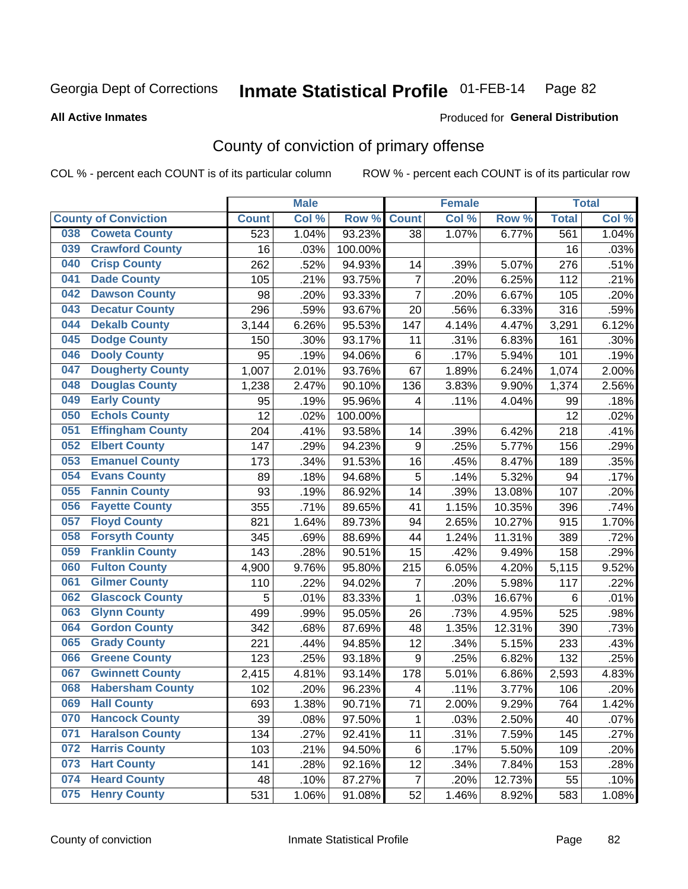Georgia Dept of Corrections **Inmate Statistical Profile** 01-FEB-14 Page 82

**All Active Inmates**

Produced for **General Distribution**

## County of conviction of primary offense

COL % - percent each COUNT is of its particular column     ROW % - percent each COUNT is of its particular row

| County of Conviction | Male | | | Female | | | Total | |
|---|---|---|---|---|---|---|---|---|
| | Count | Col % | Row % | Count | Col % | Row % | Total | Col % |
| 038 Coweta County | 523 | 1.04% | 93.23% | 38 | 1.07% | 6.77% | 561 | 1.04% |
| 039 Crawford County | 16 | .03% | 100.00% | | | | 16 | .03% |
| 040 Crisp County | 262 | .52% | 94.93% | 14 | .39% | 5.07% | 276 | .51% |
| 041 Dade County | 105 | .21% | 93.75% | 7 | .20% | 6.25% | 112 | .21% |
| 042 Dawson County | 98 | .20% | 93.33% | 7 | .20% | 6.67% | 105 | .20% |
| 043 Decatur County | 296 | .59% | 93.67% | 20 | .56% | 6.33% | 316 | .59% |
| 044 Dekalb County | 3,144 | 6.26% | 95.53% | 147 | 4.14% | 4.47% | 3,291 | 6.12% |
| 045 Dodge County | 150 | .30% | 93.17% | 11 | .31% | 6.83% | 161 | .30% |
| 046 Dooly County | 95 | .19% | 94.06% | 6 | .17% | 5.94% | 101 | .19% |
| 047 Dougherty County | 1,007 | 2.01% | 93.76% | 67 | 1.89% | 6.24% | 1,074 | 2.00% |
| 048 Douglas County | 1,238 | 2.47% | 90.10% | 136 | 3.83% | 9.90% | 1,374 | 2.56% |
| 049 Early County | 95 | .19% | 95.96% | 4 | .11% | 4.04% | 99 | .18% |
| 050 Echols County | 12 | .02% | 100.00% | | | | 12 | .02% |
| 051 Effingham County | 204 | .41% | 93.58% | 14 | .39% | 6.42% | 218 | .41% |
| 052 Elbert County | 147 | .29% | 94.23% | 9 | .25% | 5.77% | 156 | .29% |
| 053 Emanuel County | 173 | .34% | 91.53% | 16 | .45% | 8.47% | 189 | .35% |
| 054 Evans County | 89 | .18% | 94.68% | 5 | .14% | 5.32% | 94 | .17% |
| 055 Fannin County | 93 | .19% | 86.92% | 14 | .39% | 13.08% | 107 | .20% |
| 056 Fayette County | 355 | .71% | 89.65% | 41 | 1.15% | 10.35% | 396 | .74% |
| 057 Floyd County | 821 | 1.64% | 89.73% | 94 | 2.65% | 10.27% | 915 | 1.70% |
| 058 Forsyth County | 345 | .69% | 88.69% | 44 | 1.24% | 11.31% | 389 | .72% |
| 059 Franklin County | 143 | .28% | 90.51% | 15 | .42% | 9.49% | 158 | .29% |
| 060 Fulton County | 4,900 | 9.76% | 95.80% | 215 | 6.05% | 4.20% | 5,115 | 9.52% |
| 061 Gilmer County | 110 | .22% | 94.02% | 7 | .20% | 5.98% | 117 | .22% |
| 062 Glascock County | 5 | .01% | 83.33% | 1 | .03% | 16.67% | 6 | .01% |
| 063 Glynn County | 499 | .99% | 95.05% | 26 | .73% | 4.95% | 525 | .98% |
| 064 Gordon County | 342 | .68% | 87.69% | 48 | 1.35% | 12.31% | 390 | .73% |
| 065 Grady County | 221 | .44% | 94.85% | 12 | .34% | 5.15% | 233 | .43% |
| 066 Greene County | 123 | .25% | 93.18% | 9 | .25% | 6.82% | 132 | .25% |
| 067 Gwinnett County | 2,415 | 4.81% | 93.14% | 178 | 5.01% | 6.86% | 2,593 | 4.83% |
| 068 Habersham County | 102 | .20% | 96.23% | 4 | .11% | 3.77% | 106 | .20% |
| 069 Hall County | 693 | 1.38% | 90.71% | 71 | 2.00% | 9.29% | 764 | 1.42% |
| 070 Hancock County | 39 | .08% | 97.50% | 1 | .03% | 2.50% | 40 | .07% |
| 071 Haralson County | 134 | .27% | 92.41% | 11 | .31% | 7.59% | 145 | .27% |
| 072 Harris County | 103 | .21% | 94.50% | 6 | .17% | 5.50% | 109 | .20% |
| 073 Hart County | 141 | .28% | 92.16% | 12 | .34% | 7.84% | 153 | .28% |
| 074 Heard County | 48 | .10% | 87.27% | 7 | .20% | 12.73% | 55 | .10% |
| 075 Henry County | 531 | 1.06% | 91.08% | 52 | 1.46% | 8.92% | 583 | 1.08% |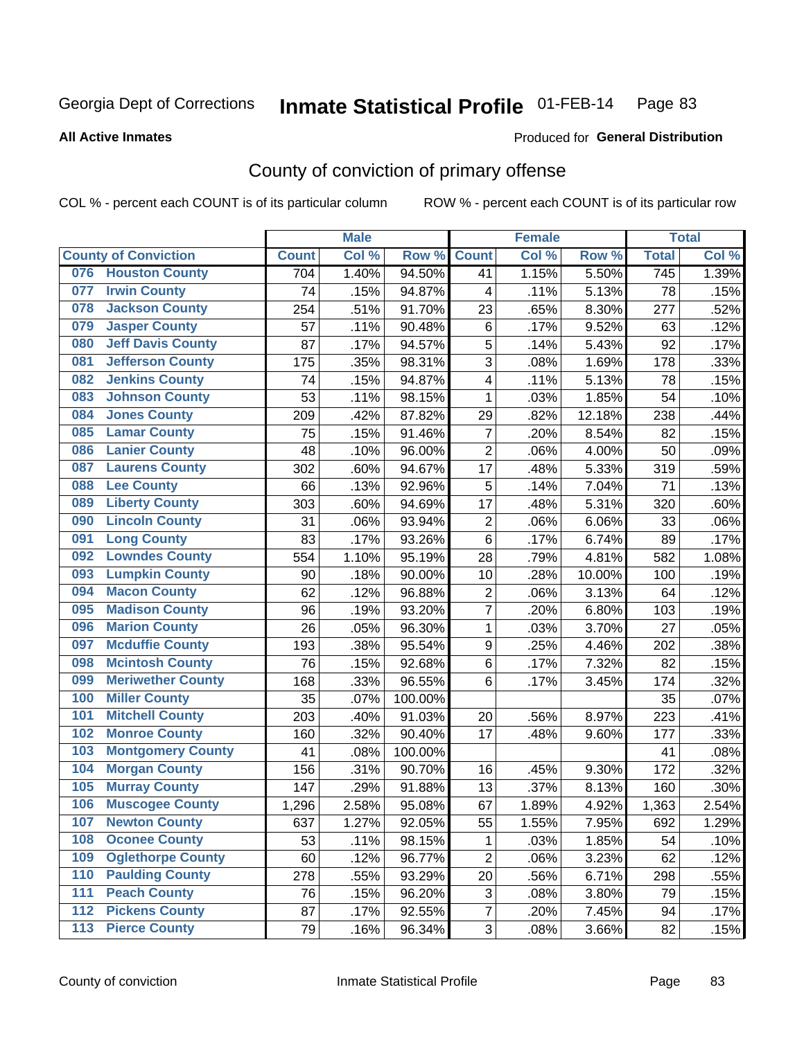Georgia Dept of Corrections

# Inmate Statistical Profile 01-FEB-14

**All Active Inmates**

Produced for **General Distribution**

## County of conviction of primary offense

COL % - percent each COUNT is of its particular column

ROW % - percent each COUNT is of its particular row

| County of Conviction | Male | | | Female | | | Total | |
|---|---|---|---|---|---|---|---|---|
| | Count | Col % | Row % | Count | Col % | Row % | Total | Col % |
| 076 Houston County | 704 | 1.40% | 94.50% | 41 | 1.15% | 5.50% | 745 | 1.39% |
| 077 Irwin County | 74 | .15% | 94.87% | 4 | .11% | 5.13% | 78 | .15% |
| 078 Jackson County | 254 | .51% | 91.70% | 23 | .65% | 8.30% | 277 | .52% |
| 079 Jasper County | 57 | .11% | 90.48% | 6 | .17% | 9.52% | 63 | .12% |
| 080 Jeff Davis County | 87 | .17% | 94.57% | 5 | .14% | 5.43% | 92 | .17% |
| 081 Jefferson County | 175 | .35% | 98.31% | 3 | .08% | 1.69% | 178 | .33% |
| 082 Jenkins County | 74 | .15% | 94.87% | 4 | .11% | 5.13% | 78 | .15% |
| 083 Johnson County | 53 | .11% | 98.15% | 1 | .03% | 1.85% | 54 | .10% |
| 084 Jones County | 209 | .42% | 87.82% | 29 | .82% | 12.18% | 238 | .44% |
| 085 Lamar County | 75 | .15% | 91.46% | 7 | .20% | 8.54% | 82 | .15% |
| 086 Lanier County | 48 | .10% | 96.00% | 2 | .06% | 4.00% | 50 | .09% |
| 087 Laurens County | 302 | .60% | 94.67% | 17 | .48% | 5.33% | 319 | .59% |
| 088 Lee County | 66 | .13% | 92.96% | 5 | .14% | 7.04% | 71 | .13% |
| 089 Liberty County | 303 | .60% | 94.69% | 17 | .48% | 5.31% | 320 | .60% |
| 090 Lincoln County | 31 | .06% | 93.94% | 2 | .06% | 6.06% | 33 | .06% |
| 091 Long County | 83 | .17% | 93.26% | 6 | .17% | 6.74% | 89 | .17% |
| 092 Lowndes County | 554 | 1.10% | 95.19% | 28 | .79% | 4.81% | 582 | 1.08% |
| 093 Lumpkin County | 90 | .18% | 90.00% | 10 | .28% | 10.00% | 100 | .19% |
| 094 Macon County | 62 | .12% | 96.88% | 2 | .06% | 3.13% | 64 | .12% |
| 095 Madison County | 96 | .19% | 93.20% | 7 | .20% | 6.80% | 103 | .19% |
| 096 Marion County | 26 | .05% | 96.30% | 1 | .03% | 3.70% | 27 | .05% |
| 097 Mcduffie County | 193 | .38% | 95.54% | 9 | .25% | 4.46% | 202 | .38% |
| 098 Mcintosh County | 76 | .15% | 92.68% | 6 | .17% | 7.32% | 82 | .15% |
| 099 Meriwether County | 168 | .33% | 96.55% | 6 | .17% | 3.45% | 174 | .32% |
| 100 Miller County | 35 | .07% | 100.00% | | | | 35 | .07% |
| 101 Mitchell County | 203 | .40% | 91.03% | 20 | .56% | 8.97% | 223 | .41% |
| 102 Monroe County | 160 | .32% | 90.40% | 17 | .48% | 9.60% | 177 | .33% |
| 103 Montgomery County | 41 | .08% | 100.00% | | | | 41 | .08% |
| 104 Morgan County | 156 | .31% | 90.70% | 16 | .45% | 9.30% | 172 | .32% |
| 105 Murray County | 147 | .29% | 91.88% | 13 | .37% | 8.13% | 160 | .30% |
| 106 Muscogee County | 1,296 | 2.58% | 95.08% | 67 | 1.89% | 4.92% | 1,363 | 2.54% |
| 107 Newton County | 637 | 1.27% | 92.05% | 55 | 1.55% | 7.95% | 692 | 1.29% |
| 108 Oconee County | 53 | .11% | 98.15% | 1 | .03% | 1.85% | 54 | .10% |
| 109 Oglethorpe County | 60 | .12% | 96.77% | 2 | .06% | 3.23% | 62 | .12% |
| 110 Paulding County | 278 | .55% | 93.29% | 20 | .56% | 6.71% | 298 | .55% |
| 111 Peach County | 76 | .15% | 96.20% | 3 | .08% | 3.80% | 79 | .15% |
| 112 Pickens County | 87 | .17% | 92.55% | 7 | .20% | 7.45% | 94 | .17% |
| 113 Pierce County | 79 | .16% | 96.34% | 3 | .08% | 3.66% | 82 | .15% |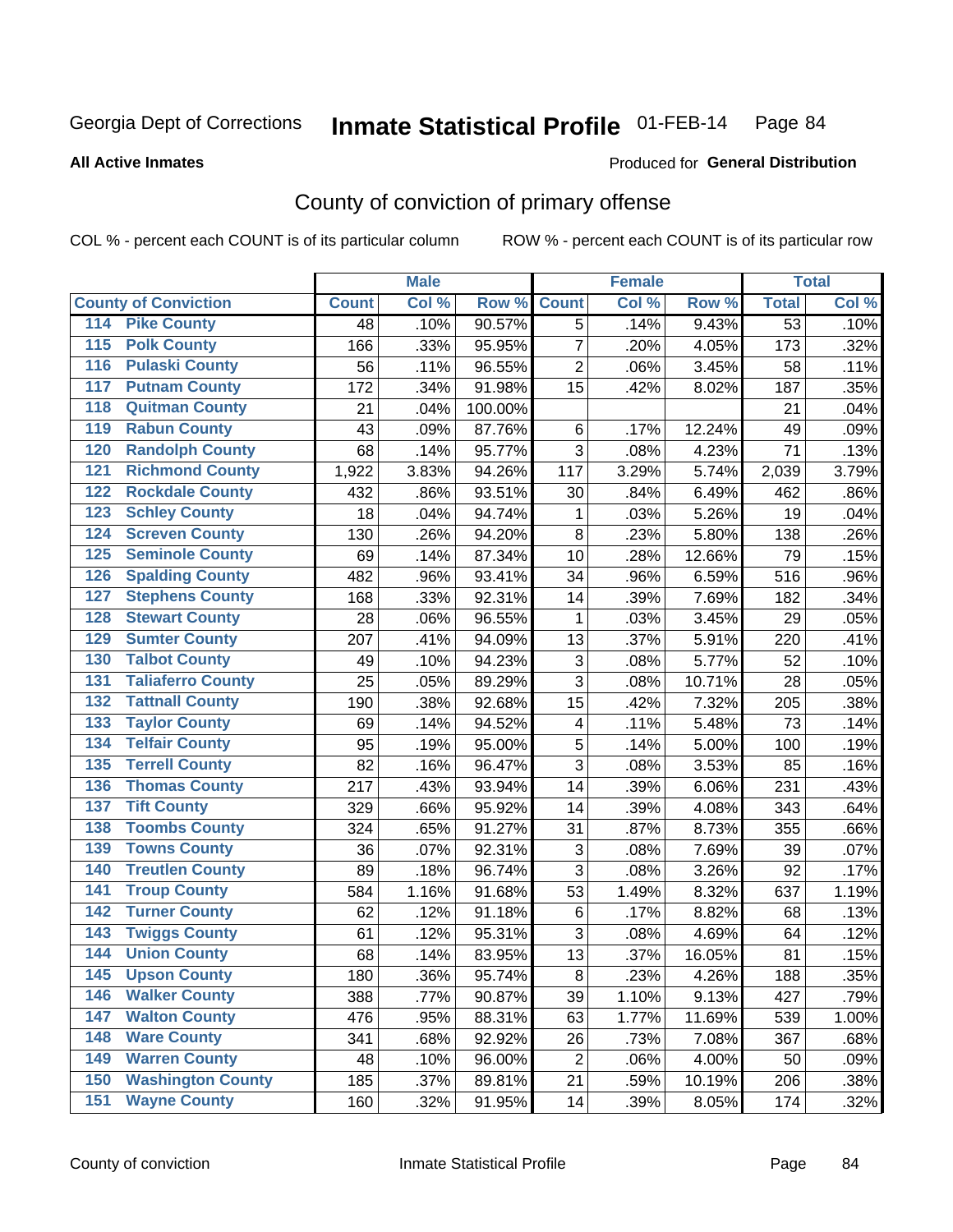Georgia Dept of Corrections **Inmate Statistical Profile** 01-FEB-14 Page 84

**All Active Inmates**

Produced for **General Distribution**

## County of conviction of primary offense

COL % - percent each COUNT is of its particular column ROW % - percent each COUNT is of its particular row

| County of Conviction | Male | | | Female | | | Total | |
|---|---|---|---|---|---|---|---|---|
| | Count | Col % | Row % | Count | Col % | Row % | Total | Col % |
| 114 Pike County | 48 | .10% | 90.57% | 5 | .14% | 9.43% | 53 | .10% |
| 115 Polk County | 166 | .33% | 95.95% | 7 | .20% | 4.05% | 173 | .32% |
| 116 Pulaski County | 56 | .11% | 96.55% | 2 | .06% | 3.45% | 58 | .11% |
| 117 Putnam County | 172 | .34% | 91.98% | 15 | .42% | 8.02% | 187 | .35% |
| 118 Quitman County | 21 | .04% | 100.00% | | | | 21 | .04% |
| 119 Rabun County | 43 | .09% | 87.76% | 6 | .17% | 12.24% | 49 | .09% |
| 120 Randolph County | 68 | .14% | 95.77% | 3 | .08% | 4.23% | 71 | .13% |
| 121 Richmond County | 1,922 | 3.83% | 94.26% | 117 | 3.29% | 5.74% | 2,039 | 3.79% |
| 122 Rockdale County | 432 | .86% | 93.51% | 30 | .84% | 6.49% | 462 | .86% |
| 123 Schley County | 18 | .04% | 94.74% | 1 | .03% | 5.26% | 19 | .04% |
| 124 Screven County | 130 | .26% | 94.20% | 8 | .23% | 5.80% | 138 | .26% |
| 125 Seminole County | 69 | .14% | 87.34% | 10 | .28% | 12.66% | 79 | .15% |
| 126 Spalding County | 482 | .96% | 93.41% | 34 | .96% | 6.59% | 516 | .96% |
| 127 Stephens County | 168 | .33% | 92.31% | 14 | .39% | 7.69% | 182 | .34% |
| 128 Stewart County | 28 | .06% | 96.55% | 1 | .03% | 3.45% | 29 | .05% |
| 129 Sumter County | 207 | .41% | 94.09% | 13 | .37% | 5.91% | 220 | .41% |
| 130 Talbot County | 49 | .10% | 94.23% | 3 | .08% | 5.77% | 52 | .10% |
| 131 Taliaferro County | 25 | .05% | 89.29% | 3 | .08% | 10.71% | 28 | .05% |
| 132 Tattnall County | 190 | .38% | 92.68% | 15 | .42% | 7.32% | 205 | .38% |
| 133 Taylor County | 69 | .14% | 94.52% | 4 | .11% | 5.48% | 73 | .14% |
| 134 Telfair County | 95 | .19% | 95.00% | 5 | .14% | 5.00% | 100 | .19% |
| 135 Terrell County | 82 | .16% | 96.47% | 3 | .08% | 3.53% | 85 | .16% |
| 136 Thomas County | 217 | .43% | 93.94% | 14 | .39% | 6.06% | 231 | .43% |
| 137 Tift County | 329 | .66% | 95.92% | 14 | .39% | 4.08% | 343 | .64% |
| 138 Toombs County | 324 | .65% | 91.27% | 31 | .87% | 8.73% | 355 | .66% |
| 139 Towns County | 36 | .07% | 92.31% | 3 | .08% | 7.69% | 39 | .07% |
| 140 Treutlen County | 89 | .18% | 96.74% | 3 | .08% | 3.26% | 92 | .17% |
| 141 Troup County | 584 | 1.16% | 91.68% | 53 | 1.49% | 8.32% | 637 | 1.19% |
| 142 Turner County | 62 | .12% | 91.18% | 6 | .17% | 8.82% | 68 | .13% |
| 143 Twiggs County | 61 | .12% | 95.31% | 3 | .08% | 4.69% | 64 | .12% |
| 144 Union County | 68 | .14% | 83.95% | 13 | .37% | 16.05% | 81 | .15% |
| 145 Upson County | 180 | .36% | 95.74% | 8 | .23% | 4.26% | 188 | .35% |
| 146 Walker County | 388 | .77% | 90.87% | 39 | 1.10% | 9.13% | 427 | .79% |
| 147 Walton County | 476 | .95% | 88.31% | 63 | 1.77% | 11.69% | 539 | 1.00% |
| 148 Ware County | 341 | .68% | 92.92% | 26 | .73% | 7.08% | 367 | .68% |
| 149 Warren County | 48 | .10% | 96.00% | 2 | .06% | 4.00% | 50 | .09% |
| 150 Washington County | 185 | .37% | 89.81% | 21 | .59% | 10.19% | 206 | .38% |
| 151 Wayne County | 160 | .32% | 91.95% | 14 | .39% | 8.05% | 174 | .32% |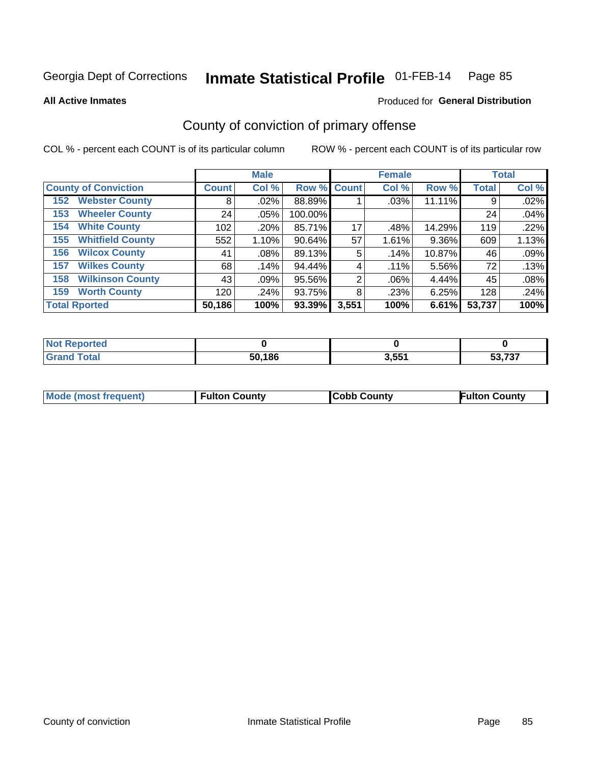Georgia Dept of Corrections **Inmate Statistical Profile** 01-FEB-14

**All Active Inmates**

Produced for **General Distribution**

## County of conviction of primary offense

COL % - percent each COUNT is of its particular column

ROW % - percent each COUNT is of its particular row

| County of Conviction | Male | | | Female | | | Total | |
|---|---|---|---|---|---|---|---|---|
| | Count | Col % | Row % | Count | Col % | Row % | Total | Col % |
| 152 Webster County | 8 | .02% | 88.89% | 1 | .03% | 11.11% | 9 | .02% |
| 153 Wheeler County | 24 | .05% | 100.00% | | | | 24 | .04% |
| 154 White County | 102 | .20% | 85.71% | 17 | .48% | 14.29% | 119 | .22% |
| 155 Whitfield County | 552 | 1.10% | 90.64% | 57 | 1.61% | 9.36% | 609 | 1.13% |
| 156 Wilcox County | 41 | .08% | 89.13% | 5 | .14% | 10.87% | 46 | .09% |
| 157 Wilkes County | 68 | .14% | 94.44% | 4 | .11% | 5.56% | 72 | .13% |
| 158 Wilkinson County | 43 | .09% | 95.56% | 2 | .06% | 4.44% | 45 | .08% |
| 159 Worth County | 120 | .24% | 93.75% | 8 | .23% | 6.25% | 128 | .24% |
| **Total Rported** | **50,186** | **100%** | **93.39%** | **3,551** | **100%** | **6.61%** | **53,737** | **100%** |

| | Male | Female | Total |
|---|---|---|---|
| Not Reported | **0** | **0** | **0** |
| Grand Total | **50,186** | **3,551** | **53,737** |

| | Male | Female | Total |
|---|---|---|---|
| Mode (most frequent) | **Fulton County** | **Cobb County** | **Fulton County** |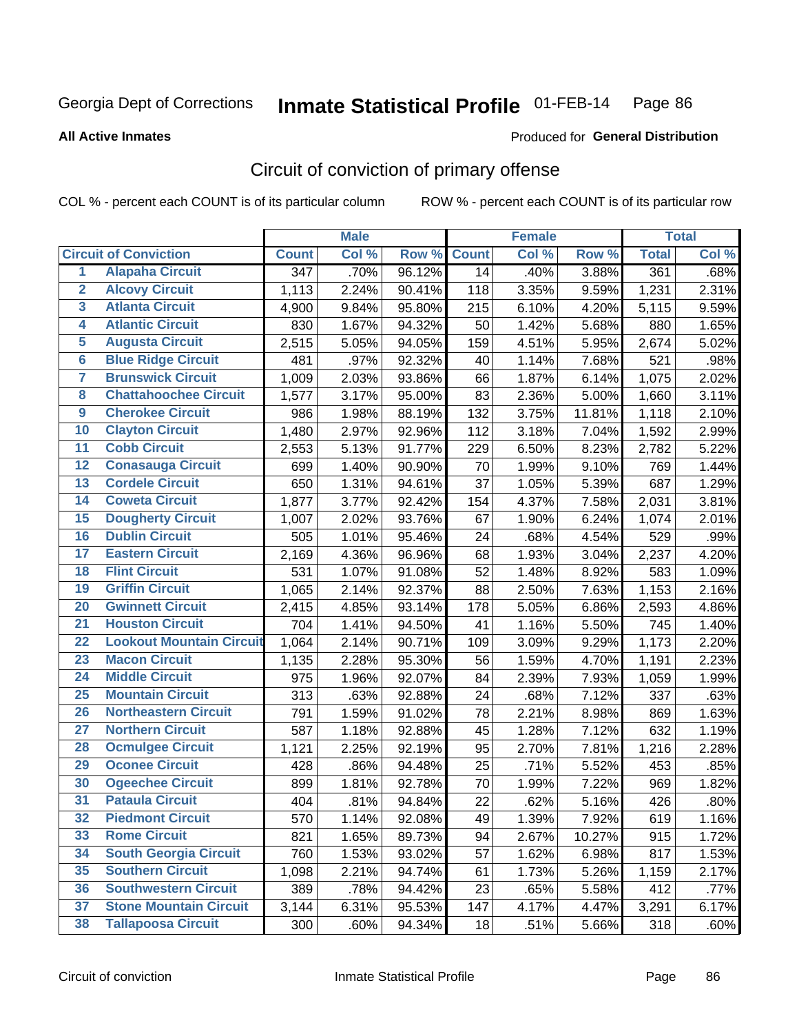Georgia Dept of Corrections **Inmate Statistical Profile** 01-FEB-14

**All Active Inmates**

Produced for **General Distribution**

## Circuit of conviction of primary offense

COL % - percent each COUNT is of its particular column ROW % - percent each COUNT is of its particular row

| | | Male | | | Female | | | Total | |
|---|---|---|---|---|---|---|---|---|---|
| Circuit of Conviction | | Count | Col % | Row % | Count | Col % | Row % | Total | Col % |
| 1 | Alapaha Circuit | 347 | .70% | 96.12% | 14 | .40% | 3.88% | 361 | .68% |
| 2 | Alcovy Circuit | 1,113 | 2.24% | 90.41% | 118 | 3.35% | 9.59% | 1,231 | 2.31% |
| 3 | Atlanta Circuit | 4,900 | 9.84% | 95.80% | 215 | 6.10% | 4.20% | 5,115 | 9.59% |
| 4 | Atlantic Circuit | 830 | 1.67% | 94.32% | 50 | 1.42% | 5.68% | 880 | 1.65% |
| 5 | Augusta Circuit | 2,515 | 5.05% | 94.05% | 159 | 4.51% | 5.95% | 2,674 | 5.02% |
| 6 | Blue Ridge Circuit | 481 | .97% | 92.32% | 40 | 1.14% | 7.68% | 521 | .98% |
| 7 | Brunswick Circuit | 1,009 | 2.03% | 93.86% | 66 | 1.87% | 6.14% | 1,075 | 2.02% |
| 8 | Chattahoochee Circuit | 1,577 | 3.17% | 95.00% | 83 | 2.36% | 5.00% | 1,660 | 3.11% |
| 9 | Cherokee Circuit | 986 | 1.98% | 88.19% | 132 | 3.75% | 11.81% | 1,118 | 2.10% |
| 10 | Clayton Circuit | 1,480 | 2.97% | 92.96% | 112 | 3.18% | 7.04% | 1,592 | 2.99% |
| 11 | Cobb Circuit | 2,553 | 5.13% | 91.77% | 229 | 6.50% | 8.23% | 2,782 | 5.22% |
| 12 | Conasauga Circuit | 699 | 1.40% | 90.90% | 70 | 1.99% | 9.10% | 769 | 1.44% |
| 13 | Cordele Circuit | 650 | 1.31% | 94.61% | 37 | 1.05% | 5.39% | 687 | 1.29% |
| 14 | Coweta Circuit | 1,877 | 3.77% | 92.42% | 154 | 4.37% | 7.58% | 2,031 | 3.81% |
| 15 | Dougherty Circuit | 1,007 | 2.02% | 93.76% | 67 | 1.90% | 6.24% | 1,074 | 2.01% |
| 16 | Dublin Circuit | 505 | 1.01% | 95.46% | 24 | .68% | 4.54% | 529 | .99% |
| 17 | Eastern Circuit | 2,169 | 4.36% | 96.96% | 68 | 1.93% | 3.04% | 2,237 | 4.20% |
| 18 | Flint Circuit | 531 | 1.07% | 91.08% | 52 | 1.48% | 8.92% | 583 | 1.09% |
| 19 | Griffin Circuit | 1,065 | 2.14% | 92.37% | 88 | 2.50% | 7.63% | 1,153 | 2.16% |
| 20 | Gwinnett Circuit | 2,415 | 4.85% | 93.14% | 178 | 5.05% | 6.86% | 2,593 | 4.86% |
| 21 | Houston Circuit | 704 | 1.41% | 94.50% | 41 | 1.16% | 5.50% | 745 | 1.40% |
| 22 | Lookout Mountain Circuit | 1,064 | 2.14% | 90.71% | 109 | 3.09% | 9.29% | 1,173 | 2.20% |
| 23 | Macon Circuit | 1,135 | 2.28% | 95.30% | 56 | 1.59% | 4.70% | 1,191 | 2.23% |
| 24 | Middle Circuit | 975 | 1.96% | 92.07% | 84 | 2.39% | 7.93% | 1,059 | 1.99% |
| 25 | Mountain Circuit | 313 | .63% | 92.88% | 24 | .68% | 7.12% | 337 | .63% |
| 26 | Northeastern Circuit | 791 | 1.59% | 91.02% | 78 | 2.21% | 8.98% | 869 | 1.63% |
| 27 | Northern Circuit | 587 | 1.18% | 92.88% | 45 | 1.28% | 7.12% | 632 | 1.19% |
| 28 | Ocmulgee Circuit | 1,121 | 2.25% | 92.19% | 95 | 2.70% | 7.81% | 1,216 | 2.28% |
| 29 | Oconee Circuit | 428 | .86% | 94.48% | 25 | .71% | 5.52% | 453 | .85% |
| 30 | Ogeechee Circuit | 899 | 1.81% | 92.78% | 70 | 1.99% | 7.22% | 969 | 1.82% |
| 31 | Pataula Circuit | 404 | .81% | 94.84% | 22 | .62% | 5.16% | 426 | .80% |
| 32 | Piedmont Circuit | 570 | 1.14% | 92.08% | 49 | 1.39% | 7.92% | 619 | 1.16% |
| 33 | Rome Circuit | 821 | 1.65% | 89.73% | 94 | 2.67% | 10.27% | 915 | 1.72% |
| 34 | South Georgia Circuit | 760 | 1.53% | 93.02% | 57 | 1.62% | 6.98% | 817 | 1.53% |
| 35 | Southern Circuit | 1,098 | 2.21% | 94.74% | 61 | 1.73% | 5.26% | 1,159 | 2.17% |
| 36 | Southwestern Circuit | 389 | .78% | 94.42% | 23 | .65% | 5.58% | 412 | .77% |
| 37 | Stone Mountain Circuit | 3,144 | 6.31% | 95.53% | 147 | 4.17% | 4.47% | 3,291 | 6.17% |
| 38 | Tallapoosa Circuit | 300 | .60% | 94.34% | 18 | .51% | 5.66% | 318 | .60% |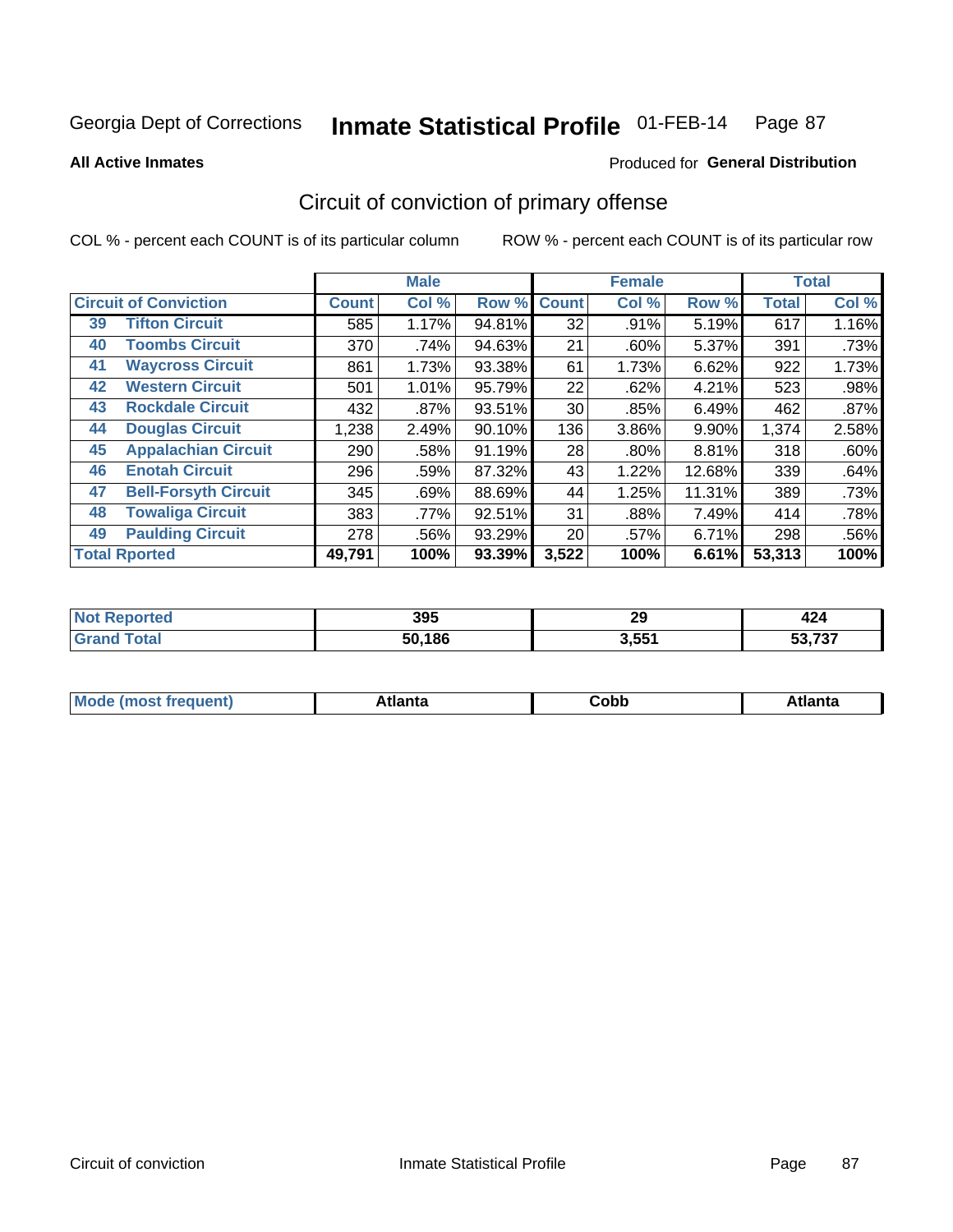Georgia Dept of Corrections **Inmate Statistical Profile** 01-FEB-14

**All Active Inmates**

Produced for **General Distribution**

## Circuit of conviction of primary offense

COL % - percent each COUNT is of its particular column

ROW % - percent each COUNT is of its particular row

| Circuit of Conviction | | Male | | | Female | | | Total | |
|---|---|---|---|---|---|---|---|---|---|
| | | Count | Col % | Row % | Count | Col % | Row % | Total | Col % |
| 39 | Tifton Circuit | 585 | 1.17% | 94.81% | 32 | .91% | 5.19% | 617 | 1.16% |
| 40 | Toombs Circuit | 370 | .74% | 94.63% | 21 | .60% | 5.37% | 391 | .73% |
| 41 | Waycross Circuit | 861 | 1.73% | 93.38% | 61 | 1.73% | 6.62% | 922 | 1.73% |
| 42 | Western Circuit | 501 | 1.01% | 95.79% | 22 | .62% | 4.21% | 523 | .98% |
| 43 | Rockdale Circuit | 432 | .87% | 93.51% | 30 | .85% | 6.49% | 462 | .87% |
| 44 | Douglas Circuit | 1,238 | 2.49% | 90.10% | 136 | 3.86% | 9.90% | 1,374 | 2.58% |
| 45 | Appalachian Circuit | 290 | .58% | 91.19% | 28 | .80% | 8.81% | 318 | .60% |
| 46 | Enotah Circuit | 296 | .59% | 87.32% | 43 | 1.22% | 12.68% | 339 | .64% |
| 47 | Bell-Forsyth Circuit | 345 | .69% | 88.69% | 44 | 1.25% | 11.31% | 389 | .73% |
| 48 | Towaliga Circuit | 383 | .77% | 92.51% | 31 | .88% | 7.49% | 414 | .78% |
| 49 | Paulding Circuit | 278 | .56% | 93.29% | 20 | .57% | 6.71% | 298 | .56% |
| **Total Rported** | | **49,791** | **100%** | **93.39%** | **3,522** | **100%** | **6.61%** | **53,313** | **100%** |

| | Male | Female | Total |
|---|---|---|---|
| Not Reported | 395 | 29 | 424 |
| Grand Total | 50,186 | 3,551 | 53,737 |

| | Male | Female | Total |
|---|---|---|---|
| Mode (most frequent) | Atlanta | Cobb | Atlanta |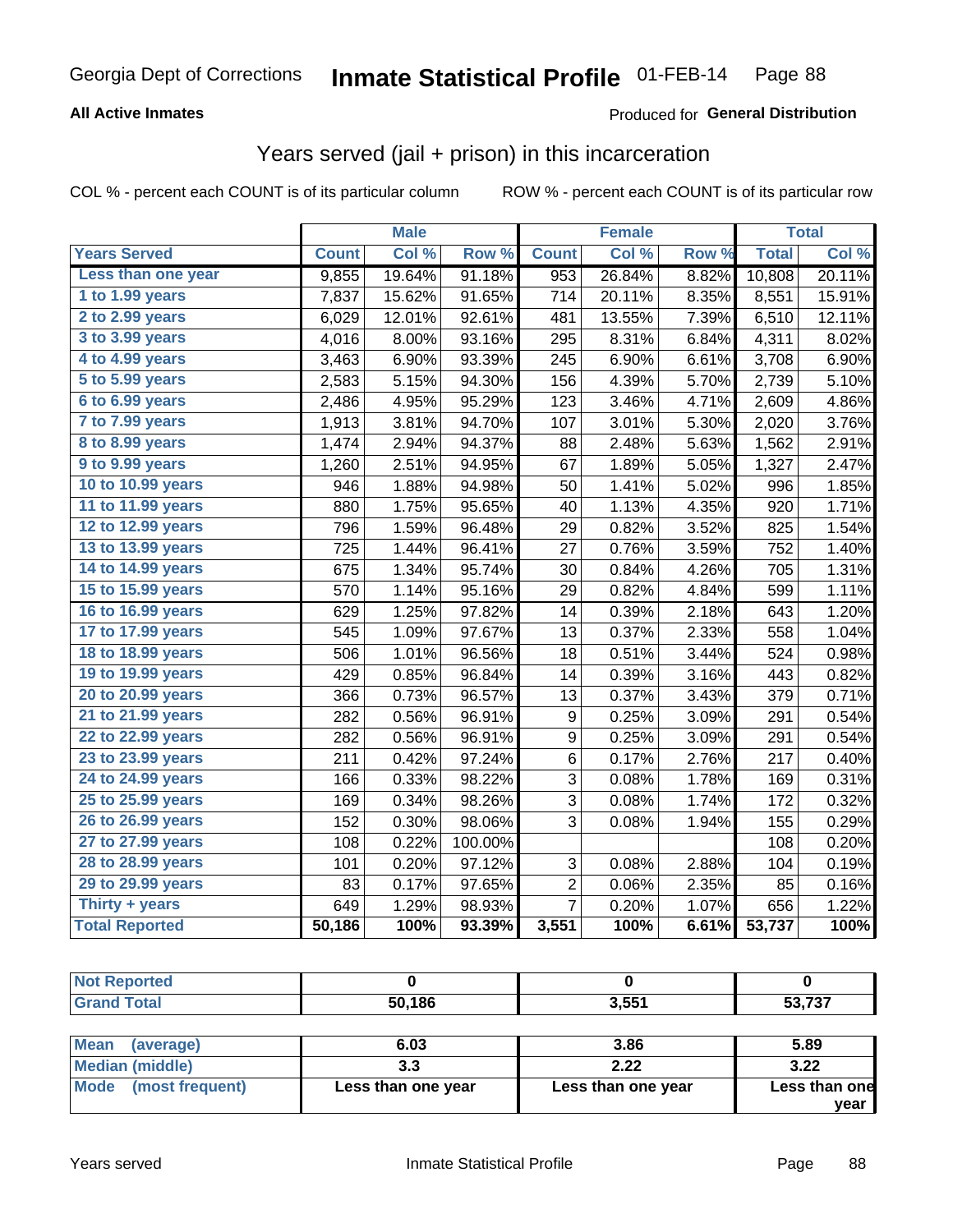Georgia Dept of Corrections **Inmate Statistical Profile** 01-FEB-14

**All Active Inmates**

Produced for **General Distribution**

## Years served (jail + prison) in this incarceration

COL % - percent each COUNT is of its particular column

ROW % - percent each COUNT is of its particular row

| | Male | | | Female | | | Total | |
|---|---|---|---|---|---|---|---|---|
| **Years Served** | **Count** | **Col %** | **Row %** | **Count** | **Col %** | **Row %** | **Total** | **Col %** |
| Less than one year | 9,855 | 19.64% | 91.18% | 953 | 26.84% | 8.82% | 10,808 | 20.11% |
| 1 to 1.99 years | 7,837 | 15.62% | 91.65% | 714 | 20.11% | 8.35% | 8,551 | 15.91% |
| 2 to 2.99 years | 6,029 | 12.01% | 92.61% | 481 | 13.55% | 7.39% | 6,510 | 12.11% |
| 3 to 3.99 years | 4,016 | 8.00% | 93.16% | 295 | 8.31% | 6.84% | 4,311 | 8.02% |
| 4 to 4.99 years | 3,463 | 6.90% | 93.39% | 245 | 6.90% | 6.61% | 3,708 | 6.90% |
| 5 to 5.99 years | 2,583 | 5.15% | 94.30% | 156 | 4.39% | 5.70% | 2,739 | 5.10% |
| 6 to 6.99 years | 2,486 | 4.95% | 95.29% | 123 | 3.46% | 4.71% | 2,609 | 4.86% |
| 7 to 7.99 years | 1,913 | 3.81% | 94.70% | 107 | 3.01% | 5.30% | 2,020 | 3.76% |
| 8 to 8.99 years | 1,474 | 2.94% | 94.37% | 88 | 2.48% | 5.63% | 1,562 | 2.91% |
| 9 to 9.99 years | 1,260 | 2.51% | 94.95% | 67 | 1.89% | 5.05% | 1,327 | 2.47% |
| 10 to 10.99 years | 946 | 1.88% | 94.98% | 50 | 1.41% | 5.02% | 996 | 1.85% |
| 11 to 11.99 years | 880 | 1.75% | 95.65% | 40 | 1.13% | 4.35% | 920 | 1.71% |
| 12 to 12.99 years | 796 | 1.59% | 96.48% | 29 | 0.82% | 3.52% | 825 | 1.54% |
| 13 to 13.99 years | 725 | 1.44% | 96.41% | 27 | 0.76% | 3.59% | 752 | 1.40% |
| 14 to 14.99 years | 675 | 1.34% | 95.74% | 30 | 0.84% | 4.26% | 705 | 1.31% |
| 15 to 15.99 years | 570 | 1.14% | 95.16% | 29 | 0.82% | 4.84% | 599 | 1.11% |
| 16 to 16.99 years | 629 | 1.25% | 97.82% | 14 | 0.39% | 2.18% | 643 | 1.20% |
| 17 to 17.99 years | 545 | 1.09% | 97.67% | 13 | 0.37% | 2.33% | 558 | 1.04% |
| 18 to 18.99 years | 506 | 1.01% | 96.56% | 18 | 0.51% | 3.44% | 524 | 0.98% |
| 19 to 19.99 years | 429 | 0.85% | 96.84% | 14 | 0.39% | 3.16% | 443 | 0.82% |
| 20 to 20.99 years | 366 | 0.73% | 96.57% | 13 | 0.37% | 3.43% | 379 | 0.71% |
| 21 to 21.99 years | 282 | 0.56% | 96.91% | 9 | 0.25% | 3.09% | 291 | 0.54% |
| 22 to 22.99 years | 282 | 0.56% | 96.91% | 9 | 0.25% | 3.09% | 291 | 0.54% |
| 23 to 23.99 years | 211 | 0.42% | 97.24% | 6 | 0.17% | 2.76% | 217 | 0.40% |
| 24 to 24.99 years | 166 | 0.33% | 98.22% | 3 | 0.08% | 1.78% | 169 | 0.31% |
| 25 to 25.99 years | 169 | 0.34% | 98.26% | 3 | 0.08% | 1.74% | 172 | 0.32% |
| 26 to 26.99 years | 152 | 0.30% | 98.06% | 3 | 0.08% | 1.94% | 155 | 0.29% |
| 27 to 27.99 years | 108 | 0.22% | 100.00% | | | | 108 | 0.20% |
| 28 to 28.99 years | 101 | 0.20% | 97.12% | 3 | 0.08% | 2.88% | 104 | 0.19% |
| 29 to 29.99 years | 83 | 0.17% | 97.65% | 2 | 0.06% | 2.35% | 85 | 0.16% |
| Thirty + years | 649 | 1.29% | 98.93% | 7 | 0.20% | 1.07% | 656 | 1.22% |
| **Total Reported** | **50,186** | **100%** | **93.39%** | **3,551** | **100%** | **6.61%** | **53,737** | **100%** |

| | Male | Female | Total |
|---|---|---|---|
| Not Reported | **0** | **0** | **0** |
| Grand Total | **50,186** | **3,551** | **53,737** |

| | Male | Female | Total |
|---|---|---|---|
| Mean (average) | **6.03** | **3.86** | **5.89** |
| Median (middle) | **3.3** | **2.22** | **3.22** |
| Mode (most frequent) | **Less than one year** | **Less than one year** | **Less than one year** |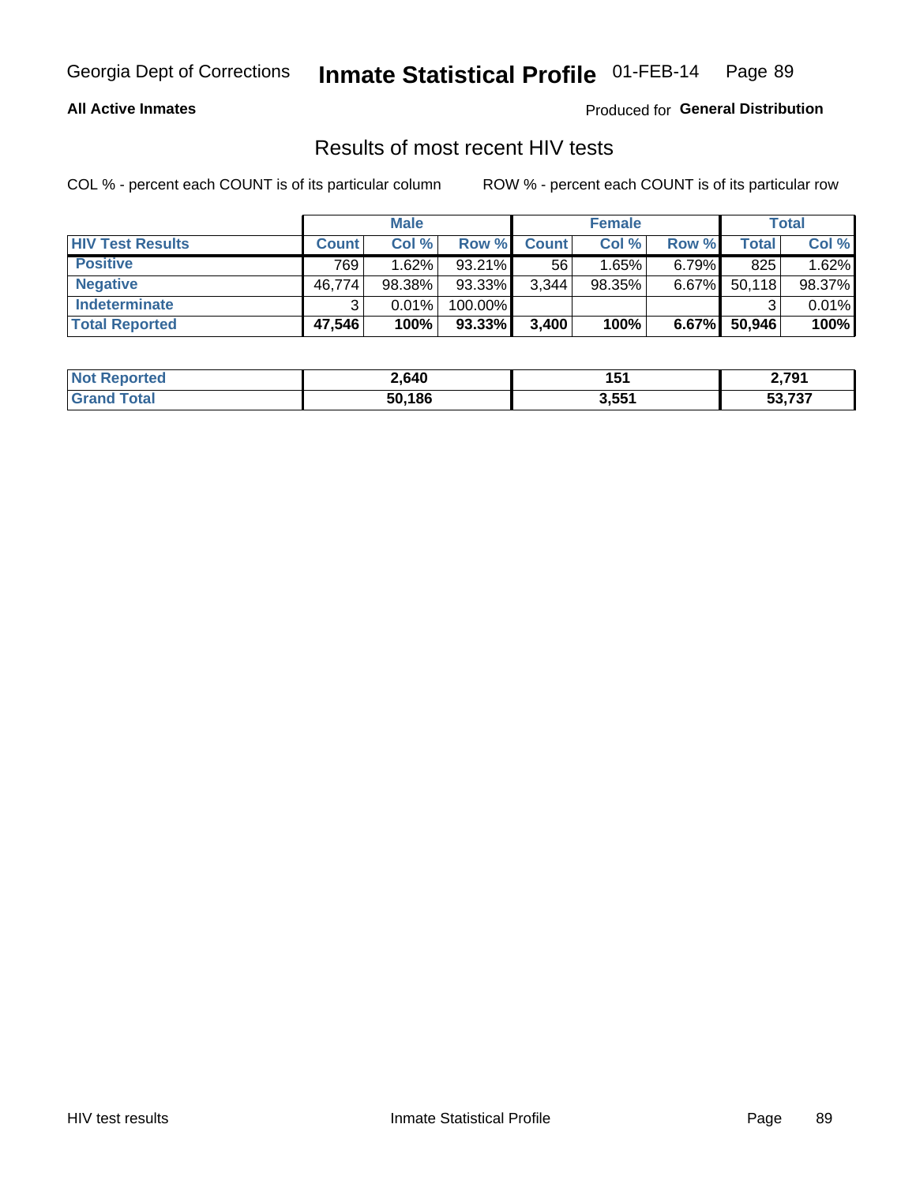Georgia Dept of Corrections **Inmate Statistical Profile** 01-FEB-14

**All Active Inmates**

Produced for **General Distribution**

## Results of most recent HIV tests

COL % - percent each COUNT is of its particular column

ROW % - percent each COUNT is of its particular row

| | Male | | | Female | | | Total | |
|---|---|---|---|---|---|---|---|---|
| **HIV Test Results** | **Count** | **Col %** | **Row %** | **Count** | **Col %** | **Row %** | **Total** | **Col %** |
| **Positive** | 769 | 1.62% | 93.21% | 56 | 1.65% | 6.79% | 825 | 1.62% |
| **Negative** | 46,774 | 98.38% | 93.33% | 3,344 | 98.35% | 6.67% | 50,118 | 98.37% |
| **Indeterminate** | 3 | 0.01% | 100.00% | | | | 3 | 0.01% |
| **Total Reported** | **47,546** | **100%** | **93.33%** | **3,400** | **100%** | **6.67%** | **50,946** | **100%** |

| | Male | Female | Total |
|---|---|---|---|
| **Not Reported** | **2,640** | **151** | **2,791** |
| **Grand Total** | **50,186** | **3,551** | **53,737** |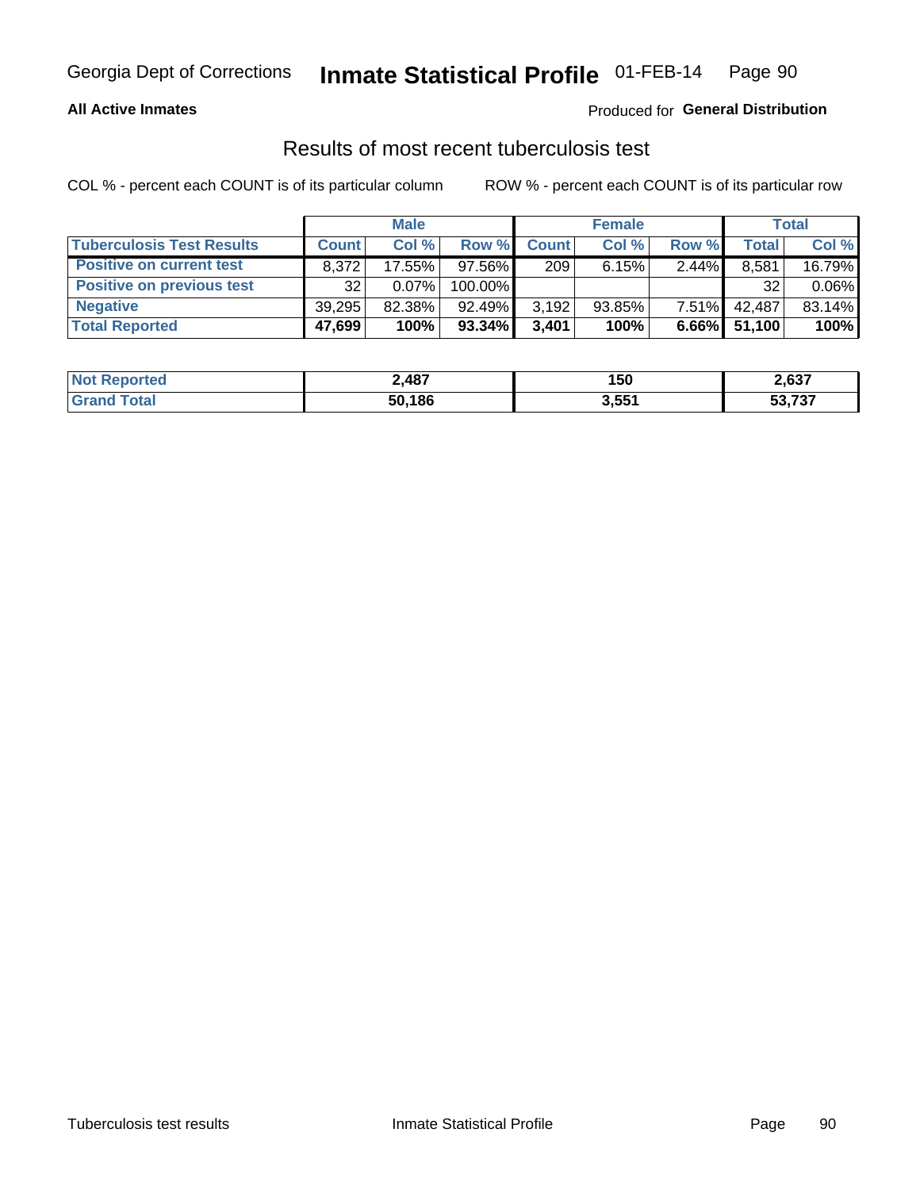Georgia Dept of Corrections **Inmate Statistical Profile** 01-FEB-14

**All Active Inmates**

Produced for **General Distribution**

## Results of most recent tuberculosis test

COL % - percent each COUNT is of its particular column

ROW % - percent each COUNT is of its particular row

| | Male | | | Female | | | Total | |
|---|---|---|---|---|---|---|---|---|
| **Tuberculosis Test Results** | **Count** | **Col %** | **Row %** | **Count** | **Col %** | **Row %** | **Total** | **Col %** |
| **Positive on current test** | 8,372 | 17.55% | 97.56% | 209 | 6.15% | 2.44% | 8,581 | 16.79% |
| **Positive on previous test** | 32 | 0.07% | 100.00% | | | | 32 | 0.06% |
| **Negative** | 39,295 | 82.38% | 92.49% | 3,192 | 93.85% | 7.51% | 42,487 | 83.14% |
| **Total Reported** | **47,699** | **100%** | **93.34%** | **3,401** | **100%** | **6.66%** | **51,100** | **100%** |

| | Male | Female | Total |
|---|---|---|---|
| **Not Reported** | **2,487** | **150** | **2,637** |
| **Grand Total** | **50,186** | **3,551** | **53,737** |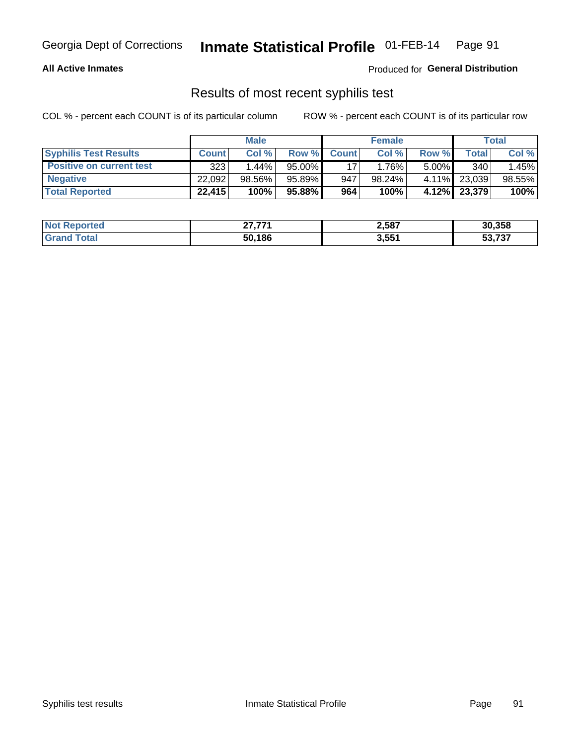Georgia Dept of Corrections **Inmate Statistical Profile** 01-FEB-14

**All Active Inmates**

Produced for **General Distribution**

## Results of most recent syphilis test

COL % - percent each COUNT is of its particular column ROW % - percent each COUNT is of its particular row

| | Male | | | Female | | | Total | |
|---|---|---|---|---|---|---|---|---|
| **Syphilis Test Results** | **Count** | **Col %** | **Row %** | **Count** | **Col %** | **Row %** | **Total** | **Col %** |
| **Positive on current test** | 323 | 1.44% | 95.00% | 17 | 1.76% | 5.00% | 340 | 1.45% |
| **Negative** | 22,092 | 98.56% | 95.89% | 947 | 98.24% | 4.11% | 23,039 | 98.55% |
| **Total Reported** | **22,415** | **100%** | **95.88%** | **964** | **100%** | **4.12%** | **23,379** | **100%** |

| | Male | Female | Total |
|---|---|---|---|
| **Not Reported** | **27,771** | **2,587** | **30,358** |
| **Grand Total** | **50,186** | **3,551** | **53,737** |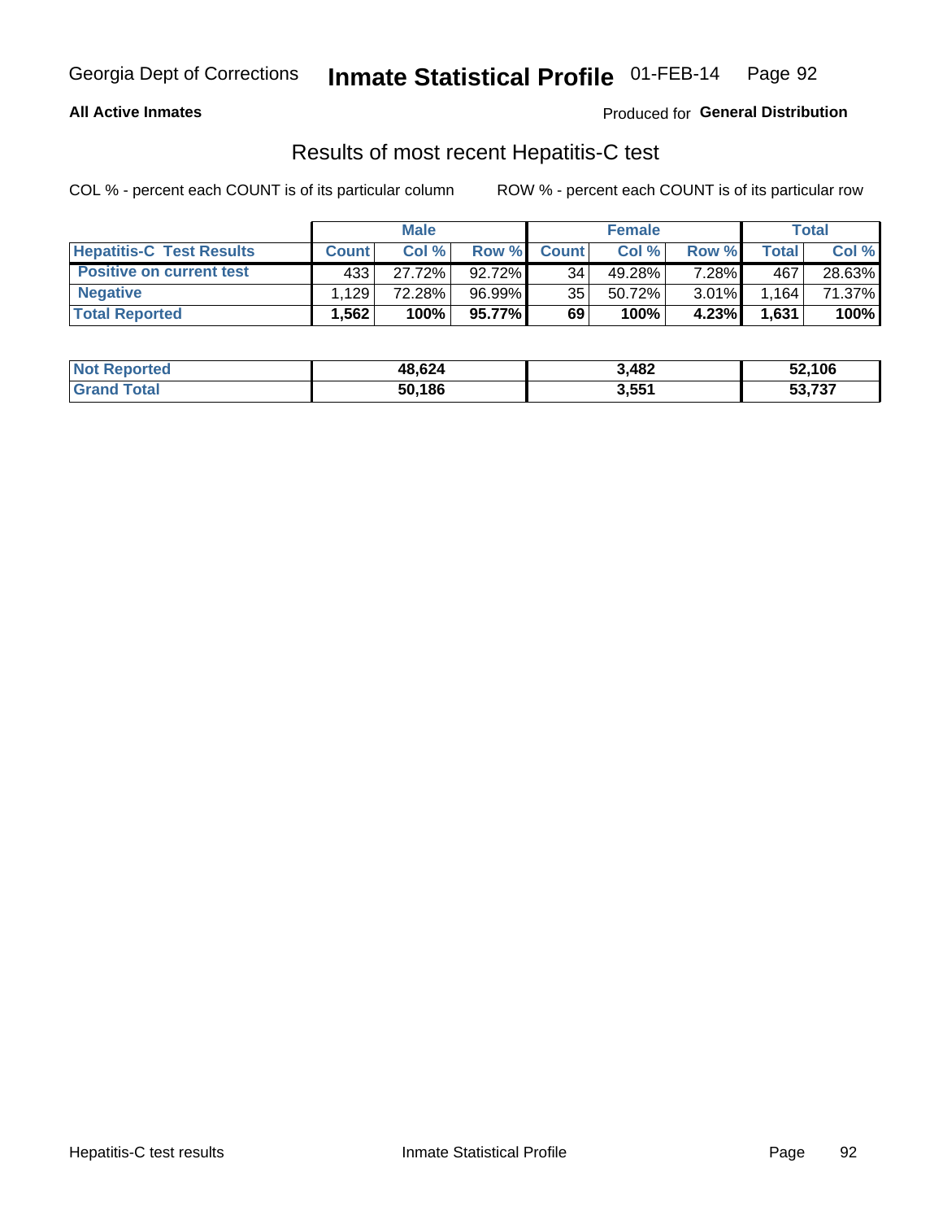Georgia Dept of Corrections **Inmate Statistical Profile** 01-FEB-14

**All Active Inmates**

Produced for **General Distribution**

## Results of most recent Hepatitis-C test

COL % - percent each COUNT is of its particular column

ROW % - percent each COUNT is of its particular row

| | Male | | | Female | | | Total | |
|---|---|---|---|---|---|---|---|---|
| **Hepatitis-C Test Results** | **Count** | **Col %** | **Row %** | **Count** | **Col %** | **Row %** | **Total** | **Col %** |
| **Positive on current test** | 433 | 27.72% | 92.72% | 34 | 49.28% | 7.28% | 467 | 28.63% |
| **Negative** | 1,129 | 72.28% | 96.99% | 35 | 50.72% | 3.01% | 1,164 | 71.37% |
| **Total Reported** | **1,562** | **100%** | **95.77%** | **69** | **100%** | **4.23%** | **1,631** | **100%** |

| | Male | Female | Total |
|---|---|---|---|
| **Not Reported** | **48,624** | **3,482** | **52,106** |
| **Grand Total** | **50,186** | **3,551** | **53,737** |

Hepatitis-C test results

Inmate Statistical Profile